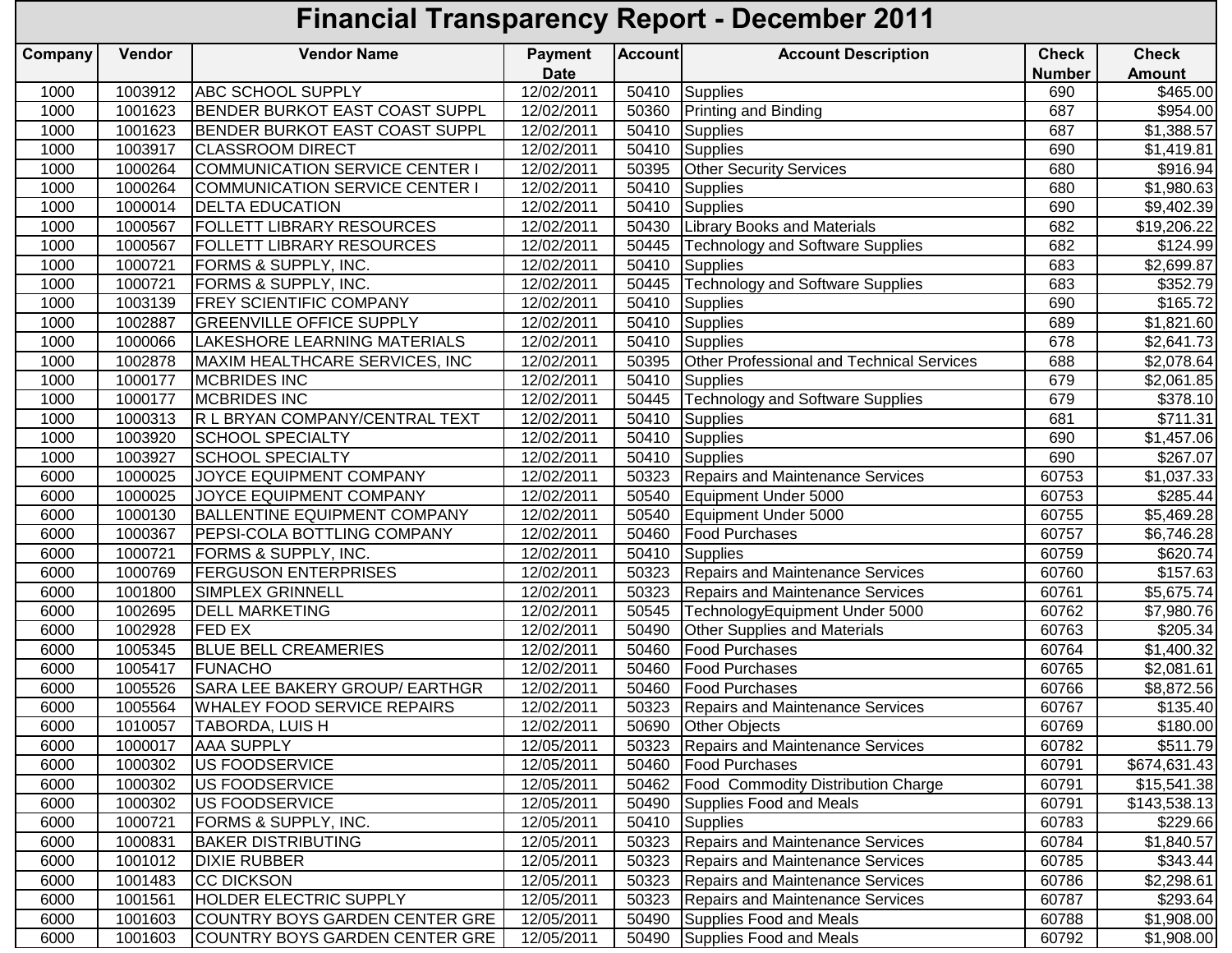# Financial Transparency Report - December 2011

| Company | Vendor | Vendor Name | Payment Date | Account | Account Description | Check Number | Check Amount |
|---|---|---|---|---|---|---|---|
| 1000 | 1003912 | ABC SCHOOL SUPPLY | 12/02/2011 | 50410 | Supplies | 690 | $465.00 |
| 1000 | 1001623 | BENDER BURKOT EAST COAST SUPPL | 12/02/2011 | 50360 | Printing and Binding | 687 | $954.00 |
| 1000 | 1001623 | BENDER BURKOT EAST COAST SUPPL | 12/02/2011 | 50410 | Supplies | 687 | $1,388.57 |
| 1000 | 1003917 | CLASSROOM DIRECT | 12/02/2011 | 50410 | Supplies | 690 | $1,419.81 |
| 1000 | 1000264 | COMMUNICATION SERVICE CENTER I | 12/02/2011 | 50395 | Other Security Services | 680 | $916.94 |
| 1000 | 1000264 | COMMUNICATION SERVICE CENTER I | 12/02/2011 | 50410 | Supplies | 680 | $1,980.63 |
| 1000 | 1000014 | DELTA EDUCATION | 12/02/2011 | 50410 | Supplies | 690 | $9,402.39 |
| 1000 | 1000567 | FOLLETT LIBRARY RESOURCES | 12/02/2011 | 50430 | Library Books and Materials | 682 | $19,206.22 |
| 1000 | 1000567 | FOLLETT LIBRARY RESOURCES | 12/02/2011 | 50445 | Technology and Software Supplies | 682 | $124.99 |
| 1000 | 1000721 | FORMS & SUPPLY, INC. | 12/02/2011 | 50410 | Supplies | 683 | $2,699.87 |
| 1000 | 1000721 | FORMS & SUPPLY, INC. | 12/02/2011 | 50445 | Technology and Software Supplies | 683 | $352.79 |
| 1000 | 1003139 | FREY SCIENTIFIC COMPANY | 12/02/2011 | 50410 | Supplies | 690 | $165.72 |
| 1000 | 1002887 | GREENVILLE OFFICE SUPPLY | 12/02/2011 | 50410 | Supplies | 689 | $1,821.60 |
| 1000 | 1000066 | LAKESHORE LEARNING MATERIALS | 12/02/2011 | 50410 | Supplies | 678 | $2,641.73 |
| 1000 | 1002878 | MAXIM HEALTHCARE SERVICES, INC | 12/02/2011 | 50395 | Other Professional and Technical Services | 688 | $2,078.64 |
| 1000 | 1000177 | MCBRIDES INC | 12/02/2011 | 50410 | Supplies | 679 | $2,061.85 |
| 1000 | 1000177 | MCBRIDES INC | 12/02/2011 | 50445 | Technology and Software Supplies | 679 | $378.10 |
| 1000 | 1000313 | R L BRYAN COMPANY/CENTRAL TEXT | 12/02/2011 | 50410 | Supplies | 681 | $711.31 |
| 1000 | 1003920 | SCHOOL SPECIALTY | 12/02/2011 | 50410 | Supplies | 690 | $1,457.06 |
| 1000 | 1003927 | SCHOOL SPECIALTY | 12/02/2011 | 50410 | Supplies | 690 | $267.07 |
| 6000 | 1000025 | JOYCE EQUIPMENT COMPANY | 12/02/2011 | 50323 | Repairs and Maintenance Services | 60753 | $1,037.33 |
| 6000 | 1000025 | JOYCE EQUIPMENT COMPANY | 12/02/2011 | 50540 | Equipment Under 5000 | 60753 | $285.44 |
| 6000 | 1000130 | BALLENTINE EQUIPMENT COMPANY | 12/02/2011 | 50540 | Equipment Under 5000 | 60755 | $5,469.28 |
| 6000 | 1000367 | PEPSI-COLA BOTTLING COMPANY | 12/02/2011 | 50460 | Food Purchases | 60757 | $6,746.28 |
| 6000 | 1000721 | FORMS & SUPPLY, INC. | 12/02/2011 | 50410 | Supplies | 60759 | $620.74 |
| 6000 | 1000769 | FERGUSON ENTERPRISES | 12/02/2011 | 50323 | Repairs and Maintenance Services | 60760 | $157.63 |
| 6000 | 1001800 | SIMPLEX GRINNELL | 12/02/2011 | 50323 | Repairs and Maintenance Services | 60761 | $5,675.74 |
| 6000 | 1002695 | DELL MARKETING | 12/02/2011 | 50545 | TechnologyEquipment Under 5000 | 60762 | $7,980.76 |
| 6000 | 1002928 | FED EX | 12/02/2011 | 50490 | Other Supplies and Materials | 60763 | $205.34 |
| 6000 | 1005345 | BLUE BELL CREAMERIES | 12/02/2011 | 50460 | Food Purchases | 60764 | $1,400.32 |
| 6000 | 1005417 | FUNACHO | 12/02/2011 | 50460 | Food Purchases | 60765 | $2,081.61 |
| 6000 | 1005526 | SARA LEE BAKERY GROUP/ EARTHGR | 12/02/2011 | 50460 | Food Purchases | 60766 | $8,872.56 |
| 6000 | 1005564 | WHALEY FOOD SERVICE REPAIRS | 12/02/2011 | 50323 | Repairs and Maintenance Services | 60767 | $135.40 |
| 6000 | 1010057 | TABORDA, LUIS H | 12/02/2011 | 50690 | Other Objects | 60769 | $180.00 |
| 6000 | 1000017 | AAA SUPPLY | 12/05/2011 | 50323 | Repairs and Maintenance Services | 60782 | $511.79 |
| 6000 | 1000302 | US FOODSERVICE | 12/05/2011 | 50460 | Food Purchases | 60791 | $674,631.43 |
| 6000 | 1000302 | US FOODSERVICE | 12/05/2011 | 50462 | Food  Commodity Distribution Charge | 60791 | $15,541.38 |
| 6000 | 1000302 | US FOODSERVICE | 12/05/2011 | 50490 | Supplies Food and Meals | 60791 | $143,538.13 |
| 6000 | 1000721 | FORMS & SUPPLY, INC. | 12/05/2011 | 50410 | Supplies | 60783 | $229.66 |
| 6000 | 1000831 | BAKER DISTRIBUTING | 12/05/2011 | 50323 | Repairs and Maintenance Services | 60784 | $1,840.57 |
| 6000 | 1001012 | DIXIE RUBBER | 12/05/2011 | 50323 | Repairs and Maintenance Services | 60785 | $343.44 |
| 6000 | 1001483 | CC DICKSON | 12/05/2011 | 50323 | Repairs and Maintenance Services | 60786 | $2,298.61 |
| 6000 | 1001561 | HOLDER ELECTRIC SUPPLY | 12/05/2011 | 50323 | Repairs and Maintenance Services | 60787 | $293.64 |
| 6000 | 1001603 | COUNTRY BOYS GARDEN CENTER GRE | 12/05/2011 | 50490 | Supplies Food and Meals | 60788 | $1,908.00 |
| 6000 | 1001603 | COUNTRY BOYS GARDEN CENTER GRE | 12/05/2011 | 50490 | Supplies Food and Meals | 60792 | $1,908.00 |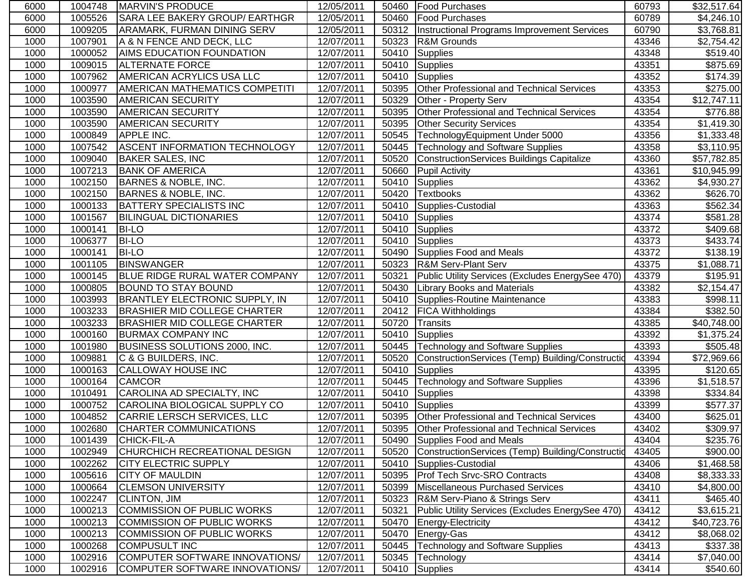| | | | | | | | |
|---|---|---|---|---|---|---|---|
| 6000 | 1004748 | MARVIN'S PRODUCE | 12/05/2011 | 50460 | Food Purchases | 60793 | $32,517.64 |
| 6000 | 1005526 | SARA LEE BAKERY GROUP/ EARTHGR | 12/05/2011 | 50460 | Food Purchases | 60789 | $4,246.10 |
| 6000 | 1009205 | ARAMARK, FURMAN DINING SERV | 12/05/2011 | 50312 | Instructional Programs Improvement Services | 60790 | $3,768.81 |
| 1000 | 1007901 | A & N FENCE AND DECK, LLC | 12/07/2011 | 50323 | R&M Grounds | 43346 | $2,754.42 |
| 1000 | 1000052 | AIMS EDUCATION FOUNDATION | 12/07/2011 | 50410 | Supplies | 43348 | $519.40 |
| 1000 | 1009015 | ALTERNATE FORCE | 12/07/2011 | 50410 | Supplies | 43351 | $875.69 |
| 1000 | 1007962 | AMERICAN ACRYLICS USA LLC | 12/07/2011 | 50410 | Supplies | 43352 | $174.39 |
| 1000 | 1000977 | AMERICAN MATHEMATICS COMPETITI | 12/07/2011 | 50395 | Other Professional and Technical Services | 43353 | $275.00 |
| 1000 | 1003590 | AMERICAN SECURITY | 12/07/2011 | 50329 | Other - Property Serv | 43354 | $12,747.11 |
| 1000 | 1003590 | AMERICAN SECURITY | 12/07/2011 | 50395 | Other Professional and Technical Services | 43354 | $776.88 |
| 1000 | 1003590 | AMERICAN SECURITY | 12/07/2011 | 50395 | Other Security Services | 43354 | $1,419.30 |
| 1000 | 1000849 | APPLE INC. | 12/07/2011 | 50545 | TechnologyEquipment Under 5000 | 43356 | $1,333.48 |
| 1000 | 1007542 | ASCENT INFORMATION TECHNOLOGY | 12/07/2011 | 50445 | Technology and Software Supplies | 43358 | $3,110.95 |
| 1000 | 1009040 | BAKER SALES, INC | 12/07/2011 | 50520 | ConstructionServices Buildings Capitalize | 43360 | $57,782.85 |
| 1000 | 1007213 | BANK OF AMERICA | 12/07/2011 | 50660 | Pupil Activity | 43361 | $10,945.99 |
| 1000 | 1002150 | BARNES & NOBLE, INC. | 12/07/2011 | 50410 | Supplies | 43362 | $4,930.27 |
| 1000 | 1002150 | BARNES & NOBLE, INC. | 12/07/2011 | 50420 | Textbooks | 43362 | $626.70 |
| 1000 | 1000133 | BATTERY SPECIALISTS INC | 12/07/2011 | 50410 | Supplies-Custodial | 43363 | $562.34 |
| 1000 | 1001567 | BILINGUAL DICTIONARIES | 12/07/2011 | 50410 | Supplies | 43374 | $581.28 |
| 1000 | 1000141 | BI-LO | 12/07/2011 | 50410 | Supplies | 43372 | $409.68 |
| 1000 | 1006377 | BI-LO | 12/07/2011 | 50410 | Supplies | 43373 | $433.74 |
| 1000 | 1000141 | BI-LO | 12/07/2011 | 50490 | Supplies Food and Meals | 43372 | $138.19 |
| 1000 | 1001105 | BINSWANGER | 12/07/2011 | 50323 | R&M Serv-Plant Serv | 43375 | $1,088.71 |
| 1000 | 1000145 | BLUE RIDGE RURAL WATER COMPANY | 12/07/2011 | 50321 | Public Utility Services (Excludes EnergySee 470) | 43379 | $195.91 |
| 1000 | 1000805 | BOUND TO STAY BOUND | 12/07/2011 | 50430 | Library Books and Materials | 43382 | $2,154.47 |
| 1000 | 1003993 | BRANTLEY ELECTRONIC SUPPLY, IN | 12/07/2011 | 50410 | Supplies-Routine Maintenance | 43383 | $998.11 |
| 1000 | 1003233 | BRASHIER MID COLLEGE CHARTER | 12/07/2011 | 20412 | FICA Withholdings | 43384 | $382.50 |
| 1000 | 1003233 | BRASHIER MID COLLEGE CHARTER | 12/07/2011 | 50720 | Transits | 43385 | $40,748.00 |
| 1000 | 1000160 | BURMAX COMPANY INC | 12/07/2011 | 50410 | Supplies | 43392 | $1,375.24 |
| 1000 | 1001980 | BUSINESS SOLUTIONS 2000, INC. | 12/07/2011 | 50445 | Technology and Software Supplies | 43393 | $505.48 |
| 1000 | 1009881 | C & G BUILDERS, INC. | 12/07/2011 | 50520 | ConstructionServices (Temp) Building/Constructio | 43394 | $72,969.66 |
| 1000 | 1000163 | CALLOWAY HOUSE INC | 12/07/2011 | 50410 | Supplies | 43395 | $120.65 |
| 1000 | 1000164 | CAMCOR | 12/07/2011 | 50445 | Technology and Software Supplies | 43396 | $1,518.57 |
| 1000 | 1010491 | CAROLINA AD SPECIALTY, INC | 12/07/2011 | 50410 | Supplies | 43398 | $334.84 |
| 1000 | 1000752 | CAROLINA BIOLOGICAL SUPPLY CO | 12/07/2011 | 50410 | Supplies | 43399 | $577.37 |
| 1000 | 1004852 | CARRIE LERSCH SERVICES, LLC | 12/07/2011 | 50395 | Other Professional and Technical Services | 43400 | $625.01 |
| 1000 | 1002680 | CHARTER COMMUNICATIONS | 12/07/2011 | 50395 | Other Professional and Technical Services | 43402 | $309.97 |
| 1000 | 1001439 | CHICK-FIL-A | 12/07/2011 | 50490 | Supplies Food and Meals | 43404 | $235.76 |
| 1000 | 1002949 | CHURCHICH RECREATIONAL DESIGN | 12/07/2011 | 50520 | ConstructionServices (Temp) Building/Constructio | 43405 | $900.00 |
| 1000 | 1002262 | CITY ELECTRIC SUPPLY | 12/07/2011 | 50410 | Supplies-Custodial | 43406 | $1,468.58 |
| 1000 | 1005616 | CITY OF MAULDIN | 12/07/2011 | 50395 | Prof Tech Srvc-SRO Contracts | 43408 | $8,333.33 |
| 1000 | 1000664 | CLEMSON UNIVERSITY | 12/07/2011 | 50399 | Miscellaneous Purchased Services | 43410 | $4,800.00 |
| 1000 | 1002247 | CLINTON, JIM | 12/07/2011 | 50323 | R&M Serv-Piano & Strings Serv | 43411 | $465.40 |
| 1000 | 1000213 | COMMISSION OF PUBLIC WORKS | 12/07/2011 | 50321 | Public Utility Services (Excludes EnergySee 470) | 43412 | $3,615.21 |
| 1000 | 1000213 | COMMISSION OF PUBLIC WORKS | 12/07/2011 | 50470 | Energy-Electricity | 43412 | $40,723.76 |
| 1000 | 1000213 | COMMISSION OF PUBLIC WORKS | 12/07/2011 | 50470 | Energy-Gas | 43412 | $8,068.02 |
| 1000 | 1000268 | COMPUSULT INC | 12/07/2011 | 50445 | Technology and Software Supplies | 43413 | $337.38 |
| 1000 | 1002916 | COMPUTER SOFTWARE INNOVATIONS/ | 12/07/2011 | 50345 | Technology | 43414 | $7,040.00 |
| 1000 | 1002916 | COMPUTER SOFTWARE INNOVATIONS/ | 12/07/2011 | 50410 | Supplies | 43414 | $540.60 |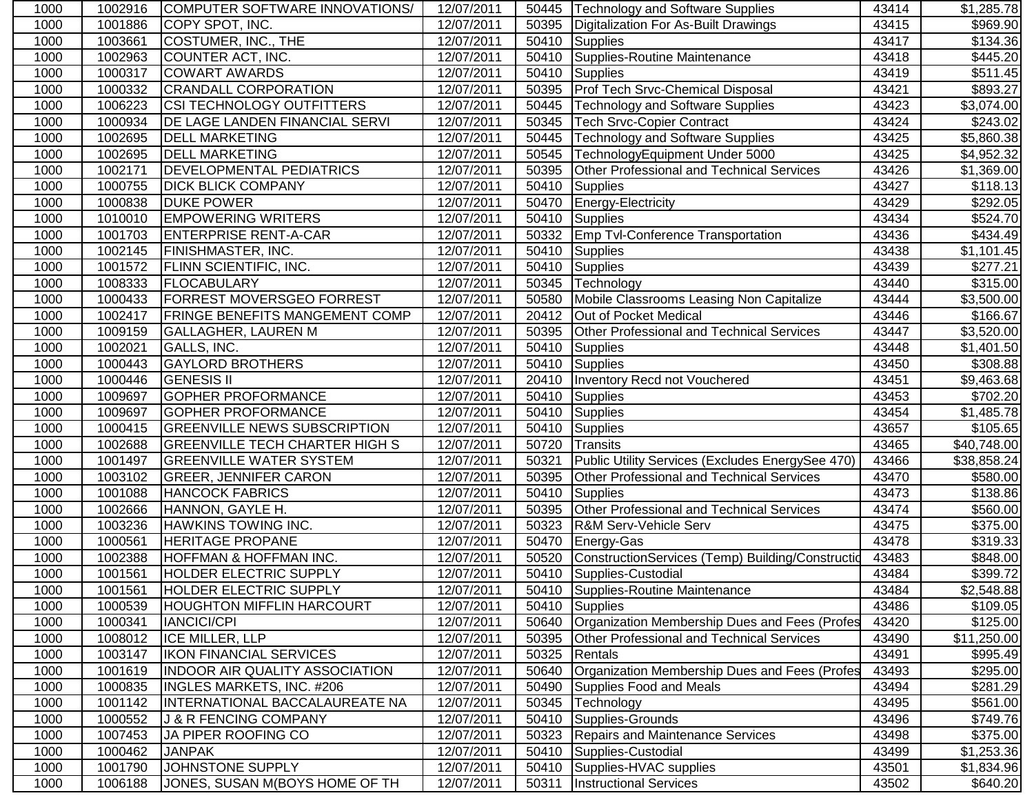| | | | | | | | |
|---|---|---|---|---|---|---|---|
| 1000 | 1002916 | COMPUTER SOFTWARE INNOVATIONS/ | 12/07/2011 | 50445 | Technology and Software Supplies | 43414 | $1,285.78 |
| 1000 | 1001886 | COPY SPOT, INC. | 12/07/2011 | 50395 | Digitalization For As-Built Drawings | 43415 | $969.90 |
| 1000 | 1003661 | COSTUMER, INC., THE | 12/07/2011 | 50410 | Supplies | 43417 | $134.36 |
| 1000 | 1002963 | COUNTER ACT, INC. | 12/07/2011 | 50410 | Supplies-Routine Maintenance | 43418 | $445.20 |
| 1000 | 1000317 | COWART AWARDS | 12/07/2011 | 50410 | Supplies | 43419 | $511.45 |
| 1000 | 1000332 | CRANDALL CORPORATION | 12/07/2011 | 50395 | Prof Tech Srvc-Chemical Disposal | 43421 | $893.27 |
| 1000 | 1006223 | CSI TECHNOLOGY OUTFITTERS | 12/07/2011 | 50445 | Technology and Software Supplies | 43423 | $3,074.00 |
| 1000 | 1000934 | DE LAGE LANDEN FINANCIAL SERVI | 12/07/2011 | 50345 | Tech Srvc-Copier Contract | 43424 | $243.02 |
| 1000 | 1002695 | DELL MARKETING | 12/07/2011 | 50445 | Technology and Software Supplies | 43425 | $5,860.38 |
| 1000 | 1002695 | DELL MARKETING | 12/07/2011 | 50545 | TechnologyEquipment Under 5000 | 43425 | $4,952.32 |
| 1000 | 1002171 | DEVELOPMENTAL PEDIATRICS | 12/07/2011 | 50395 | Other Professional and Technical Services | 43426 | $1,369.00 |
| 1000 | 1000755 | DICK BLICK COMPANY | 12/07/2011 | 50410 | Supplies | 43427 | $118.13 |
| 1000 | 1000838 | DUKE POWER | 12/07/2011 | 50470 | Energy-Electricity | 43429 | $292.05 |
| 1000 | 1010010 | EMPOWERING WRITERS | 12/07/2011 | 50410 | Supplies | 43434 | $524.70 |
| 1000 | 1001703 | ENTERPRISE RENT-A-CAR | 12/07/2011 | 50332 | Emp Tvl-Conference Transportation | 43436 | $434.49 |
| 1000 | 1002145 | FINISHMASTER, INC. | 12/07/2011 | 50410 | Supplies | 43438 | $1,101.45 |
| 1000 | 1001572 | FLINN SCIENTIFIC, INC. | 12/07/2011 | 50410 | Supplies | 43439 | $277.21 |
| 1000 | 1008333 | FLOCABULARY | 12/07/2011 | 50345 | Technology | 43440 | $315.00 |
| 1000 | 1000433 | FORREST MOVERSGEO FORREST | 12/07/2011 | 50580 | Mobile Classrooms Leasing Non Capitalize | 43444 | $3,500.00 |
| 1000 | 1002417 | FRINGE BENEFITS MANGEMENT COMP | 12/07/2011 | 20412 | Out of Pocket Medical | 43446 | $166.67 |
| 1000 | 1009159 | GALLAGHER, LAUREN M | 12/07/2011 | 50395 | Other Professional and Technical Services | 43447 | $3,520.00 |
| 1000 | 1002021 | GALLS, INC. | 12/07/2011 | 50410 | Supplies | 43448 | $1,401.50 |
| 1000 | 1000443 | GAYLORD BROTHERS | 12/07/2011 | 50410 | Supplies | 43450 | $308.88 |
| 1000 | 1000446 | GENESIS II | 12/07/2011 | 20410 | Inventory Recd not Vouchered | 43451 | $9,463.68 |
| 1000 | 1009697 | GOPHER PROFORMANCE | 12/07/2011 | 50410 | Supplies | 43453 | $702.20 |
| 1000 | 1009697 | GOPHER PROFORMANCE | 12/07/2011 | 50410 | Supplies | 43454 | $1,485.78 |
| 1000 | 1000415 | GREENVILLE NEWS SUBSCRIPTION | 12/07/2011 | 50410 | Supplies | 43657 | $105.65 |
| 1000 | 1002688 | GREENVILLE TECH CHARTER HIGH S | 12/07/2011 | 50720 | Transits | 43465 | $40,748.00 |
| 1000 | 1001497 | GREENVILLE WATER SYSTEM | 12/07/2011 | 50321 | Public Utility Services (Excludes EnergySee 470) | 43466 | $38,858.24 |
| 1000 | 1003102 | GREER, JENNIFER CARON | 12/07/2011 | 50395 | Other Professional and Technical Services | 43470 | $580.00 |
| 1000 | 1001088 | HANCOCK FABRICS | 12/07/2011 | 50410 | Supplies | 43473 | $138.86 |
| 1000 | 1002666 | HANNON, GAYLE H. | 12/07/2011 | 50395 | Other Professional and Technical Services | 43474 | $560.00 |
| 1000 | 1003236 | HAWKINS TOWING INC. | 12/07/2011 | 50323 | R&M Serv-Vehicle Serv | 43475 | $375.00 |
| 1000 | 1000561 | HERITAGE PROPANE | 12/07/2011 | 50470 | Energy-Gas | 43478 | $319.33 |
| 1000 | 1002388 | HOFFMAN & HOFFMAN INC. | 12/07/2011 | 50520 | ConstructionServices (Temp) Building/Constructio | 43483 | $848.00 |
| 1000 | 1001561 | HOLDER ELECTRIC SUPPLY | 12/07/2011 | 50410 | Supplies-Custodial | 43484 | $399.72 |
| 1000 | 1001561 | HOLDER ELECTRIC SUPPLY | 12/07/2011 | 50410 | Supplies-Routine Maintenance | 43484 | $2,548.88 |
| 1000 | 1000539 | HOUGHTON MIFFLIN HARCOURT | 12/07/2011 | 50410 | Supplies | 43486 | $109.05 |
| 1000 | 1000341 | IANCICI/CPI | 12/07/2011 | 50640 | Organization Membership Dues and Fees (Profes | 43420 | $125.00 |
| 1000 | 1008012 | ICE MILLER, LLP | 12/07/2011 | 50395 | Other Professional and Technical Services | 43490 | $11,250.00 |
| 1000 | 1003147 | IKON FINANCIAL SERVICES | 12/07/2011 | 50325 | Rentals | 43491 | $995.49 |
| 1000 | 1001619 | INDOOR AIR QUALITY ASSOCIATION | 12/07/2011 | 50640 | Organization Membership Dues and Fees (Profes | 43493 | $295.00 |
| 1000 | 1000835 | INGLES MARKETS, INC. #206 | 12/07/2011 | 50490 | Supplies Food and Meals | 43494 | $281.29 |
| 1000 | 1001142 | INTERNATIONAL BACCALAUREATE NA | 12/07/2011 | 50345 | Technology | 43495 | $561.00 |
| 1000 | 1000552 | J & R FENCING COMPANY | 12/07/2011 | 50410 | Supplies-Grounds | 43496 | $749.76 |
| 1000 | 1007453 | JA PIPER ROOFING CO | 12/07/2011 | 50323 | Repairs and Maintenance Services | 43498 | $375.00 |
| 1000 | 1000462 | JANPAK | 12/07/2011 | 50410 | Supplies-Custodial | 43499 | $1,253.36 |
| 1000 | 1001790 | JOHNSTONE SUPPLY | 12/07/2011 | 50410 | Supplies-HVAC supplies | 43501 | $1,834.96 |
| 1000 | 1006188 | JONES, SUSAN M(BOYS HOME OF TH | 12/07/2011 | 50311 | Instructional Services | 43502 | $640.20 |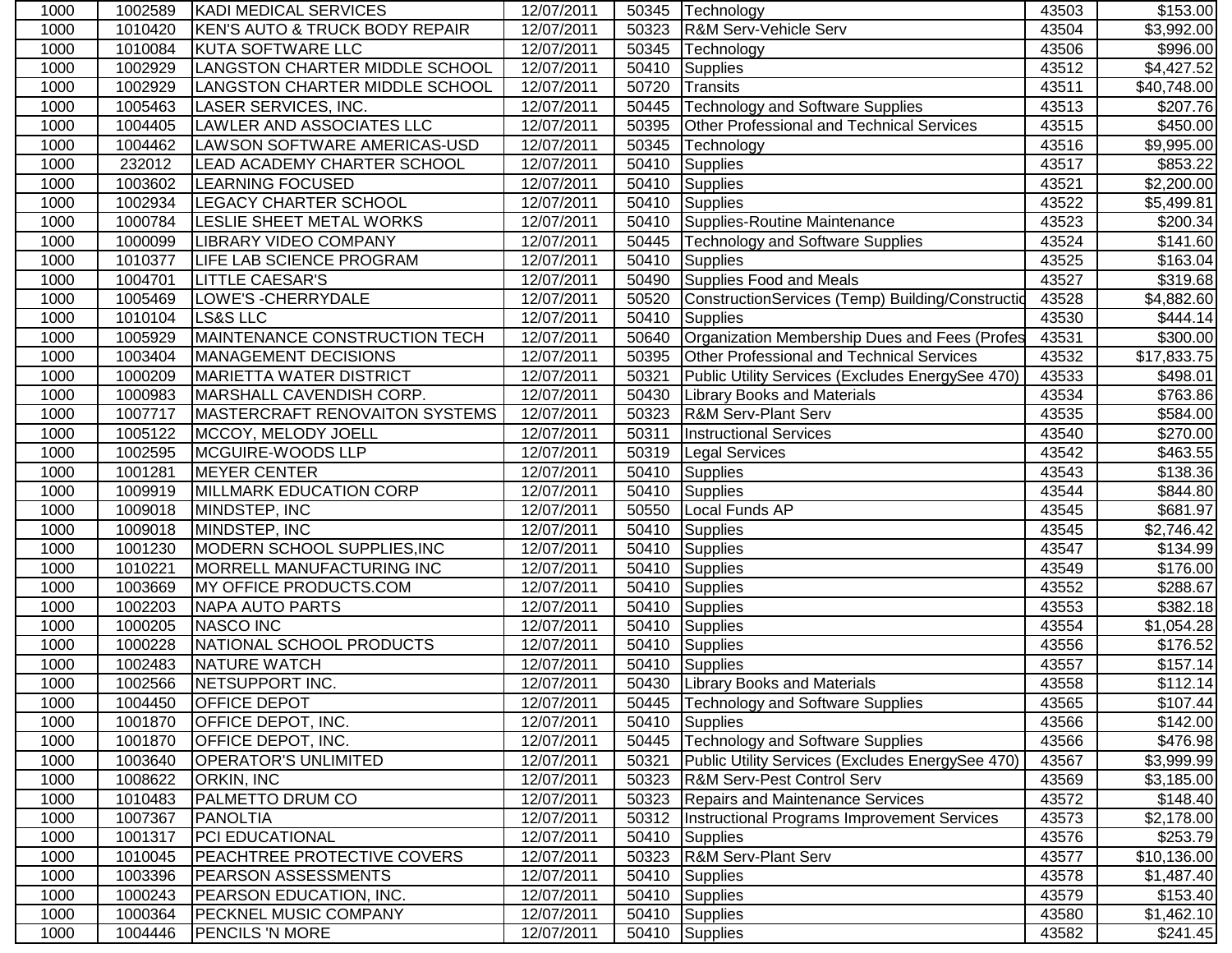| | | | | | | | |
|---|---|---|---|---|---|---|---|
| 1000 | 1002589 | KADI MEDICAL SERVICES | 12/07/2011 | 50345 | Technology | 43503 | $153.00 |
| 1000 | 1010420 | KEN'S AUTO & TRUCK BODY REPAIR | 12/07/2011 | 50323 | R&M Serv-Vehicle Serv | 43504 | $3,992.00 |
| 1000 | 1010084 | KUTA SOFTWARE LLC | 12/07/2011 | 50345 | Technology | 43506 | $996.00 |
| 1000 | 1002929 | LANGSTON CHARTER MIDDLE SCHOOL | 12/07/2011 | 50410 | Supplies | 43512 | $4,427.52 |
| 1000 | 1002929 | LANGSTON CHARTER MIDDLE SCHOOL | 12/07/2011 | 50720 | Transits | 43511 | $40,748.00 |
| 1000 | 1005463 | LASER SERVICES, INC. | 12/07/2011 | 50445 | Technology and Software Supplies | 43513 | $207.76 |
| 1000 | 1004405 | LAWLER AND ASSOCIATES LLC | 12/07/2011 | 50395 | Other Professional and Technical Services | 43515 | $450.00 |
| 1000 | 1004462 | LAWSON SOFTWARE AMERICAS-USD | 12/07/2011 | 50345 | Technology | 43516 | $9,995.00 |
| 1000 | 232012 | LEAD ACADEMY CHARTER SCHOOL | 12/07/2011 | 50410 | Supplies | 43517 | $853.22 |
| 1000 | 1003602 | LEARNING FOCUSED | 12/07/2011 | 50410 | Supplies | 43521 | $2,200.00 |
| 1000 | 1002934 | LEGACY CHARTER SCHOOL | 12/07/2011 | 50410 | Supplies | 43522 | $5,499.81 |
| 1000 | 1000784 | LESLIE SHEET METAL WORKS | 12/07/2011 | 50410 | Supplies-Routine Maintenance | 43523 | $200.34 |
| 1000 | 1000099 | LIBRARY VIDEO COMPANY | 12/07/2011 | 50445 | Technology and Software Supplies | 43524 | $141.60 |
| 1000 | 1010377 | LIFE LAB SCIENCE PROGRAM | 12/07/2011 | 50410 | Supplies | 43525 | $163.04 |
| 1000 | 1004701 | LITTLE CAESAR'S | 12/07/2011 | 50490 | Supplies Food and Meals | 43527 | $319.68 |
| 1000 | 1005469 | LOWE'S -CHERRYDALE | 12/07/2011 | 50520 | ConstructionServices (Temp) Building/Constructio | 43528 | $4,882.60 |
| 1000 | 1010104 | LS&S LLC | 12/07/2011 | 50410 | Supplies | 43530 | $444.14 |
| 1000 | 1005929 | MAINTENANCE CONSTRUCTION TECH | 12/07/2011 | 50640 | Organization Membership Dues and Fees (Profes | 43531 | $300.00 |
| 1000 | 1003404 | MANAGEMENT DECISIONS | 12/07/2011 | 50395 | Other Professional and Technical Services | 43532 | $17,833.75 |
| 1000 | 1000209 | MARIETTA WATER DISTRICT | 12/07/2011 | 50321 | Public Utility Services (Excludes EnergySee 470) | 43533 | $498.01 |
| 1000 | 1000983 | MARSHALL CAVENDISH CORP. | 12/07/2011 | 50430 | Library Books and Materials | 43534 | $763.86 |
| 1000 | 1007717 | MASTERCRAFT RENOVAITON SYSTEMS | 12/07/2011 | 50323 | R&M Serv-Plant Serv | 43535 | $584.00 |
| 1000 | 1005122 | MCCOY, MELODY JOELL | 12/07/2011 | 50311 | Instructional Services | 43540 | $270.00 |
| 1000 | 1002595 | MCGUIRE-WOODS LLP | 12/07/2011 | 50319 | Legal Services | 43542 | $463.55 |
| 1000 | 1001281 | MEYER CENTER | 12/07/2011 | 50410 | Supplies | 43543 | $138.36 |
| 1000 | 1009919 | MILLMARK EDUCATION CORP | 12/07/2011 | 50410 | Supplies | 43544 | $844.80 |
| 1000 | 1009018 | MINDSTEP, INC | 12/07/2011 | 50550 | Local Funds AP | 43545 | $681.97 |
| 1000 | 1009018 | MINDSTEP, INC | 12/07/2011 | 50410 | Supplies | 43545 | $2,746.42 |
| 1000 | 1001230 | MODERN SCHOOL SUPPLIES,INC | 12/07/2011 | 50410 | Supplies | 43547 | $134.99 |
| 1000 | 1010221 | MORRELL MANUFACTURING INC | 12/07/2011 | 50410 | Supplies | 43549 | $176.00 |
| 1000 | 1003669 | MY OFFICE PRODUCTS.COM | 12/07/2011 | 50410 | Supplies | 43552 | $288.67 |
| 1000 | 1002203 | NAPA AUTO PARTS | 12/07/2011 | 50410 | Supplies | 43553 | $382.18 |
| 1000 | 1000205 | NASCO INC | 12/07/2011 | 50410 | Supplies | 43554 | $1,054.28 |
| 1000 | 1000228 | NATIONAL SCHOOL PRODUCTS | 12/07/2011 | 50410 | Supplies | 43556 | $176.52 |
| 1000 | 1002483 | NATURE WATCH | 12/07/2011 | 50410 | Supplies | 43557 | $157.14 |
| 1000 | 1002566 | NETSUPPORT INC. | 12/07/2011 | 50430 | Library Books and Materials | 43558 | $112.14 |
| 1000 | 1004450 | OFFICE DEPOT | 12/07/2011 | 50445 | Technology and Software Supplies | 43565 | $107.44 |
| 1000 | 1001870 | OFFICE DEPOT, INC. | 12/07/2011 | 50410 | Supplies | 43566 | $142.00 |
| 1000 | 1001870 | OFFICE DEPOT, INC. | 12/07/2011 | 50445 | Technology and Software Supplies | 43566 | $476.98 |
| 1000 | 1003640 | OPERATOR'S UNLIMITED | 12/07/2011 | 50321 | Public Utility Services (Excludes EnergySee 470) | 43567 | $3,999.99 |
| 1000 | 1008622 | ORKIN, INC | 12/07/2011 | 50323 | R&M Serv-Pest Control Serv | 43569 | $3,185.00 |
| 1000 | 1010483 | PALMETTO DRUM CO | 12/07/2011 | 50323 | Repairs and Maintenance Services | 43572 | $148.40 |
| 1000 | 1007367 | PANOLTIA | 12/07/2011 | 50312 | Instructional Programs Improvement Services | 43573 | $2,178.00 |
| 1000 | 1001317 | PCI EDUCATIONAL | 12/07/2011 | 50410 | Supplies | 43576 | $253.79 |
| 1000 | 1010045 | PEACHTREE PROTECTIVE COVERS | 12/07/2011 | 50323 | R&M Serv-Plant Serv | 43577 | $10,136.00 |
| 1000 | 1003396 | PEARSON ASSESSMENTS | 12/07/2011 | 50410 | Supplies | 43578 | $1,487.40 |
| 1000 | 1000243 | PEARSON EDUCATION, INC. | 12/07/2011 | 50410 | Supplies | 43579 | $153.40 |
| 1000 | 1000364 | PECKNEL MUSIC COMPANY | 12/07/2011 | 50410 | Supplies | 43580 | $1,462.10 |
| 1000 | 1004446 | PENCILS 'N MORE | 12/07/2011 | 50410 | Supplies | 43582 | $241.45 |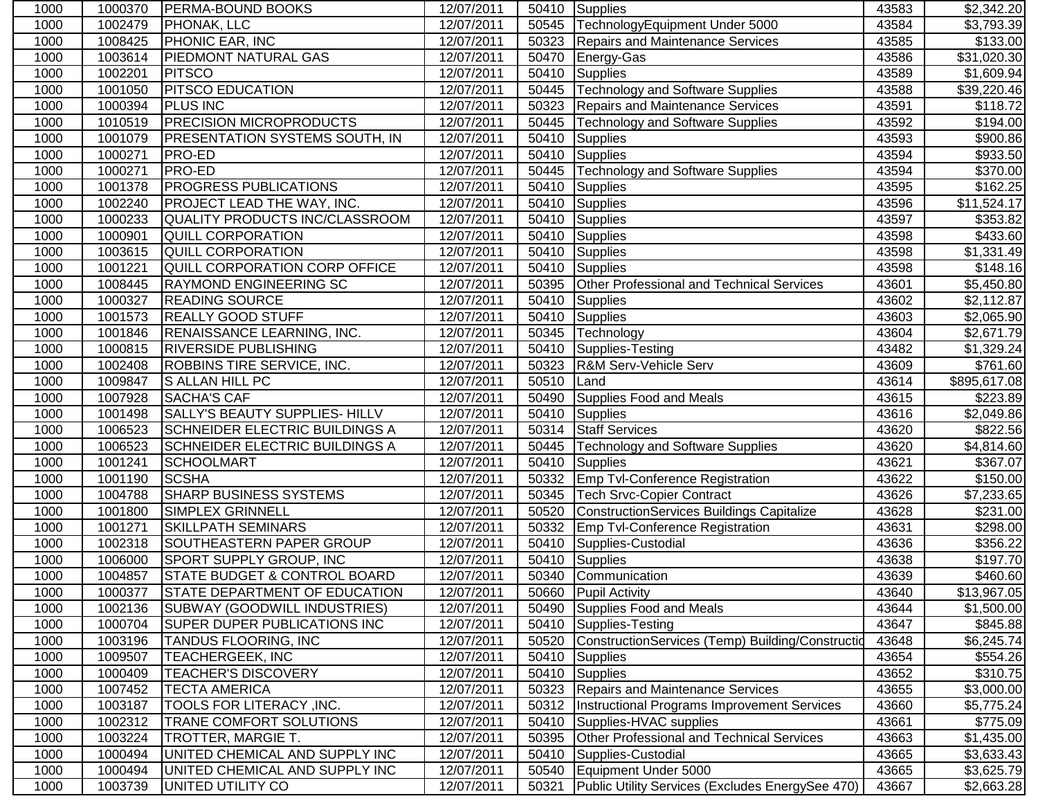| | | | | | | | |
|---|---|---|---|---|---|---|---|
| 1000 | 1000370 | PERMA-BOUND BOOKS | 12/07/2011 | 50410 | Supplies | 43583 | $2,342.20 |
| 1000 | 1002479 | PHONAK, LLC | 12/07/2011 | 50545 | TechnologyEquipment Under 5000 | 43584 | $3,793.39 |
| 1000 | 1008425 | PHONIC EAR, INC | 12/07/2011 | 50323 | Repairs and Maintenance Services | 43585 | $133.00 |
| 1000 | 1003614 | PIEDMONT NATURAL GAS | 12/07/2011 | 50470 | Energy-Gas | 43586 | $31,020.30 |
| 1000 | 1002201 | PITSCO | 12/07/2011 | 50410 | Supplies | 43589 | $1,609.94 |
| 1000 | 1001050 | PITSCO EDUCATION | 12/07/2011 | 50445 | Technology and Software Supplies | 43588 | $39,220.46 |
| 1000 | 1000394 | PLUS INC | 12/07/2011 | 50323 | Repairs and Maintenance Services | 43591 | $118.72 |
| 1000 | 1010519 | PRECISION MICROPRODUCTS | 12/07/2011 | 50445 | Technology and Software Supplies | 43592 | $194.00 |
| 1000 | 1001079 | PRESENTATION SYSTEMS SOUTH, IN | 12/07/2011 | 50410 | Supplies | 43593 | $900.86 |
| 1000 | 1000271 | PRO-ED | 12/07/2011 | 50410 | Supplies | 43594 | $933.50 |
| 1000 | 1000271 | PRO-ED | 12/07/2011 | 50445 | Technology and Software Supplies | 43594 | $370.00 |
| 1000 | 1001378 | PROGRESS PUBLICATIONS | 12/07/2011 | 50410 | Supplies | 43595 | $162.25 |
| 1000 | 1002240 | PROJECT LEAD THE WAY, INC. | 12/07/2011 | 50410 | Supplies | 43596 | $11,524.17 |
| 1000 | 1000233 | QUALITY PRODUCTS INC/CLASSROOM | 12/07/2011 | 50410 | Supplies | 43597 | $353.82 |
| 1000 | 1000901 | QUILL CORPORATION | 12/07/2011 | 50410 | Supplies | 43598 | $433.60 |
| 1000 | 1003615 | QUILL CORPORATION | 12/07/2011 | 50410 | Supplies | 43598 | $1,331.49 |
| 1000 | 1001221 | QUILL CORPORATION CORP OFFICE | 12/07/2011 | 50410 | Supplies | 43598 | $148.16 |
| 1000 | 1008445 | RAYMOND ENGINEERING SC | 12/07/2011 | 50395 | Other Professional and Technical Services | 43601 | $5,450.80 |
| 1000 | 1000327 | READING SOURCE | 12/07/2011 | 50410 | Supplies | 43602 | $2,112.87 |
| 1000 | 1001573 | REALLY GOOD STUFF | 12/07/2011 | 50410 | Supplies | 43603 | $2,065.90 |
| 1000 | 1001846 | RENAISSANCE LEARNING, INC. | 12/07/2011 | 50345 | Technology | 43604 | $2,671.79 |
| 1000 | 1000815 | RIVERSIDE PUBLISHING | 12/07/2011 | 50410 | Supplies-Testing | 43482 | $1,329.24 |
| 1000 | 1002408 | ROBBINS TIRE SERVICE, INC. | 12/07/2011 | 50323 | R&M Serv-Vehicle Serv | 43609 | $761.60 |
| 1000 | 1009847 | S ALLAN HILL PC | 12/07/2011 | 50510 | Land | 43614 | $895,617.08 |
| 1000 | 1007928 | SACHA'S CAF | 12/07/2011 | 50490 | Supplies Food and Meals | 43615 | $223.89 |
| 1000 | 1001498 | SALLY'S BEAUTY SUPPLIES- HILLV | 12/07/2011 | 50410 | Supplies | 43616 | $2,049.86 |
| 1000 | 1006523 | SCHNEIDER ELECTRIC BUILDINGS A | 12/07/2011 | 50314 | Staff Services | 43620 | $822.56 |
| 1000 | 1006523 | SCHNEIDER ELECTRIC BUILDINGS A | 12/07/2011 | 50445 | Technology and Software Supplies | 43620 | $4,814.60 |
| 1000 | 1001241 | SCHOOLMART | 12/07/2011 | 50410 | Supplies | 43621 | $367.07 |
| 1000 | 1001190 | SCSHA | 12/07/2011 | 50332 | Emp Tvl-Conference Registration | 43622 | $150.00 |
| 1000 | 1004788 | SHARP BUSINESS SYSTEMS | 12/07/2011 | 50345 | Tech Srvc-Copier Contract | 43626 | $7,233.65 |
| 1000 | 1001800 | SIMPLEX GRINNELL | 12/07/2011 | 50520 | ConstructionServices Buildings Capitalize | 43628 | $231.00 |
| 1000 | 1001271 | SKILLPATH SEMINARS | 12/07/2011 | 50332 | Emp Tvl-Conference Registration | 43631 | $298.00 |
| 1000 | 1002318 | SOUTHEASTERN PAPER GROUP | 12/07/2011 | 50410 | Supplies-Custodial | 43636 | $356.22 |
| 1000 | 1006000 | SPORT SUPPLY GROUP, INC | 12/07/2011 | 50410 | Supplies | 43638 | $197.70 |
| 1000 | 1004857 | STATE BUDGET & CONTROL BOARD | 12/07/2011 | 50340 | Communication | 43639 | $460.60 |
| 1000 | 1000377 | STATE DEPARTMENT OF EDUCATION | 12/07/2011 | 50660 | Pupil Activity | 43640 | $13,967.05 |
| 1000 | 1002136 | SUBWAY (GOODWILL INDUSTRIES) | 12/07/2011 | 50490 | Supplies Food and Meals | 43644 | $1,500.00 |
| 1000 | 1000704 | SUPER DUPER PUBLICATIONS INC | 12/07/2011 | 50410 | Supplies-Testing | 43647 | $845.88 |
| 1000 | 1003196 | TANDUS FLOORING, INC | 12/07/2011 | 50520 | ConstructionServices (Temp) Building/Constructio | 43648 | $6,245.74 |
| 1000 | 1009507 | TEACHERGEEK, INC | 12/07/2011 | 50410 | Supplies | 43654 | $554.26 |
| 1000 | 1000409 | TEACHER'S DISCOVERY | 12/07/2011 | 50410 | Supplies | 43652 | $310.75 |
| 1000 | 1007452 | TECTA AMERICA | 12/07/2011 | 50323 | Repairs and Maintenance Services | 43655 | $3,000.00 |
| 1000 | 1003187 | TOOLS FOR LITERACY ,INC. | 12/07/2011 | 50312 | Instructional Programs Improvement Services | 43660 | $5,775.24 |
| 1000 | 1002312 | TRANE COMFORT SOLUTIONS | 12/07/2011 | 50410 | Supplies-HVAC supplies | 43661 | $775.09 |
| 1000 | 1003224 | TROTTER, MARGIE T. | 12/07/2011 | 50395 | Other Professional and Technical Services | 43663 | $1,435.00 |
| 1000 | 1000494 | UNITED CHEMICAL AND SUPPLY INC | 12/07/2011 | 50410 | Supplies-Custodial | 43665 | $3,633.43 |
| 1000 | 1000494 | UNITED CHEMICAL AND SUPPLY INC | 12/07/2011 | 50540 | Equipment Under 5000 | 43665 | $3,625.79 |
| 1000 | 1003739 | UNITED UTILITY CO | 12/07/2011 | 50321 | Public Utility Services (Excludes EnergySee 470) | 43667 | $2,663.28 |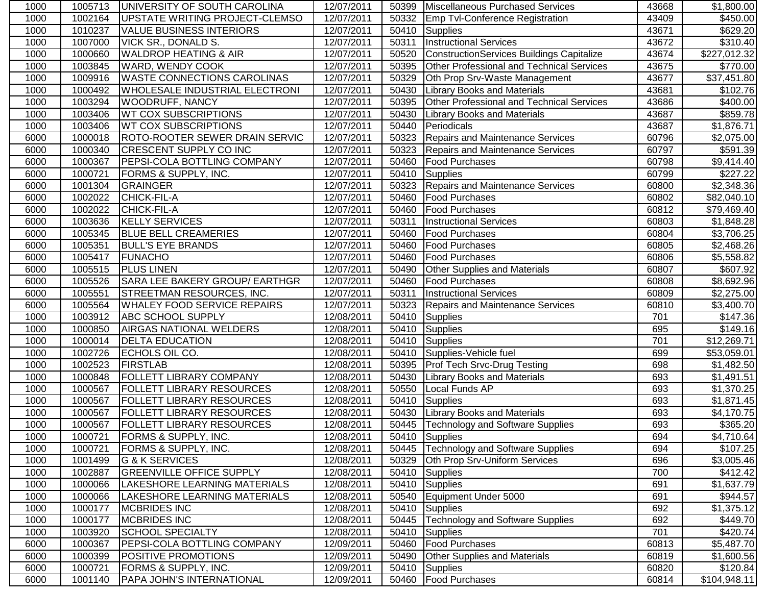| 1000 | 1005713 | UNIVERSITY OF SOUTH CAROLINA | 12/07/2011 | 50399 | Miscellaneous Purchased Services | 43668 | $1,800.00 |
|---|---|---|---|---|---|---|---|
| 1000 | 1002164 | UPSTATE WRITING PROJECT-CLEMSO | 12/07/2011 | 50332 | Emp Tvl-Conference Registration | 43409 | $450.00 |
| 1000 | 1010237 | VALUE BUSINESS INTERIORS | 12/07/2011 | 50410 | Supplies | 43671 | $629.20 |
| 1000 | 1007000 | VICK SR., DONALD S. | 12/07/2011 | 50311 | Instructional Services | 43672 | $310.40 |
| 1000 | 1000660 | WALDROP HEATING & AIR | 12/07/2011 | 50520 | ConstructionServices Buildings Capitalize | 43674 | $227,012.32 |
| 1000 | 1003845 | WARD, WENDY COOK | 12/07/2011 | 50395 | Other Professional and Technical Services | 43675 | $770.00 |
| 1000 | 1009916 | WASTE CONNECTIONS CAROLINAS | 12/07/2011 | 50329 | Oth Prop Srv-Waste Management | 43677 | $37,451.80 |
| 1000 | 1000492 | WHOLESALE INDUSTRIAL ELECTRONI | 12/07/2011 | 50430 | Library Books and Materials | 43681 | $102.76 |
| 1000 | 1003294 | WOODRUFF, NANCY | 12/07/2011 | 50395 | Other Professional and Technical Services | 43686 | $400.00 |
| 1000 | 1003406 | WT COX SUBSCRIPTIONS | 12/07/2011 | 50430 | Library Books and Materials | 43687 | $859.78 |
| 1000 | 1003406 | WT COX SUBSCRIPTIONS | 12/07/2011 | 50440 | Periodicals | 43687 | $1,876.71 |
| 6000 | 1000018 | ROTO-ROOTER SEWER DRAIN SERVIC | 12/07/2011 | 50323 | Repairs and Maintenance Services | 60796 | $2,075.00 |
| 6000 | 1000340 | CRESCENT SUPPLY CO INC | 12/07/2011 | 50323 | Repairs and Maintenance Services | 60797 | $591.39 |
| 6000 | 1000367 | PEPSI-COLA BOTTLING COMPANY | 12/07/2011 | 50460 | Food Purchases | 60798 | $9,414.40 |
| 6000 | 1000721 | FORMS & SUPPLY, INC. | 12/07/2011 | 50410 | Supplies | 60799 | $227.22 |
| 6000 | 1001304 | GRAINGER | 12/07/2011 | 50323 | Repairs and Maintenance Services | 60800 | $2,348.36 |
| 6000 | 1002022 | CHICK-FIL-A | 12/07/2011 | 50460 | Food Purchases | 60802 | $82,040.10 |
| 6000 | 1002022 | CHICK-FIL-A | 12/07/2011 | 50460 | Food Purchases | 60812 | $79,469.40 |
| 6000 | 1003636 | KELLY SERVICES | 12/07/2011 | 50311 | Instructional Services | 60803 | $1,848.28 |
| 6000 | 1005345 | BLUE BELL CREAMERIES | 12/07/2011 | 50460 | Food Purchases | 60804 | $3,706.25 |
| 6000 | 1005351 | BULL'S EYE BRANDS | 12/07/2011 | 50460 | Food Purchases | 60805 | $2,468.26 |
| 6000 | 1005417 | FUNACHO | 12/07/2011 | 50460 | Food Purchases | 60806 | $5,558.82 |
| 6000 | 1005515 | PLUS LINEN | 12/07/2011 | 50490 | Other Supplies and Materials | 60807 | $607.92 |
| 6000 | 1005526 | SARA LEE BAKERY GROUP/ EARTHGR | 12/07/2011 | 50460 | Food Purchases | 60808 | $8,692.96 |
| 6000 | 1005551 | STREETMAN RESOURCES, INC. | 12/07/2011 | 50311 | Instructional Services | 60809 | $2,275.00 |
| 6000 | 1005564 | WHALEY FOOD SERVICE REPAIRS | 12/07/2011 | 50323 | Repairs and Maintenance Services | 60810 | $3,400.70 |
| 1000 | 1003912 | ABC SCHOOL SUPPLY | 12/08/2011 | 50410 | Supplies | 701 | $147.36 |
| 1000 | 1000850 | AIRGAS NATIONAL WELDERS | 12/08/2011 | 50410 | Supplies | 695 | $149.16 |
| 1000 | 1000014 | DELTA EDUCATION | 12/08/2011 | 50410 | Supplies | 701 | $12,269.71 |
| 1000 | 1002726 | ECHOLS OIL CO. | 12/08/2011 | 50410 | Supplies-Vehicle fuel | 699 | $53,059.01 |
| 1000 | 1002523 | FIRSTLAB | 12/08/2011 | 50395 | Prof Tech Srvc-Drug Testing | 698 | $1,482.50 |
| 1000 | 1000848 | FOLLETT LIBRARY COMPANY | 12/08/2011 | 50430 | Library Books and Materials | 693 | $1,491.51 |
| 1000 | 1000567 | FOLLETT LIBRARY RESOURCES | 12/08/2011 | 50550 | Local Funds AP | 693 | $1,370.25 |
| 1000 | 1000567 | FOLLETT LIBRARY RESOURCES | 12/08/2011 | 50410 | Supplies | 693 | $1,871.45 |
| 1000 | 1000567 | FOLLETT LIBRARY RESOURCES | 12/08/2011 | 50430 | Library Books and Materials | 693 | $4,170.75 |
| 1000 | 1000567 | FOLLETT LIBRARY RESOURCES | 12/08/2011 | 50445 | Technology and Software Supplies | 693 | $365.20 |
| 1000 | 1000721 | FORMS & SUPPLY, INC. | 12/08/2011 | 50410 | Supplies | 694 | $4,710.64 |
| 1000 | 1000721 | FORMS & SUPPLY, INC. | 12/08/2011 | 50445 | Technology and Software Supplies | 694 | $107.25 |
| 1000 | 1001499 | G & K SERVICES | 12/08/2011 | 50329 | Oth Prop Srv-Uniform Services | 696 | $3,005.46 |
| 1000 | 1002887 | GREENVILLE OFFICE SUPPLY | 12/08/2011 | 50410 | Supplies | 700 | $412.42 |
| 1000 | 1000066 | LAKESHORE LEARNING MATERIALS | 12/08/2011 | 50410 | Supplies | 691 | $1,637.79 |
| 1000 | 1000066 | LAKESHORE LEARNING MATERIALS | 12/08/2011 | 50540 | Equipment Under 5000 | 691 | $944.57 |
| 1000 | 1000177 | MCBRIDES INC | 12/08/2011 | 50410 | Supplies | 692 | $1,375.12 |
| 1000 | 1000177 | MCBRIDES INC | 12/08/2011 | 50445 | Technology and Software Supplies | 692 | $449.70 |
| 1000 | 1003920 | SCHOOL SPECIALTY | 12/08/2011 | 50410 | Supplies | 701 | $420.74 |
| 6000 | 1000367 | PEPSI-COLA BOTTLING COMPANY | 12/09/2011 | 50460 | Food Purchases | 60813 | $5,487.70 |
| 6000 | 1000399 | POSITIVE PROMOTIONS | 12/09/2011 | 50490 | Other Supplies and Materials | 60819 | $1,600.56 |
| 6000 | 1000721 | FORMS & SUPPLY, INC. | 12/09/2011 | 50410 | Supplies | 60820 | $120.84 |
| 6000 | 1001140 | PAPA JOHN'S INTERNATIONAL | 12/09/2011 | 50460 | Food Purchases | 60814 | $104,948.11 |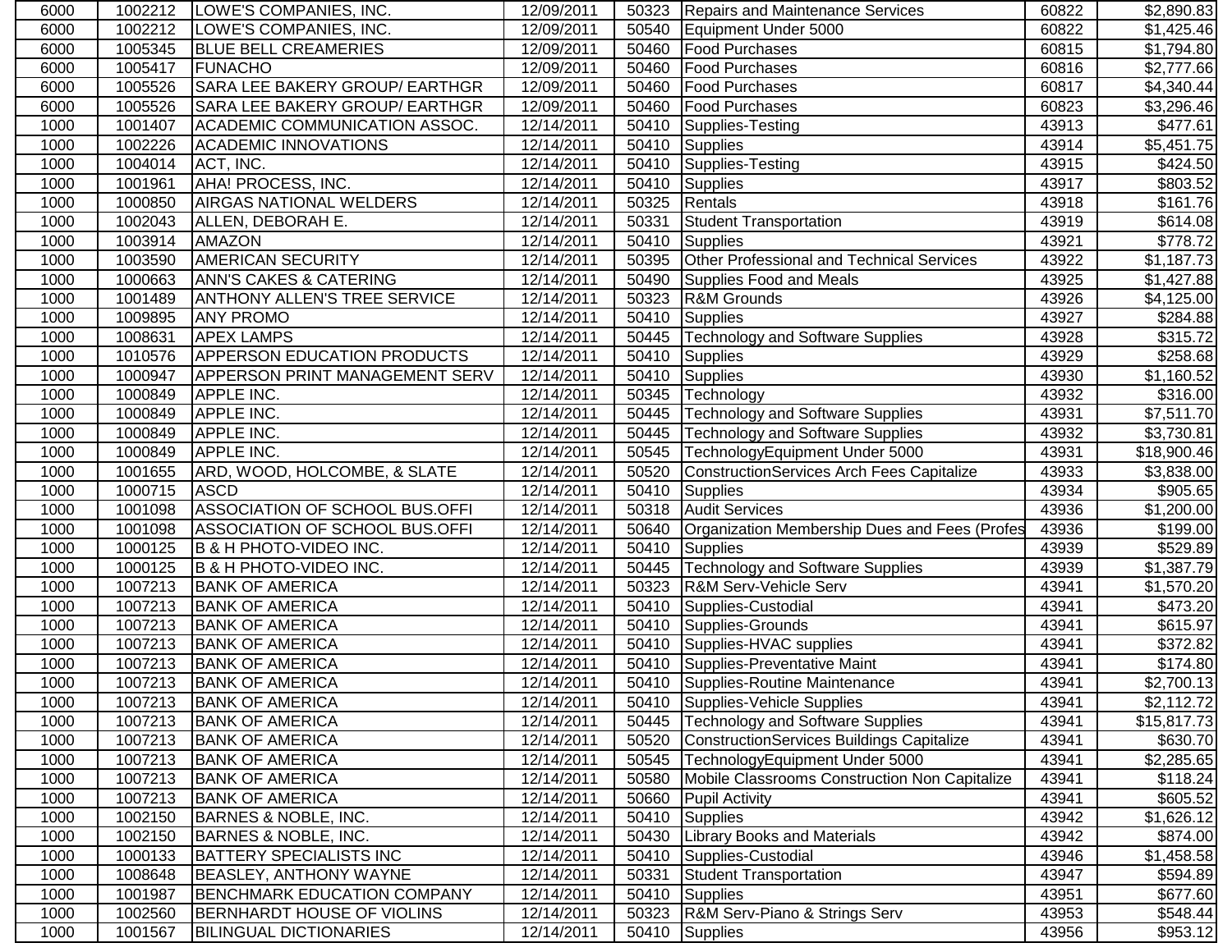| 6000 | 1002212 | LOWE'S COMPANIES, INC. | 12/09/2011 | 50323 | Repairs and Maintenance Services | 60822 | $2,890.83 |
|---|---|---|---|---|---|---|---|
| 6000 | 1002212 | LOWE'S COMPANIES, INC. | 12/09/2011 | 50540 | Equipment Under 5000 | 60822 | $1,425.46 |
| 6000 | 1005345 | BLUE BELL CREAMERIES | 12/09/2011 | 50460 | Food Purchases | 60815 | $1,794.80 |
| 6000 | 1005417 | FUNACHO | 12/09/2011 | 50460 | Food Purchases | 60816 | $2,777.66 |
| 6000 | 1005526 | SARA LEE BAKERY GROUP/ EARTHGR | 12/09/2011 | 50460 | Food Purchases | 60817 | $4,340.44 |
| 6000 | 1005526 | SARA LEE BAKERY GROUP/ EARTHGR | 12/09/2011 | 50460 | Food Purchases | 60823 | $3,296.46 |
| 1000 | 1001407 | ACADEMIC COMMUNICATION ASSOC. | 12/14/2011 | 50410 | Supplies-Testing | 43913 | $477.61 |
| 1000 | 1002226 | ACADEMIC INNOVATIONS | 12/14/2011 | 50410 | Supplies | 43914 | $5,451.75 |
| 1000 | 1004014 | ACT, INC. | 12/14/2011 | 50410 | Supplies-Testing | 43915 | $424.50 |
| 1000 | 1001961 | AHA! PROCESS, INC. | 12/14/2011 | 50410 | Supplies | 43917 | $803.52 |
| 1000 | 1000850 | AIRGAS NATIONAL WELDERS | 12/14/2011 | 50325 | Rentals | 43918 | $161.76 |
| 1000 | 1002043 | ALLEN, DEBORAH E. | 12/14/2011 | 50331 | Student Transportation | 43919 | $614.08 |
| 1000 | 1003914 | AMAZON | 12/14/2011 | 50410 | Supplies | 43921 | $778.72 |
| 1000 | 1003590 | AMERICAN SECURITY | 12/14/2011 | 50395 | Other Professional and Technical Services | 43922 | $1,187.73 |
| 1000 | 1000663 | ANN'S CAKES & CATERING | 12/14/2011 | 50490 | Supplies Food and Meals | 43925 | $1,427.88 |
| 1000 | 1001489 | ANTHONY ALLEN'S TREE SERVICE | 12/14/2011 | 50323 | R&M Grounds | 43926 | $4,125.00 |
| 1000 | 1009895 | ANY PROMO | 12/14/2011 | 50410 | Supplies | 43927 | $284.88 |
| 1000 | 1008631 | APEX LAMPS | 12/14/2011 | 50445 | Technology and Software Supplies | 43928 | $315.72 |
| 1000 | 1010576 | APPERSON EDUCATION PRODUCTS | 12/14/2011 | 50410 | Supplies | 43929 | $258.68 |
| 1000 | 1000947 | APPERSON PRINT MANAGEMENT SERV | 12/14/2011 | 50410 | Supplies | 43930 | $1,160.52 |
| 1000 | 1000849 | APPLE INC. | 12/14/2011 | 50345 | Technology | 43932 | $316.00 |
| 1000 | 1000849 | APPLE INC. | 12/14/2011 | 50445 | Technology and Software Supplies | 43931 | $7,511.70 |
| 1000 | 1000849 | APPLE INC. | 12/14/2011 | 50445 | Technology and Software Supplies | 43932 | $3,730.81 |
| 1000 | 1000849 | APPLE INC. | 12/14/2011 | 50545 | TechnologyEquipment Under 5000 | 43931 | $18,900.46 |
| 1000 | 1001655 | ARD, WOOD, HOLCOMBE, & SLATE | 12/14/2011 | 50520 | ConstructionServices Arch Fees Capitalize | 43933 | $3,838.00 |
| 1000 | 1000715 | ASCD | 12/14/2011 | 50410 | Supplies | 43934 | $905.65 |
| 1000 | 1001098 | ASSOCIATION OF SCHOOL BUS.OFFI | 12/14/2011 | 50318 | Audit Services | 43936 | $1,200.00 |
| 1000 | 1001098 | ASSOCIATION OF SCHOOL BUS.OFFI | 12/14/2011 | 50640 | Organization Membership Dues and Fees (Profes | 43936 | $199.00 |
| 1000 | 1000125 | B & H PHOTO-VIDEO INC. | 12/14/2011 | 50410 | Supplies | 43939 | $529.89 |
| 1000 | 1000125 | B & H PHOTO-VIDEO INC. | 12/14/2011 | 50445 | Technology and Software Supplies | 43939 | $1,387.79 |
| 1000 | 1007213 | BANK OF AMERICA | 12/14/2011 | 50323 | R&M Serv-Vehicle Serv | 43941 | $1,570.20 |
| 1000 | 1007213 | BANK OF AMERICA | 12/14/2011 | 50410 | Supplies-Custodial | 43941 | $473.20 |
| 1000 | 1007213 | BANK OF AMERICA | 12/14/2011 | 50410 | Supplies-Grounds | 43941 | $615.97 |
| 1000 | 1007213 | BANK OF AMERICA | 12/14/2011 | 50410 | Supplies-HVAC supplies | 43941 | $372.82 |
| 1000 | 1007213 | BANK OF AMERICA | 12/14/2011 | 50410 | Supplies-Preventative Maint | 43941 | $174.80 |
| 1000 | 1007213 | BANK OF AMERICA | 12/14/2011 | 50410 | Supplies-Routine Maintenance | 43941 | $2,700.13 |
| 1000 | 1007213 | BANK OF AMERICA | 12/14/2011 | 50410 | Supplies-Vehicle Supplies | 43941 | $2,112.72 |
| 1000 | 1007213 | BANK OF AMERICA | 12/14/2011 | 50445 | Technology and Software Supplies | 43941 | $15,817.73 |
| 1000 | 1007213 | BANK OF AMERICA | 12/14/2011 | 50520 | ConstructionServices Buildings Capitalize | 43941 | $630.70 |
| 1000 | 1007213 | BANK OF AMERICA | 12/14/2011 | 50545 | TechnologyEquipment Under 5000 | 43941 | $2,285.65 |
| 1000 | 1007213 | BANK OF AMERICA | 12/14/2011 | 50580 | Mobile Classrooms Construction Non Capitalize | 43941 | $118.24 |
| 1000 | 1007213 | BANK OF AMERICA | 12/14/2011 | 50660 | Pupil Activity | 43941 | $605.52 |
| 1000 | 1002150 | BARNES & NOBLE, INC. | 12/14/2011 | 50410 | Supplies | 43942 | $1,626.12 |
| 1000 | 1002150 | BARNES & NOBLE, INC. | 12/14/2011 | 50430 | Library Books and Materials | 43942 | $874.00 |
| 1000 | 1000133 | BATTERY SPECIALISTS INC | 12/14/2011 | 50410 | Supplies-Custodial | 43946 | $1,458.58 |
| 1000 | 1008648 | BEASLEY, ANTHONY WAYNE | 12/14/2011 | 50331 | Student Transportation | 43947 | $594.89 |
| 1000 | 1001987 | BENCHMARK EDUCATION COMPANY | 12/14/2011 | 50410 | Supplies | 43951 | $677.60 |
| 1000 | 1002560 | BERNHARDT HOUSE OF VIOLINS | 12/14/2011 | 50323 | R&M Serv-Piano & Strings Serv | 43953 | $548.44 |
| 1000 | 1001567 | BILINGUAL DICTIONARIES | 12/14/2011 | 50410 | Supplies | 43956 | $953.12 |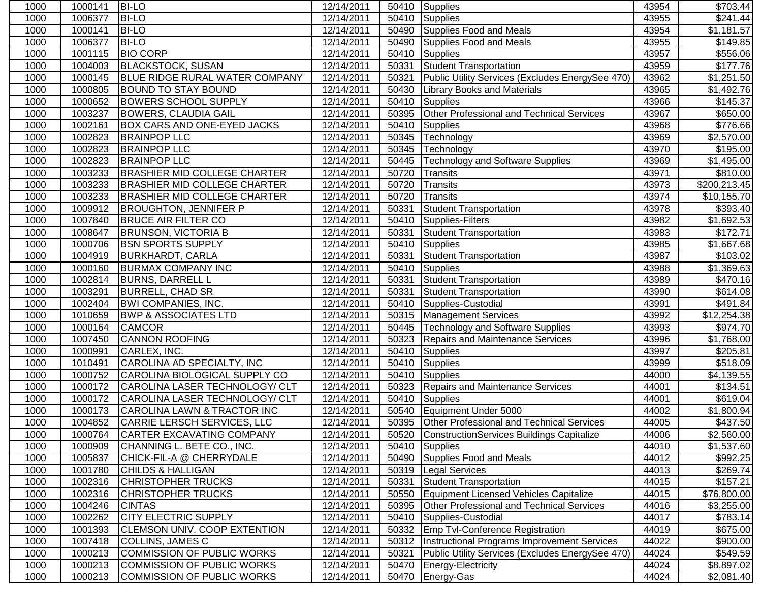| | | | | | | | |
|---|---|---|---|---|---|---|---|
| 1000 | 1000141 | BI-LO | 12/14/2011 | 50410 | Supplies | 43954 | $703.44 |
| 1000 | 1006377 | BI-LO | 12/14/2011 | 50410 | Supplies | 43955 | $241.44 |
| 1000 | 1000141 | BI-LO | 12/14/2011 | 50490 | Supplies Food and Meals | 43954 | $1,181.57 |
| 1000 | 1006377 | BI-LO | 12/14/2011 | 50490 | Supplies Food and Meals | 43955 | $149.85 |
| 1000 | 1001115 | BIO CORP | 12/14/2011 | 50410 | Supplies | 43957 | $556.06 |
| 1000 | 1004003 | BLACKSTOCK, SUSAN | 12/14/2011 | 50331 | Student Transportation | 43959 | $177.76 |
| 1000 | 1000145 | BLUE RIDGE RURAL WATER COMPANY | 12/14/2011 | 50321 | Public Utility Services (Excludes EnergySee 470) | 43962 | $1,251.50 |
| 1000 | 1000805 | BOUND TO STAY BOUND | 12/14/2011 | 50430 | Library Books and Materials | 43965 | $1,492.76 |
| 1000 | 1000652 | BOWERS SCHOOL SUPPLY | 12/14/2011 | 50410 | Supplies | 43966 | $145.37 |
| 1000 | 1003237 | BOWERS, CLAUDIA GAIL | 12/14/2011 | 50395 | Other Professional and Technical Services | 43967 | $650.00 |
| 1000 | 1002161 | BOX CARS AND ONE-EYED JACKS | 12/14/2011 | 50410 | Supplies | 43968 | $776.66 |
| 1000 | 1002823 | BRAINPOP LLC | 12/14/2011 | 50345 | Technology | 43969 | $2,570.00 |
| 1000 | 1002823 | BRAINPOP LLC | 12/14/2011 | 50345 | Technology | 43970 | $195.00 |
| 1000 | 1002823 | BRAINPOP LLC | 12/14/2011 | 50445 | Technology and Software Supplies | 43969 | $1,495.00 |
| 1000 | 1003233 | BRASHIER MID COLLEGE CHARTER | 12/14/2011 | 50720 | Transits | 43971 | $810.00 |
| 1000 | 1003233 | BRASHIER MID COLLEGE CHARTER | 12/14/2011 | 50720 | Transits | 43973 | $200,213.45 |
| 1000 | 1003233 | BRASHIER MID COLLEGE CHARTER | 12/14/2011 | 50720 | Transits | 43974 | $10,155.70 |
| 1000 | 1009912 | BROUGHTON, JENNIFER P | 12/14/2011 | 50331 | Student Transportation | 43978 | $393.40 |
| 1000 | 1007840 | BRUCE AIR FILTER CO | 12/14/2011 | 50410 | Supplies-Filters | 43982 | $1,692.53 |
| 1000 | 1008647 | BRUNSON, VICTORIA B | 12/14/2011 | 50331 | Student Transportation | 43983 | $172.71 |
| 1000 | 1000706 | BSN SPORTS SUPPLY | 12/14/2011 | 50410 | Supplies | 43985 | $1,667.68 |
| 1000 | 1004919 | BURKHARDT, CARLA | 12/14/2011 | 50331 | Student Transportation | 43987 | $103.02 |
| 1000 | 1000160 | BURMAX COMPANY INC | 12/14/2011 | 50410 | Supplies | 43988 | $1,369.63 |
| 1000 | 1002814 | BURNS, DARRELL L | 12/14/2011 | 50331 | Student Transportation | 43989 | $470.16 |
| 1000 | 1003291 | BURRELL, CHAD SR | 12/14/2011 | 50331 | Student Transportation | 43990 | $614.08 |
| 1000 | 1002404 | BWI COMPANIES, INC. | 12/14/2011 | 50410 | Supplies-Custodial | 43991 | $491.84 |
| 1000 | 1010659 | BWP & ASSOCIATES LTD | 12/14/2011 | 50315 | Management Services | 43992 | $12,254.38 |
| 1000 | 1000164 | CAMCOR | 12/14/2011 | 50445 | Technology and Software Supplies | 43993 | $974.70 |
| 1000 | 1007450 | CANNON ROOFING | 12/14/2011 | 50323 | Repairs and Maintenance Services | 43996 | $1,768.00 |
| 1000 | 1000991 | CARLEX, INC. | 12/14/2011 | 50410 | Supplies | 43997 | $205.81 |
| 1000 | 1010491 | CAROLINA AD SPECIALTY, INC | 12/14/2011 | 50410 | Supplies | 43999 | $518.09 |
| 1000 | 1000752 | CAROLINA BIOLOGICAL SUPPLY CO | 12/14/2011 | 50410 | Supplies | 44000 | $4,139.55 |
| 1000 | 1000172 | CAROLINA LASER TECHNOLOGY/ CLT | 12/14/2011 | 50323 | Repairs and Maintenance Services | 44001 | $134.51 |
| 1000 | 1000172 | CAROLINA LASER TECHNOLOGY/ CLT | 12/14/2011 | 50410 | Supplies | 44001 | $619.04 |
| 1000 | 1000173 | CAROLINA LAWN & TRACTOR INC | 12/14/2011 | 50540 | Equipment Under 5000 | 44002 | $1,800.94 |
| 1000 | 1004852 | CARRIE LERSCH SERVICES, LLC | 12/14/2011 | 50395 | Other Professional and Technical Services | 44005 | $437.50 |
| 1000 | 1000764 | CARTER EXCAVATING COMPANY | 12/14/2011 | 50520 | ConstructionServices Buildings Capitalize | 44006 | $2,560.00 |
| 1000 | 1000909 | CHANNING L. BETE CO., INC. | 12/14/2011 | 50410 | Supplies | 44010 | $1,537.60 |
| 1000 | 1005837 | CHICK-FIL-A @ CHERRYDALE | 12/14/2011 | 50490 | Supplies Food and Meals | 44012 | $992.25 |
| 1000 | 1001780 | CHILDS & HALLIGAN | 12/14/2011 | 50319 | Legal Services | 44013 | $269.74 |
| 1000 | 1002316 | CHRISTOPHER TRUCKS | 12/14/2011 | 50331 | Student Transportation | 44015 | $157.21 |
| 1000 | 1002316 | CHRISTOPHER TRUCKS | 12/14/2011 | 50550 | Equipment Licensed Vehicles Capitalize | 44015 | $76,800.00 |
| 1000 | 1004246 | CINTAS | 12/14/2011 | 50395 | Other Professional and Technical Services | 44016 | $3,255.00 |
| 1000 | 1002262 | CITY ELECTRIC SUPPLY | 12/14/2011 | 50410 | Supplies-Custodial | 44017 | $783.14 |
| 1000 | 1001393 | CLEMSON UNIV. COOP EXTENTION | 12/14/2011 | 50332 | Emp Tvl-Conference Registration | 44019 | $675.00 |
| 1000 | 1007418 | COLLINS, JAMES C | 12/14/2011 | 50312 | Instructional Programs Improvement Services | 44022 | $900.00 |
| 1000 | 1000213 | COMMISSION OF PUBLIC WORKS | 12/14/2011 | 50321 | Public Utility Services (Excludes EnergySee 470) | 44024 | $549.59 |
| 1000 | 1000213 | COMMISSION OF PUBLIC WORKS | 12/14/2011 | 50470 | Energy-Electricity | 44024 | $8,897.02 |
| 1000 | 1000213 | COMMISSION OF PUBLIC WORKS | 12/14/2011 | 50470 | Energy-Gas | 44024 | $2,081.40 |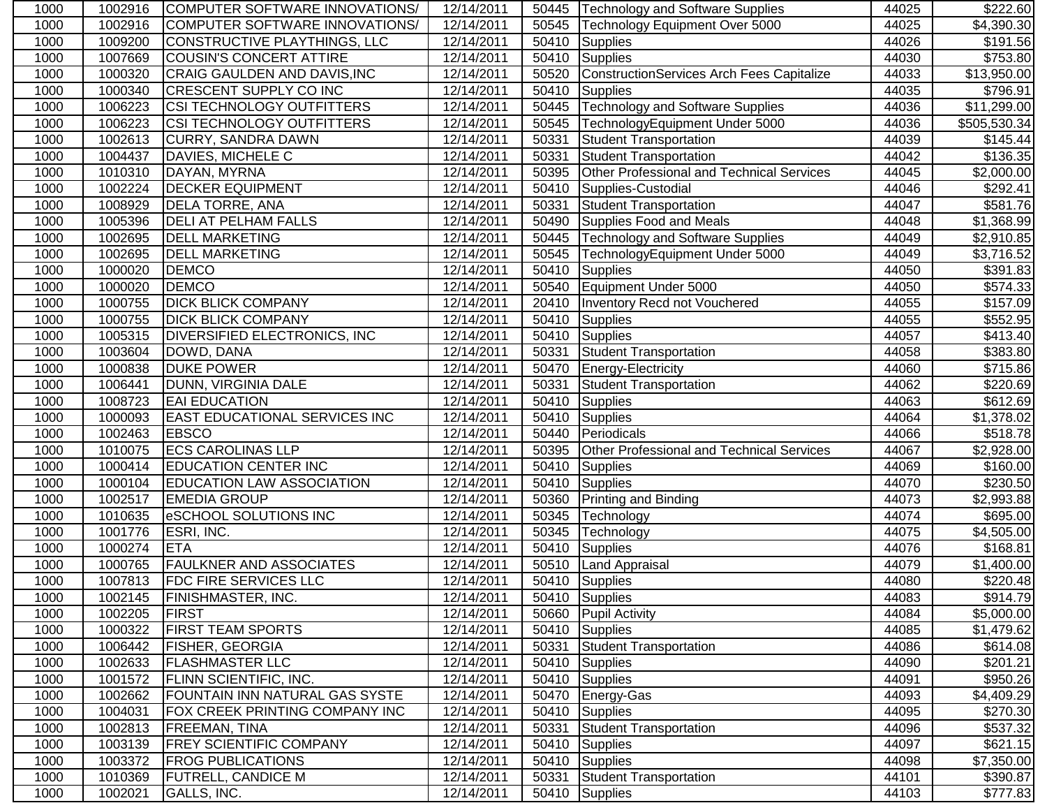| | | | | | | | |
|---|---|---|---|---|---|---|---|
| 1000 | 1002916 | COMPUTER SOFTWARE INNOVATIONS/ | 12/14/2011 | 50445 | Technology and Software Supplies | 44025 | $222.60 |
| 1000 | 1002916 | COMPUTER SOFTWARE INNOVATIONS/ | 12/14/2011 | 50545 | Technology Equipment Over 5000 | 44025 | $4,390.30 |
| 1000 | 1009200 | CONSTRUCTIVE PLAYTHINGS, LLC | 12/14/2011 | 50410 | Supplies | 44026 | $191.56 |
| 1000 | 1007669 | COUSIN'S CONCERT ATTIRE | 12/14/2011 | 50410 | Supplies | 44030 | $753.80 |
| 1000 | 1000320 | CRAIG GAULDEN AND DAVIS,INC | 12/14/2011 | 50520 | ConstructionServices Arch Fees Capitalize | 44033 | $13,950.00 |
| 1000 | 1000340 | CRESCENT SUPPLY CO INC | 12/14/2011 | 50410 | Supplies | 44035 | $796.91 |
| 1000 | 1006223 | CSI TECHNOLOGY OUTFITTERS | 12/14/2011 | 50445 | Technology and Software Supplies | 44036 | $11,299.00 |
| 1000 | 1006223 | CSI TECHNOLOGY OUTFITTERS | 12/14/2011 | 50545 | TechnologyEquipment Under 5000 | 44036 | $505,530.34 |
| 1000 | 1002613 | CURRY, SANDRA DAWN | 12/14/2011 | 50331 | Student Transportation | 44039 | $145.44 |
| 1000 | 1004437 | DAVIES, MICHELE C | 12/14/2011 | 50331 | Student Transportation | 44042 | $136.35 |
| 1000 | 1010310 | DAYAN, MYRNA | 12/14/2011 | 50395 | Other Professional and Technical Services | 44045 | $2,000.00 |
| 1000 | 1002224 | DECKER EQUIPMENT | 12/14/2011 | 50410 | Supplies-Custodial | 44046 | $292.41 |
| 1000 | 1008929 | DELA TORRE, ANA | 12/14/2011 | 50331 | Student Transportation | 44047 | $581.76 |
| 1000 | 1005396 | DELI AT PELHAM FALLS | 12/14/2011 | 50490 | Supplies Food and Meals | 44048 | $1,368.99 |
| 1000 | 1002695 | DELL MARKETING | 12/14/2011 | 50445 | Technology and Software Supplies | 44049 | $2,910.85 |
| 1000 | 1002695 | DELL MARKETING | 12/14/2011 | 50545 | TechnologyEquipment Under 5000 | 44049 | $3,716.52 |
| 1000 | 1000020 | DEMCO | 12/14/2011 | 50410 | Supplies | 44050 | $391.83 |
| 1000 | 1000020 | DEMCO | 12/14/2011 | 50540 | Equipment Under 5000 | 44050 | $574.33 |
| 1000 | 1000755 | DICK BLICK COMPANY | 12/14/2011 | 20410 | Inventory Recd not Vouchered | 44055 | $157.09 |
| 1000 | 1000755 | DICK BLICK COMPANY | 12/14/2011 | 50410 | Supplies | 44055 | $552.95 |
| 1000 | 1005315 | DIVERSIFIED ELECTRONICS, INC | 12/14/2011 | 50410 | Supplies | 44057 | $413.40 |
| 1000 | 1003604 | DOWD, DANA | 12/14/2011 | 50331 | Student Transportation | 44058 | $383.80 |
| 1000 | 1000838 | DUKE POWER | 12/14/2011 | 50470 | Energy-Electricity | 44060 | $715.86 |
| 1000 | 1006441 | DUNN, VIRGINIA DALE | 12/14/2011 | 50331 | Student Transportation | 44062 | $220.69 |
| 1000 | 1008723 | EAI EDUCATION | 12/14/2011 | 50410 | Supplies | 44063 | $612.69 |
| 1000 | 1000093 | EAST EDUCATIONAL SERVICES INC | 12/14/2011 | 50410 | Supplies | 44064 | $1,378.02 |
| 1000 | 1002463 | EBSCO | 12/14/2011 | 50440 | Periodicals | 44066 | $518.78 |
| 1000 | 1010075 | ECS CAROLINAS LLP | 12/14/2011 | 50395 | Other Professional and Technical Services | 44067 | $2,928.00 |
| 1000 | 1000414 | EDUCATION CENTER INC | 12/14/2011 | 50410 | Supplies | 44069 | $160.00 |
| 1000 | 1000104 | EDUCATION LAW ASSOCIATION | 12/14/2011 | 50410 | Supplies | 44070 | $230.50 |
| 1000 | 1002517 | EMEDIA GROUP | 12/14/2011 | 50360 | Printing and Binding | 44073 | $2,993.88 |
| 1000 | 1010635 | eSCHOOL SOLUTIONS INC | 12/14/2011 | 50345 | Technology | 44074 | $695.00 |
| 1000 | 1001776 | ESRI, INC. | 12/14/2011 | 50345 | Technology | 44075 | $4,505.00 |
| 1000 | 1000274 | ETA | 12/14/2011 | 50410 | Supplies | 44076 | $168.81 |
| 1000 | 1000765 | FAULKNER AND ASSOCIATES | 12/14/2011 | 50510 | Land Appraisal | 44079 | $1,400.00 |
| 1000 | 1007813 | FDC FIRE SERVICES LLC | 12/14/2011 | 50410 | Supplies | 44080 | $220.48 |
| 1000 | 1002145 | FINISHMASTER, INC. | 12/14/2011 | 50410 | Supplies | 44083 | $914.79 |
| 1000 | 1002205 | FIRST | 12/14/2011 | 50660 | Pupil Activity | 44084 | $5,000.00 |
| 1000 | 1000322 | FIRST TEAM SPORTS | 12/14/2011 | 50410 | Supplies | 44085 | $1,479.62 |
| 1000 | 1006442 | FISHER, GEORGIA | 12/14/2011 | 50331 | Student Transportation | 44086 | $614.08 |
| 1000 | 1002633 | FLASHMASTER LLC | 12/14/2011 | 50410 | Supplies | 44090 | $201.21 |
| 1000 | 1001572 | FLINN SCIENTIFIC, INC. | 12/14/2011 | 50410 | Supplies | 44091 | $950.26 |
| 1000 | 1002662 | FOUNTAIN INN NATURAL GAS SYSTE | 12/14/2011 | 50470 | Energy-Gas | 44093 | $4,409.29 |
| 1000 | 1004031 | FOX CREEK PRINTING COMPANY INC | 12/14/2011 | 50410 | Supplies | 44095 | $270.30 |
| 1000 | 1002813 | FREEMAN, TINA | 12/14/2011 | 50331 | Student Transportation | 44096 | $537.32 |
| 1000 | 1003139 | FREY SCIENTIFIC COMPANY | 12/14/2011 | 50410 | Supplies | 44097 | $621.15 |
| 1000 | 1003372 | FROG PUBLICATIONS | 12/14/2011 | 50410 | Supplies | 44098 | $7,350.00 |
| 1000 | 1010369 | FUTRELL, CANDICE M | 12/14/2011 | 50331 | Student Transportation | 44101 | $390.87 |
| 1000 | 1002021 | GALLS, INC. | 12/14/2011 | 50410 | Supplies | 44103 | $777.83 |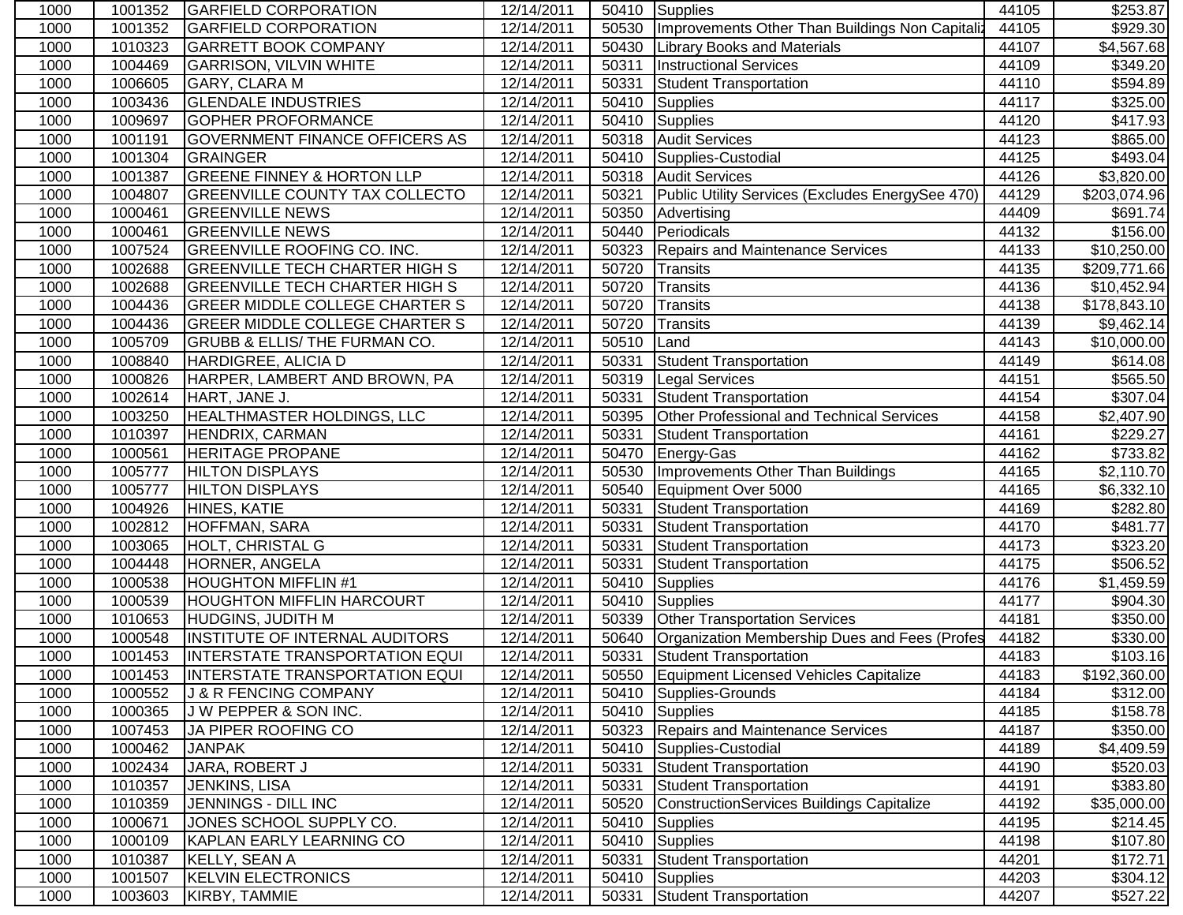| 1000 | 1001352 | GARFIELD CORPORATION | 12/14/2011 | 50410 | Supplies | 44105 | $253.87 |
|---|---|---|---|---|---|---|---|
| 1000 | 1001352 | GARFIELD CORPORATION | 12/14/2011 | 50530 | Improvements Other Than Buildings Non Capitaliz | 44105 | $929.30 |
| 1000 | 1010323 | GARRETT BOOK COMPANY | 12/14/2011 | 50430 | Library Books and Materials | 44107 | $4,567.68 |
| 1000 | 1004469 | GARRISON, VILVIN WHITE | 12/14/2011 | 50311 | Instructional Services | 44109 | $349.20 |
| 1000 | 1006605 | GARY, CLARA M | 12/14/2011 | 50331 | Student Transportation | 44110 | $594.89 |
| 1000 | 1003436 | GLENDALE INDUSTRIES | 12/14/2011 | 50410 | Supplies | 44117 | $325.00 |
| 1000 | 1009697 | GOPHER PROFORMANCE | 12/14/2011 | 50410 | Supplies | 44120 | $417.93 |
| 1000 | 1001191 | GOVERNMENT FINANCE OFFICERS AS | 12/14/2011 | 50318 | Audit Services | 44123 | $865.00 |
| 1000 | 1001304 | GRAINGER | 12/14/2011 | 50410 | Supplies-Custodial | 44125 | $493.04 |
| 1000 | 1001387 | GREENE FINNEY & HORTON LLP | 12/14/2011 | 50318 | Audit Services | 44126 | $3,820.00 |
| 1000 | 1004807 | GREENVILLE COUNTY TAX COLLECTO | 12/14/2011 | 50321 | Public Utility Services (Excludes EnergySee 470) | 44129 | $203,074.96 |
| 1000 | 1000461 | GREENVILLE NEWS | 12/14/2011 | 50350 | Advertising | 44409 | $691.74 |
| 1000 | 1000461 | GREENVILLE NEWS | 12/14/2011 | 50440 | Periodicals | 44132 | $156.00 |
| 1000 | 1007524 | GREENVILLE ROOFING CO. INC. | 12/14/2011 | 50323 | Repairs and Maintenance Services | 44133 | $10,250.00 |
| 1000 | 1002688 | GREENVILLE TECH CHARTER HIGH S | 12/14/2011 | 50720 | Transits | 44135 | $209,771.66 |
| 1000 | 1002688 | GREENVILLE TECH CHARTER HIGH S | 12/14/2011 | 50720 | Transits | 44136 | $10,452.94 |
| 1000 | 1004436 | GREER MIDDLE COLLEGE CHARTER S | 12/14/2011 | 50720 | Transits | 44138 | $178,843.10 |
| 1000 | 1004436 | GREER MIDDLE COLLEGE CHARTER S | 12/14/2011 | 50720 | Transits | 44139 | $9,462.14 |
| 1000 | 1005709 | GRUBB & ELLIS/ THE FURMAN CO. | 12/14/2011 | 50510 | Land | 44143 | $10,000.00 |
| 1000 | 1008840 | HARDIGREE, ALICIA D | 12/14/2011 | 50331 | Student Transportation | 44149 | $614.08 |
| 1000 | 1000826 | HARPER, LAMBERT AND BROWN, PA | 12/14/2011 | 50319 | Legal Services | 44151 | $565.50 |
| 1000 | 1002614 | HART, JANE J. | 12/14/2011 | 50331 | Student Transportation | 44154 | $307.04 |
| 1000 | 1003250 | HEALTHMASTER HOLDINGS, LLC | 12/14/2011 | 50395 | Other Professional and Technical Services | 44158 | $2,407.90 |
| 1000 | 1010397 | HENDRIX, CARMAN | 12/14/2011 | 50331 | Student Transportation | 44161 | $229.27 |
| 1000 | 1000561 | HERITAGE PROPANE | 12/14/2011 | 50470 | Energy-Gas | 44162 | $733.82 |
| 1000 | 1005777 | HILTON DISPLAYS | 12/14/2011 | 50530 | Improvements Other Than Buildings | 44165 | $2,110.70 |
| 1000 | 1005777 | HILTON DISPLAYS | 12/14/2011 | 50540 | Equipment Over 5000 | 44165 | $6,332.10 |
| 1000 | 1004926 | HINES, KATIE | 12/14/2011 | 50331 | Student Transportation | 44169 | $282.80 |
| 1000 | 1002812 | HOFFMAN, SARA | 12/14/2011 | 50331 | Student Transportation | 44170 | $481.77 |
| 1000 | 1003065 | HOLT, CHRISTAL G | 12/14/2011 | 50331 | Student Transportation | 44173 | $323.20 |
| 1000 | 1004448 | HORNER, ANGELA | 12/14/2011 | 50331 | Student Transportation | 44175 | $506.52 |
| 1000 | 1000538 | HOUGHTON MIFFLIN #1 | 12/14/2011 | 50410 | Supplies | 44176 | $1,459.59 |
| 1000 | 1000539 | HOUGHTON MIFFLIN HARCOURT | 12/14/2011 | 50410 | Supplies | 44177 | $904.30 |
| 1000 | 1010653 | HUDGINS, JUDITH M | 12/14/2011 | 50339 | Other Transportation Services | 44181 | $350.00 |
| 1000 | 1000548 | INSTITUTE OF INTERNAL AUDITORS | 12/14/2011 | 50640 | Organization Membership Dues and Fees (Profes | 44182 | $330.00 |
| 1000 | 1001453 | INTERSTATE TRANSPORTATION EQUI | 12/14/2011 | 50331 | Student Transportation | 44183 | $103.16 |
| 1000 | 1001453 | INTERSTATE TRANSPORTATION EQUI | 12/14/2011 | 50550 | Equipment Licensed Vehicles Capitalize | 44183 | $192,360.00 |
| 1000 | 1000552 | J & R FENCING COMPANY | 12/14/2011 | 50410 | Supplies-Grounds | 44184 | $312.00 |
| 1000 | 1000365 | J W PEPPER & SON INC. | 12/14/2011 | 50410 | Supplies | 44185 | $158.78 |
| 1000 | 1007453 | JA PIPER ROOFING CO | 12/14/2011 | 50323 | Repairs and Maintenance Services | 44187 | $350.00 |
| 1000 | 1000462 | JANPAK | 12/14/2011 | 50410 | Supplies-Custodial | 44189 | $4,409.59 |
| 1000 | 1002434 | JARA, ROBERT J | 12/14/2011 | 50331 | Student Transportation | 44190 | $520.03 |
| 1000 | 1010357 | JENKINS, LISA | 12/14/2011 | 50331 | Student Transportation | 44191 | $383.80 |
| 1000 | 1010359 | JENNINGS - DILL INC | 12/14/2011 | 50520 | ConstructionServices Buildings Capitalize | 44192 | $35,000.00 |
| 1000 | 1000671 | JONES SCHOOL SUPPLY CO. | 12/14/2011 | 50410 | Supplies | 44195 | $214.45 |
| 1000 | 1000109 | KAPLAN EARLY LEARNING CO | 12/14/2011 | 50410 | Supplies | 44198 | $107.80 |
| 1000 | 1010387 | KELLY, SEAN A | 12/14/2011 | 50331 | Student Transportation | 44201 | $172.71 |
| 1000 | 1001507 | KELVIN ELECTRONICS | 12/14/2011 | 50410 | Supplies | 44203 | $304.12 |
| 1000 | 1003603 | KIRBY, TAMMIE | 12/14/2011 | 50331 | Student Transportation | 44207 | $527.22 |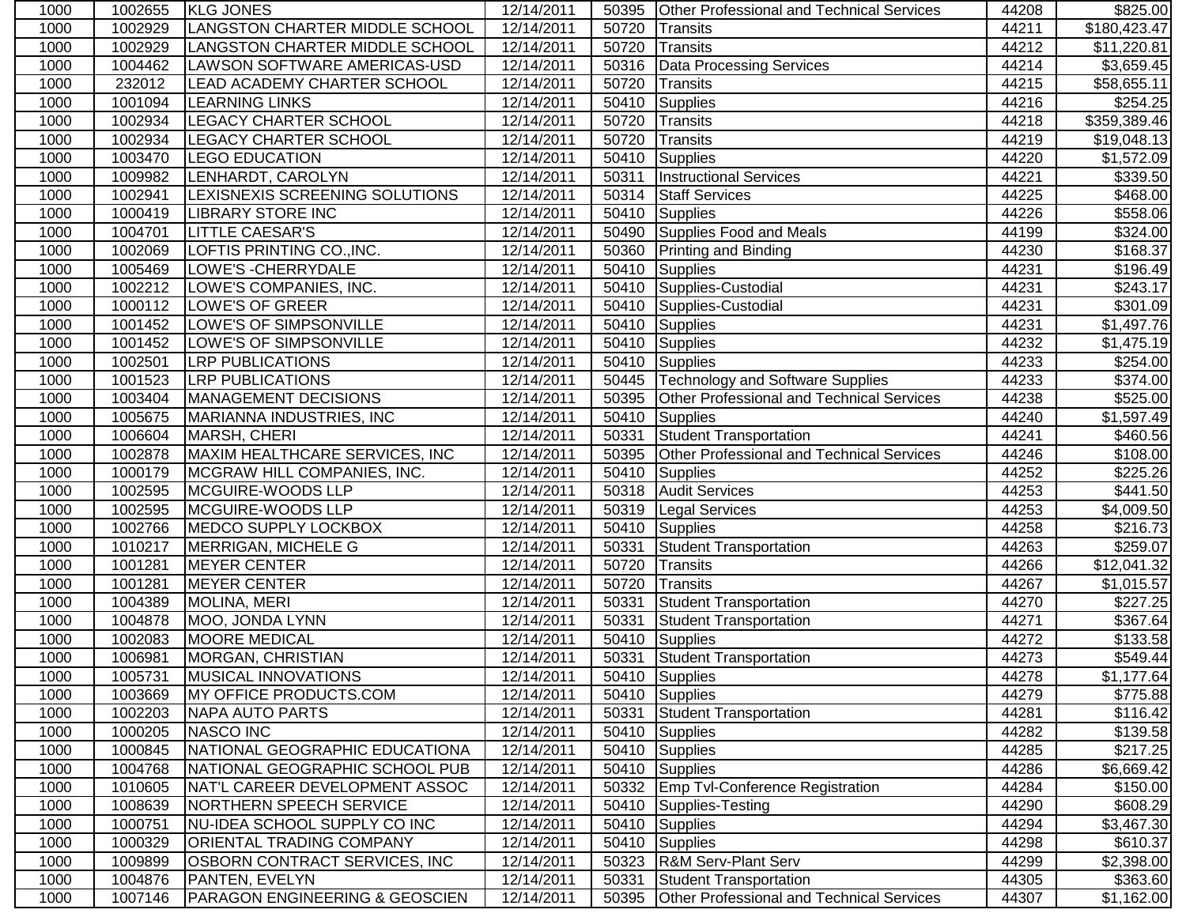| | | | | | | | |
|---|---|---|---|---|---|---|---|
| 1000 | 1002655 | KLG JONES | 12/14/2011 | 50395 | Other Professional and Technical Services | 44208 | $825.00 |
| 1000 | 1002929 | LANGSTON CHARTER MIDDLE SCHOOL | 12/14/2011 | 50720 | Transits | 44211 | $180,423.47 |
| 1000 | 1002929 | LANGSTON CHARTER MIDDLE SCHOOL | 12/14/2011 | 50720 | Transits | 44212 | $11,220.81 |
| 1000 | 1004462 | LAWSON SOFTWARE AMERICAS-USD | 12/14/2011 | 50316 | Data Processing Services | 44214 | $3,659.45 |
| 1000 | 232012 | LEAD ACADEMY CHARTER SCHOOL | 12/14/2011 | 50720 | Transits | 44215 | $58,655.11 |
| 1000 | 1001094 | LEARNING LINKS | 12/14/2011 | 50410 | Supplies | 44216 | $254.25 |
| 1000 | 1002934 | LEGACY CHARTER SCHOOL | 12/14/2011 | 50720 | Transits | 44218 | $359,389.46 |
| 1000 | 1002934 | LEGACY CHARTER SCHOOL | 12/14/2011 | 50720 | Transits | 44219 | $19,048.13 |
| 1000 | 1003470 | LEGO EDUCATION | 12/14/2011 | 50410 | Supplies | 44220 | $1,572.09 |
| 1000 | 1009982 | LENHARDT, CAROLYN | 12/14/2011 | 50311 | Instructional Services | 44221 | $339.50 |
| 1000 | 1002941 | LEXISNEXIS SCREENING SOLUTIONS | 12/14/2011 | 50314 | Staff Services | 44225 | $468.00 |
| 1000 | 1000419 | LIBRARY STORE INC | 12/14/2011 | 50410 | Supplies | 44226 | $558.06 |
| 1000 | 1004701 | LITTLE CAESAR'S | 12/14/2011 | 50490 | Supplies Food and Meals | 44199 | $324.00 |
| 1000 | 1002069 | LOFTIS PRINTING CO.,INC. | 12/14/2011 | 50360 | Printing and Binding | 44230 | $168.37 |
| 1000 | 1005469 | LOWE'S -CHERRYDALE | 12/14/2011 | 50410 | Supplies | 44231 | $196.49 |
| 1000 | 1002212 | LOWE'S COMPANIES, INC. | 12/14/2011 | 50410 | Supplies-Custodial | 44231 | $243.17 |
| 1000 | 1000112 | LOWE'S OF GREER | 12/14/2011 | 50410 | Supplies-Custodial | 44231 | $301.09 |
| 1000 | 1001452 | LOWE'S OF SIMPSONVILLE | 12/14/2011 | 50410 | Supplies | 44231 | $1,497.76 |
| 1000 | 1001452 | LOWE'S OF SIMPSONVILLE | 12/14/2011 | 50410 | Supplies | 44232 | $1,475.19 |
| 1000 | 1002501 | LRP PUBLICATIONS | 12/14/2011 | 50410 | Supplies | 44233 | $254.00 |
| 1000 | 1001523 | LRP PUBLICATIONS | 12/14/2011 | 50445 | Technology and Software Supplies | 44233 | $374.00 |
| 1000 | 1003404 | MANAGEMENT DECISIONS | 12/14/2011 | 50395 | Other Professional and Technical Services | 44238 | $525.00 |
| 1000 | 1005675 | MARIANNA INDUSTRIES, INC | 12/14/2011 | 50410 | Supplies | 44240 | $1,597.49 |
| 1000 | 1006604 | MARSH, CHERI | 12/14/2011 | 50331 | Student Transportation | 44241 | $460.56 |
| 1000 | 1002878 | MAXIM HEALTHCARE SERVICES, INC | 12/14/2011 | 50395 | Other Professional and Technical Services | 44246 | $108.00 |
| 1000 | 1000179 | MCGRAW HILL COMPANIES, INC. | 12/14/2011 | 50410 | Supplies | 44252 | $225.26 |
| 1000 | 1002595 | MCGUIRE-WOODS LLP | 12/14/2011 | 50318 | Audit Services | 44253 | $441.50 |
| 1000 | 1002595 | MCGUIRE-WOODS LLP | 12/14/2011 | 50319 | Legal Services | 44253 | $4,009.50 |
| 1000 | 1002766 | MEDCO SUPPLY LOCKBOX | 12/14/2011 | 50410 | Supplies | 44258 | $216.73 |
| 1000 | 1010217 | MERRIGAN, MICHELE G | 12/14/2011 | 50331 | Student Transportation | 44263 | $259.07 |
| 1000 | 1001281 | MEYER CENTER | 12/14/2011 | 50720 | Transits | 44266 | $12,041.32 |
| 1000 | 1001281 | MEYER CENTER | 12/14/2011 | 50720 | Transits | 44267 | $1,015.57 |
| 1000 | 1004389 | MOLINA, MERI | 12/14/2011 | 50331 | Student Transportation | 44270 | $227.25 |
| 1000 | 1004878 | MOO, JONDA LYNN | 12/14/2011 | 50331 | Student Transportation | 44271 | $367.64 |
| 1000 | 1002083 | MOORE MEDICAL | 12/14/2011 | 50410 | Supplies | 44272 | $133.58 |
| 1000 | 1006981 | MORGAN, CHRISTIAN | 12/14/2011 | 50331 | Student Transportation | 44273 | $549.44 |
| 1000 | 1005731 | MUSICAL INNOVATIONS | 12/14/2011 | 50410 | Supplies | 44278 | $1,177.64 |
| 1000 | 1003669 | MY OFFICE PRODUCTS.COM | 12/14/2011 | 50410 | Supplies | 44279 | $775.88 |
| 1000 | 1002203 | NAPA AUTO PARTS | 12/14/2011 | 50331 | Student Transportation | 44281 | $116.42 |
| 1000 | 1000205 | NASCO INC | 12/14/2011 | 50410 | Supplies | 44282 | $139.58 |
| 1000 | 1000845 | NATIONAL GEOGRAPHIC EDUCATIONA | 12/14/2011 | 50410 | Supplies | 44285 | $217.25 |
| 1000 | 1004768 | NATIONAL GEOGRAPHIC SCHOOL PUB | 12/14/2011 | 50410 | Supplies | 44286 | $6,669.42 |
| 1000 | 1010605 | NAT'L CAREER DEVELOPMENT ASSOC | 12/14/2011 | 50332 | Emp Tvl-Conference Registration | 44284 | $150.00 |
| 1000 | 1008639 | NORTHERN SPEECH SERVICE | 12/14/2011 | 50410 | Supplies-Testing | 44290 | $608.29 |
| 1000 | 1000751 | NU-IDEA SCHOOL SUPPLY CO INC | 12/14/2011 | 50410 | Supplies | 44294 | $3,467.30 |
| 1000 | 1000329 | ORIENTAL TRADING COMPANY | 12/14/2011 | 50410 | Supplies | 44298 | $610.37 |
| 1000 | 1009899 | OSBORN CONTRACT SERVICES, INC | 12/14/2011 | 50323 | R&M Serv-Plant Serv | 44299 | $2,398.00 |
| 1000 | 1004876 | PANTEN, EVELYN | 12/14/2011 | 50331 | Student Transportation | 44305 | $363.60 |
| 1000 | 1007146 | PARAGON ENGINEERING & GEOSCIEN | 12/14/2011 | 50395 | Other Professional and Technical Services | 44307 | $1,162.00 |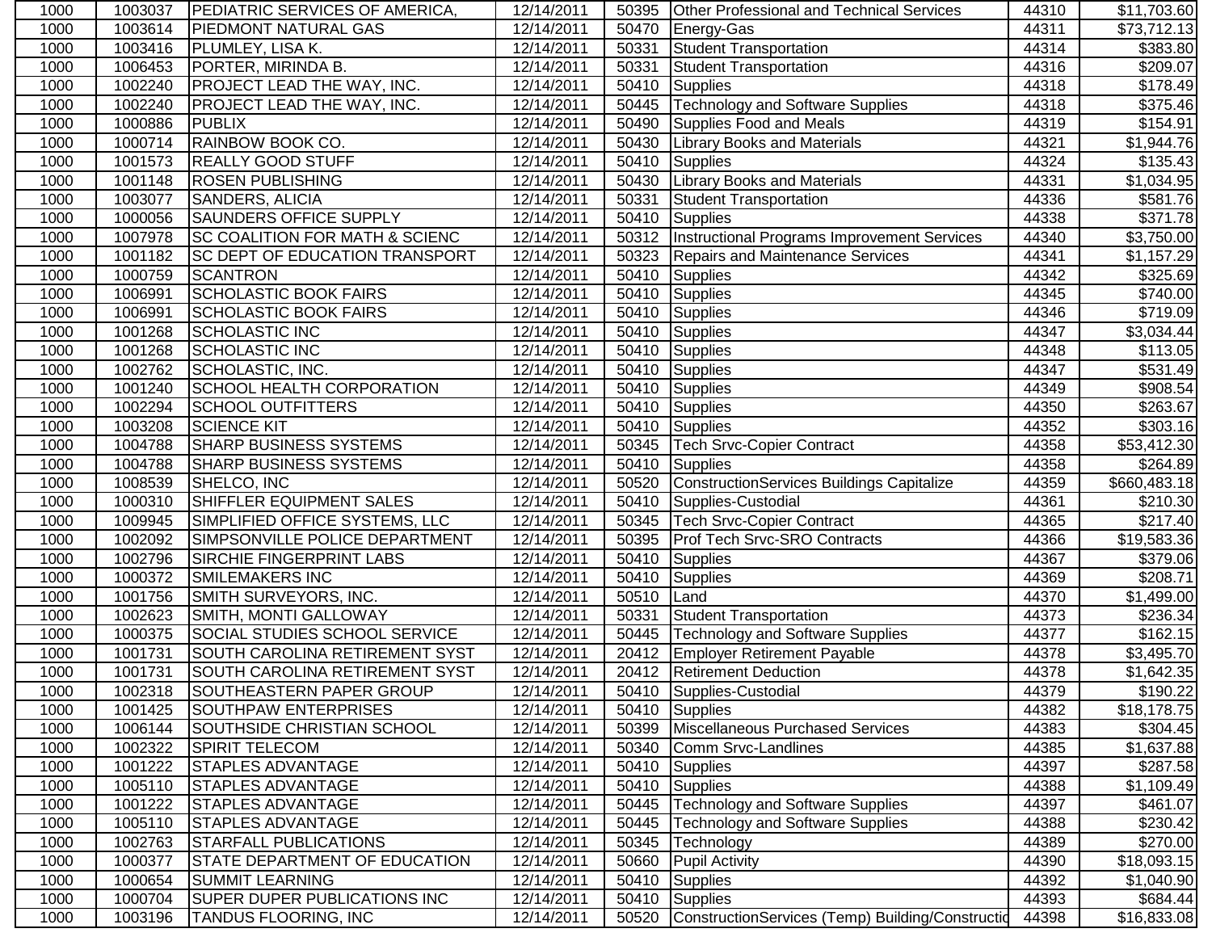| | | | | | | | |
|---|---|---|---|---|---|---|---|
| 1000 | 1003037 | PEDIATRIC SERVICES OF AMERICA, | 12/14/2011 | 50395 | Other Professional and Technical Services | 44310 | $11,703.60 |
| 1000 | 1003614 | PIEDMONT NATURAL GAS | 12/14/2011 | 50470 | Energy-Gas | 44311 | $73,712.13 |
| 1000 | 1003416 | PLUMLEY, LISA K. | 12/14/2011 | 50331 | Student Transportation | 44314 | $383.80 |
| 1000 | 1006453 | PORTER, MIRINDA B. | 12/14/2011 | 50331 | Student Transportation | 44316 | $209.07 |
| 1000 | 1002240 | PROJECT LEAD THE WAY, INC. | 12/14/2011 | 50410 | Supplies | 44318 | $178.49 |
| 1000 | 1002240 | PROJECT LEAD THE WAY, INC. | 12/14/2011 | 50445 | Technology and Software Supplies | 44318 | $375.46 |
| 1000 | 1000886 | PUBLIX | 12/14/2011 | 50490 | Supplies Food and Meals | 44319 | $154.91 |
| 1000 | 1000714 | RAINBOW BOOK CO. | 12/14/2011 | 50430 | Library Books and Materials | 44321 | $1,944.76 |
| 1000 | 1001573 | REALLY GOOD STUFF | 12/14/2011 | 50410 | Supplies | 44324 | $135.43 |
| 1000 | 1001148 | ROSEN PUBLISHING | 12/14/2011 | 50430 | Library Books and Materials | 44331 | $1,034.95 |
| 1000 | 1003077 | SANDERS, ALICIA | 12/14/2011 | 50331 | Student Transportation | 44336 | $581.76 |
| 1000 | 1000056 | SAUNDERS OFFICE SUPPLY | 12/14/2011 | 50410 | Supplies | 44338 | $371.78 |
| 1000 | 1007978 | SC COALITION FOR MATH & SCIENC | 12/14/2011 | 50312 | Instructional Programs Improvement Services | 44340 | $3,750.00 |
| 1000 | 1001182 | SC DEPT OF EDUCATION TRANSPORT | 12/14/2011 | 50323 | Repairs and Maintenance Services | 44341 | $1,157.29 |
| 1000 | 1000759 | SCANTRON | 12/14/2011 | 50410 | Supplies | 44342 | $325.69 |
| 1000 | 1006991 | SCHOLASTIC BOOK FAIRS | 12/14/2011 | 50410 | Supplies | 44345 | $740.00 |
| 1000 | 1006991 | SCHOLASTIC BOOK FAIRS | 12/14/2011 | 50410 | Supplies | 44346 | $719.09 |
| 1000 | 1001268 | SCHOLASTIC INC | 12/14/2011 | 50410 | Supplies | 44347 | $3,034.44 |
| 1000 | 1001268 | SCHOLASTIC INC | 12/14/2011 | 50410 | Supplies | 44348 | $113.05 |
| 1000 | 1002762 | SCHOLASTIC, INC. | 12/14/2011 | 50410 | Supplies | 44347 | $531.49 |
| 1000 | 1001240 | SCHOOL HEALTH CORPORATION | 12/14/2011 | 50410 | Supplies | 44349 | $908.54 |
| 1000 | 1002294 | SCHOOL OUTFITTERS | 12/14/2011 | 50410 | Supplies | 44350 | $263.67 |
| 1000 | 1003208 | SCIENCE KIT | 12/14/2011 | 50410 | Supplies | 44352 | $303.16 |
| 1000 | 1004788 | SHARP BUSINESS SYSTEMS | 12/14/2011 | 50345 | Tech Srvc-Copier Contract | 44358 | $53,412.30 |
| 1000 | 1004788 | SHARP BUSINESS SYSTEMS | 12/14/2011 | 50410 | Supplies | 44358 | $264.89 |
| 1000 | 1008539 | SHELCO, INC | 12/14/2011 | 50520 | ConstructionServices Buildings Capitalize | 44359 | $660,483.18 |
| 1000 | 1000310 | SHIFFLER EQUIPMENT SALES | 12/14/2011 | 50410 | Supplies-Custodial | 44361 | $210.30 |
| 1000 | 1009945 | SIMPLIFIED OFFICE SYSTEMS, LLC | 12/14/2011 | 50345 | Tech Srvc-Copier Contract | 44365 | $217.40 |
| 1000 | 1002092 | SIMPSONVILLE POLICE DEPARTMENT | 12/14/2011 | 50395 | Prof Tech Srvc-SRO Contracts | 44366 | $19,583.36 |
| 1000 | 1002796 | SIRCHIE FINGERPRINT LABS | 12/14/2011 | 50410 | Supplies | 44367 | $379.06 |
| 1000 | 1000372 | SMILEMAKERS INC | 12/14/2011 | 50410 | Supplies | 44369 | $208.71 |
| 1000 | 1001756 | SMITH SURVEYORS, INC. | 12/14/2011 | 50510 | Land | 44370 | $1,499.00 |
| 1000 | 1002623 | SMITH, MONTI GALLOWAY | 12/14/2011 | 50331 | Student Transportation | 44373 | $236.34 |
| 1000 | 1000375 | SOCIAL STUDIES SCHOOL SERVICE | 12/14/2011 | 50445 | Technology and Software Supplies | 44377 | $162.15 |
| 1000 | 1001731 | SOUTH CAROLINA RETIREMENT SYST | 12/14/2011 | 20412 | Employer Retirement Payable | 44378 | $3,495.70 |
| 1000 | 1001731 | SOUTH CAROLINA RETIREMENT SYST | 12/14/2011 | 20412 | Retirement Deduction | 44378 | $1,642.35 |
| 1000 | 1002318 | SOUTHEASTERN PAPER GROUP | 12/14/2011 | 50410 | Supplies-Custodial | 44379 | $190.22 |
| 1000 | 1001425 | SOUTHPAW ENTERPRISES | 12/14/2011 | 50410 | Supplies | 44382 | $18,178.75 |
| 1000 | 1006144 | SOUTHSIDE CHRISTIAN SCHOOL | 12/14/2011 | 50399 | Miscellaneous Purchased Services | 44383 | $304.45 |
| 1000 | 1002322 | SPIRIT TELECOM | 12/14/2011 | 50340 | Comm Srvc-Landlines | 44385 | $1,637.88 |
| 1000 | 1001222 | STAPLES ADVANTAGE | 12/14/2011 | 50410 | Supplies | 44397 | $287.58 |
| 1000 | 1005110 | STAPLES ADVANTAGE | 12/14/2011 | 50410 | Supplies | 44388 | $1,109.49 |
| 1000 | 1001222 | STAPLES ADVANTAGE | 12/14/2011 | 50445 | Technology and Software Supplies | 44397 | $461.07 |
| 1000 | 1005110 | STAPLES ADVANTAGE | 12/14/2011 | 50445 | Technology and Software Supplies | 44388 | $230.42 |
| 1000 | 1002763 | STARFALL PUBLICATIONS | 12/14/2011 | 50345 | Technology | 44389 | $270.00 |
| 1000 | 1000377 | STATE DEPARTMENT OF EDUCATION | 12/14/2011 | 50660 | Pupil Activity | 44390 | $18,093.15 |
| 1000 | 1000654 | SUMMIT LEARNING | 12/14/2011 | 50410 | Supplies | 44392 | $1,040.90 |
| 1000 | 1000704 | SUPER DUPER PUBLICATIONS INC | 12/14/2011 | 50410 | Supplies | 44393 | $684.44 |
| 1000 | 1003196 | TANDUS FLOORING, INC | 12/14/2011 | 50520 | ConstructionServices (Temp) Building/Constructio | 44398 | $16,833.08 |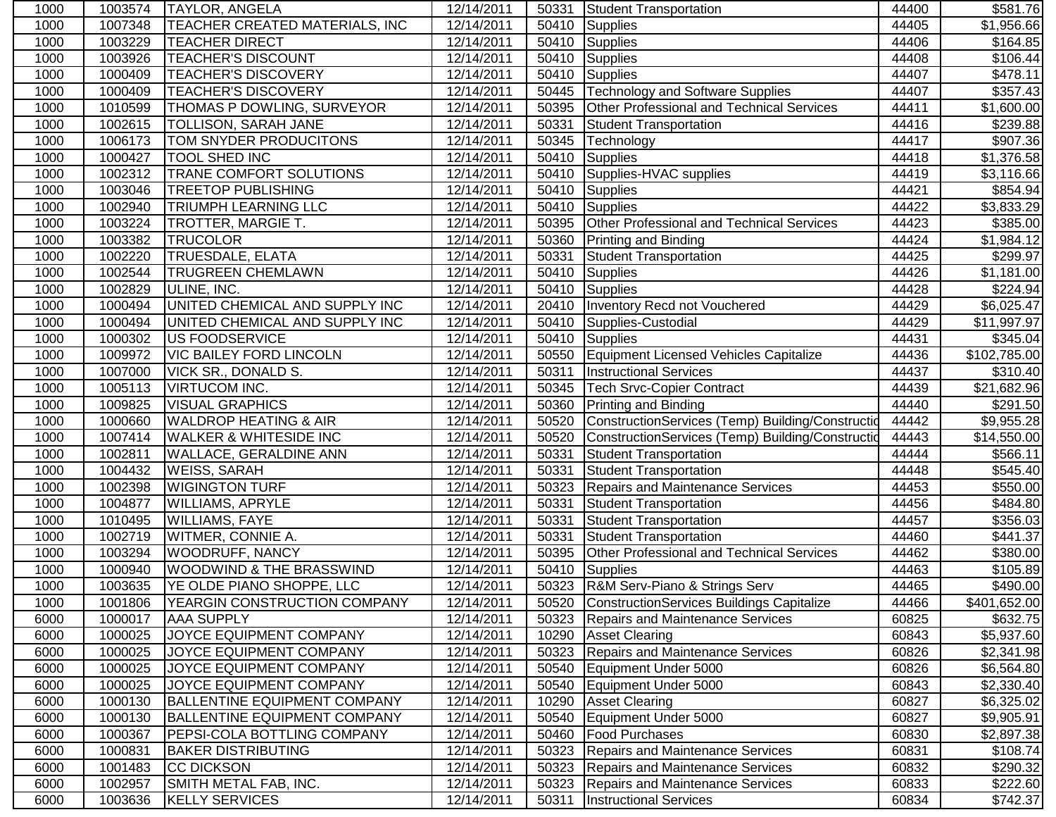| 1000 | 1003574 | TAYLOR, ANGELA | 12/14/2011 | 50331 | Student Transportation | 44400 | $581.76 |
|---|---|---|---|---|---|---|---|
| 1000 | 1007348 | TEACHER CREATED MATERIALS, INC | 12/14/2011 | 50410 | Supplies | 44405 | $1,956.66 |
| 1000 | 1003229 | TEACHER DIRECT | 12/14/2011 | 50410 | Supplies | 44406 | $164.85 |
| 1000 | 1003926 | TEACHER'S DISCOUNT | 12/14/2011 | 50410 | Supplies | 44408 | $106.44 |
| 1000 | 1000409 | TEACHER'S DISCOVERY | 12/14/2011 | 50410 | Supplies | 44407 | $478.11 |
| 1000 | 1000409 | TEACHER'S DISCOVERY | 12/14/2011 | 50445 | Technology and Software Supplies | 44407 | $357.43 |
| 1000 | 1010599 | THOMAS P DOWLING, SURVEYOR | 12/14/2011 | 50395 | Other Professional and Technical Services | 44411 | $1,600.00 |
| 1000 | 1002615 | TOLLISON, SARAH JANE | 12/14/2011 | 50331 | Student Transportation | 44416 | $239.88 |
| 1000 | 1006173 | TOM SNYDER PRODUCITONS | 12/14/2011 | 50345 | Technology | 44417 | $907.36 |
| 1000 | 1000427 | TOOL SHED INC | 12/14/2011 | 50410 | Supplies | 44418 | $1,376.58 |
| 1000 | 1002312 | TRANE COMFORT SOLUTIONS | 12/14/2011 | 50410 | Supplies-HVAC supplies | 44419 | $3,116.66 |
| 1000 | 1003046 | TREETOP PUBLISHING | 12/14/2011 | 50410 | Supplies | 44421 | $854.94 |
| 1000 | 1002940 | TRIUMPH LEARNING LLC | 12/14/2011 | 50410 | Supplies | 44422 | $3,833.29 |
| 1000 | 1003224 | TROTTER, MARGIE T. | 12/14/2011 | 50395 | Other Professional and Technical Services | 44423 | $385.00 |
| 1000 | 1003382 | TRUCOLOR | 12/14/2011 | 50360 | Printing and Binding | 44424 | $1,984.12 |
| 1000 | 1002220 | TRUESDALE, ELATA | 12/14/2011 | 50331 | Student Transportation | 44425 | $299.97 |
| 1000 | 1002544 | TRUGREEN CHEMLAWN | 12/14/2011 | 50410 | Supplies | 44426 | $1,181.00 |
| 1000 | 1002829 | ULINE, INC. | 12/14/2011 | 50410 | Supplies | 44428 | $224.94 |
| 1000 | 1000494 | UNITED CHEMICAL AND SUPPLY INC | 12/14/2011 | 20410 | Inventory Recd not Vouchered | 44429 | $6,025.47 |
| 1000 | 1000494 | UNITED CHEMICAL AND SUPPLY INC | 12/14/2011 | 50410 | Supplies-Custodial | 44429 | $11,997.97 |
| 1000 | 1000302 | US FOODSERVICE | 12/14/2011 | 50410 | Supplies | 44431 | $345.04 |
| 1000 | 1009972 | VIC BAILEY FORD LINCOLN | 12/14/2011 | 50550 | Equipment Licensed Vehicles Capitalize | 44436 | $102,785.00 |
| 1000 | 1007000 | VICK SR., DONALD S. | 12/14/2011 | 50311 | Instructional Services | 44437 | $310.40 |
| 1000 | 1005113 | VIRTUCOM INC. | 12/14/2011 | 50345 | Tech Srvc-Copier Contract | 44439 | $21,682.96 |
| 1000 | 1009825 | VISUAL GRAPHICS | 12/14/2011 | 50360 | Printing and Binding | 44440 | $291.50 |
| 1000 | 1000660 | WALDROP HEATING & AIR | 12/14/2011 | 50520 | ConstructionServices (Temp) Building/Constructio | 44442 | $9,955.28 |
| 1000 | 1007414 | WALKER & WHITESIDE INC | 12/14/2011 | 50520 | ConstructionServices (Temp) Building/Constructio | 44443 | $14,550.00 |
| 1000 | 1002811 | WALLACE, GERALDINE ANN | 12/14/2011 | 50331 | Student Transportation | 44444 | $566.11 |
| 1000 | 1004432 | WEISS, SARAH | 12/14/2011 | 50331 | Student Transportation | 44448 | $545.40 |
| 1000 | 1002398 | WIGINGTON TURF | 12/14/2011 | 50323 | Repairs and Maintenance Services | 44453 | $550.00 |
| 1000 | 1004877 | WILLIAMS, APRYLE | 12/14/2011 | 50331 | Student Transportation | 44456 | $484.80 |
| 1000 | 1010495 | WILLIAMS, FAYE | 12/14/2011 | 50331 | Student Transportation | 44457 | $356.03 |
| 1000 | 1002719 | WITMER, CONNIE A. | 12/14/2011 | 50331 | Student Transportation | 44460 | $441.37 |
| 1000 | 1003294 | WOODRUFF, NANCY | 12/14/2011 | 50395 | Other Professional and Technical Services | 44462 | $380.00 |
| 1000 | 1000940 | WOODWIND & THE BRASSWIND | 12/14/2011 | 50410 | Supplies | 44463 | $105.89 |
| 1000 | 1003635 | YE OLDE PIANO SHOPPE, LLC | 12/14/2011 | 50323 | R&M Serv-Piano & Strings Serv | 44465 | $490.00 |
| 1000 | 1001806 | YEARGIN CONSTRUCTION COMPANY | 12/14/2011 | 50520 | ConstructionServices Buildings Capitalize | 44466 | $401,652.00 |
| 6000 | 1000017 | AAA SUPPLY | 12/14/2011 | 50323 | Repairs and Maintenance Services | 60825 | $632.75 |
| 6000 | 1000025 | JOYCE EQUIPMENT COMPANY | 12/14/2011 | 10290 | Asset Clearing | 60843 | $5,937.60 |
| 6000 | 1000025 | JOYCE EQUIPMENT COMPANY | 12/14/2011 | 50323 | Repairs and Maintenance Services | 60826 | $2,341.98 |
| 6000 | 1000025 | JOYCE EQUIPMENT COMPANY | 12/14/2011 | 50540 | Equipment Under 5000 | 60826 | $6,564.80 |
| 6000 | 1000025 | JOYCE EQUIPMENT COMPANY | 12/14/2011 | 50540 | Equipment Under 5000 | 60843 | $2,330.40 |
| 6000 | 1000130 | BALLENTINE EQUIPMENT COMPANY | 12/14/2011 | 10290 | Asset Clearing | 60827 | $6,325.02 |
| 6000 | 1000130 | BALLENTINE EQUIPMENT COMPANY | 12/14/2011 | 50540 | Equipment Under 5000 | 60827 | $9,905.91 |
| 6000 | 1000367 | PEPSI-COLA BOTTLING COMPANY | 12/14/2011 | 50460 | Food Purchases | 60830 | $2,897.38 |
| 6000 | 1000831 | BAKER DISTRIBUTING | 12/14/2011 | 50323 | Repairs and Maintenance Services | 60831 | $108.74 |
| 6000 | 1001483 | CC DICKSON | 12/14/2011 | 50323 | Repairs and Maintenance Services | 60832 | $290.32 |
| 6000 | 1002957 | SMITH METAL FAB, INC. | 12/14/2011 | 50323 | Repairs and Maintenance Services | 60833 | $222.60 |
| 6000 | 1003636 | KELLY SERVICES | 12/14/2011 | 50311 | Instructional Services | 60834 | $742.37 |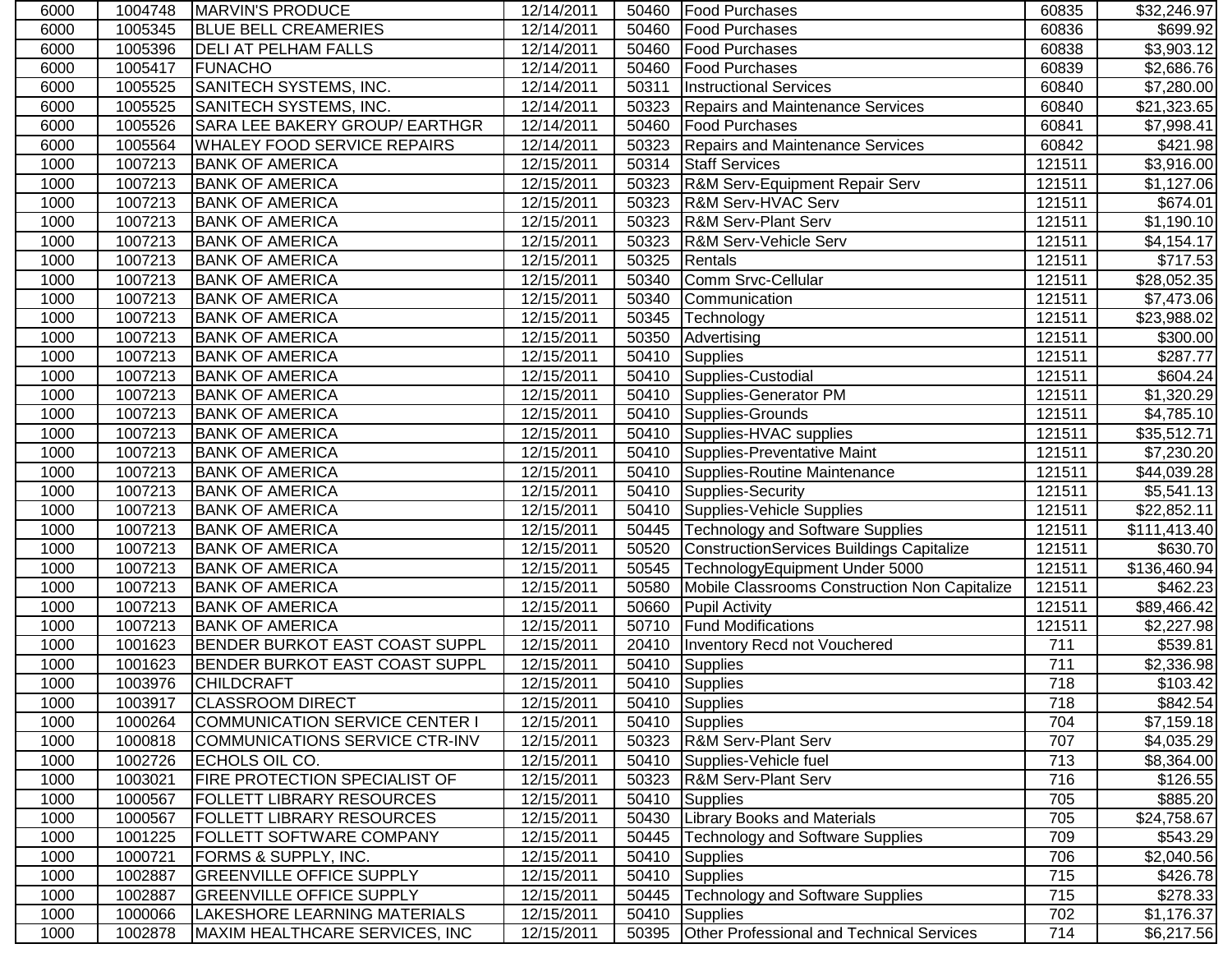| | | | | | | | |
|---|---|---|---|---|---|---|---|
| 6000 | 1004748 | MARVIN'S PRODUCE | 12/14/2011 | 50460 | Food Purchases | 60835 | $32,246.97 |
| 6000 | 1005345 | BLUE BELL CREAMERIES | 12/14/2011 | 50460 | Food Purchases | 60836 | $699.92 |
| 6000 | 1005396 | DELI AT PELHAM FALLS | 12/14/2011 | 50460 | Food Purchases | 60838 | $3,903.12 |
| 6000 | 1005417 | FUNACHO | 12/14/2011 | 50460 | Food Purchases | 60839 | $2,686.76 |
| 6000 | 1005525 | SANITECH SYSTEMS, INC. | 12/14/2011 | 50311 | Instructional Services | 60840 | $7,280.00 |
| 6000 | 1005525 | SANITECH SYSTEMS, INC. | 12/14/2011 | 50323 | Repairs and Maintenance Services | 60840 | $21,323.65 |
| 6000 | 1005526 | SARA LEE BAKERY GROUP/ EARTHGR | 12/14/2011 | 50460 | Food Purchases | 60841 | $7,998.41 |
| 6000 | 1005564 | WHALEY FOOD SERVICE REPAIRS | 12/14/2011 | 50323 | Repairs and Maintenance Services | 60842 | $421.98 |
| 1000 | 1007213 | BANK OF AMERICA | 12/15/2011 | 50314 | Staff Services | 121511 | $3,916.00 |
| 1000 | 1007213 | BANK OF AMERICA | 12/15/2011 | 50323 | R&M Serv-Equipment Repair Serv | 121511 | $1,127.06 |
| 1000 | 1007213 | BANK OF AMERICA | 12/15/2011 | 50323 | R&M Serv-HVAC Serv | 121511 | $674.01 |
| 1000 | 1007213 | BANK OF AMERICA | 12/15/2011 | 50323 | R&M Serv-Plant Serv | 121511 | $1,190.10 |
| 1000 | 1007213 | BANK OF AMERICA | 12/15/2011 | 50323 | R&M Serv-Vehicle Serv | 121511 | $4,154.17 |
| 1000 | 1007213 | BANK OF AMERICA | 12/15/2011 | 50325 | Rentals | 121511 | $717.53 |
| 1000 | 1007213 | BANK OF AMERICA | 12/15/2011 | 50340 | Comm Srvc-Cellular | 121511 | $28,052.35 |
| 1000 | 1007213 | BANK OF AMERICA | 12/15/2011 | 50340 | Communication | 121511 | $7,473.06 |
| 1000 | 1007213 | BANK OF AMERICA | 12/15/2011 | 50345 | Technology | 121511 | $23,988.02 |
| 1000 | 1007213 | BANK OF AMERICA | 12/15/2011 | 50350 | Advertising | 121511 | $300.00 |
| 1000 | 1007213 | BANK OF AMERICA | 12/15/2011 | 50410 | Supplies | 121511 | $287.77 |
| 1000 | 1007213 | BANK OF AMERICA | 12/15/2011 | 50410 | Supplies-Custodial | 121511 | $604.24 |
| 1000 | 1007213 | BANK OF AMERICA | 12/15/2011 | 50410 | Supplies-Generator PM | 121511 | $1,320.29 |
| 1000 | 1007213 | BANK OF AMERICA | 12/15/2011 | 50410 | Supplies-Grounds | 121511 | $4,785.10 |
| 1000 | 1007213 | BANK OF AMERICA | 12/15/2011 | 50410 | Supplies-HVAC supplies | 121511 | $35,512.71 |
| 1000 | 1007213 | BANK OF AMERICA | 12/15/2011 | 50410 | Supplies-Preventative Maint | 121511 | $7,230.20 |
| 1000 | 1007213 | BANK OF AMERICA | 12/15/2011 | 50410 | Supplies-Routine Maintenance | 121511 | $44,039.28 |
| 1000 | 1007213 | BANK OF AMERICA | 12/15/2011 | 50410 | Supplies-Security | 121511 | $5,541.13 |
| 1000 | 1007213 | BANK OF AMERICA | 12/15/2011 | 50410 | Supplies-Vehicle Supplies | 121511 | $22,852.11 |
| 1000 | 1007213 | BANK OF AMERICA | 12/15/2011 | 50445 | Technology and Software Supplies | 121511 | $111,413.40 |
| 1000 | 1007213 | BANK OF AMERICA | 12/15/2011 | 50520 | ConstructionServices Buildings Capitalize | 121511 | $630.70 |
| 1000 | 1007213 | BANK OF AMERICA | 12/15/2011 | 50545 | TechnologyEquipment Under 5000 | 121511 | $136,460.94 |
| 1000 | 1007213 | BANK OF AMERICA | 12/15/2011 | 50580 | Mobile Classrooms Construction Non Capitalize | 121511 | $462.23 |
| 1000 | 1007213 | BANK OF AMERICA | 12/15/2011 | 50660 | Pupil Activity | 121511 | $89,466.42 |
| 1000 | 1007213 | BANK OF AMERICA | 12/15/2011 | 50710 | Fund Modifications | 121511 | $2,227.98 |
| 1000 | 1001623 | BENDER BURKOT EAST COAST SUPPL | 12/15/2011 | 20410 | Inventory Recd not Vouchered | 711 | $539.81 |
| 1000 | 1001623 | BENDER BURKOT EAST COAST SUPPL | 12/15/2011 | 50410 | Supplies | 711 | $2,336.98 |
| 1000 | 1003976 | CHILDCRAFT | 12/15/2011 | 50410 | Supplies | 718 | $103.42 |
| 1000 | 1003917 | CLASSROOM DIRECT | 12/15/2011 | 50410 | Supplies | 718 | $842.54 |
| 1000 | 1000264 | COMMUNICATION SERVICE CENTER I | 12/15/2011 | 50410 | Supplies | 704 | $7,159.18 |
| 1000 | 1000818 | COMMUNICATIONS SERVICE CTR-INV | 12/15/2011 | 50323 | R&M Serv-Plant Serv | 707 | $4,035.29 |
| 1000 | 1002726 | ECHOLS OIL CO. | 12/15/2011 | 50410 | Supplies-Vehicle fuel | 713 | $8,364.00 |
| 1000 | 1003021 | FIRE PROTECTION SPECIALIST OF | 12/15/2011 | 50323 | R&M Serv-Plant Serv | 716 | $126.55 |
| 1000 | 1000567 | FOLLETT LIBRARY RESOURCES | 12/15/2011 | 50410 | Supplies | 705 | $885.20 |
| 1000 | 1000567 | FOLLETT LIBRARY RESOURCES | 12/15/2011 | 50430 | Library Books and Materials | 705 | $24,758.67 |
| 1000 | 1001225 | FOLLETT SOFTWARE COMPANY | 12/15/2011 | 50445 | Technology and Software Supplies | 709 | $543.29 |
| 1000 | 1000721 | FORMS & SUPPLY, INC. | 12/15/2011 | 50410 | Supplies | 706 | $2,040.56 |
| 1000 | 1002887 | GREENVILLE OFFICE SUPPLY | 12/15/2011 | 50410 | Supplies | 715 | $426.78 |
| 1000 | 1002887 | GREENVILLE OFFICE SUPPLY | 12/15/2011 | 50445 | Technology and Software Supplies | 715 | $278.33 |
| 1000 | 1000066 | LAKESHORE LEARNING MATERIALS | 12/15/2011 | 50410 | Supplies | 702 | $1,176.37 |
| 1000 | 1002878 | MAXIM HEALTHCARE SERVICES, INC | 12/15/2011 | 50395 | Other Professional and Technical Services | 714 | $6,217.56 |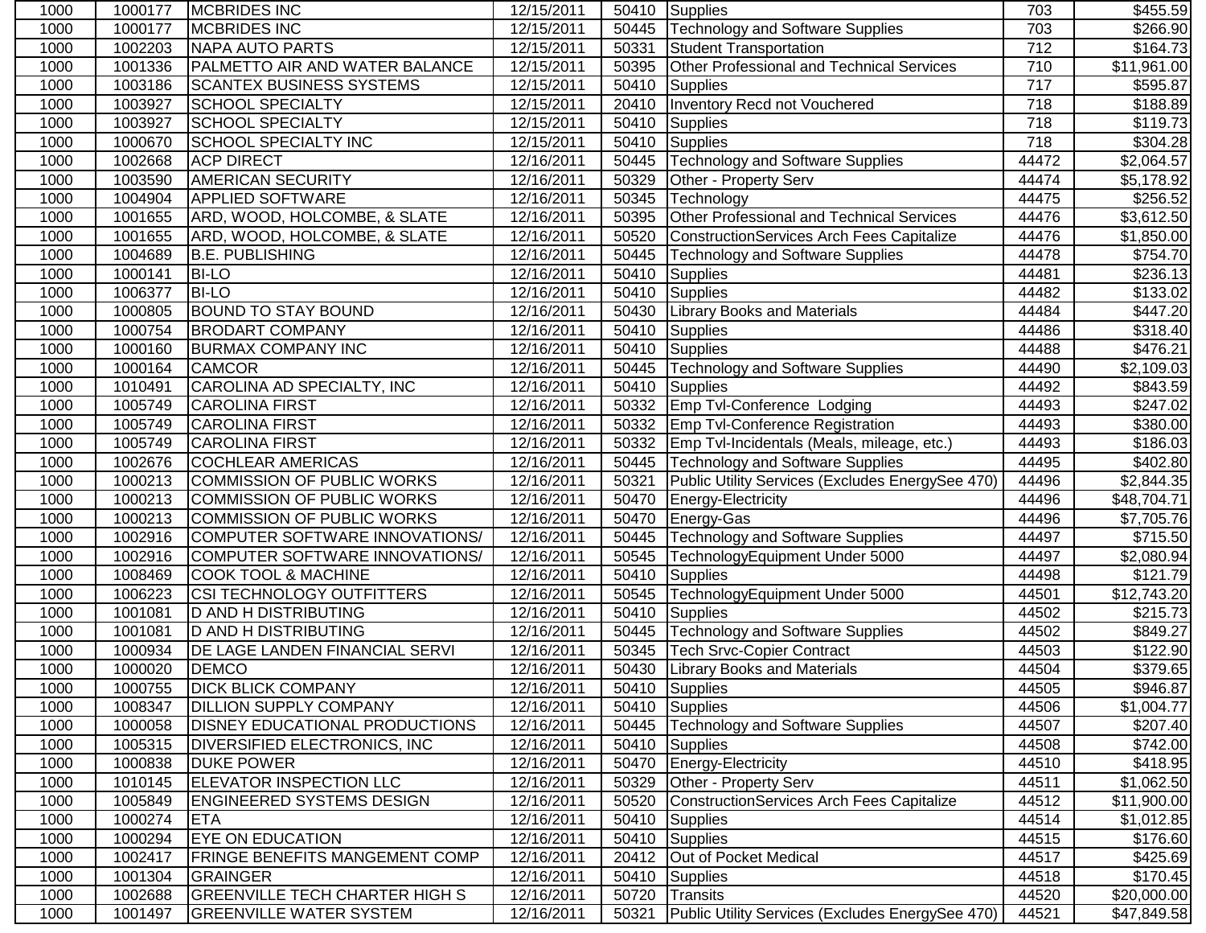| 1000 | 1000177 | MCBRIDES INC | 12/15/2011 | 50410 | Supplies | 703 | $455.59 |
|---|---|---|---|---|---|---|---|
| 1000 | 1000177 | MCBRIDES INC | 12/15/2011 | 50445 | Technology and Software Supplies | 703 | $266.90 |
| 1000 | 1002203 | NAPA AUTO PARTS | 12/15/2011 | 50331 | Student Transportation | 712 | $164.73 |
| 1000 | 1001336 | PALMETTO AIR AND WATER BALANCE | 12/15/2011 | 50395 | Other Professional and Technical Services | 710 | $11,961.00 |
| 1000 | 1003186 | SCANTEX BUSINESS SYSTEMS | 12/15/2011 | 50410 | Supplies | 717 | $595.87 |
| 1000 | 1003927 | SCHOOL SPECIALTY | 12/15/2011 | 20410 | Inventory Recd not Vouchered | 718 | $188.89 |
| 1000 | 1003927 | SCHOOL SPECIALTY | 12/15/2011 | 50410 | Supplies | 718 | $119.73 |
| 1000 | 1000670 | SCHOOL SPECIALTY INC | 12/15/2011 | 50410 | Supplies | 718 | $304.28 |
| 1000 | 1002668 | ACP DIRECT | 12/16/2011 | 50445 | Technology and Software Supplies | 44472 | $2,064.57 |
| 1000 | 1003590 | AMERICAN SECURITY | 12/16/2011 | 50329 | Other - Property Serv | 44474 | $5,178.92 |
| 1000 | 1004904 | APPLIED SOFTWARE | 12/16/2011 | 50345 | Technology | 44475 | $256.52 |
| 1000 | 1001655 | ARD, WOOD, HOLCOMBE, & SLATE | 12/16/2011 | 50395 | Other Professional and Technical Services | 44476 | $3,612.50 |
| 1000 | 1001655 | ARD, WOOD, HOLCOMBE, & SLATE | 12/16/2011 | 50520 | ConstructionServices Arch Fees Capitalize | 44476 | $1,850.00 |
| 1000 | 1004689 | B.E. PUBLISHING | 12/16/2011 | 50445 | Technology and Software Supplies | 44478 | $754.70 |
| 1000 | 1000141 | BI-LO | 12/16/2011 | 50410 | Supplies | 44481 | $236.13 |
| 1000 | 1006377 | BI-LO | 12/16/2011 | 50410 | Supplies | 44482 | $133.02 |
| 1000 | 1000805 | BOUND TO STAY BOUND | 12/16/2011 | 50430 | Library Books and Materials | 44484 | $447.20 |
| 1000 | 1000754 | BRODART COMPANY | 12/16/2011 | 50410 | Supplies | 44486 | $318.40 |
| 1000 | 1000160 | BURMAX COMPANY INC | 12/16/2011 | 50410 | Supplies | 44488 | $476.21 |
| 1000 | 1000164 | CAMCOR | 12/16/2011 | 50445 | Technology and Software Supplies | 44490 | $2,109.03 |
| 1000 | 1010491 | CAROLINA AD SPECIALTY, INC | 12/16/2011 | 50410 | Supplies | 44492 | $843.59 |
| 1000 | 1005749 | CAROLINA FIRST | 12/16/2011 | 50332 | Emp Tvl-Conference Lodging | 44493 | $247.02 |
| 1000 | 1005749 | CAROLINA FIRST | 12/16/2011 | 50332 | Emp Tvl-Conference Registration | 44493 | $380.00 |
| 1000 | 1005749 | CAROLINA FIRST | 12/16/2011 | 50332 | Emp Tvl-Incidentals (Meals, mileage, etc.) | 44493 | $186.03 |
| 1000 | 1002676 | COCHLEAR AMERICAS | 12/16/2011 | 50445 | Technology and Software Supplies | 44495 | $402.80 |
| 1000 | 1000213 | COMMISSION OF PUBLIC WORKS | 12/16/2011 | 50321 | Public Utility Services (Excludes EnergySee 470) | 44496 | $2,844.35 |
| 1000 | 1000213 | COMMISSION OF PUBLIC WORKS | 12/16/2011 | 50470 | Energy-Electricity | 44496 | $48,704.71 |
| 1000 | 1000213 | COMMISSION OF PUBLIC WORKS | 12/16/2011 | 50470 | Energy-Gas | 44496 | $7,705.76 |
| 1000 | 1002916 | COMPUTER SOFTWARE INNOVATIONS/ | 12/16/2011 | 50445 | Technology and Software Supplies | 44497 | $715.50 |
| 1000 | 1002916 | COMPUTER SOFTWARE INNOVATIONS/ | 12/16/2011 | 50545 | TechnologyEquipment Under 5000 | 44497 | $2,080.94 |
| 1000 | 1008469 | COOK TOOL & MACHINE | 12/16/2011 | 50410 | Supplies | 44498 | $121.79 |
| 1000 | 1006223 | CSI TECHNOLOGY OUTFITTERS | 12/16/2011 | 50545 | TechnologyEquipment Under 5000 | 44501 | $12,743.20 |
| 1000 | 1001081 | D AND H DISTRIBUTING | 12/16/2011 | 50410 | Supplies | 44502 | $215.73 |
| 1000 | 1001081 | D AND H DISTRIBUTING | 12/16/2011 | 50445 | Technology and Software Supplies | 44502 | $849.27 |
| 1000 | 1000934 | DE LAGE LANDEN FINANCIAL SERVI | 12/16/2011 | 50345 | Tech Srvc-Copier Contract | 44503 | $122.90 |
| 1000 | 1000020 | DEMCO | 12/16/2011 | 50430 | Library Books and Materials | 44504 | $379.65 |
| 1000 | 1000755 | DICK BLICK COMPANY | 12/16/2011 | 50410 | Supplies | 44505 | $946.87 |
| 1000 | 1008347 | DILLION SUPPLY COMPANY | 12/16/2011 | 50410 | Supplies | 44506 | $1,004.77 |
| 1000 | 1000058 | DISNEY EDUCATIONAL PRODUCTIONS | 12/16/2011 | 50445 | Technology and Software Supplies | 44507 | $207.40 |
| 1000 | 1005315 | DIVERSIFIED ELECTRONICS, INC | 12/16/2011 | 50410 | Supplies | 44508 | $742.00 |
| 1000 | 1000838 | DUKE POWER | 12/16/2011 | 50470 | Energy-Electricity | 44510 | $418.95 |
| 1000 | 1010145 | ELEVATOR INSPECTION LLC | 12/16/2011 | 50329 | Other - Property Serv | 44511 | $1,062.50 |
| 1000 | 1005849 | ENGINEERED SYSTEMS DESIGN | 12/16/2011 | 50520 | ConstructionServices Arch Fees Capitalize | 44512 | $11,900.00 |
| 1000 | 1000274 | ETA | 12/16/2011 | 50410 | Supplies | 44514 | $1,012.85 |
| 1000 | 1000294 | EYE ON EDUCATION | 12/16/2011 | 50410 | Supplies | 44515 | $176.60 |
| 1000 | 1002417 | FRINGE BENEFITS MANGEMENT COMP | 12/16/2011 | 20412 | Out of Pocket Medical | 44517 | $425.69 |
| 1000 | 1001304 | GRAINGER | 12/16/2011 | 50410 | Supplies | 44518 | $170.45 |
| 1000 | 1002688 | GREENVILLE TECH CHARTER HIGH S | 12/16/2011 | 50720 | Transits | 44520 | $20,000.00 |
| 1000 | 1001497 | GREENVILLE WATER SYSTEM | 12/16/2011 | 50321 | Public Utility Services (Excludes EnergySee 470) | 44521 | $47,849.58 |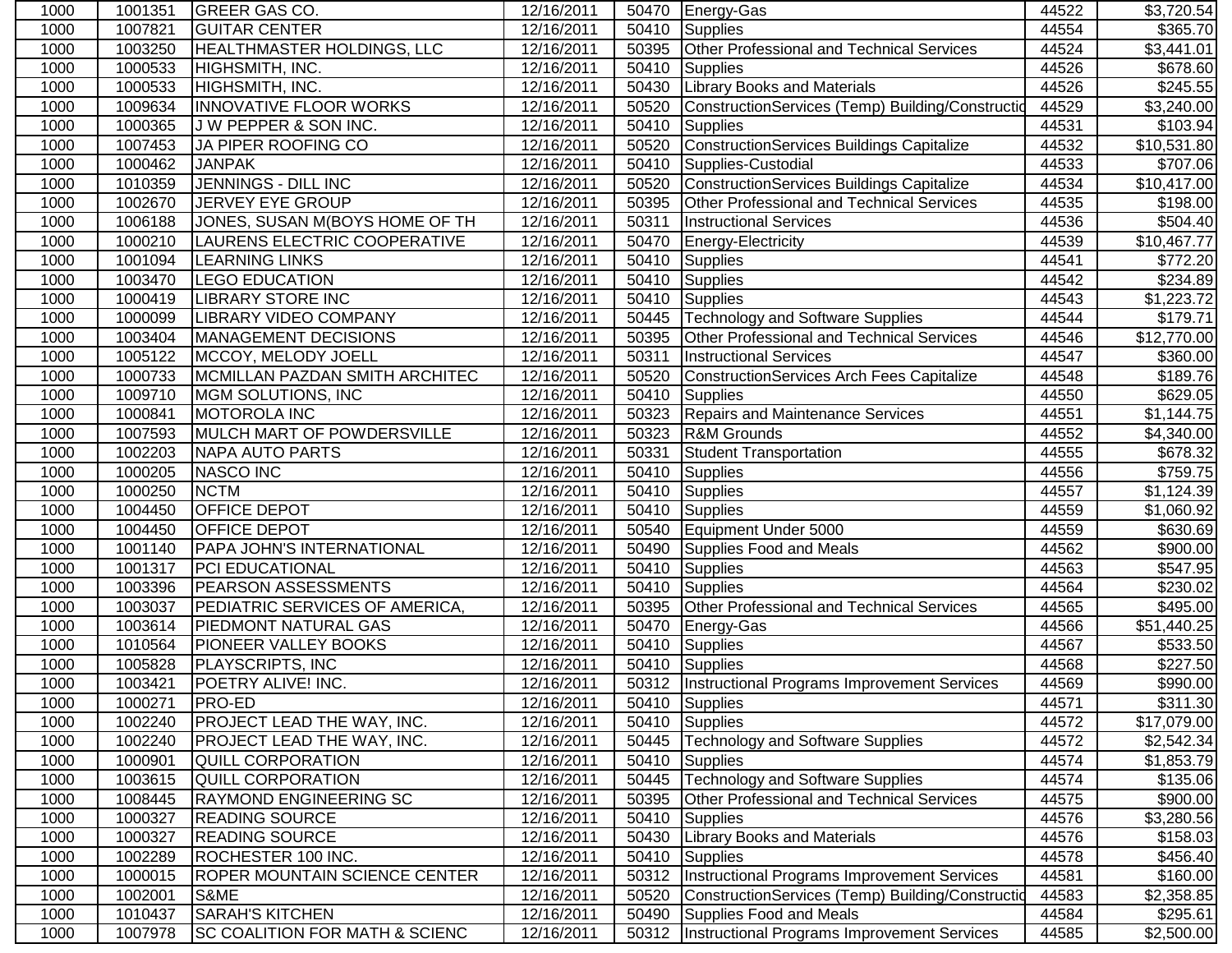| | | | | | | | |
|---|---|---|---|---|---|---|---|
| 1000 | 1001351 | GREER GAS CO. | 12/16/2011 | 50470 | Energy-Gas | 44522 | $3,720.54 |
| 1000 | 1007821 | GUITAR CENTER | 12/16/2011 | 50410 | Supplies | 44554 | $365.70 |
| 1000 | 1003250 | HEALTHMASTER HOLDINGS, LLC | 12/16/2011 | 50395 | Other Professional and Technical Services | 44524 | $3,441.01 |
| 1000 | 1000533 | HIGHSMITH, INC. | 12/16/2011 | 50410 | Supplies | 44526 | $678.60 |
| 1000 | 1000533 | HIGHSMITH, INC. | 12/16/2011 | 50430 | Library Books and Materials | 44526 | $245.55 |
| 1000 | 1009634 | INNOVATIVE FLOOR WORKS | 12/16/2011 | 50520 | ConstructionServices (Temp) Building/Constructio | 44529 | $3,240.00 |
| 1000 | 1000365 | J W PEPPER & SON INC. | 12/16/2011 | 50410 | Supplies | 44531 | $103.94 |
| 1000 | 1007453 | JA PIPER ROOFING CO | 12/16/2011 | 50520 | ConstructionServices Buildings Capitalize | 44532 | $10,531.80 |
| 1000 | 1000462 | JANPAK | 12/16/2011 | 50410 | Supplies-Custodial | 44533 | $707.06 |
| 1000 | 1010359 | JENNINGS - DILL INC | 12/16/2011 | 50520 | ConstructionServices Buildings Capitalize | 44534 | $10,417.00 |
| 1000 | 1002670 | JERVEY EYE GROUP | 12/16/2011 | 50395 | Other Professional and Technical Services | 44535 | $198.00 |
| 1000 | 1006188 | JONES, SUSAN M(BOYS HOME OF TH | 12/16/2011 | 50311 | Instructional Services | 44536 | $504.40 |
| 1000 | 1000210 | LAURENS ELECTRIC COOPERATIVE | 12/16/2011 | 50470 | Energy-Electricity | 44539 | $10,467.77 |
| 1000 | 1001094 | LEARNING LINKS | 12/16/2011 | 50410 | Supplies | 44541 | $772.20 |
| 1000 | 1003470 | LEGO EDUCATION | 12/16/2011 | 50410 | Supplies | 44542 | $234.89 |
| 1000 | 1000419 | LIBRARY STORE INC | 12/16/2011 | 50410 | Supplies | 44543 | $1,223.72 |
| 1000 | 1000099 | LIBRARY VIDEO COMPANY | 12/16/2011 | 50445 | Technology and Software Supplies | 44544 | $179.71 |
| 1000 | 1003404 | MANAGEMENT DECISIONS | 12/16/2011 | 50395 | Other Professional and Technical Services | 44546 | $12,770.00 |
| 1000 | 1005122 | MCCOY, MELODY JOELL | 12/16/2011 | 50311 | Instructional Services | 44547 | $360.00 |
| 1000 | 1000733 | MCMILLAN PAZDAN SMITH ARCHITEC | 12/16/2011 | 50520 | ConstructionServices Arch Fees Capitalize | 44548 | $189.76 |
| 1000 | 1009710 | MGM SOLUTIONS, INC | 12/16/2011 | 50410 | Supplies | 44550 | $629.05 |
| 1000 | 1000841 | MOTOROLA INC | 12/16/2011 | 50323 | Repairs and Maintenance Services | 44551 | $1,144.75 |
| 1000 | 1007593 | MULCH MART OF POWDERSVILLE | 12/16/2011 | 50323 | R&M Grounds | 44552 | $4,340.00 |
| 1000 | 1002203 | NAPA AUTO PARTS | 12/16/2011 | 50331 | Student Transportation | 44555 | $678.32 |
| 1000 | 1000205 | NASCO INC | 12/16/2011 | 50410 | Supplies | 44556 | $759.75 |
| 1000 | 1000250 | NCTM | 12/16/2011 | 50410 | Supplies | 44557 | $1,124.39 |
| 1000 | 1004450 | OFFICE DEPOT | 12/16/2011 | 50410 | Supplies | 44559 | $1,060.92 |
| 1000 | 1004450 | OFFICE DEPOT | 12/16/2011 | 50540 | Equipment Under 5000 | 44559 | $630.69 |
| 1000 | 1001140 | PAPA JOHN'S INTERNATIONAL | 12/16/2011 | 50490 | Supplies Food and Meals | 44562 | $900.00 |
| 1000 | 1001317 | PCI EDUCATIONAL | 12/16/2011 | 50410 | Supplies | 44563 | $547.95 |
| 1000 | 1003396 | PEARSON ASSESSMENTS | 12/16/2011 | 50410 | Supplies | 44564 | $230.02 |
| 1000 | 1003037 | PEDIATRIC SERVICES OF AMERICA, | 12/16/2011 | 50395 | Other Professional and Technical Services | 44565 | $495.00 |
| 1000 | 1003614 | PIEDMONT NATURAL GAS | 12/16/2011 | 50470 | Energy-Gas | 44566 | $51,440.25 |
| 1000 | 1010564 | PIONEER VALLEY BOOKS | 12/16/2011 | 50410 | Supplies | 44567 | $533.50 |
| 1000 | 1005828 | PLAYSCRIPTS, INC | 12/16/2011 | 50410 | Supplies | 44568 | $227.50 |
| 1000 | 1003421 | POETRY ALIVE! INC. | 12/16/2011 | 50312 | Instructional Programs Improvement Services | 44569 | $990.00 |
| 1000 | 1000271 | PRO-ED | 12/16/2011 | 50410 | Supplies | 44571 | $311.30 |
| 1000 | 1002240 | PROJECT LEAD THE WAY, INC. | 12/16/2011 | 50410 | Supplies | 44572 | $17,079.00 |
| 1000 | 1002240 | PROJECT LEAD THE WAY, INC. | 12/16/2011 | 50445 | Technology and Software Supplies | 44572 | $2,542.34 |
| 1000 | 1000901 | QUILL CORPORATION | 12/16/2011 | 50410 | Supplies | 44574 | $1,853.79 |
| 1000 | 1003615 | QUILL CORPORATION | 12/16/2011 | 50445 | Technology and Software Supplies | 44574 | $135.06 |
| 1000 | 1008445 | RAYMOND ENGINEERING SC | 12/16/2011 | 50395 | Other Professional and Technical Services | 44575 | $900.00 |
| 1000 | 1000327 | READING SOURCE | 12/16/2011 | 50410 | Supplies | 44576 | $3,280.56 |
| 1000 | 1000327 | READING SOURCE | 12/16/2011 | 50430 | Library Books and Materials | 44576 | $158.03 |
| 1000 | 1002289 | ROCHESTER 100 INC. | 12/16/2011 | 50410 | Supplies | 44578 | $456.40 |
| 1000 | 1000015 | ROPER MOUNTAIN SCIENCE CENTER | 12/16/2011 | 50312 | Instructional Programs Improvement Services | 44581 | $160.00 |
| 1000 | 1002001 | S&ME | 12/16/2011 | 50520 | ConstructionServices (Temp) Building/Constructio | 44583 | $2,358.85 |
| 1000 | 1010437 | SARAH'S KITCHEN | 12/16/2011 | 50490 | Supplies Food and Meals | 44584 | $295.61 |
| 1000 | 1007978 | SC COALITION FOR MATH & SCIENC | 12/16/2011 | 50312 | Instructional Programs Improvement Services | 44585 | $2,500.00 |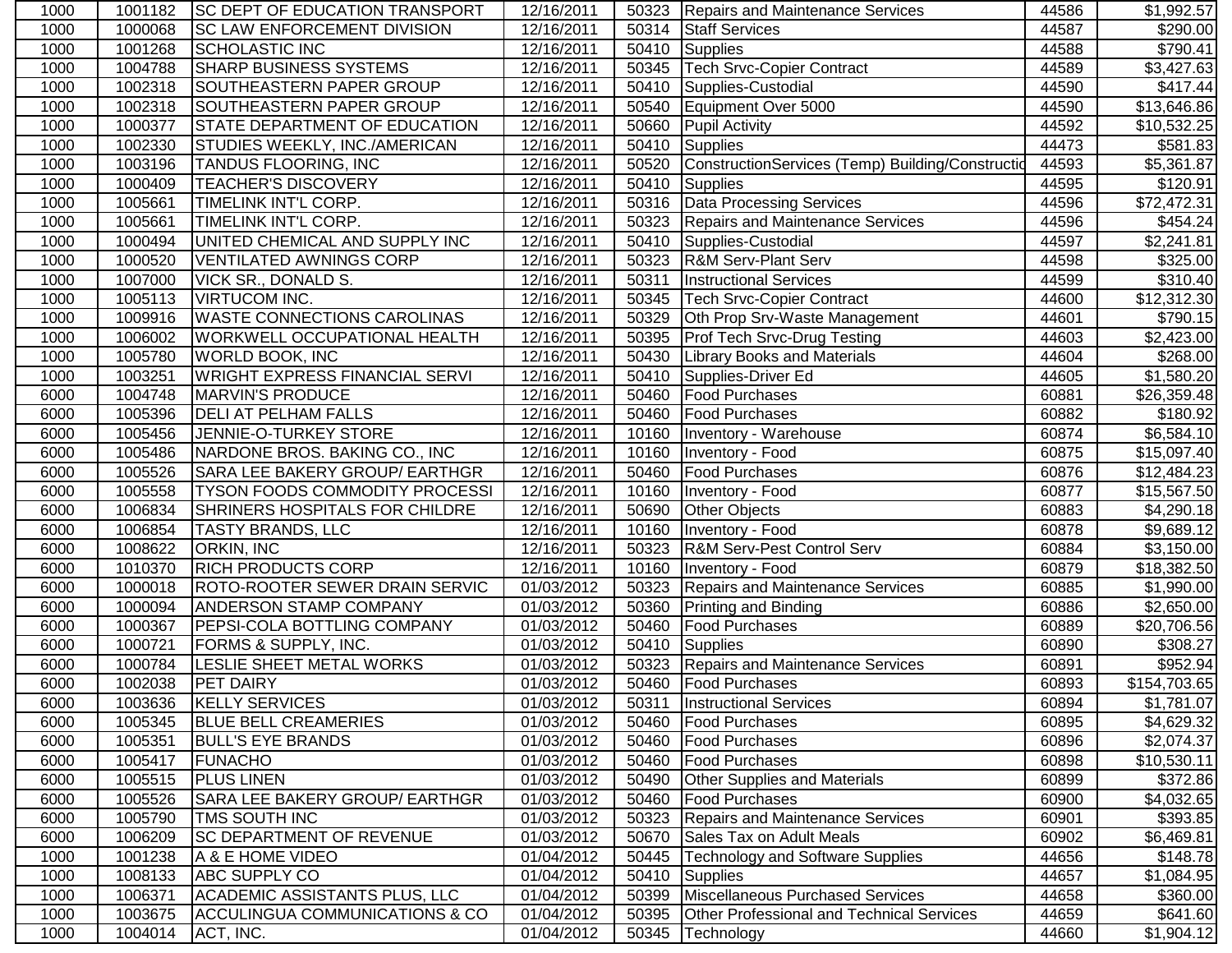| 1000 | 1001182 | SC DEPT OF EDUCATION TRANSPORT | 12/16/2011 | 50323 | Repairs and Maintenance Services | 44586 | $1,992.57 |
|---|---|---|---|---|---|---|---|
| 1000 | 1000068 | SC LAW ENFORCEMENT DIVISION | 12/16/2011 | 50314 | Staff Services | 44587 | $290.00 |
| 1000 | 1001268 | SCHOLASTIC INC | 12/16/2011 | 50410 | Supplies | 44588 | $790.41 |
| 1000 | 1004788 | SHARP BUSINESS SYSTEMS | 12/16/2011 | 50345 | Tech Srvc-Copier Contract | 44589 | $3,427.63 |
| 1000 | 1002318 | SOUTHEASTERN PAPER GROUP | 12/16/2011 | 50410 | Supplies-Custodial | 44590 | $417.44 |
| 1000 | 1002318 | SOUTHEASTERN PAPER GROUP | 12/16/2011 | 50540 | Equipment Over 5000 | 44590 | $13,646.86 |
| 1000 | 1000377 | STATE DEPARTMENT OF EDUCATION | 12/16/2011 | 50660 | Pupil Activity | 44592 | $10,532.25 |
| 1000 | 1002330 | STUDIES WEEKLY, INC./AMERICAN | 12/16/2011 | 50410 | Supplies | 44473 | $581.83 |
| 1000 | 1003196 | TANDUS FLOORING, INC | 12/16/2011 | 50520 | ConstructionServices (Temp) Building/Constructio | 44593 | $5,361.87 |
| 1000 | 1000409 | TEACHER'S DISCOVERY | 12/16/2011 | 50410 | Supplies | 44595 | $120.91 |
| 1000 | 1005661 | TIMELINK INT'L CORP. | 12/16/2011 | 50316 | Data Processing Services | 44596 | $72,472.31 |
| 1000 | 1005661 | TIMELINK INT'L CORP. | 12/16/2011 | 50323 | Repairs and Maintenance Services | 44596 | $454.24 |
| 1000 | 1000494 | UNITED CHEMICAL AND SUPPLY INC | 12/16/2011 | 50410 | Supplies-Custodial | 44597 | $2,241.81 |
| 1000 | 1000520 | VENTILATED AWNINGS CORP | 12/16/2011 | 50323 | R&M Serv-Plant Serv | 44598 | $325.00 |
| 1000 | 1007000 | VICK SR., DONALD S. | 12/16/2011 | 50311 | Instructional Services | 44599 | $310.40 |
| 1000 | 1005113 | VIRTUCOM INC. | 12/16/2011 | 50345 | Tech Srvc-Copier Contract | 44600 | $12,312.30 |
| 1000 | 1009916 | WASTE CONNECTIONS CAROLINAS | 12/16/2011 | 50329 | Oth Prop Srv-Waste Management | 44601 | $790.15 |
| 1000 | 1006002 | WORKWELL OCCUPATIONAL HEALTH | 12/16/2011 | 50395 | Prof Tech Srvc-Drug Testing | 44603 | $2,423.00 |
| 1000 | 1005780 | WORLD BOOK, INC | 12/16/2011 | 50430 | Library Books and Materials | 44604 | $268.00 |
| 1000 | 1003251 | WRIGHT EXPRESS FINANCIAL SERVI | 12/16/2011 | 50410 | Supplies-Driver Ed | 44605 | $1,580.20 |
| 6000 | 1004748 | MARVIN'S PRODUCE | 12/16/2011 | 50460 | Food Purchases | 60881 | $26,359.48 |
| 6000 | 1005396 | DELI AT PELHAM FALLS | 12/16/2011 | 50460 | Food Purchases | 60882 | $180.92 |
| 6000 | 1005456 | JENNIE-O-TURKEY STORE | 12/16/2011 | 10160 | Inventory - Warehouse | 60874 | $6,584.10 |
| 6000 | 1005486 | NARDONE BROS. BAKING CO., INC | 12/16/2011 | 10160 | Inventory - Food | 60875 | $15,097.40 |
| 6000 | 1005526 | SARA LEE BAKERY GROUP/ EARTHGR | 12/16/2011 | 50460 | Food Purchases | 60876 | $12,484.23 |
| 6000 | 1005558 | TYSON FOODS COMMODITY PROCESSI | 12/16/2011 | 10160 | Inventory - Food | 60877 | $15,567.50 |
| 6000 | 1006834 | SHRINERS HOSPITALS FOR CHILDRE | 12/16/2011 | 50690 | Other Objects | 60883 | $4,290.18 |
| 6000 | 1006854 | TASTY BRANDS, LLC | 12/16/2011 | 10160 | Inventory - Food | 60878 | $9,689.12 |
| 6000 | 1008622 | ORKIN, INC | 12/16/2011 | 50323 | R&M Serv-Pest Control Serv | 60884 | $3,150.00 |
| 6000 | 1010370 | RICH PRODUCTS CORP | 12/16/2011 | 10160 | Inventory - Food | 60879 | $18,382.50 |
| 6000 | 1000018 | ROTO-ROOTER SEWER DRAIN SERVIC | 01/03/2012 | 50323 | Repairs and Maintenance Services | 60885 | $1,990.00 |
| 6000 | 1000094 | ANDERSON STAMP COMPANY | 01/03/2012 | 50360 | Printing and Binding | 60886 | $2,650.00 |
| 6000 | 1000367 | PEPSI-COLA BOTTLING COMPANY | 01/03/2012 | 50460 | Food Purchases | 60889 | $20,706.56 |
| 6000 | 1000721 | FORMS & SUPPLY, INC. | 01/03/2012 | 50410 | Supplies | 60890 | $308.27 |
| 6000 | 1000784 | LESLIE SHEET METAL WORKS | 01/03/2012 | 50323 | Repairs and Maintenance Services | 60891 | $952.94 |
| 6000 | 1002038 | PET DAIRY | 01/03/2012 | 50460 | Food Purchases | 60893 | $154,703.65 |
| 6000 | 1003636 | KELLY SERVICES | 01/03/2012 | 50311 | Instructional Services | 60894 | $1,781.07 |
| 6000 | 1005345 | BLUE BELL CREAMERIES | 01/03/2012 | 50460 | Food Purchases | 60895 | $4,629.32 |
| 6000 | 1005351 | BULL'S EYE BRANDS | 01/03/2012 | 50460 | Food Purchases | 60896 | $2,074.37 |
| 6000 | 1005417 | FUNACHO | 01/03/2012 | 50460 | Food Purchases | 60898 | $10,530.11 |
| 6000 | 1005515 | PLUS LINEN | 01/03/2012 | 50490 | Other Supplies and Materials | 60899 | $372.86 |
| 6000 | 1005526 | SARA LEE BAKERY GROUP/ EARTHGR | 01/03/2012 | 50460 | Food Purchases | 60900 | $4,032.65 |
| 6000 | 1005790 | TMS SOUTH INC | 01/03/2012 | 50323 | Repairs and Maintenance Services | 60901 | $393.85 |
| 6000 | 1006209 | SC DEPARTMENT OF REVENUE | 01/03/2012 | 50670 | Sales Tax on Adult Meals | 60902 | $6,469.81 |
| 1000 | 1001238 | A & E HOME VIDEO | 01/04/2012 | 50445 | Technology and Software Supplies | 44656 | $148.78 |
| 1000 | 1008133 | ABC SUPPLY CO | 01/04/2012 | 50410 | Supplies | 44657 | $1,084.95 |
| 1000 | 1006371 | ACADEMIC ASSISTANTS PLUS, LLC | 01/04/2012 | 50399 | Miscellaneous Purchased Services | 44658 | $360.00 |
| 1000 | 1003675 | ACCULINGUA COMMUNICATIONS & CO | 01/04/2012 | 50395 | Other Professional and Technical Services | 44659 | $641.60 |
| 1000 | 1004014 | ACT, INC. | 01/04/2012 | 50345 | Technology | 44660 | $1,904.12 |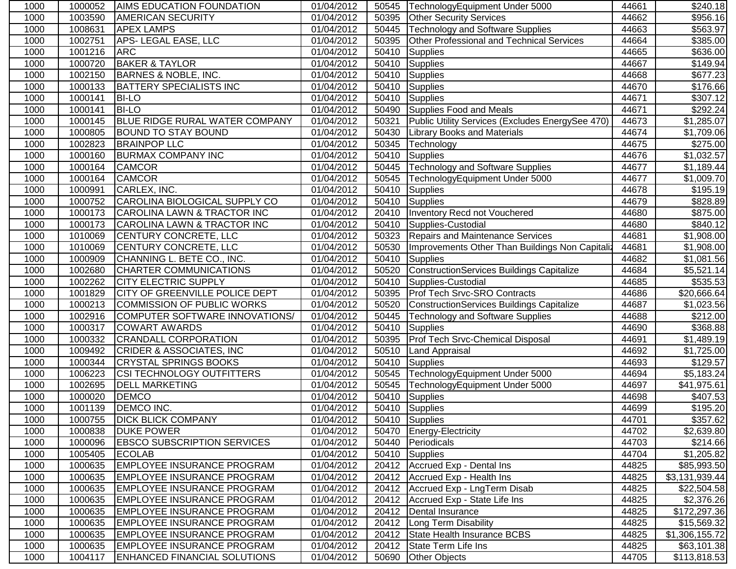| 1000 | 1000052 | AIMS EDUCATION FOUNDATION | 01/04/2012 | 50545 | TechnologyEquipment Under 5000 | 44661 | $240.18 |
|---|---|---|---|---|---|---|---|
| 1000 | 1003590 | AMERICAN SECURITY | 01/04/2012 | 50395 | Other Security Services | 44662 | $956.16 |
| 1000 | 1008631 | APEX LAMPS | 01/04/2012 | 50445 | Technology and Software Supplies | 44663 | $563.97 |
| 1000 | 1002751 | APS- LEGAL EASE, LLC | 01/04/2012 | 50395 | Other Professional and Technical Services | 44664 | $385.00 |
| 1000 | 1001216 | ARC | 01/04/2012 | 50410 | Supplies | 44665 | $636.00 |
| 1000 | 1000720 | BAKER & TAYLOR | 01/04/2012 | 50410 | Supplies | 44667 | $149.94 |
| 1000 | 1002150 | BARNES & NOBLE, INC. | 01/04/2012 | 50410 | Supplies | 44668 | $677.23 |
| 1000 | 1000133 | BATTERY SPECIALISTS INC | 01/04/2012 | 50410 | Supplies | 44670 | $176.66 |
| 1000 | 1000141 | BI-LO | 01/04/2012 | 50410 | Supplies | 44671 | $307.12 |
| 1000 | 1000141 | BI-LO | 01/04/2012 | 50490 | Supplies Food and Meals | 44671 | $292.24 |
| 1000 | 1000145 | BLUE RIDGE RURAL WATER COMPANY | 01/04/2012 | 50321 | Public Utility Services (Excludes EnergySee 470) | 44673 | $1,285.07 |
| 1000 | 1000805 | BOUND TO STAY BOUND | 01/04/2012 | 50430 | Library Books and Materials | 44674 | $1,709.06 |
| 1000 | 1002823 | BRAINPOP LLC | 01/04/2012 | 50345 | Technology | 44675 | $275.00 |
| 1000 | 1000160 | BURMAX COMPANY INC | 01/04/2012 | 50410 | Supplies | 44676 | $1,032.57 |
| 1000 | 1000164 | CAMCOR | 01/04/2012 | 50445 | Technology and Software Supplies | 44677 | $1,189.44 |
| 1000 | 1000164 | CAMCOR | 01/04/2012 | 50545 | TechnologyEquipment Under 5000 | 44677 | $1,009.70 |
| 1000 | 1000991 | CARLEX, INC. | 01/04/2012 | 50410 | Supplies | 44678 | $195.19 |
| 1000 | 1000752 | CAROLINA BIOLOGICAL SUPPLY CO | 01/04/2012 | 50410 | Supplies | 44679 | $828.89 |
| 1000 | 1000173 | CAROLINA LAWN & TRACTOR INC | 01/04/2012 | 20410 | Inventory Recd not Vouchered | 44680 | $875.00 |
| 1000 | 1000173 | CAROLINA LAWN & TRACTOR INC | 01/04/2012 | 50410 | Supplies-Custodial | 44680 | $840.12 |
| 1000 | 1010069 | CENTURY CONCRETE, LLC | 01/04/2012 | 50323 | Repairs and Maintenance Services | 44681 | $1,908.00 |
| 1000 | 1010069 | CENTURY CONCRETE, LLC | 01/04/2012 | 50530 | Improvements Other Than Buildings Non Capitaliz | 44681 | $1,908.00 |
| 1000 | 1000909 | CHANNING L. BETE CO., INC. | 01/04/2012 | 50410 | Supplies | 44682 | $1,081.56 |
| 1000 | 1002680 | CHARTER COMMUNICATIONS | 01/04/2012 | 50520 | ConstructionServices Buildings Capitalize | 44684 | $5,521.14 |
| 1000 | 1002262 | CITY ELECTRIC SUPPLY | 01/04/2012 | 50410 | Supplies-Custodial | 44685 | $535.53 |
| 1000 | 1001829 | CITY OF GREENVILLE POLICE DEPT | 01/04/2012 | 50395 | Prof Tech Srvc-SRO Contracts | 44686 | $20,666.64 |
| 1000 | 1000213 | COMMISSION OF PUBLIC WORKS | 01/04/2012 | 50520 | ConstructionServices Buildings Capitalize | 44687 | $1,023.56 |
| 1000 | 1002916 | COMPUTER SOFTWARE INNOVATIONS/ | 01/04/2012 | 50445 | Technology and Software Supplies | 44688 | $212.00 |
| 1000 | 1000317 | COWART AWARDS | 01/04/2012 | 50410 | Supplies | 44690 | $368.88 |
| 1000 | 1000332 | CRANDALL CORPORATION | 01/04/2012 | 50395 | Prof Tech Srvc-Chemical Disposal | 44691 | $1,489.19 |
| 1000 | 1009492 | CRIDER & ASSOCIATES, INC | 01/04/2012 | 50510 | Land Appraisal | 44692 | $1,725.00 |
| 1000 | 1000344 | CRYSTAL SPRINGS BOOKS | 01/04/2012 | 50410 | Supplies | 44693 | $129.57 |
| 1000 | 1006223 | CSI TECHNOLOGY OUTFITTERS | 01/04/2012 | 50545 | TechnologyEquipment Under 5000 | 44694 | $5,183.24 |
| 1000 | 1002695 | DELL MARKETING | 01/04/2012 | 50545 | TechnologyEquipment Under 5000 | 44697 | $41,975.61 |
| 1000 | 1000020 | DEMCO | 01/04/2012 | 50410 | Supplies | 44698 | $407.53 |
| 1000 | 1001139 | DEMCO INC. | 01/04/2012 | 50410 | Supplies | 44699 | $195.20 |
| 1000 | 1000755 | DICK BLICK COMPANY | 01/04/2012 | 50410 | Supplies | 44701 | $357.62 |
| 1000 | 1000838 | DUKE POWER | 01/04/2012 | 50470 | Energy-Electricity | 44702 | $2,639.80 |
| 1000 | 1000096 | EBSCO SUBSCRIPTION SERVICES | 01/04/2012 | 50440 | Periodicals | 44703 | $214.66 |
| 1000 | 1005405 | ECOLAB | 01/04/2012 | 50410 | Supplies | 44704 | $1,205.82 |
| 1000 | 1000635 | EMPLOYEE INSURANCE PROGRAM | 01/04/2012 | 20412 | Accrued Exp - Dental Ins | 44825 | $85,993.50 |
| 1000 | 1000635 | EMPLOYEE INSURANCE PROGRAM | 01/04/2012 | 20412 | Accrued Exp - Health Ins | 44825 | $3,131,939.44 |
| 1000 | 1000635 | EMPLOYEE INSURANCE PROGRAM | 01/04/2012 | 20412 | Accrued Exp - LngTerm Disab | 44825 | $22,504.58 |
| 1000 | 1000635 | EMPLOYEE INSURANCE PROGRAM | 01/04/2012 | 20412 | Accrued Exp - State Life Ins | 44825 | $2,376.26 |
| 1000 | 1000635 | EMPLOYEE INSURANCE PROGRAM | 01/04/2012 | 20412 | Dental Insurance | 44825 | $172,297.36 |
| 1000 | 1000635 | EMPLOYEE INSURANCE PROGRAM | 01/04/2012 | 20412 | Long Term Disability | 44825 | $15,569.32 |
| 1000 | 1000635 | EMPLOYEE INSURANCE PROGRAM | 01/04/2012 | 20412 | State Health Insurance BCBS | 44825 | $1,306,155.72 |
| 1000 | 1000635 | EMPLOYEE INSURANCE PROGRAM | 01/04/2012 | 20412 | State Term Life Ins | 44825 | $63,101.38 |
| 1000 | 1004117 | ENHANCED FINANCIAL SOLUTIONS | 01/04/2012 | 50690 | Other Objects | 44705 | $113,818.53 |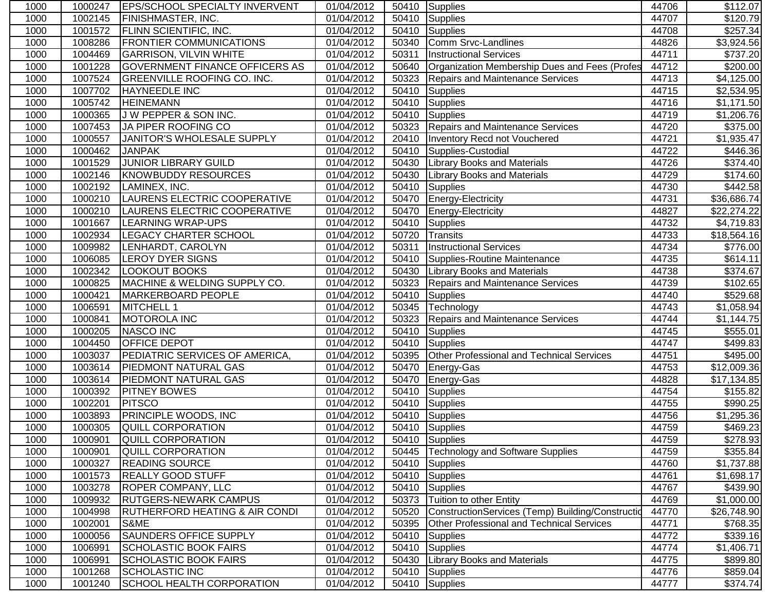| 1000 | 1000247 | EPS/SCHOOL SPECIALTY INVERVENT | 01/04/2012 | 50410 | Supplies | 44706 | $112.07 |
|---|---|---|---|---|---|---|---|
| 1000 | 1002145 | FINISHMASTER, INC. | 01/04/2012 | 50410 | Supplies | 44707 | $120.79 |
| 1000 | 1001572 | FLINN SCIENTIFIC, INC. | 01/04/2012 | 50410 | Supplies | 44708 | $257.34 |
| 1000 | 1008286 | FRONTIER COMMUNICATIONS | 01/04/2012 | 50340 | Comm Srvc-Landlines | 44826 | $3,924.56 |
| 1000 | 1004469 | GARRISON, VILVIN WHITE | 01/04/2012 | 50311 | Instructional Services | 44711 | $737.20 |
| 1000 | 1001228 | GOVERNMENT FINANCE OFFICERS AS | 01/04/2012 | 50640 | Organization Membership Dues and Fees (Profes | 44712 | $200.00 |
| 1000 | 1007524 | GREENVILLE ROOFING CO. INC. | 01/04/2012 | 50323 | Repairs and Maintenance Services | 44713 | $4,125.00 |
| 1000 | 1007702 | HAYNEEDLE INC | 01/04/2012 | 50410 | Supplies | 44715 | $2,534.95 |
| 1000 | 1005742 | HEINEMANN | 01/04/2012 | 50410 | Supplies | 44716 | $1,171.50 |
| 1000 | 1000365 | J W PEPPER & SON INC. | 01/04/2012 | 50410 | Supplies | 44719 | $1,206.76 |
| 1000 | 1007453 | JA PIPER ROOFING CO | 01/04/2012 | 50323 | Repairs and Maintenance Services | 44720 | $375.00 |
| 1000 | 1000557 | JANITOR'S WHOLESALE SUPPLY | 01/04/2012 | 20410 | Inventory Recd not Vouchered | 44721 | $1,935.47 |
| 1000 | 1000462 | JANPAK | 01/04/2012 | 50410 | Supplies-Custodial | 44722 | $446.36 |
| 1000 | 1001529 | JUNIOR LIBRARY GUILD | 01/04/2012 | 50430 | Library Books and Materials | 44726 | $374.40 |
| 1000 | 1002146 | KNOWBUDDY RESOURCES | 01/04/2012 | 50430 | Library Books and Materials | 44729 | $174.60 |
| 1000 | 1002192 | LAMINEX, INC. | 01/04/2012 | 50410 | Supplies | 44730 | $442.58 |
| 1000 | 1000210 | LAURENS ELECTRIC COOPERATIVE | 01/04/2012 | 50470 | Energy-Electricity | 44731 | $36,686.74 |
| 1000 | 1000210 | LAURENS ELECTRIC COOPERATIVE | 01/04/2012 | 50470 | Energy-Electricity | 44827 | $22,274.22 |
| 1000 | 1001667 | LEARNING WRAP-UPS | 01/04/2012 | 50410 | Supplies | 44732 | $4,719.83 |
| 1000 | 1002934 | LEGACY CHARTER SCHOOL | 01/04/2012 | 50720 | Transits | 44733 | $18,564.16 |
| 1000 | 1009982 | LENHARDT, CAROLYN | 01/04/2012 | 50311 | Instructional Services | 44734 | $776.00 |
| 1000 | 1006085 | LEROY DYER SIGNS | 01/04/2012 | 50410 | Supplies-Routine Maintenance | 44735 | $614.11 |
| 1000 | 1002342 | LOOKOUT BOOKS | 01/04/2012 | 50430 | Library Books and Materials | 44738 | $374.67 |
| 1000 | 1000825 | MACHINE & WELDING SUPPLY CO. | 01/04/2012 | 50323 | Repairs and Maintenance Services | 44739 | $102.65 |
| 1000 | 1000421 | MARKERBOARD PEOPLE | 01/04/2012 | 50410 | Supplies | 44740 | $529.68 |
| 1000 | 1006591 | MITCHELL 1 | 01/04/2012 | 50345 | Technology | 44743 | $1,058.94 |
| 1000 | 1000841 | MOTOROLA INC | 01/04/2012 | 50323 | Repairs and Maintenance Services | 44744 | $1,144.75 |
| 1000 | 1000205 | NASCO INC | 01/04/2012 | 50410 | Supplies | 44745 | $555.01 |
| 1000 | 1004450 | OFFICE DEPOT | 01/04/2012 | 50410 | Supplies | 44747 | $499.83 |
| 1000 | 1003037 | PEDIATRIC SERVICES OF AMERICA, | 01/04/2012 | 50395 | Other Professional and Technical Services | 44751 | $495.00 |
| 1000 | 1003614 | PIEDMONT NATURAL GAS | 01/04/2012 | 50470 | Energy-Gas | 44753 | $12,009.36 |
| 1000 | 1003614 | PIEDMONT NATURAL GAS | 01/04/2012 | 50470 | Energy-Gas | 44828 | $17,134.85 |
| 1000 | 1000392 | PITNEY BOWES | 01/04/2012 | 50410 | Supplies | 44754 | $155.82 |
| 1000 | 1002201 | PITSCO | 01/04/2012 | 50410 | Supplies | 44755 | $990.25 |
| 1000 | 1003893 | PRINCIPLE WOODS, INC | 01/04/2012 | 50410 | Supplies | 44756 | $1,295.36 |
| 1000 | 1000305 | QUILL CORPORATION | 01/04/2012 | 50410 | Supplies | 44759 | $469.23 |
| 1000 | 1000901 | QUILL CORPORATION | 01/04/2012 | 50410 | Supplies | 44759 | $278.93 |
| 1000 | 1000901 | QUILL CORPORATION | 01/04/2012 | 50445 | Technology and Software Supplies | 44759 | $355.84 |
| 1000 | 1000327 | READING SOURCE | 01/04/2012 | 50410 | Supplies | 44760 | $1,737.88 |
| 1000 | 1001573 | REALLY GOOD STUFF | 01/04/2012 | 50410 | Supplies | 44761 | $1,698.17 |
| 1000 | 1003278 | ROPER COMPANY, LLC | 01/04/2012 | 50410 | Supplies | 44767 | $439.90 |
| 1000 | 1009932 | RUTGERS-NEWARK CAMPUS | 01/04/2012 | 50373 | Tuition to other Entity | 44769 | $1,000.00 |
| 1000 | 1004998 | RUTHERFORD HEATING & AIR CONDI | 01/04/2012 | 50520 | ConstructionServices (Temp) Building/Constructio | 44770 | $26,748.90 |
| 1000 | 1002001 | S&ME | 01/04/2012 | 50395 | Other Professional and Technical Services | 44771 | $768.35 |
| 1000 | 1000056 | SAUNDERS OFFICE SUPPLY | 01/04/2012 | 50410 | Supplies | 44772 | $339.16 |
| 1000 | 1006991 | SCHOLASTIC BOOK FAIRS | 01/04/2012 | 50410 | Supplies | 44774 | $1,406.71 |
| 1000 | 1006991 | SCHOLASTIC BOOK FAIRS | 01/04/2012 | 50430 | Library Books and Materials | 44775 | $899.80 |
| 1000 | 1001268 | SCHOLASTIC INC | 01/04/2012 | 50410 | Supplies | 44776 | $859.04 |
| 1000 | 1001240 | SCHOOL HEALTH CORPORATION | 01/04/2012 | 50410 | Supplies | 44777 | $374.74 |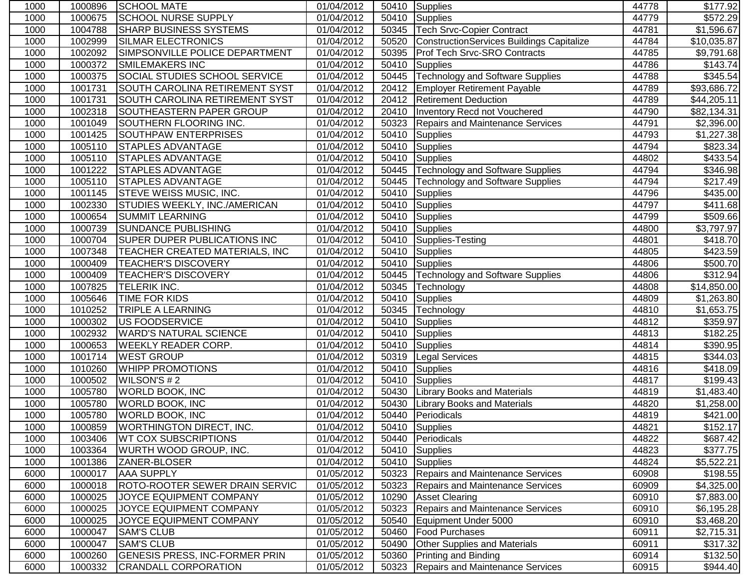| | | | | | | | |
|---|---|---|---|---|---|---|---|
| 1000 | 1000896 | SCHOOL MATE | 01/04/2012 | 50410 | Supplies | 44778 | $177.92 |
| 1000 | 1000675 | SCHOOL NURSE SUPPLY | 01/04/2012 | 50410 | Supplies | 44779 | $572.29 |
| 1000 | 1004788 | SHARP BUSINESS SYSTEMS | 01/04/2012 | 50345 | Tech Srvc-Copier Contract | 44781 | $1,596.67 |
| 1000 | 1002999 | SILMAR ELECTRONICS | 01/04/2012 | 50520 | ConstructionServices Buildings Capitalize | 44784 | $10,035.87 |
| 1000 | 1002092 | SIMPSONVILLE POLICE DEPARTMENT | 01/04/2012 | 50395 | Prof Tech Srvc-SRO Contracts | 44785 | $9,791.68 |
| 1000 | 1000372 | SMILEMAKERS INC | 01/04/2012 | 50410 | Supplies | 44786 | $143.74 |
| 1000 | 1000375 | SOCIAL STUDIES SCHOOL SERVICE | 01/04/2012 | 50445 | Technology and Software Supplies | 44788 | $345.54 |
| 1000 | 1001731 | SOUTH CAROLINA RETIREMENT SYST | 01/04/2012 | 20412 | Employer Retirement Payable | 44789 | $93,686.72 |
| 1000 | 1001731 | SOUTH CAROLINA RETIREMENT SYST | 01/04/2012 | 20412 | Retirement Deduction | 44789 | $44,205.11 |
| 1000 | 1002318 | SOUTHEASTERN PAPER GROUP | 01/04/2012 | 20410 | Inventory Recd not Vouchered | 44790 | $82,134.31 |
| 1000 | 1001049 | SOUTHERN FLOORING INC. | 01/04/2012 | 50323 | Repairs and Maintenance Services | 44791 | $2,396.00 |
| 1000 | 1001425 | SOUTHPAW ENTERPRISES | 01/04/2012 | 50410 | Supplies | 44793 | $1,227.38 |
| 1000 | 1005110 | STAPLES ADVANTAGE | 01/04/2012 | 50410 | Supplies | 44794 | $823.34 |
| 1000 | 1005110 | STAPLES ADVANTAGE | 01/04/2012 | 50410 | Supplies | 44802 | $433.54 |
| 1000 | 1001222 | STAPLES ADVANTAGE | 01/04/2012 | 50445 | Technology and Software Supplies | 44794 | $346.98 |
| 1000 | 1005110 | STAPLES ADVANTAGE | 01/04/2012 | 50445 | Technology and Software Supplies | 44794 | $217.49 |
| 1000 | 1001145 | STEVE WEISS MUSIC, INC. | 01/04/2012 | 50410 | Supplies | 44796 | $435.00 |
| 1000 | 1002330 | STUDIES WEEKLY, INC./AMERICAN | 01/04/2012 | 50410 | Supplies | 44797 | $411.68 |
| 1000 | 1000654 | SUMMIT LEARNING | 01/04/2012 | 50410 | Supplies | 44799 | $509.66 |
| 1000 | 1000739 | SUNDANCE PUBLISHING | 01/04/2012 | 50410 | Supplies | 44800 | $3,797.97 |
| 1000 | 1000704 | SUPER DUPER PUBLICATIONS INC | 01/04/2012 | 50410 | Supplies-Testing | 44801 | $418.70 |
| 1000 | 1007348 | TEACHER CREATED MATERIALS, INC | 01/04/2012 | 50410 | Supplies | 44805 | $423.59 |
| 1000 | 1000409 | TEACHER'S DISCOVERY | 01/04/2012 | 50410 | Supplies | 44806 | $500.70 |
| 1000 | 1000409 | TEACHER'S DISCOVERY | 01/04/2012 | 50445 | Technology and Software Supplies | 44806 | $312.94 |
| 1000 | 1007825 | TELERIK INC. | 01/04/2012 | 50345 | Technology | 44808 | $14,850.00 |
| 1000 | 1005646 | TIME FOR KIDS | 01/04/2012 | 50410 | Supplies | 44809 | $1,263.80 |
| 1000 | 1010252 | TRIPLE A LEARNING | 01/04/2012 | 50345 | Technology | 44810 | $1,653.75 |
| 1000 | 1000302 | US FOODSERVICE | 01/04/2012 | 50410 | Supplies | 44812 | $359.97 |
| 1000 | 1002932 | WARD'S NATURAL SCIENCE | 01/04/2012 | 50410 | Supplies | 44813 | $182.25 |
| 1000 | 1000653 | WEEKLY READER CORP. | 01/04/2012 | 50410 | Supplies | 44814 | $390.95 |
| 1000 | 1001714 | WEST GROUP | 01/04/2012 | 50319 | Legal Services | 44815 | $344.03 |
| 1000 | 1010260 | WHIPP PROMOTIONS | 01/04/2012 | 50410 | Supplies | 44816 | $418.09 |
| 1000 | 1000502 | WILSON'S # 2 | 01/04/2012 | 50410 | Supplies | 44817 | $199.43 |
| 1000 | 1005780 | WORLD BOOK, INC | 01/04/2012 | 50430 | Library Books and Materials | 44819 | $1,483.40 |
| 1000 | 1005780 | WORLD BOOK, INC | 01/04/2012 | 50430 | Library Books and Materials | 44820 | $1,258.00 |
| 1000 | 1005780 | WORLD BOOK, INC | 01/04/2012 | 50440 | Periodicals | 44819 | $421.00 |
| 1000 | 1000859 | WORTHINGTON DIRECT, INC. | 01/04/2012 | 50410 | Supplies | 44821 | $152.17 |
| 1000 | 1003406 | WT COX SUBSCRIPTIONS | 01/04/2012 | 50440 | Periodicals | 44822 | $687.42 |
| 1000 | 1003364 | WURTH WOOD GROUP, INC. | 01/04/2012 | 50410 | Supplies | 44823 | $377.75 |
| 1000 | 1001386 | ZANER-BLOSER | 01/04/2012 | 50410 | Supplies | 44824 | $5,522.21 |
| 6000 | 1000017 | AAA SUPPLY | 01/05/2012 | 50323 | Repairs and Maintenance Services | 60908 | $198.55 |
| 6000 | 1000018 | ROTO-ROOTER SEWER DRAIN SERVIC | 01/05/2012 | 50323 | Repairs and Maintenance Services | 60909 | $4,325.00 |
| 6000 | 1000025 | JOYCE EQUIPMENT COMPANY | 01/05/2012 | 10290 | Asset Clearing | 60910 | $7,883.00 |
| 6000 | 1000025 | JOYCE EQUIPMENT COMPANY | 01/05/2012 | 50323 | Repairs and Maintenance Services | 60910 | $6,195.28 |
| 6000 | 1000025 | JOYCE EQUIPMENT COMPANY | 01/05/2012 | 50540 | Equipment Under 5000 | 60910 | $3,468.20 |
| 6000 | 1000047 | SAM'S CLUB | 01/05/2012 | 50460 | Food Purchases | 60911 | $2,715.31 |
| 6000 | 1000047 | SAM'S CLUB | 01/05/2012 | 50490 | Other Supplies and Materials | 60911 | $317.32 |
| 6000 | 1000260 | GENESIS PRESS, INC-FORMER PRIN | 01/05/2012 | 50360 | Printing and Binding | 60914 | $132.50 |
| 6000 | 1000332 | CRANDALL CORPORATION | 01/05/2012 | 50323 | Repairs and Maintenance Services | 60915 | $944.40 |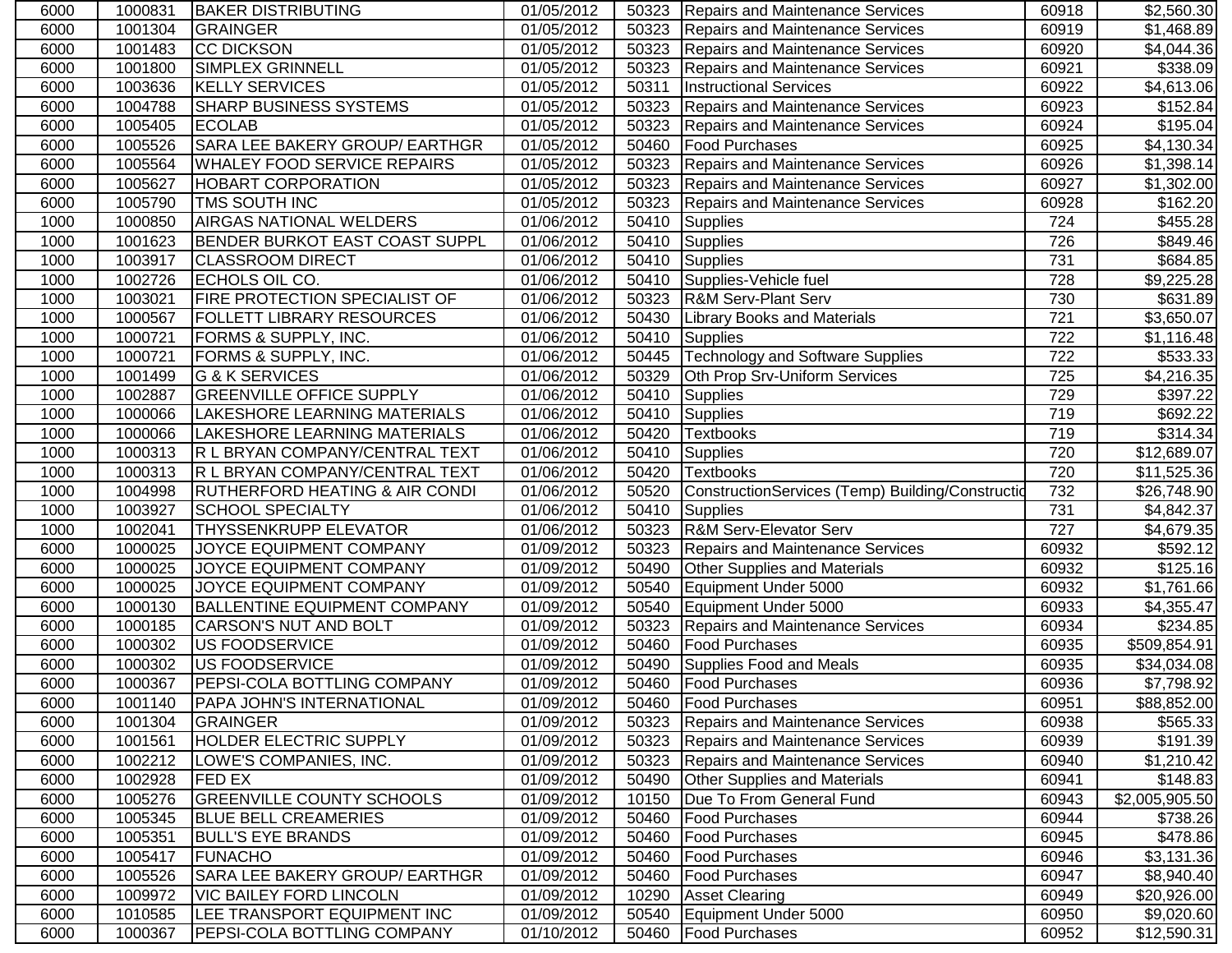| | | | | | | | |
|---|---|---|---|---|---|---|---|
| 6000 | 1000831 | BAKER DISTRIBUTING | 01/05/2012 | 50323 | Repairs and Maintenance Services | 60918 | $2,560.30 |
| 6000 | 1001304 | GRAINGER | 01/05/2012 | 50323 | Repairs and Maintenance Services | 60919 | $1,468.89 |
| 6000 | 1001483 | CC DICKSON | 01/05/2012 | 50323 | Repairs and Maintenance Services | 60920 | $4,044.36 |
| 6000 | 1001800 | SIMPLEX GRINNELL | 01/05/2012 | 50323 | Repairs and Maintenance Services | 60921 | $338.09 |
| 6000 | 1003636 | KELLY SERVICES | 01/05/2012 | 50311 | Instructional Services | 60922 | $4,613.06 |
| 6000 | 1004788 | SHARP BUSINESS SYSTEMS | 01/05/2012 | 50323 | Repairs and Maintenance Services | 60923 | $152.84 |
| 6000 | 1005405 | ECOLAB | 01/05/2012 | 50323 | Repairs and Maintenance Services | 60924 | $195.04 |
| 6000 | 1005526 | SARA LEE BAKERY GROUP/ EARTHGR | 01/05/2012 | 50460 | Food Purchases | 60925 | $4,130.34 |
| 6000 | 1005564 | WHALEY FOOD SERVICE REPAIRS | 01/05/2012 | 50323 | Repairs and Maintenance Services | 60926 | $1,398.14 |
| 6000 | 1005627 | HOBART CORPORATION | 01/05/2012 | 50323 | Repairs and Maintenance Services | 60927 | $1,302.00 |
| 6000 | 1005790 | TMS SOUTH INC | 01/05/2012 | 50323 | Repairs and Maintenance Services | 60928 | $162.20 |
| 1000 | 1000850 | AIRGAS NATIONAL WELDERS | 01/06/2012 | 50410 | Supplies | 724 | $455.28 |
| 1000 | 1001623 | BENDER BURKOT EAST COAST SUPPL | 01/06/2012 | 50410 | Supplies | 726 | $849.46 |
| 1000 | 1003917 | CLASSROOM DIRECT | 01/06/2012 | 50410 | Supplies | 731 | $684.85 |
| 1000 | 1002726 | ECHOLS OIL CO. | 01/06/2012 | 50410 | Supplies-Vehicle fuel | 728 | $9,225.28 |
| 1000 | 1003021 | FIRE PROTECTION SPECIALIST OF | 01/06/2012 | 50323 | R&M Serv-Plant Serv | 730 | $631.89 |
| 1000 | 1000567 | FOLLETT LIBRARY RESOURCES | 01/06/2012 | 50430 | Library Books and Materials | 721 | $3,650.07 |
| 1000 | 1000721 | FORMS & SUPPLY, INC. | 01/06/2012 | 50410 | Supplies | 722 | $1,116.48 |
| 1000 | 1000721 | FORMS & SUPPLY, INC. | 01/06/2012 | 50445 | Technology and Software Supplies | 722 | $533.33 |
| 1000 | 1001499 | G & K SERVICES | 01/06/2012 | 50329 | Oth Prop Srv-Uniform Services | 725 | $4,216.35 |
| 1000 | 1002887 | GREENVILLE OFFICE SUPPLY | 01/06/2012 | 50410 | Supplies | 729 | $397.22 |
| 1000 | 1000066 | LAKESHORE LEARNING MATERIALS | 01/06/2012 | 50410 | Supplies | 719 | $692.22 |
| 1000 | 1000066 | LAKESHORE LEARNING MATERIALS | 01/06/2012 | 50420 | Textbooks | 719 | $314.34 |
| 1000 | 1000313 | R L BRYAN COMPANY/CENTRAL TEXT | 01/06/2012 | 50410 | Supplies | 720 | $12,689.07 |
| 1000 | 1000313 | R L BRYAN COMPANY/CENTRAL TEXT | 01/06/2012 | 50420 | Textbooks | 720 | $11,525.36 |
| 1000 | 1004998 | RUTHERFORD HEATING & AIR CONDI | 01/06/2012 | 50520 | ConstructionServices (Temp) Building/Constructio | 732 | $26,748.90 |
| 1000 | 1003927 | SCHOOL SPECIALTY | 01/06/2012 | 50410 | Supplies | 731 | $4,842.37 |
| 1000 | 1002041 | THYSSENKRUPP ELEVATOR | 01/06/2012 | 50323 | R&M Serv-Elevator Serv | 727 | $4,679.35 |
| 6000 | 1000025 | JOYCE EQUIPMENT COMPANY | 01/09/2012 | 50323 | Repairs and Maintenance Services | 60932 | $592.12 |
| 6000 | 1000025 | JOYCE EQUIPMENT COMPANY | 01/09/2012 | 50490 | Other Supplies and Materials | 60932 | $125.16 |
| 6000 | 1000025 | JOYCE EQUIPMENT COMPANY | 01/09/2012 | 50540 | Equipment Under 5000 | 60932 | $1,761.66 |
| 6000 | 1000130 | BALLENTINE EQUIPMENT COMPANY | 01/09/2012 | 50540 | Equipment Under 5000 | 60933 | $4,355.47 |
| 6000 | 1000185 | CARSON'S NUT AND BOLT | 01/09/2012 | 50323 | Repairs and Maintenance Services | 60934 | $234.85 |
| 6000 | 1000302 | US FOODSERVICE | 01/09/2012 | 50460 | Food Purchases | 60935 | $509,854.91 |
| 6000 | 1000302 | US FOODSERVICE | 01/09/2012 | 50490 | Supplies Food and Meals | 60935 | $34,034.08 |
| 6000 | 1000367 | PEPSI-COLA BOTTLING COMPANY | 01/09/2012 | 50460 | Food Purchases | 60936 | $7,798.92 |
| 6000 | 1001140 | PAPA JOHN'S INTERNATIONAL | 01/09/2012 | 50460 | Food Purchases | 60951 | $88,852.00 |
| 6000 | 1001304 | GRAINGER | 01/09/2012 | 50323 | Repairs and Maintenance Services | 60938 | $565.33 |
| 6000 | 1001561 | HOLDER ELECTRIC SUPPLY | 01/09/2012 | 50323 | Repairs and Maintenance Services | 60939 | $191.39 |
| 6000 | 1002212 | LOWE'S COMPANIES, INC. | 01/09/2012 | 50323 | Repairs and Maintenance Services | 60940 | $1,210.42 |
| 6000 | 1002928 | FED EX | 01/09/2012 | 50490 | Other Supplies and Materials | 60941 | $148.83 |
| 6000 | 1005276 | GREENVILLE COUNTY SCHOOLS | 01/09/2012 | 10150 | Due To From General Fund | 60943 | $2,005,905.50 |
| 6000 | 1005345 | BLUE BELL CREAMERIES | 01/09/2012 | 50460 | Food Purchases | 60944 | $738.26 |
| 6000 | 1005351 | BULL'S EYE BRANDS | 01/09/2012 | 50460 | Food Purchases | 60945 | $478.86 |
| 6000 | 1005417 | FUNACHO | 01/09/2012 | 50460 | Food Purchases | 60946 | $3,131.36 |
| 6000 | 1005526 | SARA LEE BAKERY GROUP/ EARTHGR | 01/09/2012 | 50460 | Food Purchases | 60947 | $8,940.40 |
| 6000 | 1009972 | VIC BAILEY FORD LINCOLN | 01/09/2012 | 10290 | Asset Clearing | 60949 | $20,926.00 |
| 6000 | 1010585 | LEE TRANSPORT EQUIPMENT INC | 01/09/2012 | 50540 | Equipment Under 5000 | 60950 | $9,020.60 |
| 6000 | 1000367 | PEPSI-COLA BOTTLING COMPANY | 01/10/2012 | 50460 | Food Purchases | 60952 | $12,590.31 |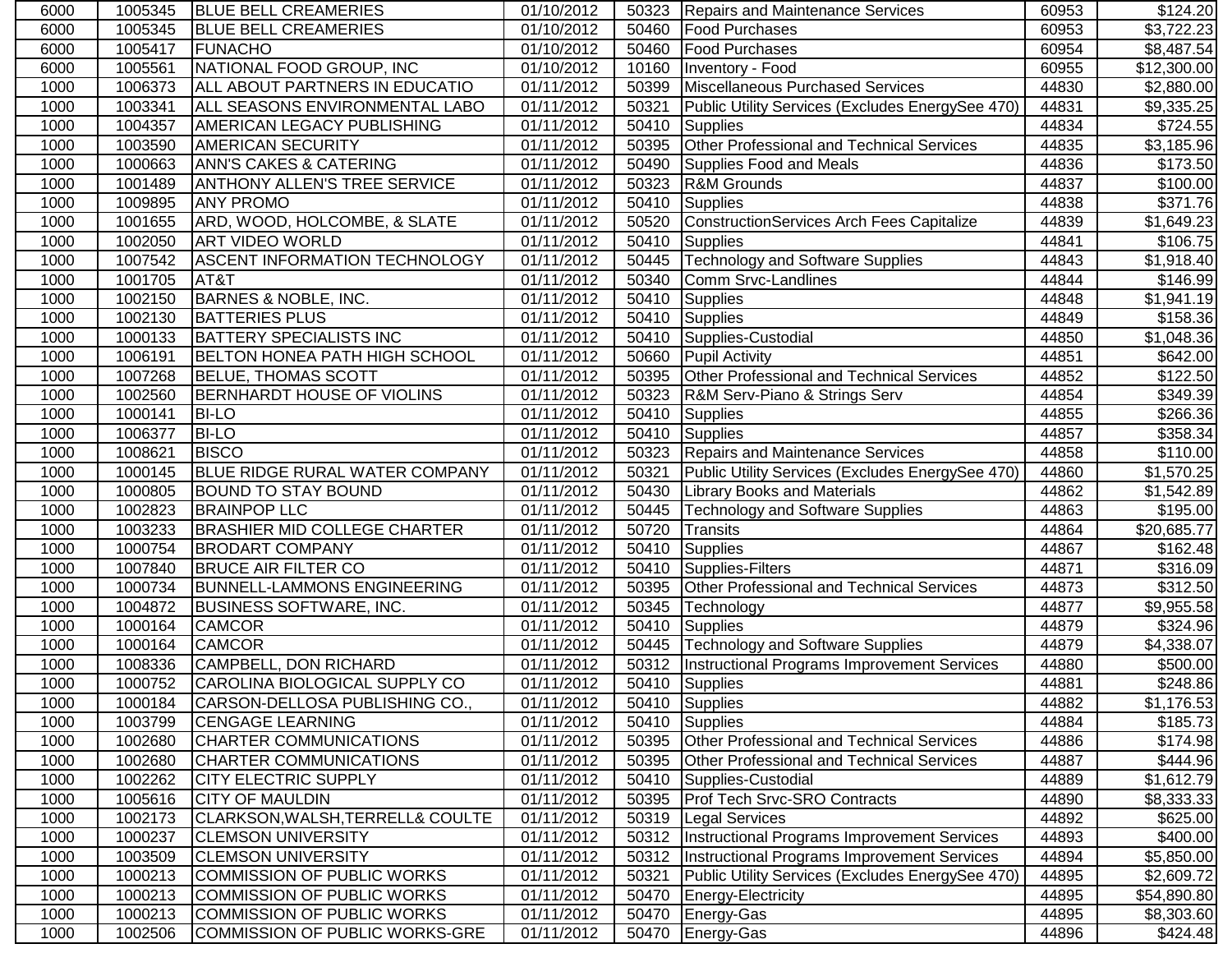| | | | | | | | |
|---|---|---|---|---|---|---|---|
| 6000 | 1005345 | BLUE BELL CREAMERIES | 01/10/2012 | 50323 | Repairs and Maintenance Services | 60953 | $124.20 |
| 6000 | 1005345 | BLUE BELL CREAMERIES | 01/10/2012 | 50460 | Food Purchases | 60953 | $3,722.23 |
| 6000 | 1005417 | FUNACHO | 01/10/2012 | 50460 | Food Purchases | 60954 | $8,487.54 |
| 6000 | 1005561 | NATIONAL FOOD GROUP, INC | 01/10/2012 | 10160 | Inventory - Food | 60955 | $12,300.00 |
| 1000 | 1006373 | ALL ABOUT PARTNERS IN EDUCATIO | 01/11/2012 | 50399 | Miscellaneous Purchased Services | 44830 | $2,880.00 |
| 1000 | 1003341 | ALL SEASONS ENVIRONMENTAL LABO | 01/11/2012 | 50321 | Public Utility Services (Excludes EnergySee 470) | 44831 | $9,335.25 |
| 1000 | 1004357 | AMERICAN LEGACY PUBLISHING | 01/11/2012 | 50410 | Supplies | 44834 | $724.55 |
| 1000 | 1003590 | AMERICAN SECURITY | 01/11/2012 | 50395 | Other Professional and Technical Services | 44835 | $3,185.96 |
| 1000 | 1000663 | ANN'S CAKES & CATERING | 01/11/2012 | 50490 | Supplies Food and Meals | 44836 | $173.50 |
| 1000 | 1001489 | ANTHONY ALLEN'S TREE SERVICE | 01/11/2012 | 50323 | R&M Grounds | 44837 | $100.00 |
| 1000 | 1009895 | ANY PROMO | 01/11/2012 | 50410 | Supplies | 44838 | $371.76 |
| 1000 | 1001655 | ARD, WOOD, HOLCOMBE, & SLATE | 01/11/2012 | 50520 | ConstructionServices Arch Fees Capitalize | 44839 | $1,649.23 |
| 1000 | 1002050 | ART VIDEO WORLD | 01/11/2012 | 50410 | Supplies | 44841 | $106.75 |
| 1000 | 1007542 | ASCENT INFORMATION TECHNOLOGY | 01/11/2012 | 50445 | Technology and Software Supplies | 44843 | $1,918.40 |
| 1000 | 1001705 | AT&T | 01/11/2012 | 50340 | Comm Srvc-Landlines | 44844 | $146.99 |
| 1000 | 1002150 | BARNES & NOBLE, INC. | 01/11/2012 | 50410 | Supplies | 44848 | $1,941.19 |
| 1000 | 1002130 | BATTERIES PLUS | 01/11/2012 | 50410 | Supplies | 44849 | $158.36 |
| 1000 | 1000133 | BATTERY SPECIALISTS INC | 01/11/2012 | 50410 | Supplies-Custodial | 44850 | $1,048.36 |
| 1000 | 1006191 | BELTON HONEA PATH HIGH SCHOOL | 01/11/2012 | 50660 | Pupil Activity | 44851 | $642.00 |
| 1000 | 1007268 | BELUE, THOMAS SCOTT | 01/11/2012 | 50395 | Other Professional and Technical Services | 44852 | $122.50 |
| 1000 | 1002560 | BERNHARDT HOUSE OF VIOLINS | 01/11/2012 | 50323 | R&M Serv-Piano & Strings Serv | 44854 | $349.39 |
| 1000 | 1000141 | BI-LO | 01/11/2012 | 50410 | Supplies | 44855 | $266.36 |
| 1000 | 1006377 | BI-LO | 01/11/2012 | 50410 | Supplies | 44857 | $358.34 |
| 1000 | 1008621 | BISCO | 01/11/2012 | 50323 | Repairs and Maintenance Services | 44858 | $110.00 |
| 1000 | 1000145 | BLUE RIDGE RURAL WATER COMPANY | 01/11/2012 | 50321 | Public Utility Services (Excludes EnergySee 470) | 44860 | $1,570.25 |
| 1000 | 1000805 | BOUND TO STAY BOUND | 01/11/2012 | 50430 | Library Books and Materials | 44862 | $1,542.89 |
| 1000 | 1002823 | BRAINPOP LLC | 01/11/2012 | 50445 | Technology and Software Supplies | 44863 | $195.00 |
| 1000 | 1003233 | BRASHIER MID COLLEGE CHARTER | 01/11/2012 | 50720 | Transits | 44864 | $20,685.77 |
| 1000 | 1000754 | BRODART COMPANY | 01/11/2012 | 50410 | Supplies | 44867 | $162.48 |
| 1000 | 1007840 | BRUCE AIR FILTER CO | 01/11/2012 | 50410 | Supplies-Filters | 44871 | $316.09 |
| 1000 | 1000734 | BUNNELL-LAMMONS ENGINEERING | 01/11/2012 | 50395 | Other Professional and Technical Services | 44873 | $312.50 |
| 1000 | 1004872 | BUSINESS SOFTWARE, INC. | 01/11/2012 | 50345 | Technology | 44877 | $9,955.58 |
| 1000 | 1000164 | CAMCOR | 01/11/2012 | 50410 | Supplies | 44879 | $324.96 |
| 1000 | 1000164 | CAMCOR | 01/11/2012 | 50445 | Technology and Software Supplies | 44879 | $4,338.07 |
| 1000 | 1008336 | CAMPBELL, DON RICHARD | 01/11/2012 | 50312 | Instructional Programs Improvement Services | 44880 | $500.00 |
| 1000 | 1000752 | CAROLINA BIOLOGICAL SUPPLY CO | 01/11/2012 | 50410 | Supplies | 44881 | $248.86 |
| 1000 | 1000184 | CARSON-DELLOSA PUBLISHING CO., | 01/11/2012 | 50410 | Supplies | 44882 | $1,176.53 |
| 1000 | 1003799 | CENGAGE LEARNING | 01/11/2012 | 50410 | Supplies | 44884 | $185.73 |
| 1000 | 1002680 | CHARTER COMMUNICATIONS | 01/11/2012 | 50395 | Other Professional and Technical Services | 44886 | $174.98 |
| 1000 | 1002680 | CHARTER COMMUNICATIONS | 01/11/2012 | 50395 | Other Professional and Technical Services | 44887 | $444.96 |
| 1000 | 1002262 | CITY ELECTRIC SUPPLY | 01/11/2012 | 50410 | Supplies-Custodial | 44889 | $1,612.79 |
| 1000 | 1005616 | CITY OF MAULDIN | 01/11/2012 | 50395 | Prof Tech Srvc-SRO Contracts | 44890 | $8,333.33 |
| 1000 | 1002173 | CLARKSON,WALSH,TERRELL& COULTE | 01/11/2012 | 50319 | Legal Services | 44892 | $625.00 |
| 1000 | 1000237 | CLEMSON UNIVERSITY | 01/11/2012 | 50312 | Instructional Programs Improvement Services | 44893 | $400.00 |
| 1000 | 1003509 | CLEMSON UNIVERSITY | 01/11/2012 | 50312 | Instructional Programs Improvement Services | 44894 | $5,850.00 |
| 1000 | 1000213 | COMMISSION OF PUBLIC WORKS | 01/11/2012 | 50321 | Public Utility Services (Excludes EnergySee 470) | 44895 | $2,609.72 |
| 1000 | 1000213 | COMMISSION OF PUBLIC WORKS | 01/11/2012 | 50470 | Energy-Electricity | 44895 | $54,890.80 |
| 1000 | 1000213 | COMMISSION OF PUBLIC WORKS | 01/11/2012 | 50470 | Energy-Gas | 44895 | $8,303.60 |
| 1000 | 1002506 | COMMISSION OF PUBLIC WORKS-GRE | 01/11/2012 | 50470 | Energy-Gas | 44896 | $424.48 |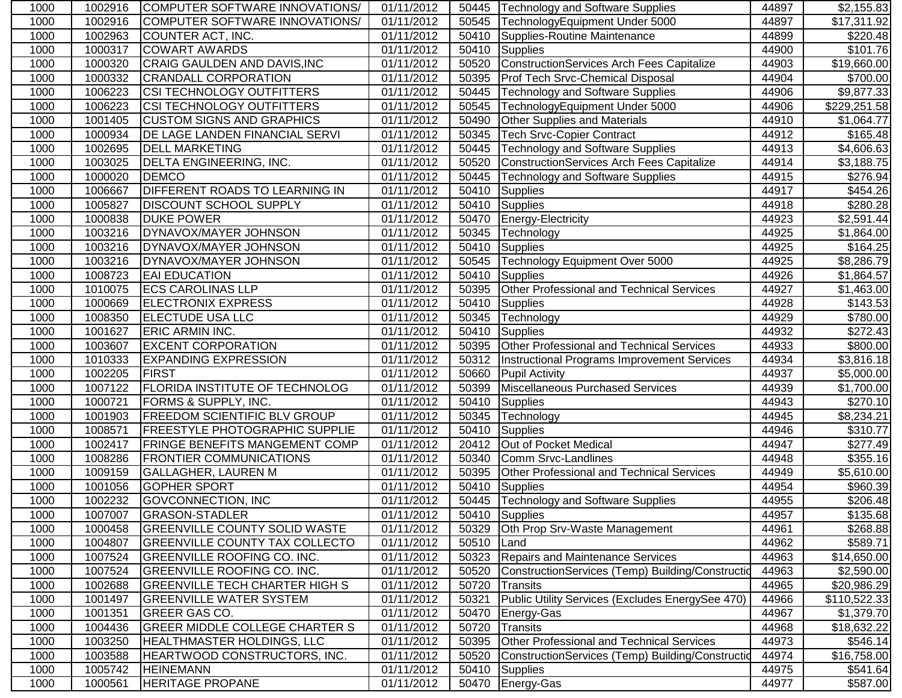| | | | | | | | |
|---|---|---|---|---|---|---|---|
| 1000 | 1002916 | COMPUTER SOFTWARE INNOVATIONS/ | 01/11/2012 | 50445 | Technology and Software Supplies | 44897 | $2,155.83 |
| 1000 | 1002916 | COMPUTER SOFTWARE INNOVATIONS/ | 01/11/2012 | 50545 | TechnologyEquipment Under 5000 | 44897 | $17,311.92 |
| 1000 | 1002963 | COUNTER ACT, INC. | 01/11/2012 | 50410 | Supplies-Routine Maintenance | 44899 | $220.48 |
| 1000 | 1000317 | COWART AWARDS | 01/11/2012 | 50410 | Supplies | 44900 | $101.76 |
| 1000 | 1000320 | CRAIG GAULDEN AND DAVIS,INC | 01/11/2012 | 50520 | ConstructionServices Arch Fees Capitalize | 44903 | $19,660.00 |
| 1000 | 1000332 | CRANDALL CORPORATION | 01/11/2012 | 50395 | Prof Tech Srvc-Chemical Disposal | 44904 | $700.00 |
| 1000 | 1006223 | CSI TECHNOLOGY OUTFITTERS | 01/11/2012 | 50445 | Technology and Software Supplies | 44906 | $9,877.33 |
| 1000 | 1006223 | CSI TECHNOLOGY OUTFITTERS | 01/11/2012 | 50545 | TechnologyEquipment Under 5000 | 44906 | $229,251.58 |
| 1000 | 1001405 | CUSTOM SIGNS AND GRAPHICS | 01/11/2012 | 50490 | Other Supplies and Materials | 44910 | $1,064.77 |
| 1000 | 1000934 | DE LAGE LANDEN FINANCIAL SERVI | 01/11/2012 | 50345 | Tech Srvc-Copier Contract | 44912 | $165.48 |
| 1000 | 1002695 | DELL MARKETING | 01/11/2012 | 50445 | Technology and Software Supplies | 44913 | $4,606.63 |
| 1000 | 1003025 | DELTA ENGINEERING, INC. | 01/11/2012 | 50520 | ConstructionServices Arch Fees Capitalize | 44914 | $3,188.75 |
| 1000 | 1000020 | DEMCO | 01/11/2012 | 50445 | Technology and Software Supplies | 44915 | $276.94 |
| 1000 | 1006667 | DIFFERENT ROADS TO LEARNING IN | 01/11/2012 | 50410 | Supplies | 44917 | $454.26 |
| 1000 | 1005827 | DISCOUNT SCHOOL SUPPLY | 01/11/2012 | 50410 | Supplies | 44918 | $280.28 |
| 1000 | 1000838 | DUKE POWER | 01/11/2012 | 50470 | Energy-Electricity | 44923 | $2,591.44 |
| 1000 | 1003216 | DYNAVOX/MAYER JOHNSON | 01/11/2012 | 50345 | Technology | 44925 | $1,864.00 |
| 1000 | 1003216 | DYNAVOX/MAYER JOHNSON | 01/11/2012 | 50410 | Supplies | 44925 | $164.25 |
| 1000 | 1003216 | DYNAVOX/MAYER JOHNSON | 01/11/2012 | 50545 | Technology Equipment Over 5000 | 44925 | $8,286.79 |
| 1000 | 1008723 | EAI EDUCATION | 01/11/2012 | 50410 | Supplies | 44926 | $1,864.57 |
| 1000 | 1010075 | ECS CAROLINAS LLP | 01/11/2012 | 50395 | Other Professional and Technical Services | 44927 | $1,463.00 |
| 1000 | 1000669 | ELECTRONIX EXPRESS | 01/11/2012 | 50410 | Supplies | 44928 | $143.53 |
| 1000 | 1008350 | ELECTUDE USA LLC | 01/11/2012 | 50345 | Technology | 44929 | $780.00 |
| 1000 | 1001627 | ERIC ARMIN INC. | 01/11/2012 | 50410 | Supplies | 44932 | $272.43 |
| 1000 | 1003607 | EXCENT CORPORATION | 01/11/2012 | 50395 | Other Professional and Technical Services | 44933 | $800.00 |
| 1000 | 1010333 | EXPANDING EXPRESSION | 01/11/2012 | 50312 | Instructional Programs Improvement Services | 44934 | $3,816.18 |
| 1000 | 1002205 | FIRST | 01/11/2012 | 50660 | Pupil Activity | 44937 | $5,000.00 |
| 1000 | 1007122 | FLORIDA INSTITUTE OF TECHNOLOG | 01/11/2012 | 50399 | Miscellaneous Purchased Services | 44939 | $1,700.00 |
| 1000 | 1000721 | FORMS & SUPPLY, INC. | 01/11/2012 | 50410 | Supplies | 44943 | $270.10 |
| 1000 | 1001903 | FREEDOM SCIENTIFIC BLV GROUP | 01/11/2012 | 50345 | Technology | 44945 | $8,234.21 |
| 1000 | 1008571 | FREESTYLE PHOTOGRAPHIC SUPPLIE | 01/11/2012 | 50410 | Supplies | 44946 | $310.77 |
| 1000 | 1002417 | FRINGE BENEFITS MANGEMENT COMP | 01/11/2012 | 20412 | Out of Pocket Medical | 44947 | $277.49 |
| 1000 | 1008286 | FRONTIER COMMUNICATIONS | 01/11/2012 | 50340 | Comm Srvc-Landlines | 44948 | $355.16 |
| 1000 | 1009159 | GALLAGHER, LAUREN M | 01/11/2012 | 50395 | Other Professional and Technical Services | 44949 | $5,610.00 |
| 1000 | 1001056 | GOPHER SPORT | 01/11/2012 | 50410 | Supplies | 44954 | $960.39 |
| 1000 | 1002232 | GOVCONNECTION, INC | 01/11/2012 | 50445 | Technology and Software Supplies | 44955 | $206.48 |
| 1000 | 1007007 | GRASON-STADLER | 01/11/2012 | 50410 | Supplies | 44957 | $135.68 |
| 1000 | 1000458 | GREENVILLE COUNTY SOLID WASTE | 01/11/2012 | 50329 | Oth Prop Srv-Waste Management | 44961 | $268.88 |
| 1000 | 1004807 | GREENVILLE COUNTY TAX COLLECTO | 01/11/2012 | 50510 | Land | 44962 | $589.71 |
| 1000 | 1007524 | GREENVILLE ROOFING CO. INC. | 01/11/2012 | 50323 | Repairs and Maintenance Services | 44963 | $14,650.00 |
| 1000 | 1007524 | GREENVILLE ROOFING CO. INC. | 01/11/2012 | 50520 | ConstructionServices (Temp) Building/Constructio | 44963 | $2,590.00 |
| 1000 | 1002688 | GREENVILLE TECH CHARTER HIGH S | 01/11/2012 | 50720 | Transits | 44965 | $20,986.29 |
| 1000 | 1001497 | GREENVILLE WATER SYSTEM | 01/11/2012 | 50321 | Public Utility Services (Excludes EnergySee 470) | 44966 | $110,522.33 |
| 1000 | 1001351 | GREER GAS CO. | 01/11/2012 | 50470 | Energy-Gas | 44967 | $1,379.70 |
| 1000 | 1004436 | GREER MIDDLE COLLEGE CHARTER S | 01/11/2012 | 50720 | Transits | 44968 | $18,632.22 |
| 1000 | 1003250 | HEALTHMASTER HOLDINGS, LLC | 01/11/2012 | 50395 | Other Professional and Technical Services | 44973 | $546.14 |
| 1000 | 1003588 | HEARTWOOD CONSTRUCTORS, INC. | 01/11/2012 | 50520 | ConstructionServices (Temp) Building/Constructio | 44974 | $16,758.00 |
| 1000 | 1005742 | HEINEMANN | 01/11/2012 | 50410 | Supplies | 44975 | $541.64 |
| 1000 | 1000561 | HERITAGE PROPANE | 01/11/2012 | 50470 | Energy-Gas | 44977 | $587.00 |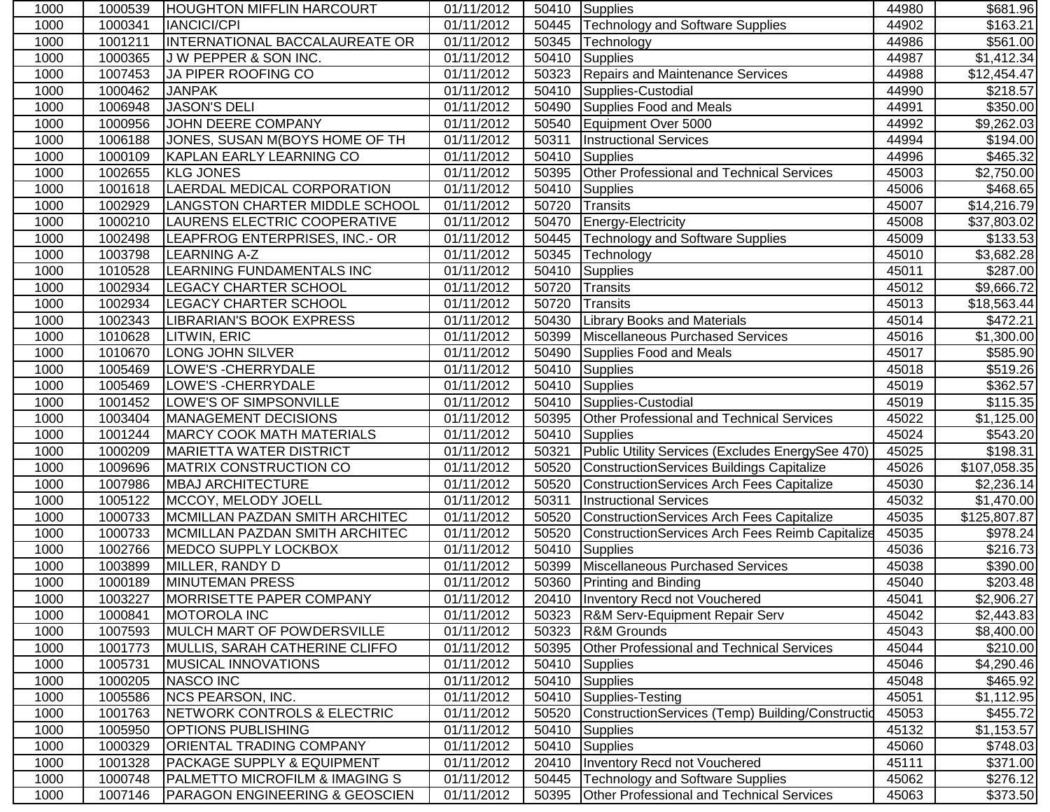| 1000 | 1000539 | HOUGHTON MIFFLIN HARCOURT | 01/11/2012 | 50410 | Supplies | 44980 | $681.96 |
|---|---|---|---|---|---|---|---|
| 1000 | 1000341 | IANCICI/CPI | 01/11/2012 | 50445 | Technology and Software Supplies | 44902 | $163.21 |
| 1000 | 1001211 | INTERNATIONAL BACCALAUREATE OR | 01/11/2012 | 50345 | Technology | 44986 | $561.00 |
| 1000 | 1000365 | J W PEPPER & SON INC. | 01/11/2012 | 50410 | Supplies | 44987 | $1,412.34 |
| 1000 | 1007453 | JA PIPER ROOFING CO | 01/11/2012 | 50323 | Repairs and Maintenance Services | 44988 | $12,454.47 |
| 1000 | 1000462 | JANPAK | 01/11/2012 | 50410 | Supplies-Custodial | 44990 | $218.57 |
| 1000 | 1006948 | JASON'S DELI | 01/11/2012 | 50490 | Supplies Food and Meals | 44991 | $350.00 |
| 1000 | 1000956 | JOHN DEERE COMPANY | 01/11/2012 | 50540 | Equipment Over 5000 | 44992 | $9,262.03 |
| 1000 | 1006188 | JONES, SUSAN M(BOYS HOME OF TH | 01/11/2012 | 50311 | Instructional Services | 44994 | $194.00 |
| 1000 | 1000109 | KAPLAN EARLY LEARNING CO | 01/11/2012 | 50410 | Supplies | 44996 | $465.32 |
| 1000 | 1002655 | KLG JONES | 01/11/2012 | 50395 | Other Professional and Technical Services | 45003 | $2,750.00 |
| 1000 | 1001618 | LAERDAL MEDICAL CORPORATION | 01/11/2012 | 50410 | Supplies | 45006 | $468.65 |
| 1000 | 1002929 | LANGSTON CHARTER MIDDLE SCHOOL | 01/11/2012 | 50720 | Transits | 45007 | $14,216.79 |
| 1000 | 1000210 | LAURENS ELECTRIC COOPERATIVE | 01/11/2012 | 50470 | Energy-Electricity | 45008 | $37,803.02 |
| 1000 | 1002498 | LEAPFROG ENTERPRISES, INC.- OR | 01/11/2012 | 50445 | Technology and Software Supplies | 45009 | $133.53 |
| 1000 | 1003798 | LEARNING A-Z | 01/11/2012 | 50345 | Technology | 45010 | $3,682.28 |
| 1000 | 1010528 | LEARNING FUNDAMENTALS INC | 01/11/2012 | 50410 | Supplies | 45011 | $287.00 |
| 1000 | 1002934 | LEGACY CHARTER SCHOOL | 01/11/2012 | 50720 | Transits | 45012 | $9,666.72 |
| 1000 | 1002934 | LEGACY CHARTER SCHOOL | 01/11/2012 | 50720 | Transits | 45013 | $18,563.44 |
| 1000 | 1002343 | LIBRARIAN'S BOOK EXPRESS | 01/11/2012 | 50430 | Library Books and Materials | 45014 | $472.21 |
| 1000 | 1010628 | LITWIN, ERIC | 01/11/2012 | 50399 | Miscellaneous Purchased Services | 45016 | $1,300.00 |
| 1000 | 1010670 | LONG JOHN SILVER | 01/11/2012 | 50490 | Supplies Food and Meals | 45017 | $585.90 |
| 1000 | 1005469 | LOWE'S -CHERRYDALE | 01/11/2012 | 50410 | Supplies | 45018 | $519.26 |
| 1000 | 1005469 | LOWE'S -CHERRYDALE | 01/11/2012 | 50410 | Supplies | 45019 | $362.57 |
| 1000 | 1001452 | LOWE'S OF SIMPSONVILLE | 01/11/2012 | 50410 | Supplies-Custodial | 45019 | $115.35 |
| 1000 | 1003404 | MANAGEMENT DECISIONS | 01/11/2012 | 50395 | Other Professional and Technical Services | 45022 | $1,125.00 |
| 1000 | 1001244 | MARCY COOK MATH MATERIALS | 01/11/2012 | 50410 | Supplies | 45024 | $543.20 |
| 1000 | 1000209 | MARIETTA WATER DISTRICT | 01/11/2012 | 50321 | Public Utility Services (Excludes EnergySee 470) | 45025 | $198.31 |
| 1000 | 1009696 | MATRIX CONSTRUCTION CO | 01/11/2012 | 50520 | ConstructionServices Buildings Capitalize | 45026 | $107,058.35 |
| 1000 | 1007986 | MBAJ ARCHITECTURE | 01/11/2012 | 50520 | ConstructionServices Arch Fees Capitalize | 45030 | $2,236.14 |
| 1000 | 1005122 | MCCOY, MELODY JOELL | 01/11/2012 | 50311 | Instructional Services | 45032 | $1,470.00 |
| 1000 | 1000733 | MCMILLAN PAZDAN SMITH ARCHITEC | 01/11/2012 | 50520 | ConstructionServices Arch Fees Capitalize | 45035 | $125,807.87 |
| 1000 | 1000733 | MCMILLAN PAZDAN SMITH ARCHITEC | 01/11/2012 | 50520 | ConstructionServices Arch Fees Reimb Capitalize | 45035 | $978.24 |
| 1000 | 1002766 | MEDCO SUPPLY LOCKBOX | 01/11/2012 | 50410 | Supplies | 45036 | $216.73 |
| 1000 | 1003899 | MILLER, RANDY D | 01/11/2012 | 50399 | Miscellaneous Purchased Services | 45038 | $390.00 |
| 1000 | 1000189 | MINUTEMAN PRESS | 01/11/2012 | 50360 | Printing and Binding | 45040 | $203.48 |
| 1000 | 1003227 | MORRISETTE PAPER COMPANY | 01/11/2012 | 20410 | Inventory Recd not Vouchered | 45041 | $2,906.27 |
| 1000 | 1000841 | MOTOROLA INC | 01/11/2012 | 50323 | R&M Serv-Equipment Repair Serv | 45042 | $2,443.83 |
| 1000 | 1007593 | MULCH MART OF POWDERSVILLE | 01/11/2012 | 50323 | R&M Grounds | 45043 | $8,400.00 |
| 1000 | 1001773 | MULLIS, SARAH CATHERINE CLIFFO | 01/11/2012 | 50395 | Other Professional and Technical Services | 45044 | $210.00 |
| 1000 | 1005731 | MUSICAL INNOVATIONS | 01/11/2012 | 50410 | Supplies | 45046 | $4,290.46 |
| 1000 | 1000205 | NASCO INC | 01/11/2012 | 50410 | Supplies | 45048 | $465.92 |
| 1000 | 1005586 | NCS PEARSON, INC. | 01/11/2012 | 50410 | Supplies-Testing | 45051 | $1,112.95 |
| 1000 | 1001763 | NETWORK CONTROLS & ELECTRIC | 01/11/2012 | 50520 | ConstructionServices (Temp) Building/Constructio | 45053 | $455.72 |
| 1000 | 1005950 | OPTIONS PUBLISHING | 01/11/2012 | 50410 | Supplies | 45132 | $1,153.57 |
| 1000 | 1000329 | ORIENTAL TRADING COMPANY | 01/11/2012 | 50410 | Supplies | 45060 | $748.03 |
| 1000 | 1001328 | PACKAGE SUPPLY & EQUIPMENT | 01/11/2012 | 20410 | Inventory Recd not Vouchered | 45111 | $371.00 |
| 1000 | 1000748 | PALMETTO MICROFILM & IMAGING S | 01/11/2012 | 50445 | Technology and Software Supplies | 45062 | $276.12 |
| 1000 | 1007146 | PARAGON ENGINEERING & GEOSCIEN | 01/11/2012 | 50395 | Other Professional and Technical Services | 45063 | $373.50 |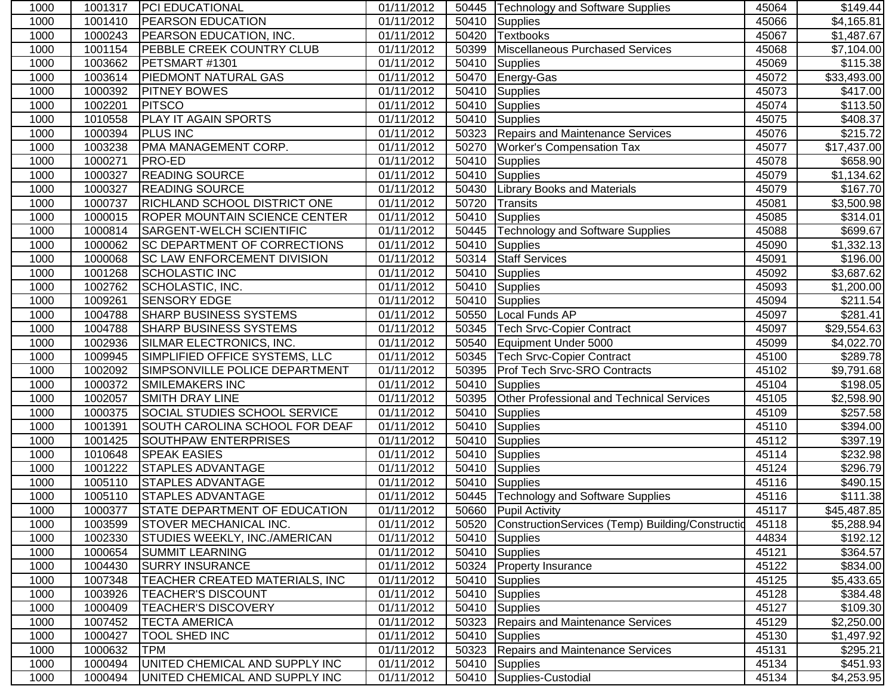| 1000 | 1001317 | PCI EDUCATIONAL | 01/11/2012 | 50445 | Technology and Software Supplies | 45064 | $149.44 |
|---|---|---|---|---|---|---|---|
| 1000 | 1001410 | PEARSON EDUCATION | 01/11/2012 | 50410 | Supplies | 45066 | $4,165.81 |
| 1000 | 1000243 | PEARSON EDUCATION, INC. | 01/11/2012 | 50420 | Textbooks | 45067 | $1,487.67 |
| 1000 | 1001154 | PEBBLE CREEK COUNTRY CLUB | 01/11/2012 | 50399 | Miscellaneous Purchased Services | 45068 | $7,104.00 |
| 1000 | 1003662 | PETSMART #1301 | 01/11/2012 | 50410 | Supplies | 45069 | $115.38 |
| 1000 | 1003614 | PIEDMONT NATURAL GAS | 01/11/2012 | 50470 | Energy-Gas | 45072 | $33,493.00 |
| 1000 | 1000392 | PITNEY BOWES | 01/11/2012 | 50410 | Supplies | 45073 | $417.00 |
| 1000 | 1002201 | PITSCO | 01/11/2012 | 50410 | Supplies | 45074 | $113.50 |
| 1000 | 1010558 | PLAY IT AGAIN SPORTS | 01/11/2012 | 50410 | Supplies | 45075 | $408.37 |
| 1000 | 1000394 | PLUS INC | 01/11/2012 | 50323 | Repairs and Maintenance Services | 45076 | $215.72 |
| 1000 | 1003238 | PMA MANAGEMENT CORP. | 01/11/2012 | 50270 | Worker's Compensation Tax | 45077 | $17,437.00 |
| 1000 | 1000271 | PRO-ED | 01/11/2012 | 50410 | Supplies | 45078 | $658.90 |
| 1000 | 1000327 | READING SOURCE | 01/11/2012 | 50410 | Supplies | 45079 | $1,134.62 |
| 1000 | 1000327 | READING SOURCE | 01/11/2012 | 50430 | Library Books and Materials | 45079 | $167.70 |
| 1000 | 1000737 | RICHLAND SCHOOL DISTRICT ONE | 01/11/2012 | 50720 | Transits | 45081 | $3,500.98 |
| 1000 | 1000015 | ROPER MOUNTAIN SCIENCE CENTER | 01/11/2012 | 50410 | Supplies | 45085 | $314.01 |
| 1000 | 1000814 | SARGENT-WELCH SCIENTIFIC | 01/11/2012 | 50445 | Technology and Software Supplies | 45088 | $699.67 |
| 1000 | 1000062 | SC DEPARTMENT OF CORRECTIONS | 01/11/2012 | 50410 | Supplies | 45090 | $1,332.13 |
| 1000 | 1000068 | SC LAW ENFORCEMENT DIVISION | 01/11/2012 | 50314 | Staff Services | 45091 | $196.00 |
| 1000 | 1001268 | SCHOLASTIC INC | 01/11/2012 | 50410 | Supplies | 45092 | $3,687.62 |
| 1000 | 1002762 | SCHOLASTIC, INC. | 01/11/2012 | 50410 | Supplies | 45093 | $1,200.00 |
| 1000 | 1009261 | SENSORY EDGE | 01/11/2012 | 50410 | Supplies | 45094 | $211.54 |
| 1000 | 1004788 | SHARP BUSINESS SYSTEMS | 01/11/2012 | 50550 | Local Funds AP | 45097 | $281.41 |
| 1000 | 1004788 | SHARP BUSINESS SYSTEMS | 01/11/2012 | 50345 | Tech Srvc-Copier Contract | 45097 | $29,554.63 |
| 1000 | 1002936 | SILMAR ELECTRONICS, INC. | 01/11/2012 | 50540 | Equipment Under 5000 | 45099 | $4,022.70 |
| 1000 | 1009945 | SIMPLIFIED OFFICE SYSTEMS, LLC | 01/11/2012 | 50345 | Tech Srvc-Copier Contract | 45100 | $289.78 |
| 1000 | 1002092 | SIMPSONVILLE POLICE DEPARTMENT | 01/11/2012 | 50395 | Prof Tech Srvc-SRO Contracts | 45102 | $9,791.68 |
| 1000 | 1000372 | SMILEMAKERS INC | 01/11/2012 | 50410 | Supplies | 45104 | $198.05 |
| 1000 | 1002057 | SMITH DRAY LINE | 01/11/2012 | 50395 | Other Professional and Technical Services | 45105 | $2,598.90 |
| 1000 | 1000375 | SOCIAL STUDIES SCHOOL SERVICE | 01/11/2012 | 50410 | Supplies | 45109 | $257.58 |
| 1000 | 1001391 | SOUTH CAROLINA SCHOOL FOR DEAF | 01/11/2012 | 50410 | Supplies | 45110 | $394.00 |
| 1000 | 1001425 | SOUTHPAW ENTERPRISES | 01/11/2012 | 50410 | Supplies | 45112 | $397.19 |
| 1000 | 1010648 | SPEAK EASIES | 01/11/2012 | 50410 | Supplies | 45114 | $232.98 |
| 1000 | 1001222 | STAPLES ADVANTAGE | 01/11/2012 | 50410 | Supplies | 45124 | $296.79 |
| 1000 | 1005110 | STAPLES ADVANTAGE | 01/11/2012 | 50410 | Supplies | 45116 | $490.15 |
| 1000 | 1005110 | STAPLES ADVANTAGE | 01/11/2012 | 50445 | Technology and Software Supplies | 45116 | $111.38 |
| 1000 | 1000377 | STATE DEPARTMENT OF EDUCATION | 01/11/2012 | 50660 | Pupil Activity | 45117 | $45,487.85 |
| 1000 | 1003599 | STOVER MECHANICAL INC. | 01/11/2012 | 50520 | ConstructionServices (Temp) Building/Constructio | 45118 | $5,288.94 |
| 1000 | 1002330 | STUDIES WEEKLY, INC./AMERICAN | 01/11/2012 | 50410 | Supplies | 44834 | $192.12 |
| 1000 | 1000654 | SUMMIT LEARNING | 01/11/2012 | 50410 | Supplies | 45121 | $364.57 |
| 1000 | 1004430 | SURRY INSURANCE | 01/11/2012 | 50324 | Property Insurance | 45122 | $834.00 |
| 1000 | 1007348 | TEACHER CREATED MATERIALS, INC | 01/11/2012 | 50410 | Supplies | 45125 | $5,433.65 |
| 1000 | 1003926 | TEACHER'S DISCOUNT | 01/11/2012 | 50410 | Supplies | 45128 | $384.48 |
| 1000 | 1000409 | TEACHER'S DISCOVERY | 01/11/2012 | 50410 | Supplies | 45127 | $109.30 |
| 1000 | 1007452 | TECTA AMERICA | 01/11/2012 | 50323 | Repairs and Maintenance Services | 45129 | $2,250.00 |
| 1000 | 1000427 | TOOL SHED INC | 01/11/2012 | 50410 | Supplies | 45130 | $1,497.92 |
| 1000 | 1000632 | TPM | 01/11/2012 | 50323 | Repairs and Maintenance Services | 45131 | $295.21 |
| 1000 | 1000494 | UNITED CHEMICAL AND SUPPLY INC | 01/11/2012 | 50410 | Supplies | 45134 | $451.93 |
| 1000 | 1000494 | UNITED CHEMICAL AND SUPPLY INC | 01/11/2012 | 50410 | Supplies-Custodial | 45134 | $4,253.95 |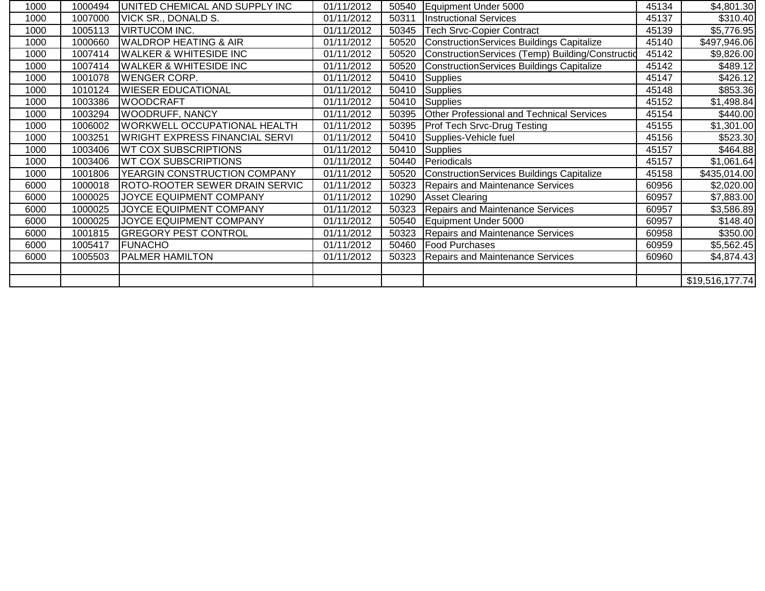| | | | | | | | |
|---|---|---|---|---|---|---|---|
| 1000 | 1000494 | UNITED CHEMICAL AND SUPPLY INC | 01/11/2012 | 50540 | Equipment Under 5000 | 45134 | $4,801.30 |
| 1000 | 1007000 | VICK SR., DONALD S. | 01/11/2012 | 50311 | Instructional Services | 45137 | $310.40 |
| 1000 | 1005113 | VIRTUCOM INC. | 01/11/2012 | 50345 | Tech Srvc-Copier Contract | 45139 | $5,776.95 |
| 1000 | 1000660 | WALDROP HEATING & AIR | 01/11/2012 | 50520 | ConstructionServices Buildings Capitalize | 45140 | $497,946.06 |
| 1000 | 1007414 | WALKER & WHITESIDE INC | 01/11/2012 | 50520 | ConstructionServices (Temp) Building/Constructio | 45142 | $9,826.00 |
| 1000 | 1007414 | WALKER & WHITESIDE INC | 01/11/2012 | 50520 | ConstructionServices Buildings Capitalize | 45142 | $489.12 |
| 1000 | 1001078 | WENGER CORP. | 01/11/2012 | 50410 | Supplies | 45147 | $426.12 |
| 1000 | 1010124 | WIESER EDUCATIONAL | 01/11/2012 | 50410 | Supplies | 45148 | $853.36 |
| 1000 | 1003386 | WOODCRAFT | 01/11/2012 | 50410 | Supplies | 45152 | $1,498.84 |
| 1000 | 1003294 | WOODRUFF, NANCY | 01/11/2012 | 50395 | Other Professional and Technical Services | 45154 | $440.00 |
| 1000 | 1006002 | WORKWELL OCCUPATIONAL HEALTH | 01/11/2012 | 50395 | Prof Tech Srvc-Drug Testing | 45155 | $1,301.00 |
| 1000 | 1003251 | WRIGHT EXPRESS FINANCIAL SERVI | 01/11/2012 | 50410 | Supplies-Vehicle fuel | 45156 | $523.30 |
| 1000 | 1003406 | WT COX SUBSCRIPTIONS | 01/11/2012 | 50410 | Supplies | 45157 | $464.88 |
| 1000 | 1003406 | WT COX SUBSCRIPTIONS | 01/11/2012 | 50440 | Periodicals | 45157 | $1,061.64 |
| 1000 | 1001806 | YEARGIN CONSTRUCTION COMPANY | 01/11/2012 | 50520 | ConstructionServices Buildings Capitalize | 45158 | $435,014.00 |
| 6000 | 1000018 | ROTO-ROOTER SEWER DRAIN SERVIC | 01/11/2012 | 50323 | Repairs and Maintenance Services | 60956 | $2,020.00 |
| 6000 | 1000025 | JOYCE EQUIPMENT COMPANY | 01/11/2012 | 10290 | Asset Clearing | 60957 | $7,883.00 |
| 6000 | 1000025 | JOYCE EQUIPMENT COMPANY | 01/11/2012 | 50323 | Repairs and Maintenance Services | 60957 | $3,586.89 |
| 6000 | 1000025 | JOYCE EQUIPMENT COMPANY | 01/11/2012 | 50540 | Equipment Under 5000 | 60957 | $148.40 |
| 6000 | 1001815 | GREGORY PEST CONTROL | 01/11/2012 | 50323 | Repairs and Maintenance Services | 60958 | $350.00 |
| 6000 | 1005417 | FUNACHO | 01/11/2012 | 50460 | Food Purchases | 60959 | $5,562.45 |
| 6000 | 1005503 | PALMER HAMILTON | 01/11/2012 | 50323 | Repairs and Maintenance Services | 60960 | $4,874.43 |
| | | | | | | | |
| | | | | | | | $19,516,177.74 |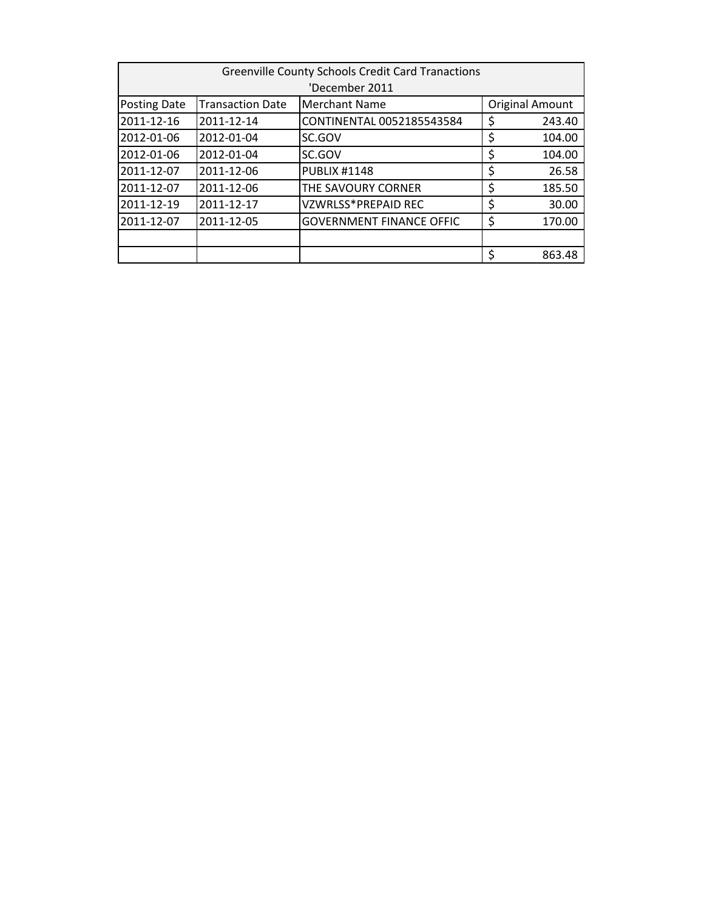| Greenville County Schools Credit Card Tranactions<br>'December 2011 | | | |
|---|---|---|---|
| Posting Date | Transaction Date | Merchant Name | Original Amount |
| 2011-12-16 | 2011-12-14 | CONTINENTAL 0052185543584 | $ 243.40 |
| 2012-01-06 | 2012-01-04 | SC.GOV | $ 104.00 |
| 2012-01-06 | 2012-01-04 | SC.GOV | $ 104.00 |
| 2011-12-07 | 2011-12-06 | PUBLIX #1148 | $ 26.58 |
| 2011-12-07 | 2011-12-06 | THE SAVOURY CORNER | $ 185.50 |
| 2011-12-19 | 2011-12-17 | VZWRLSS*PREPAID REC | $ 30.00 |
| 2011-12-07 | 2011-12-05 | GOVERNMENT FINANCE OFFIC | $ 170.00 |
| | | | |
| | | | $ 863.48 |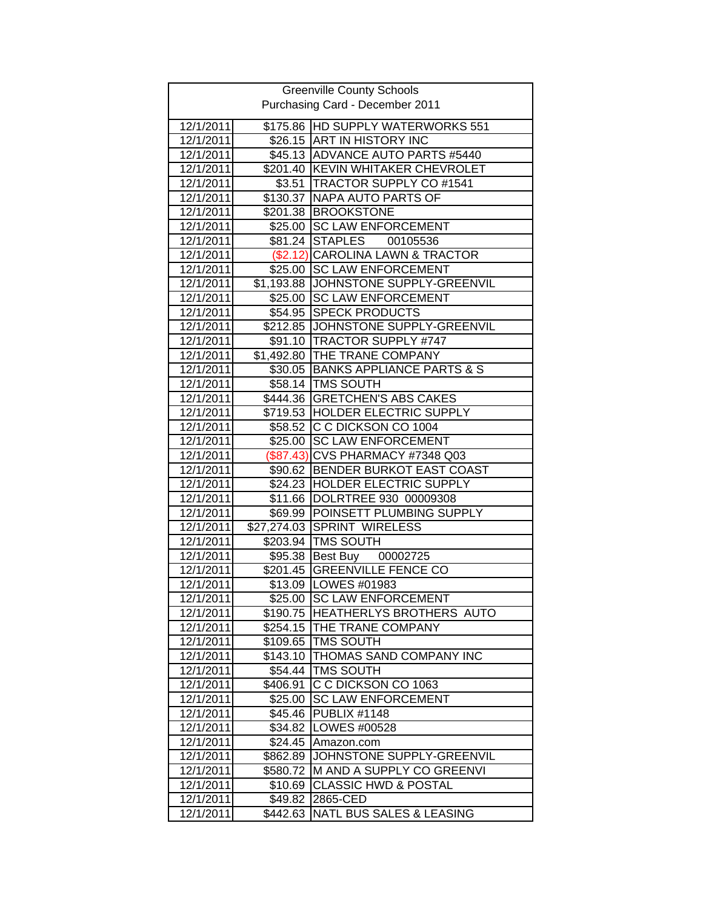| Greenville County Schools Purchasing Card - December 2011 | | |
|---|---|---|
| 12/1/2011 | $175.86 | HD SUPPLY WATERWORKS 551 |
| 12/1/2011 | $26.15 | ART IN HISTORY INC |
| 12/1/2011 | $45.13 | ADVANCE AUTO PARTS #5440 |
| 12/1/2011 | $201.40 | KEVIN WHITAKER CHEVROLET |
| 12/1/2011 | $3.51 | TRACTOR SUPPLY CO #1541 |
| 12/1/2011 | $130.37 | NAPA AUTO PARTS OF |
| 12/1/2011 | $201.38 | BROOKSTONE |
| 12/1/2011 | $25.00 | SC LAW ENFORCEMENT |
| 12/1/2011 | $81.24 | STAPLES 00105536 |
| 12/1/2011 | ($2.12) | CAROLINA LAWN & TRACTOR |
| 12/1/2011 | $25.00 | SC LAW ENFORCEMENT |
| 12/1/2011 | $1,193.88 | JOHNSTONE SUPPLY-GREENVIL |
| 12/1/2011 | $25.00 | SC LAW ENFORCEMENT |
| 12/1/2011 | $54.95 | SPECK PRODUCTS |
| 12/1/2011 | $212.85 | JOHNSTONE SUPPLY-GREENVIL |
| 12/1/2011 | $91.10 | TRACTOR SUPPLY #747 |
| 12/1/2011 | $1,492.80 | THE TRANE COMPANY |
| 12/1/2011 | $30.05 | BANKS APPLIANCE PARTS & S |
| 12/1/2011 | $58.14 | TMS SOUTH |
| 12/1/2011 | $444.36 | GRETCHEN'S ABS CAKES |
| 12/1/2011 | $719.53 | HOLDER ELECTRIC SUPPLY |
| 12/1/2011 | $58.52 | C C DICKSON CO 1004 |
| 12/1/2011 | $25.00 | SC LAW ENFORCEMENT |
| 12/1/2011 | ($87.43) | CVS PHARMACY #7348 Q03 |
| 12/1/2011 | $90.62 | BENDER BURKOT EAST COAST |
| 12/1/2011 | $24.23 | HOLDER ELECTRIC SUPPLY |
| 12/1/2011 | $11.66 | DOLRTREE 930 00009308 |
| 12/1/2011 | $69.99 | POINSETT PLUMBING SUPPLY |
| 12/1/2011 | $27,274.03 | SPRINT WIRELESS |
| 12/1/2011 | $203.94 | TMS SOUTH |
| 12/1/2011 | $95.38 | Best Buy 00002725 |
| 12/1/2011 | $201.45 | GREENVILLE FENCE CO |
| 12/1/2011 | $13.09 | LOWES #01983 |
| 12/1/2011 | $25.00 | SC LAW ENFORCEMENT |
| 12/1/2011 | $190.75 | HEATHERLYS BROTHERS AUTO |
| 12/1/2011 | $254.15 | THE TRANE COMPANY |
| 12/1/2011 | $109.65 | TMS SOUTH |
| 12/1/2011 | $143.10 | THOMAS SAND COMPANY INC |
| 12/1/2011 | $54.44 | TMS SOUTH |
| 12/1/2011 | $406.91 | C C DICKSON CO 1063 |
| 12/1/2011 | $25.00 | SC LAW ENFORCEMENT |
| 12/1/2011 | $45.46 | PUBLIX #1148 |
| 12/1/2011 | $34.82 | LOWES #00528 |
| 12/1/2011 | $24.45 | Amazon.com |
| 12/1/2011 | $862.89 | JOHNSTONE SUPPLY-GREENVIL |
| 12/1/2011 | $580.72 | M AND A SUPPLY CO GREENVI |
| 12/1/2011 | $10.69 | CLASSIC HWD & POSTAL |
| 12/1/2011 | $49.82 | 2865-CED |
| 12/1/2011 | $442.63 | NATL BUS SALES & LEASING |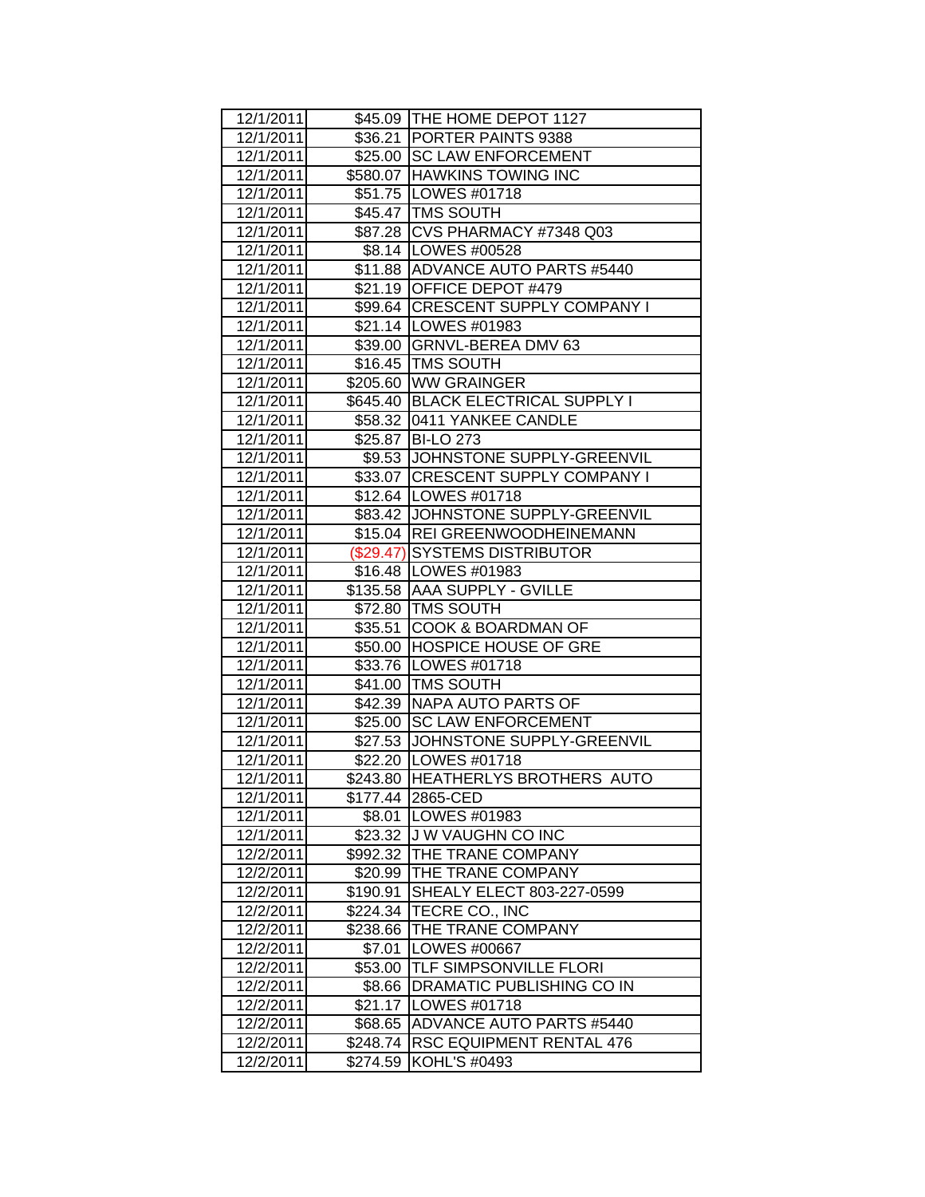| | | |
|---|---|---|
| 12/1/2011 | $45.09 | THE HOME DEPOT 1127 |
| 12/1/2011 | $36.21 | PORTER PAINTS 9388 |
| 12/1/2011 | $25.00 | SC LAW ENFORCEMENT |
| 12/1/2011 | $580.07 | HAWKINS TOWING INC |
| 12/1/2011 | $51.75 | LOWES #01718 |
| 12/1/2011 | $45.47 | TMS SOUTH |
| 12/1/2011 | $87.28 | CVS PHARMACY #7348 Q03 |
| 12/1/2011 | $8.14 | LOWES #00528 |
| 12/1/2011 | $11.88 | ADVANCE AUTO PARTS #5440 |
| 12/1/2011 | $21.19 | OFFICE DEPOT #479 |
| 12/1/2011 | $99.64 | CRESCENT SUPPLY COMPANY I |
| 12/1/2011 | $21.14 | LOWES #01983 |
| 12/1/2011 | $39.00 | GRNVL-BEREA DMV 63 |
| 12/1/2011 | $16.45 | TMS SOUTH |
| 12/1/2011 | $205.60 | WW GRAINGER |
| 12/1/2011 | $645.40 | BLACK ELECTRICAL SUPPLY I |
| 12/1/2011 | $58.32 | 0411 YANKEE CANDLE |
| 12/1/2011 | $25.87 | BI-LO 273 |
| 12/1/2011 | $9.53 | JOHNSTONE SUPPLY-GREENVIL |
| 12/1/2011 | $33.07 | CRESCENT SUPPLY COMPANY I |
| 12/1/2011 | $12.64 | LOWES #01718 |
| 12/1/2011 | $83.42 | JOHNSTONE SUPPLY-GREENVIL |
| 12/1/2011 | $15.04 | REI GREENWOODHEINEMANN |
| 12/1/2011 | ($29.47) | SYSTEMS DISTRIBUTOR |
| 12/1/2011 | $16.48 | LOWES #01983 |
| 12/1/2011 | $135.58 | AAA SUPPLY - GVILLE |
| 12/1/2011 | $72.80 | TMS SOUTH |
| 12/1/2011 | $35.51 | COOK & BOARDMAN OF |
| 12/1/2011 | $50.00 | HOSPICE HOUSE OF GRE |
| 12/1/2011 | $33.76 | LOWES #01718 |
| 12/1/2011 | $41.00 | TMS SOUTH |
| 12/1/2011 | $42.39 | NAPA AUTO PARTS OF |
| 12/1/2011 | $25.00 | SC LAW ENFORCEMENT |
| 12/1/2011 | $27.53 | JOHNSTONE SUPPLY-GREENVIL |
| 12/1/2011 | $22.20 | LOWES #01718 |
| 12/1/2011 | $243.80 | HEATHERLYS BROTHERS AUTO |
| 12/1/2011 | $177.44 | 2865-CED |
| 12/1/2011 | $8.01 | LOWES #01983 |
| 12/1/2011 | $23.32 | J W VAUGHN CO INC |
| 12/2/2011 | $992.32 | THE TRANE COMPANY |
| 12/2/2011 | $20.99 | THE TRANE COMPANY |
| 12/2/2011 | $190.91 | SHEALY ELECT 803-227-0599 |
| 12/2/2011 | $224.34 | TECRE CO., INC |
| 12/2/2011 | $238.66 | THE TRANE COMPANY |
| 12/2/2011 | $7.01 | LOWES #00667 |
| 12/2/2011 | $53.00 | TLF SIMPSONVILLE FLORI |
| 12/2/2011 | $8.66 | DRAMATIC PUBLISHING CO IN |
| 12/2/2011 | $21.17 | LOWES #01718 |
| 12/2/2011 | $68.65 | ADVANCE AUTO PARTS #5440 |
| 12/2/2011 | $248.74 | RSC EQUIPMENT RENTAL 476 |
| 12/2/2011 | $274.59 | KOHL'S #0493 |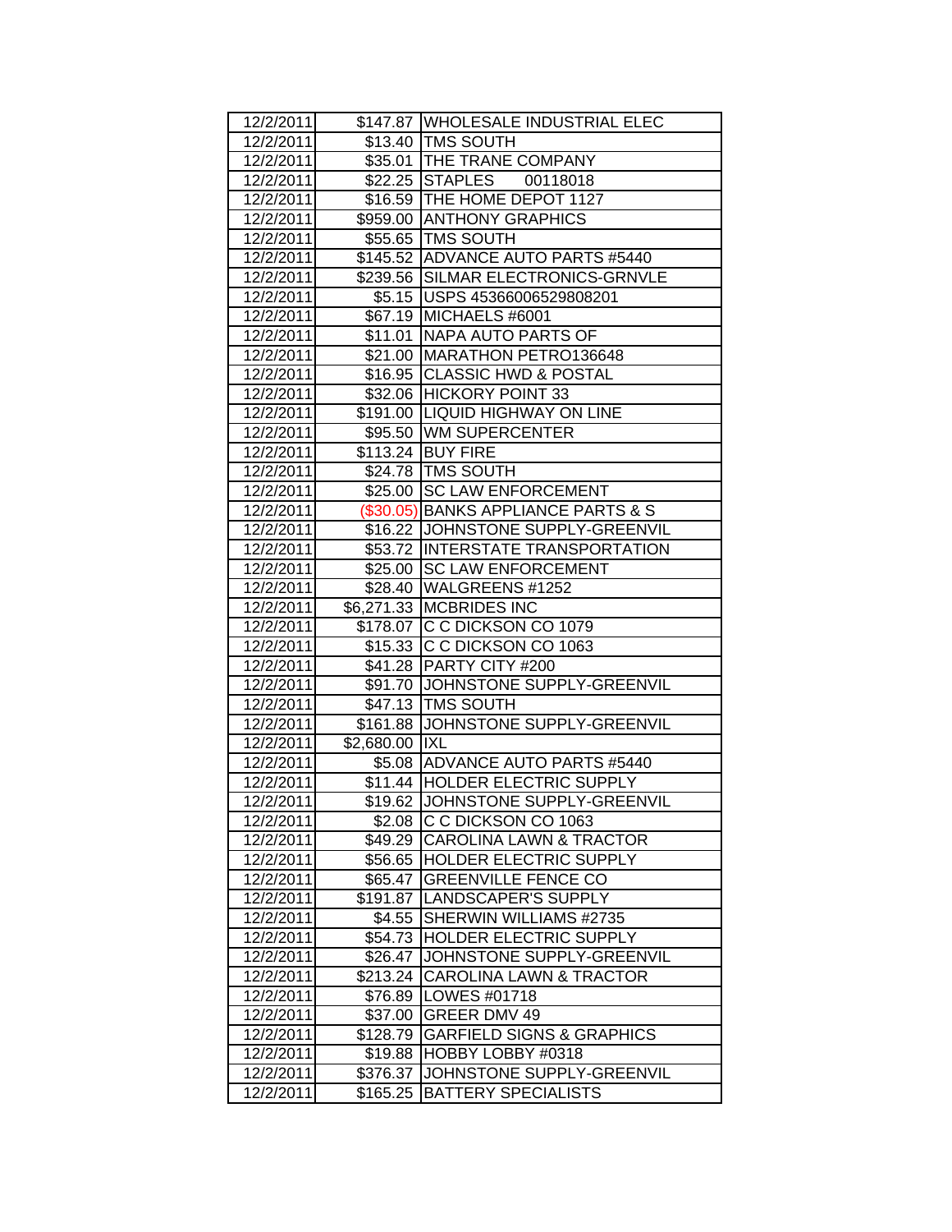| | | |
|---|---|---|
| 12/2/2011 | $147.87 | WHOLESALE INDUSTRIAL ELEC |
| 12/2/2011 | $13.40 | TMS SOUTH |
| 12/2/2011 | $35.01 | THE TRANE COMPANY |
| 12/2/2011 | $22.25 | STAPLES 00118018 |
| 12/2/2011 | $16.59 | THE HOME DEPOT 1127 |
| 12/2/2011 | $959.00 | ANTHONY GRAPHICS |
| 12/2/2011 | $55.65 | TMS SOUTH |
| 12/2/2011 | $145.52 | ADVANCE AUTO PARTS #5440 |
| 12/2/2011 | $239.56 | SILMAR ELECTRONICS-GRNVLE |
| 12/2/2011 | $5.15 | USPS 45366006529808201 |
| 12/2/2011 | $67.19 | MICHAELS #6001 |
| 12/2/2011 | $11.01 | NAPA AUTO PARTS OF |
| 12/2/2011 | $21.00 | MARATHON PETRO136648 |
| 12/2/2011 | $16.95 | CLASSIC HWD & POSTAL |
| 12/2/2011 | $32.06 | HICKORY POINT 33 |
| 12/2/2011 | $191.00 | LIQUID HIGHWAY ON LINE |
| 12/2/2011 | $95.50 | WM SUPERCENTER |
| 12/2/2011 | $113.24 | BUY FIRE |
| 12/2/2011 | $24.78 | TMS SOUTH |
| 12/2/2011 | $25.00 | SC LAW ENFORCEMENT |
| 12/2/2011 | ($30.05) | BANKS APPLIANCE PARTS & S |
| 12/2/2011 | $16.22 | JOHNSTONE SUPPLY-GREENVIL |
| 12/2/2011 | $53.72 | INTERSTATE TRANSPORTATION |
| 12/2/2011 | $25.00 | SC LAW ENFORCEMENT |
| 12/2/2011 | $28.40 | WALGREENS #1252 |
| 12/2/2011 | $6,271.33 | MCBRIDES INC |
| 12/2/2011 | $178.07 | C C DICKSON CO 1079 |
| 12/2/2011 | $15.33 | C C DICKSON CO 1063 |
| 12/2/2011 | $41.28 | PARTY CITY #200 |
| 12/2/2011 | $91.70 | JOHNSTONE SUPPLY-GREENVIL |
| 12/2/2011 | $47.13 | TMS SOUTH |
| 12/2/2011 | $161.88 | JOHNSTONE SUPPLY-GREENVIL |
| 12/2/2011 | $2,680.00 | IXL |
| 12/2/2011 | $5.08 | ADVANCE AUTO PARTS #5440 |
| 12/2/2011 | $11.44 | HOLDER ELECTRIC SUPPLY |
| 12/2/2011 | $19.62 | JOHNSTONE SUPPLY-GREENVIL |
| 12/2/2011 | $2.08 | C C DICKSON CO 1063 |
| 12/2/2011 | $49.29 | CAROLINA LAWN & TRACTOR |
| 12/2/2011 | $56.65 | HOLDER ELECTRIC SUPPLY |
| 12/2/2011 | $65.47 | GREENVILLE FENCE CO |
| 12/2/2011 | $191.87 | LANDSCAPER'S SUPPLY |
| 12/2/2011 | $4.55 | SHERWIN WILLIAMS #2735 |
| 12/2/2011 | $54.73 | HOLDER ELECTRIC SUPPLY |
| 12/2/2011 | $26.47 | JOHNSTONE SUPPLY-GREENVIL |
| 12/2/2011 | $213.24 | CAROLINA LAWN & TRACTOR |
| 12/2/2011 | $76.89 | LOWES #01718 |
| 12/2/2011 | $37.00 | GREER DMV 49 |
| 12/2/2011 | $128.79 | GARFIELD SIGNS & GRAPHICS |
| 12/2/2011 | $19.88 | HOBBY LOBBY #0318 |
| 12/2/2011 | $376.37 | JOHNSTONE SUPPLY-GREENVIL |
| 12/2/2011 | $165.25 | BATTERY SPECIALISTS |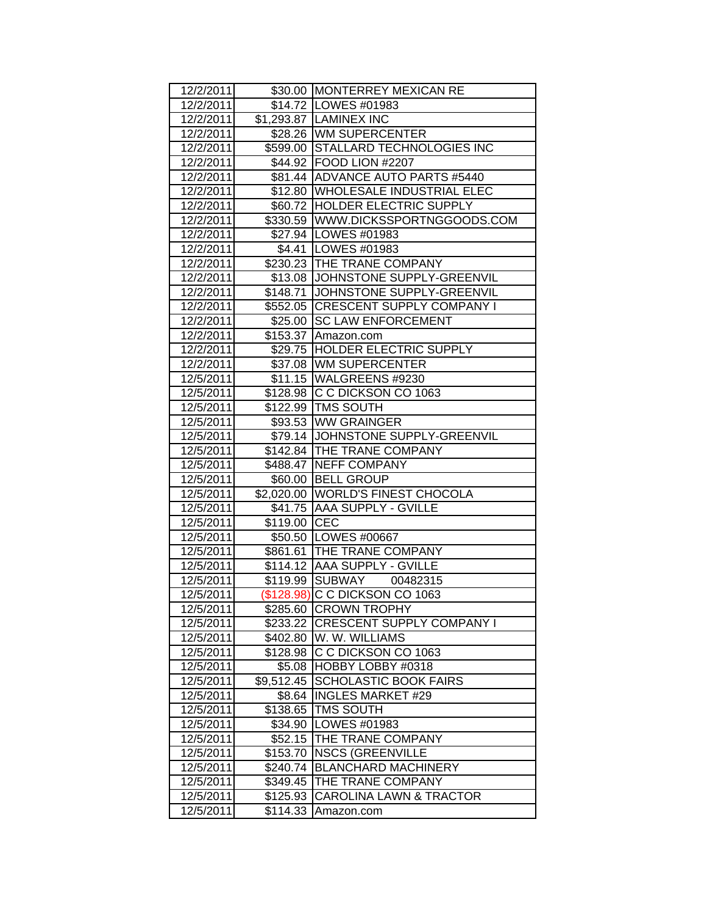| | | |
|---|---|---|
| 12/2/2011 | $30.00 | MONTERREY MEXICAN RE |
| 12/2/2011 | $14.72 | LOWES #01983 |
| 12/2/2011 | $1,293.87 | LAMINEX INC |
| 12/2/2011 | $28.26 | WM SUPERCENTER |
| 12/2/2011 | $599.00 | STALLARD TECHNOLOGIES INC |
| 12/2/2011 | $44.92 | FOOD LION #2207 |
| 12/2/2011 | $81.44 | ADVANCE AUTO PARTS #5440 |
| 12/2/2011 | $12.80 | WHOLESALE INDUSTRIAL ELEC |
| 12/2/2011 | $60.72 | HOLDER ELECTRIC SUPPLY |
| 12/2/2011 | $330.59 | WWW.DICKSSPORTNGGOODS.COM |
| 12/2/2011 | $27.94 | LOWES #01983 |
| 12/2/2011 | $4.41 | LOWES #01983 |
| 12/2/2011 | $230.23 | THE TRANE COMPANY |
| 12/2/2011 | $13.08 | JOHNSTONE SUPPLY-GREENVIL |
| 12/2/2011 | $148.71 | JOHNSTONE SUPPLY-GREENVIL |
| 12/2/2011 | $552.05 | CRESCENT SUPPLY COMPANY I |
| 12/2/2011 | $25.00 | SC LAW ENFORCEMENT |
| 12/2/2011 | $153.37 | Amazon.com |
| 12/2/2011 | $29.75 | HOLDER ELECTRIC SUPPLY |
| 12/2/2011 | $37.08 | WM SUPERCENTER |
| 12/5/2011 | $11.15 | WALGREENS #9230 |
| 12/5/2011 | $128.98 | C C DICKSON CO 1063 |
| 12/5/2011 | $122.99 | TMS SOUTH |
| 12/5/2011 | $93.53 | WW GRAINGER |
| 12/5/2011 | $79.14 | JOHNSTONE SUPPLY-GREENVIL |
| 12/5/2011 | $142.84 | THE TRANE COMPANY |
| 12/5/2011 | $488.47 | NEFF COMPANY |
| 12/5/2011 | $60.00 | BELL GROUP |
| 12/5/2011 | $2,020.00 | WORLD'S FINEST CHOCOLA |
| 12/5/2011 | $41.75 | AAA SUPPLY - GVILLE |
| 12/5/2011 | $119.00 | CEC |
| 12/5/2011 | $50.50 | LOWES #00667 |
| 12/5/2011 | $861.61 | THE TRANE COMPANY |
| 12/5/2011 | $114.12 | AAA SUPPLY - GVILLE |
| 12/5/2011 | $119.99 | SUBWAY 00482315 |
| 12/5/2011 | ($128.98) | C C DICKSON CO 1063 |
| 12/5/2011 | $285.60 | CROWN TROPHY |
| 12/5/2011 | $233.22 | CRESCENT SUPPLY COMPANY I |
| 12/5/2011 | $402.80 | W. W. WILLIAMS |
| 12/5/2011 | $128.98 | C C DICKSON CO 1063 |
| 12/5/2011 | $5.08 | HOBBY LOBBY #0318 |
| 12/5/2011 | $9,512.45 | SCHOLASTIC BOOK FAIRS |
| 12/5/2011 | $8.64 | INGLES MARKET #29 |
| 12/5/2011 | $138.65 | TMS SOUTH |
| 12/5/2011 | $34.90 | LOWES #01983 |
| 12/5/2011 | $52.15 | THE TRANE COMPANY |
| 12/5/2011 | $153.70 | NSCS (GREENVILLE |
| 12/5/2011 | $240.74 | BLANCHARD MACHINERY |
| 12/5/2011 | $349.45 | THE TRANE COMPANY |
| 12/5/2011 | $125.93 | CAROLINA LAWN & TRACTOR |
| 12/5/2011 | $114.33 | Amazon.com |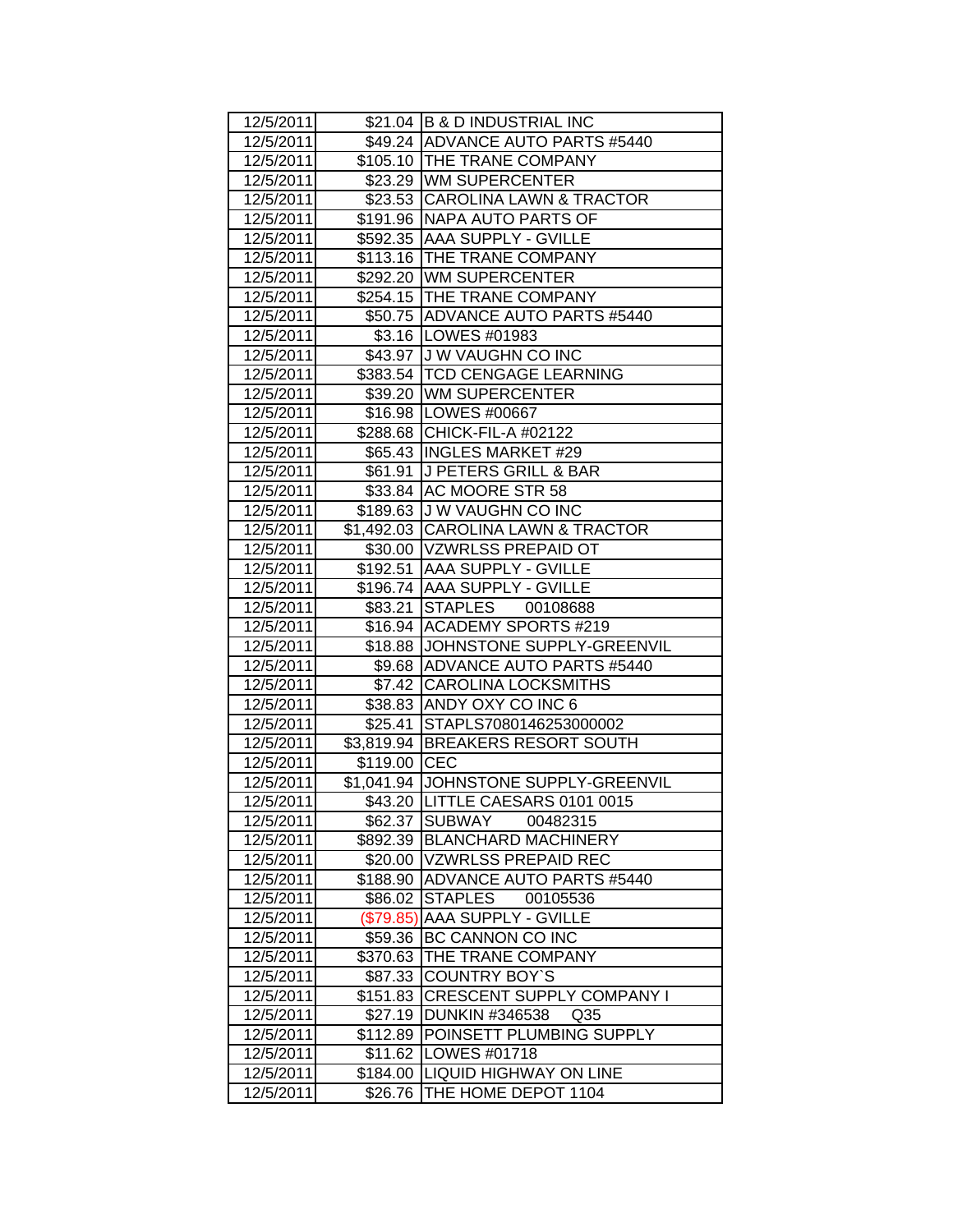| | | |
|---|---|---|
| 12/5/2011 | $21.04 | B & D INDUSTRIAL INC |
| 12/5/2011 | $49.24 | ADVANCE AUTO PARTS #5440 |
| 12/5/2011 | $105.10 | THE TRANE COMPANY |
| 12/5/2011 | $23.29 | WM SUPERCENTER |
| 12/5/2011 | $23.53 | CAROLINA LAWN & TRACTOR |
| 12/5/2011 | $191.96 | NAPA AUTO PARTS OF |
| 12/5/2011 | $592.35 | AAA SUPPLY - GVILLE |
| 12/5/2011 | $113.16 | THE TRANE COMPANY |
| 12/5/2011 | $292.20 | WM SUPERCENTER |
| 12/5/2011 | $254.15 | THE TRANE COMPANY |
| 12/5/2011 | $50.75 | ADVANCE AUTO PARTS #5440 |
| 12/5/2011 | $3.16 | LOWES #01983 |
| 12/5/2011 | $43.97 | J W VAUGHN CO INC |
| 12/5/2011 | $383.54 | TCD CENGAGE LEARNING |
| 12/5/2011 | $39.20 | WM SUPERCENTER |
| 12/5/2011 | $16.98 | LOWES #00667 |
| 12/5/2011 | $288.68 | CHICK-FIL-A #02122 |
| 12/5/2011 | $65.43 | INGLES MARKET #29 |
| 12/5/2011 | $61.91 | J PETERS GRILL & BAR |
| 12/5/2011 | $33.84 | AC MOORE STR 58 |
| 12/5/2011 | $189.63 | J W VAUGHN CO INC |
| 12/5/2011 | $1,492.03 | CAROLINA LAWN & TRACTOR |
| 12/5/2011 | $30.00 | VZWRLSS PREPAID OT |
| 12/5/2011 | $192.51 | AAA SUPPLY - GVILLE |
| 12/5/2011 | $196.74 | AAA SUPPLY - GVILLE |
| 12/5/2011 | $83.21 | STAPLES 00108688 |
| 12/5/2011 | $16.94 | ACADEMY SPORTS #219 |
| 12/5/2011 | $18.88 | JOHNSTONE SUPPLY-GREENVIL |
| 12/5/2011 | $9.68 | ADVANCE AUTO PARTS #5440 |
| 12/5/2011 | $7.42 | CAROLINA LOCKSMITHS |
| 12/5/2011 | $38.83 | ANDY OXY CO INC 6 |
| 12/5/2011 | $25.41 | STAPLS7080146253000002 |
| 12/5/2011 | $3,819.94 | BREAKERS RESORT SOUTH |
| 12/5/2011 | $119.00 | CEC |
| 12/5/2011 | $1,041.94 | JOHNSTONE SUPPLY-GREENVIL |
| 12/5/2011 | $43.20 | LITTLE CAESARS 0101 0015 |
| 12/5/2011 | $62.37 | SUBWAY 00482315 |
| 12/5/2011 | $892.39 | BLANCHARD MACHINERY |
| 12/5/2011 | $20.00 | VZWRLSS PREPAID REC |
| 12/5/2011 | $188.90 | ADVANCE AUTO PARTS #5440 |
| 12/5/2011 | $86.02 | STAPLES 00105536 |
| 12/5/2011 | ($79.85) | AAA SUPPLY - GVILLE |
| 12/5/2011 | $59.36 | BC CANNON CO INC |
| 12/5/2011 | $370.63 | THE TRANE COMPANY |
| 12/5/2011 | $87.33 | COUNTRY BOY`S |
| 12/5/2011 | $151.83 | CRESCENT SUPPLY COMPANY I |
| 12/5/2011 | $27.19 | DUNKIN #346538 Q35 |
| 12/5/2011 | $112.89 | POINSETT PLUMBING SUPPLY |
| 12/5/2011 | $11.62 | LOWES #01718 |
| 12/5/2011 | $184.00 | LIQUID HIGHWAY ON LINE |
| 12/5/2011 | $26.76 | THE HOME DEPOT 1104 |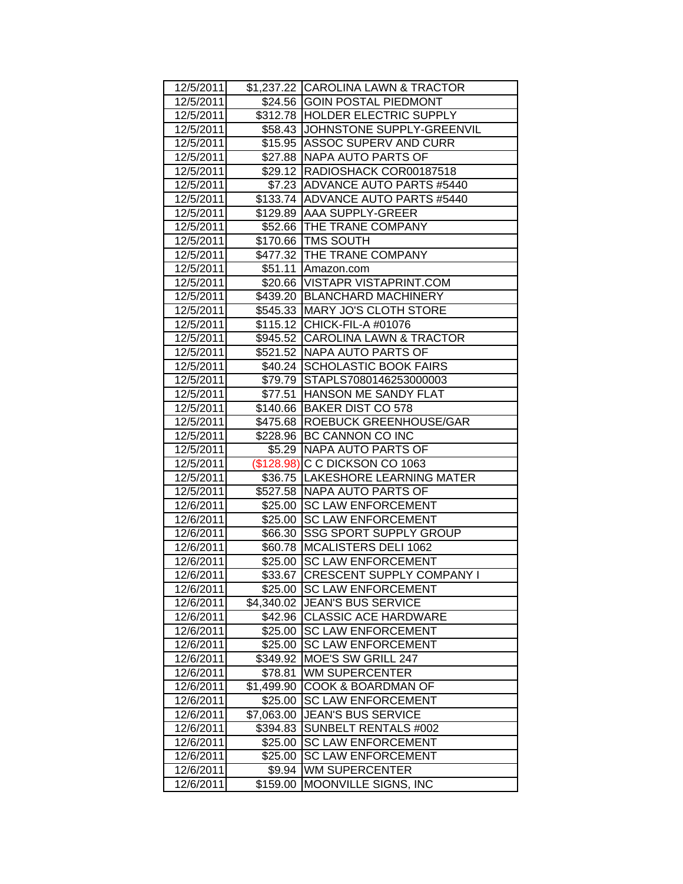| | | |
|---|---|---|
| 12/5/2011 | $1,237.22 | CAROLINA LAWN & TRACTOR |
| 12/5/2011 | $24.56 | GOIN POSTAL PIEDMONT |
| 12/5/2011 | $312.78 | HOLDER ELECTRIC SUPPLY |
| 12/5/2011 | $58.43 | JOHNSTONE SUPPLY-GREENVIL |
| 12/5/2011 | $15.95 | ASSOC SUPERV AND CURR |
| 12/5/2011 | $27.88 | NAPA AUTO PARTS OF |
| 12/5/2011 | $29.12 | RADIOSHACK COR00187518 |
| 12/5/2011 | $7.23 | ADVANCE AUTO PARTS #5440 |
| 12/5/2011 | $133.74 | ADVANCE AUTO PARTS #5440 |
| 12/5/2011 | $129.89 | AAA SUPPLY-GREER |
| 12/5/2011 | $52.66 | THE TRANE COMPANY |
| 12/5/2011 | $170.66 | TMS SOUTH |
| 12/5/2011 | $477.32 | THE TRANE COMPANY |
| 12/5/2011 | $51.11 | Amazon.com |
| 12/5/2011 | $20.66 | VISTAPR VISTAPRINT.COM |
| 12/5/2011 | $439.20 | BLANCHARD MACHINERY |
| 12/5/2011 | $545.33 | MARY JO'S CLOTH STORE |
| 12/5/2011 | $115.12 | CHICK-FIL-A #01076 |
| 12/5/2011 | $945.52 | CAROLINA LAWN & TRACTOR |
| 12/5/2011 | $521.52 | NAPA AUTO PARTS OF |
| 12/5/2011 | $40.24 | SCHOLASTIC BOOK FAIRS |
| 12/5/2011 | $79.79 | STAPLS7080146253000003 |
| 12/5/2011 | $77.51 | HANSON ME SANDY FLAT |
| 12/5/2011 | $140.66 | BAKER DIST CO 578 |
| 12/5/2011 | $475.68 | ROEBUCK GREENHOUSE/GAR |
| 12/5/2011 | $228.96 | BC CANNON CO INC |
| 12/5/2011 | $5.29 | NAPA AUTO PARTS OF |
| 12/5/2011 | ($128.98) | C C DICKSON CO 1063 |
| 12/5/2011 | $36.75 | LAKESHORE LEARNING MATER |
| 12/5/2011 | $527.58 | NAPA AUTO PARTS OF |
| 12/6/2011 | $25.00 | SC LAW ENFORCEMENT |
| 12/6/2011 | $25.00 | SC LAW ENFORCEMENT |
| 12/6/2011 | $66.30 | SSG SPORT SUPPLY GROUP |
| 12/6/2011 | $60.78 | MCALISTERS DELI 1062 |
| 12/6/2011 | $25.00 | SC LAW ENFORCEMENT |
| 12/6/2011 | $33.67 | CRESCENT SUPPLY COMPANY I |
| 12/6/2011 | $25.00 | SC LAW ENFORCEMENT |
| 12/6/2011 | $4,340.02 | JEAN'S BUS SERVICE |
| 12/6/2011 | $42.96 | CLASSIC ACE HARDWARE |
| 12/6/2011 | $25.00 | SC LAW ENFORCEMENT |
| 12/6/2011 | $25.00 | SC LAW ENFORCEMENT |
| 12/6/2011 | $349.92 | MOE'S SW GRILL 247 |
| 12/6/2011 | $78.81 | WM SUPERCENTER |
| 12/6/2011 | $1,499.90 | COOK & BOARDMAN OF |
| 12/6/2011 | $25.00 | SC LAW ENFORCEMENT |
| 12/6/2011 | $7,063.00 | JEAN'S BUS SERVICE |
| 12/6/2011 | $394.83 | SUNBELT RENTALS #002 |
| 12/6/2011 | $25.00 | SC LAW ENFORCEMENT |
| 12/6/2011 | $25.00 | SC LAW ENFORCEMENT |
| 12/6/2011 | $9.94 | WM SUPERCENTER |
| 12/6/2011 | $159.00 | MOONVILLE SIGNS, INC |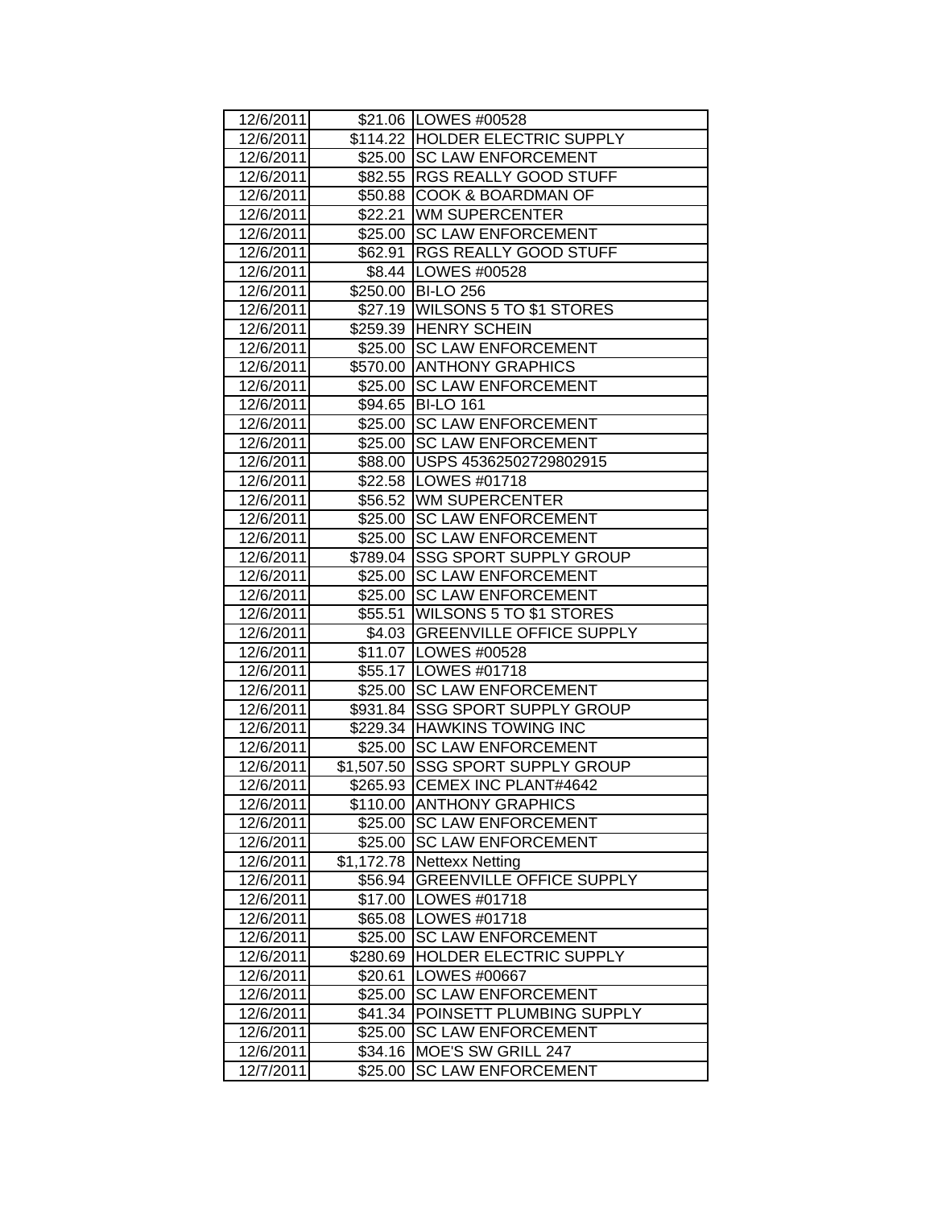| 12/6/2011 | $21.06 | LOWES #00528 |
|---|---|---|
| 12/6/2011 | $114.22 | HOLDER ELECTRIC SUPPLY |
| 12/6/2011 | $25.00 | SC LAW ENFORCEMENT |
| 12/6/2011 | $82.55 | RGS REALLY GOOD STUFF |
| 12/6/2011 | $50.88 | COOK & BOARDMAN OF |
| 12/6/2011 | $22.21 | WM SUPERCENTER |
| 12/6/2011 | $25.00 | SC LAW ENFORCEMENT |
| 12/6/2011 | $62.91 | RGS REALLY GOOD STUFF |
| 12/6/2011 | $8.44 | LOWES #00528 |
| 12/6/2011 | $250.00 | BI-LO 256 |
| 12/6/2011 | $27.19 | WILSONS 5 TO $1 STORES |
| 12/6/2011 | $259.39 | HENRY SCHEIN |
| 12/6/2011 | $25.00 | SC LAW ENFORCEMENT |
| 12/6/2011 | $570.00 | ANTHONY GRAPHICS |
| 12/6/2011 | $25.00 | SC LAW ENFORCEMENT |
| 12/6/2011 | $94.65 | BI-LO 161 |
| 12/6/2011 | $25.00 | SC LAW ENFORCEMENT |
| 12/6/2011 | $25.00 | SC LAW ENFORCEMENT |
| 12/6/2011 | $88.00 | USPS 45362502729802915 |
| 12/6/2011 | $22.58 | LOWES #01718 |
| 12/6/2011 | $56.52 | WM SUPERCENTER |
| 12/6/2011 | $25.00 | SC LAW ENFORCEMENT |
| 12/6/2011 | $25.00 | SC LAW ENFORCEMENT |
| 12/6/2011 | $789.04 | SSG SPORT SUPPLY GROUP |
| 12/6/2011 | $25.00 | SC LAW ENFORCEMENT |
| 12/6/2011 | $25.00 | SC LAW ENFORCEMENT |
| 12/6/2011 | $55.51 | WILSONS 5 TO $1 STORES |
| 12/6/2011 | $4.03 | GREENVILLE OFFICE SUPPLY |
| 12/6/2011 | $11.07 | LOWES #00528 |
| 12/6/2011 | $55.17 | LOWES #01718 |
| 12/6/2011 | $25.00 | SC LAW ENFORCEMENT |
| 12/6/2011 | $931.84 | SSG SPORT SUPPLY GROUP |
| 12/6/2011 | $229.34 | HAWKINS TOWING INC |
| 12/6/2011 | $25.00 | SC LAW ENFORCEMENT |
| 12/6/2011 | $1,507.50 | SSG SPORT SUPPLY GROUP |
| 12/6/2011 | $265.93 | CEMEX INC PLANT#4642 |
| 12/6/2011 | $110.00 | ANTHONY GRAPHICS |
| 12/6/2011 | $25.00 | SC LAW ENFORCEMENT |
| 12/6/2011 | $25.00 | SC LAW ENFORCEMENT |
| 12/6/2011 | $1,172.78 | Nettexx Netting |
| 12/6/2011 | $56.94 | GREENVILLE OFFICE SUPPLY |
| 12/6/2011 | $17.00 | LOWES #01718 |
| 12/6/2011 | $65.08 | LOWES #01718 |
| 12/6/2011 | $25.00 | SC LAW ENFORCEMENT |
| 12/6/2011 | $280.69 | HOLDER ELECTRIC SUPPLY |
| 12/6/2011 | $20.61 | LOWES #00667 |
| 12/6/2011 | $25.00 | SC LAW ENFORCEMENT |
| 12/6/2011 | $41.34 | POINSETT PLUMBING SUPPLY |
| 12/6/2011 | $25.00 | SC LAW ENFORCEMENT |
| 12/6/2011 | $34.16 | MOE'S SW GRILL 247 |
| 12/7/2011 | $25.00 | SC LAW ENFORCEMENT |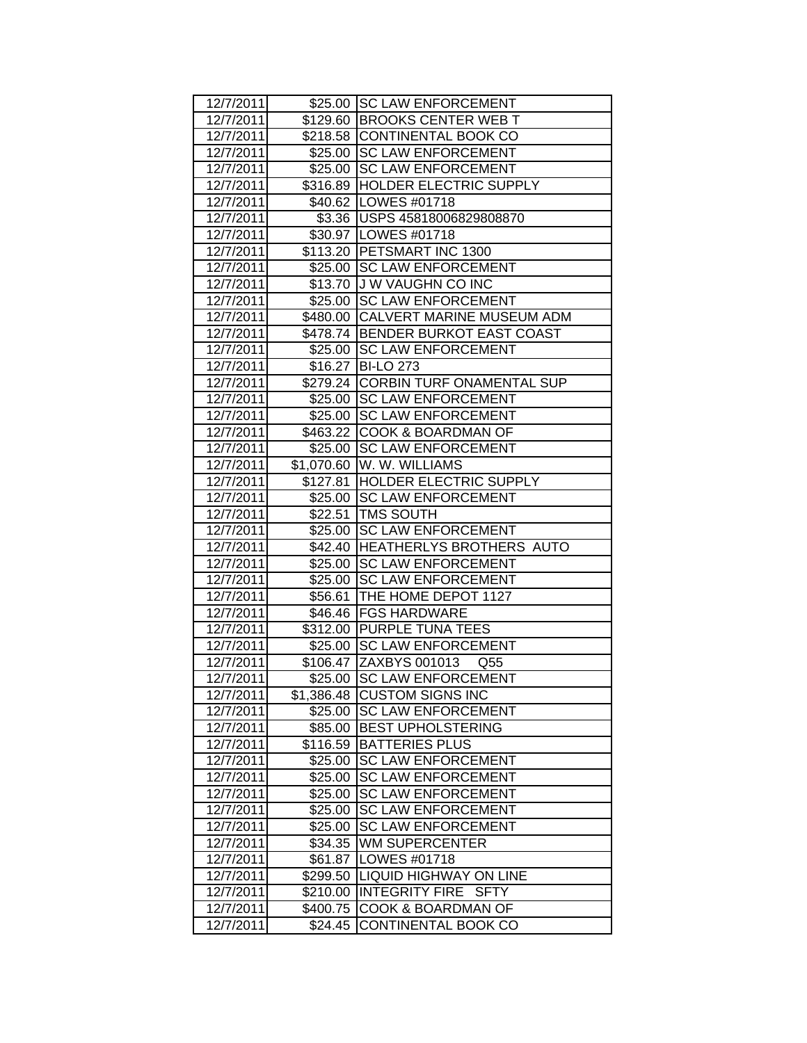| 12/7/2011 | $25.00 | SC LAW ENFORCEMENT |
|---|---|---|
| 12/7/2011 | $129.60 | BROOKS CENTER WEB T |
| 12/7/2011 | $218.58 | CONTINENTAL BOOK CO |
| 12/7/2011 | $25.00 | SC LAW ENFORCEMENT |
| 12/7/2011 | $25.00 | SC LAW ENFORCEMENT |
| 12/7/2011 | $316.89 | HOLDER ELECTRIC SUPPLY |
| 12/7/2011 | $40.62 | LOWES #01718 |
| 12/7/2011 | $3.36 | USPS 45818006829808870 |
| 12/7/2011 | $30.97 | LOWES #01718 |
| 12/7/2011 | $113.20 | PETSMART INC 1300 |
| 12/7/2011 | $25.00 | SC LAW ENFORCEMENT |
| 12/7/2011 | $13.70 | J W VAUGHN CO INC |
| 12/7/2011 | $25.00 | SC LAW ENFORCEMENT |
| 12/7/2011 | $480.00 | CALVERT MARINE MUSEUM ADM |
| 12/7/2011 | $478.74 | BENDER BURKOT EAST COAST |
| 12/7/2011 | $25.00 | SC LAW ENFORCEMENT |
| 12/7/2011 | $16.27 | BI-LO 273 |
| 12/7/2011 | $279.24 | CORBIN TURF ONAMENTAL SUP |
| 12/7/2011 | $25.00 | SC LAW ENFORCEMENT |
| 12/7/2011 | $25.00 | SC LAW ENFORCEMENT |
| 12/7/2011 | $463.22 | COOK & BOARDMAN OF |
| 12/7/2011 | $25.00 | SC LAW ENFORCEMENT |
| 12/7/2011 | $1,070.60 | W. W. WILLIAMS |
| 12/7/2011 | $127.81 | HOLDER ELECTRIC SUPPLY |
| 12/7/2011 | $25.00 | SC LAW ENFORCEMENT |
| 12/7/2011 | $22.51 | TMS SOUTH |
| 12/7/2011 | $25.00 | SC LAW ENFORCEMENT |
| 12/7/2011 | $42.40 | HEATHERLYS BROTHERS AUTO |
| 12/7/2011 | $25.00 | SC LAW ENFORCEMENT |
| 12/7/2011 | $25.00 | SC LAW ENFORCEMENT |
| 12/7/2011 | $56.61 | THE HOME DEPOT 1127 |
| 12/7/2011 | $46.46 | FGS HARDWARE |
| 12/7/2011 | $312.00 | PURPLE TUNA TEES |
| 12/7/2011 | $25.00 | SC LAW ENFORCEMENT |
| 12/7/2011 | $106.47 | ZAXBYS 001013 Q55 |
| 12/7/2011 | $25.00 | SC LAW ENFORCEMENT |
| 12/7/2011 | $1,386.48 | CUSTOM SIGNS INC |
| 12/7/2011 | $25.00 | SC LAW ENFORCEMENT |
| 12/7/2011 | $85.00 | BEST UPHOLSTERING |
| 12/7/2011 | $116.59 | BATTERIES PLUS |
| 12/7/2011 | $25.00 | SC LAW ENFORCEMENT |
| 12/7/2011 | $25.00 | SC LAW ENFORCEMENT |
| 12/7/2011 | $25.00 | SC LAW ENFORCEMENT |
| 12/7/2011 | $25.00 | SC LAW ENFORCEMENT |
| 12/7/2011 | $25.00 | SC LAW ENFORCEMENT |
| 12/7/2011 | $34.35 | WM SUPERCENTER |
| 12/7/2011 | $61.87 | LOWES #01718 |
| 12/7/2011 | $299.50 | LIQUID HIGHWAY ON LINE |
| 12/7/2011 | $210.00 | INTEGRITY FIRE SFTY |
| 12/7/2011 | $400.75 | COOK & BOARDMAN OF |
| 12/7/2011 | $24.45 | CONTINENTAL BOOK CO |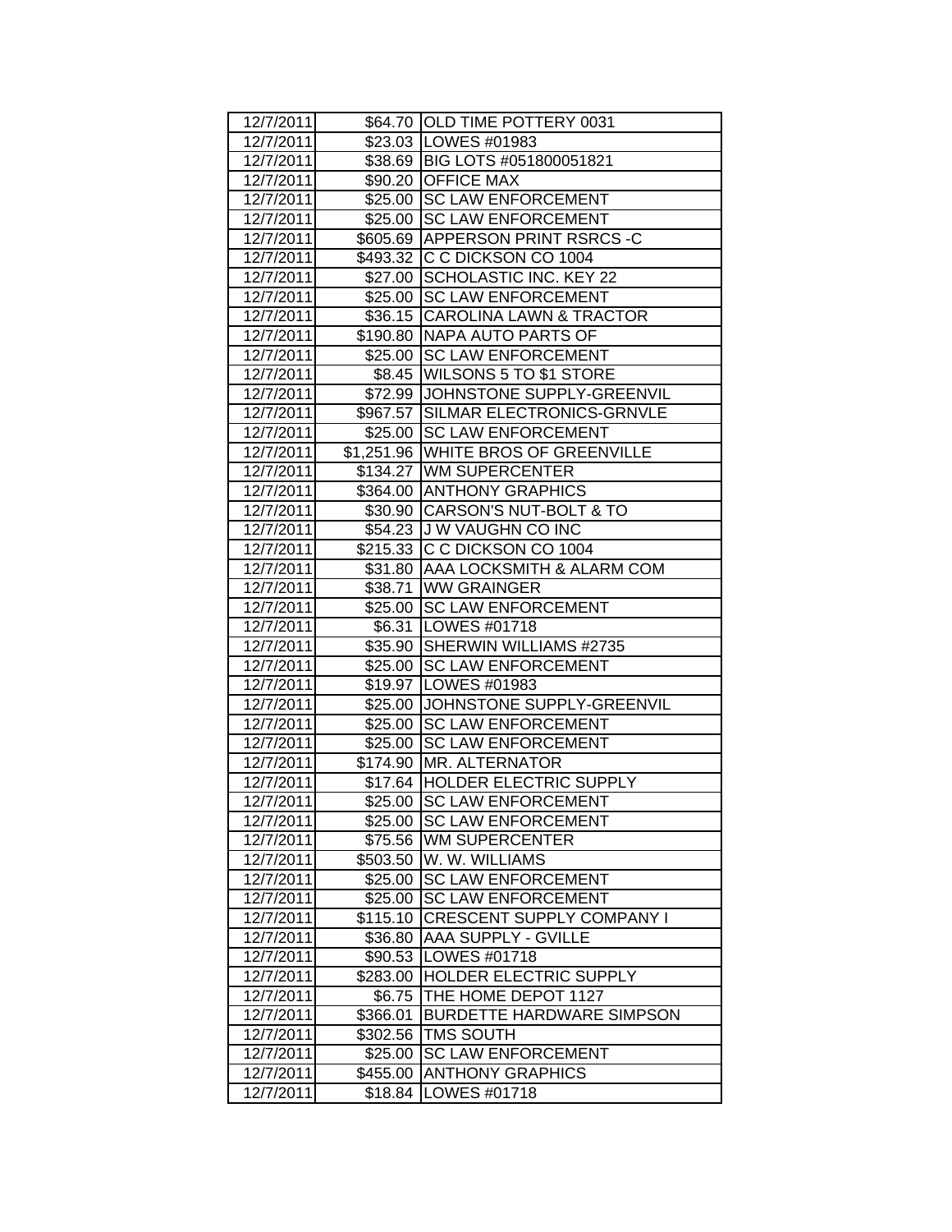| 12/7/2011 | $64.70 | OLD TIME POTTERY 0031 |
|---|---|---|
| 12/7/2011 | $23.03 | LOWES #01983 |
| 12/7/2011 | $38.69 | BIG LOTS #051800051821 |
| 12/7/2011 | $90.20 | OFFICE MAX |
| 12/7/2011 | $25.00 | SC LAW ENFORCEMENT |
| 12/7/2011 | $25.00 | SC LAW ENFORCEMENT |
| 12/7/2011 | $605.69 | APPERSON PRINT RSRCS -C |
| 12/7/2011 | $493.32 | C C DICKSON CO 1004 |
| 12/7/2011 | $27.00 | SCHOLASTIC INC. KEY 22 |
| 12/7/2011 | $25.00 | SC LAW ENFORCEMENT |
| 12/7/2011 | $36.15 | CAROLINA LAWN & TRACTOR |
| 12/7/2011 | $190.80 | NAPA AUTO PARTS OF |
| 12/7/2011 | $25.00 | SC LAW ENFORCEMENT |
| 12/7/2011 | $8.45 | WILSONS 5 TO $1 STORE |
| 12/7/2011 | $72.99 | JOHNSTONE SUPPLY-GREENVIL |
| 12/7/2011 | $967.57 | SILMAR ELECTRONICS-GRNVLE |
| 12/7/2011 | $25.00 | SC LAW ENFORCEMENT |
| 12/7/2011 | $1,251.96 | WHITE BROS OF GREENVILLE |
| 12/7/2011 | $134.27 | WM SUPERCENTER |
| 12/7/2011 | $364.00 | ANTHONY GRAPHICS |
| 12/7/2011 | $30.90 | CARSON'S NUT-BOLT & TO |
| 12/7/2011 | $54.23 | J W VAUGHN CO INC |
| 12/7/2011 | $215.33 | C C DICKSON CO 1004 |
| 12/7/2011 | $31.80 | AAA LOCKSMITH & ALARM COM |
| 12/7/2011 | $38.71 | WW GRAINGER |
| 12/7/2011 | $25.00 | SC LAW ENFORCEMENT |
| 12/7/2011 | $6.31 | LOWES #01718 |
| 12/7/2011 | $35.90 | SHERWIN WILLIAMS #2735 |
| 12/7/2011 | $25.00 | SC LAW ENFORCEMENT |
| 12/7/2011 | $19.97 | LOWES #01983 |
| 12/7/2011 | $25.00 | JOHNSTONE SUPPLY-GREENVIL |
| 12/7/2011 | $25.00 | SC LAW ENFORCEMENT |
| 12/7/2011 | $25.00 | SC LAW ENFORCEMENT |
| 12/7/2011 | $174.90 | MR. ALTERNATOR |
| 12/7/2011 | $17.64 | HOLDER ELECTRIC SUPPLY |
| 12/7/2011 | $25.00 | SC LAW ENFORCEMENT |
| 12/7/2011 | $25.00 | SC LAW ENFORCEMENT |
| 12/7/2011 | $75.56 | WM SUPERCENTER |
| 12/7/2011 | $503.50 | W. W. WILLIAMS |
| 12/7/2011 | $25.00 | SC LAW ENFORCEMENT |
| 12/7/2011 | $25.00 | SC LAW ENFORCEMENT |
| 12/7/2011 | $115.10 | CRESCENT SUPPLY COMPANY I |
| 12/7/2011 | $36.80 | AAA SUPPLY - GVILLE |
| 12/7/2011 | $90.53 | LOWES #01718 |
| 12/7/2011 | $283.00 | HOLDER ELECTRIC SUPPLY |
| 12/7/2011 | $6.75 | THE HOME DEPOT 1127 |
| 12/7/2011 | $366.01 | BURDETTE HARDWARE SIMPSON |
| 12/7/2011 | $302.56 | TMS SOUTH |
| 12/7/2011 | $25.00 | SC LAW ENFORCEMENT |
| 12/7/2011 | $455.00 | ANTHONY GRAPHICS |
| 12/7/2011 | $18.84 | LOWES #01718 |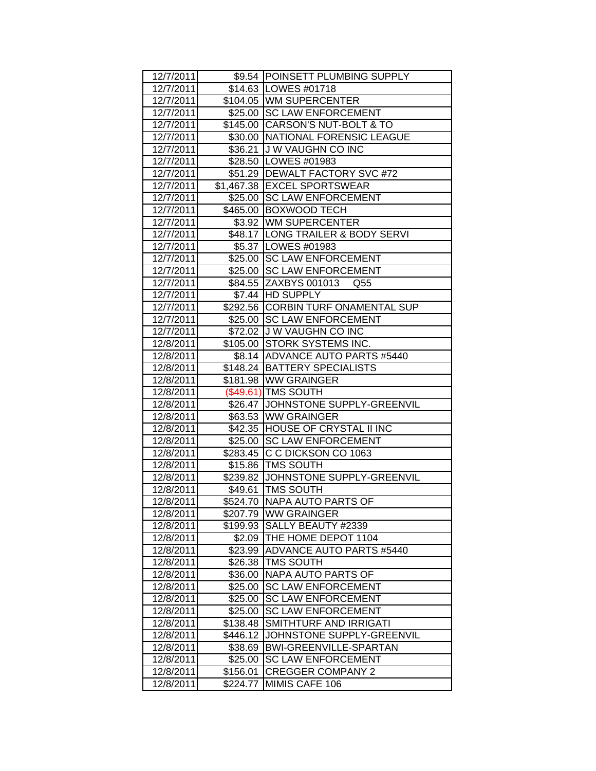| | | |
|---|---|---|
| 12/7/2011 | $9.54 | POINSETT PLUMBING SUPPLY |
| 12/7/2011 | $14.63 | LOWES #01718 |
| 12/7/2011 | $104.05 | WM SUPERCENTER |
| 12/7/2011 | $25.00 | SC LAW ENFORCEMENT |
| 12/7/2011 | $145.00 | CARSON'S NUT-BOLT & TO |
| 12/7/2011 | $30.00 | NATIONAL FORENSIC LEAGUE |
| 12/7/2011 | $36.21 | J W VAUGHN CO INC |
| 12/7/2011 | $28.50 | LOWES #01983 |
| 12/7/2011 | $51.29 | DEWALT FACTORY SVC #72 |
| 12/7/2011 | $1,467.38 | EXCEL SPORTSWEAR |
| 12/7/2011 | $25.00 | SC LAW ENFORCEMENT |
| 12/7/2011 | $465.00 | BOXWOOD TECH |
| 12/7/2011 | $3.92 | WM SUPERCENTER |
| 12/7/2011 | $48.17 | LONG TRAILER & BODY SERVI |
| 12/7/2011 | $5.37 | LOWES #01983 |
| 12/7/2011 | $25.00 | SC LAW ENFORCEMENT |
| 12/7/2011 | $25.00 | SC LAW ENFORCEMENT |
| 12/7/2011 | $84.55 | ZAXBYS 001013 Q55 |
| 12/7/2011 | $7.44 | HD SUPPLY |
| 12/7/2011 | $292.56 | CORBIN TURF ONAMENTAL SUP |
| 12/7/2011 | $25.00 | SC LAW ENFORCEMENT |
| 12/7/2011 | $72.02 | J W VAUGHN CO INC |
| 12/8/2011 | $105.00 | STORK SYSTEMS INC. |
| 12/8/2011 | $8.14 | ADVANCE AUTO PARTS #5440 |
| 12/8/2011 | $148.24 | BATTERY SPECIALISTS |
| 12/8/2011 | $181.98 | WW GRAINGER |
| 12/8/2011 | ($49.61) | TMS SOUTH |
| 12/8/2011 | $26.47 | JOHNSTONE SUPPLY-GREENVIL |
| 12/8/2011 | $63.53 | WW GRAINGER |
| 12/8/2011 | $42.35 | HOUSE OF CRYSTAL II INC |
| 12/8/2011 | $25.00 | SC LAW ENFORCEMENT |
| 12/8/2011 | $283.45 | C C DICKSON CO 1063 |
| 12/8/2011 | $15.86 | TMS SOUTH |
| 12/8/2011 | $239.82 | JOHNSTONE SUPPLY-GREENVIL |
| 12/8/2011 | $49.61 | TMS SOUTH |
| 12/8/2011 | $524.70 | NAPA AUTO PARTS OF |
| 12/8/2011 | $207.79 | WW GRAINGER |
| 12/8/2011 | $199.93 | SALLY BEAUTY #2339 |
| 12/8/2011 | $2.09 | THE HOME DEPOT 1104 |
| 12/8/2011 | $23.99 | ADVANCE AUTO PARTS #5440 |
| 12/8/2011 | $26.38 | TMS SOUTH |
| 12/8/2011 | $36.00 | NAPA AUTO PARTS OF |
| 12/8/2011 | $25.00 | SC LAW ENFORCEMENT |
| 12/8/2011 | $25.00 | SC LAW ENFORCEMENT |
| 12/8/2011 | $25.00 | SC LAW ENFORCEMENT |
| 12/8/2011 | $138.48 | SMITHTURF AND IRRIGATI |
| 12/8/2011 | $446.12 | JOHNSTONE SUPPLY-GREENVIL |
| 12/8/2011 | $38.69 | BWI-GREENVILLE-SPARTAN |
| 12/8/2011 | $25.00 | SC LAW ENFORCEMENT |
| 12/8/2011 | $156.01 | CREGGER COMPANY 2 |
| 12/8/2011 | $224.77 | MIMIS CAFE 106 |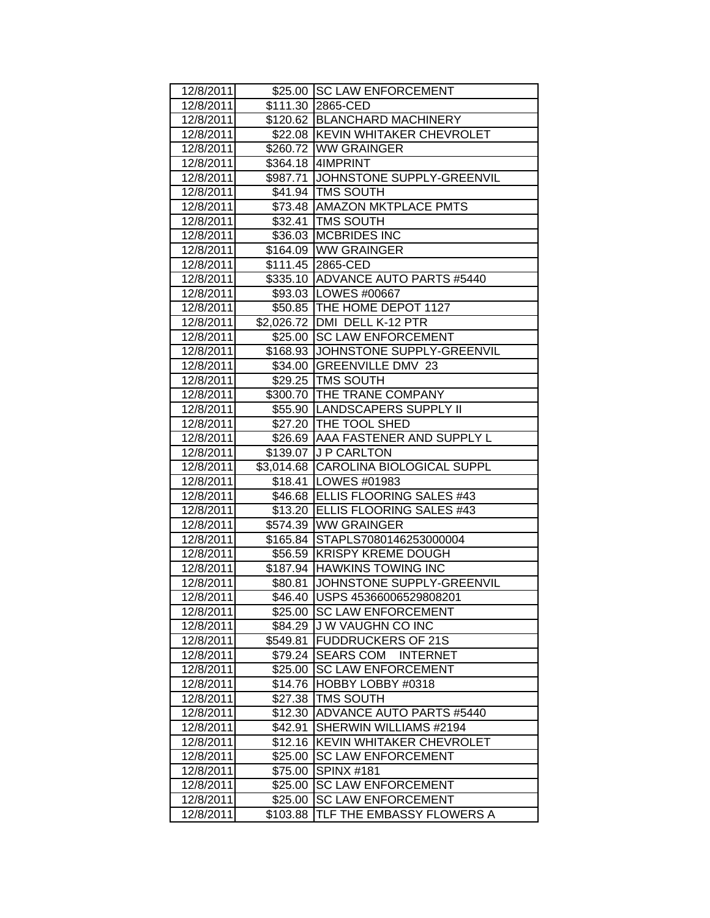| | | |
|---|---|---|
| 12/8/2011 | $25.00 | SC LAW ENFORCEMENT |
| 12/8/2011 | $111.30 | 2865-CED |
| 12/8/2011 | $120.62 | BLANCHARD MACHINERY |
| 12/8/2011 | $22.08 | KEVIN WHITAKER CHEVROLET |
| 12/8/2011 | $260.72 | WW GRAINGER |
| 12/8/2011 | $364.18 | 4IMPRINT |
| 12/8/2011 | $987.71 | JOHNSTONE SUPPLY-GREENVIL |
| 12/8/2011 | $41.94 | TMS SOUTH |
| 12/8/2011 | $73.48 | AMAZON MKTPLACE PMTS |
| 12/8/2011 | $32.41 | TMS SOUTH |
| 12/8/2011 | $36.03 | MCBRIDES INC |
| 12/8/2011 | $164.09 | WW GRAINGER |
| 12/8/2011 | $111.45 | 2865-CED |
| 12/8/2011 | $335.10 | ADVANCE AUTO PARTS #5440 |
| 12/8/2011 | $93.03 | LOWES #00667 |
| 12/8/2011 | $50.85 | THE HOME DEPOT 1127 |
| 12/8/2011 | $2,026.72 | DMI DELL K-12 PTR |
| 12/8/2011 | $25.00 | SC LAW ENFORCEMENT |
| 12/8/2011 | $168.93 | JOHNSTONE SUPPLY-GREENVIL |
| 12/8/2011 | $34.00 | GREENVILLE DMV 23 |
| 12/8/2011 | $29.25 | TMS SOUTH |
| 12/8/2011 | $300.70 | THE TRANE COMPANY |
| 12/8/2011 | $55.90 | LANDSCAPERS SUPPLY II |
| 12/8/2011 | $27.20 | THE TOOL SHED |
| 12/8/2011 | $26.69 | AAA FASTENER AND SUPPLY L |
| 12/8/2011 | $139.07 | J P CARLTON |
| 12/8/2011 | $3,014.68 | CAROLINA BIOLOGICAL SUPPL |
| 12/8/2011 | $18.41 | LOWES #01983 |
| 12/8/2011 | $46.68 | ELLIS FLOORING SALES #43 |
| 12/8/2011 | $13.20 | ELLIS FLOORING SALES #43 |
| 12/8/2011 | $574.39 | WW GRAINGER |
| 12/8/2011 | $165.84 | STAPLS7080146253000004 |
| 12/8/2011 | $56.59 | KRISPY KREME DOUGH |
| 12/8/2011 | $187.94 | HAWKINS TOWING INC |
| 12/8/2011 | $80.81 | JOHNSTONE SUPPLY-GREENVIL |
| 12/8/2011 | $46.40 | USPS 45366006529808201 |
| 12/8/2011 | $25.00 | SC LAW ENFORCEMENT |
| 12/8/2011 | $84.29 | J W VAUGHN CO INC |
| 12/8/2011 | $549.81 | FUDDRUCKERS OF 21S |
| 12/8/2011 | $79.24 | SEARS COM INTERNET |
| 12/8/2011 | $25.00 | SC LAW ENFORCEMENT |
| 12/8/2011 | $14.76 | HOBBY LOBBY #0318 |
| 12/8/2011 | $27.38 | TMS SOUTH |
| 12/8/2011 | $12.30 | ADVANCE AUTO PARTS #5440 |
| 12/8/2011 | $42.91 | SHERWIN WILLIAMS #2194 |
| 12/8/2011 | $12.16 | KEVIN WHITAKER CHEVROLET |
| 12/8/2011 | $25.00 | SC LAW ENFORCEMENT |
| 12/8/2011 | $75.00 | SPINX #181 |
| 12/8/2011 | $25.00 | SC LAW ENFORCEMENT |
| 12/8/2011 | $25.00 | SC LAW ENFORCEMENT |
| 12/8/2011 | $103.88 | TLF THE EMBASSY FLOWERS A |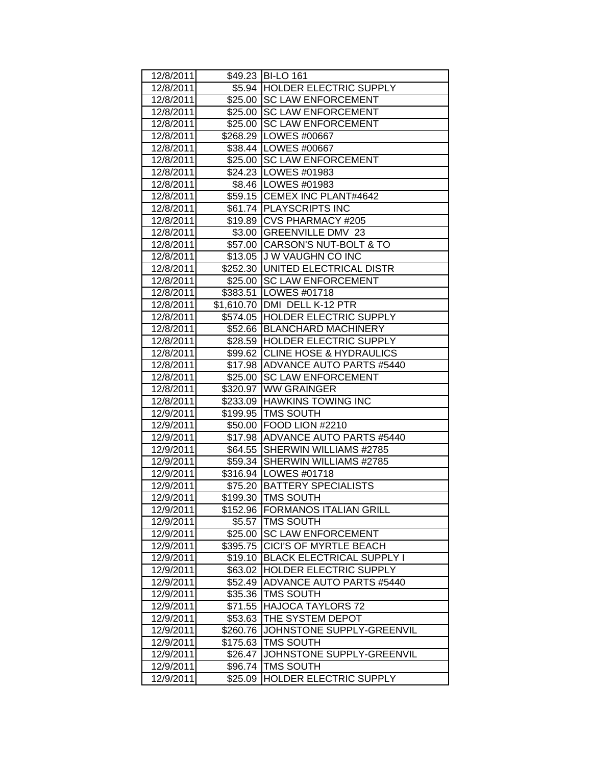| | | |
|---|---|---|
| 12/8/2011 | $49.23 | BI-LO 161 |
| 12/8/2011 | $5.94 | HOLDER ELECTRIC SUPPLY |
| 12/8/2011 | $25.00 | SC LAW ENFORCEMENT |
| 12/8/2011 | $25.00 | SC LAW ENFORCEMENT |
| 12/8/2011 | $25.00 | SC LAW ENFORCEMENT |
| 12/8/2011 | $268.29 | LOWES #00667 |
| 12/8/2011 | $38.44 | LOWES #00667 |
| 12/8/2011 | $25.00 | SC LAW ENFORCEMENT |
| 12/8/2011 | $24.23 | LOWES #01983 |
| 12/8/2011 | $8.46 | LOWES #01983 |
| 12/8/2011 | $59.15 | CEMEX INC PLANT#4642 |
| 12/8/2011 | $61.74 | PLAYSCRIPTS INC |
| 12/8/2011 | $19.89 | CVS PHARMACY #205 |
| 12/8/2011 | $3.00 | GREENVILLE DMV 23 |
| 12/8/2011 | $57.00 | CARSON'S NUT-BOLT & TO |
| 12/8/2011 | $13.05 | J W VAUGHN CO INC |
| 12/8/2011 | $252.30 | UNITED ELECTRICAL DISTR |
| 12/8/2011 | $25.00 | SC LAW ENFORCEMENT |
| 12/8/2011 | $383.51 | LOWES #01718 |
| 12/8/2011 | $1,610.70 | DMI DELL K-12 PTR |
| 12/8/2011 | $574.05 | HOLDER ELECTRIC SUPPLY |
| 12/8/2011 | $52.66 | BLANCHARD MACHINERY |
| 12/8/2011 | $28.59 | HOLDER ELECTRIC SUPPLY |
| 12/8/2011 | $99.62 | CLINE HOSE & HYDRAULICS |
| 12/8/2011 | $17.98 | ADVANCE AUTO PARTS #5440 |
| 12/8/2011 | $25.00 | SC LAW ENFORCEMENT |
| 12/8/2011 | $320.97 | WW GRAINGER |
| 12/8/2011 | $233.09 | HAWKINS TOWING INC |
| 12/9/2011 | $199.95 | TMS SOUTH |
| 12/9/2011 | $50.00 | FOOD LION #2210 |
| 12/9/2011 | $17.98 | ADVANCE AUTO PARTS #5440 |
| 12/9/2011 | $64.55 | SHERWIN WILLIAMS #2785 |
| 12/9/2011 | $59.34 | SHERWIN WILLIAMS #2785 |
| 12/9/2011 | $316.94 | LOWES #01718 |
| 12/9/2011 | $75.20 | BATTERY SPECIALISTS |
| 12/9/2011 | $199.30 | TMS SOUTH |
| 12/9/2011 | $152.96 | FORMANOS ITALIAN GRILL |
| 12/9/2011 | $5.57 | TMS SOUTH |
| 12/9/2011 | $25.00 | SC LAW ENFORCEMENT |
| 12/9/2011 | $395.75 | CICI'S OF MYRTLE BEACH |
| 12/9/2011 | $19.10 | BLACK ELECTRICAL SUPPLY I |
| 12/9/2011 | $63.02 | HOLDER ELECTRIC SUPPLY |
| 12/9/2011 | $52.49 | ADVANCE AUTO PARTS #5440 |
| 12/9/2011 | $35.36 | TMS SOUTH |
| 12/9/2011 | $71.55 | HAJOCA TAYLORS 72 |
| 12/9/2011 | $53.63 | THE SYSTEM DEPOT |
| 12/9/2011 | $260.76 | JOHNSTONE SUPPLY-GREENVIL |
| 12/9/2011 | $175.63 | TMS SOUTH |
| 12/9/2011 | $26.47 | JOHNSTONE SUPPLY-GREENVIL |
| 12/9/2011 | $96.74 | TMS SOUTH |
| 12/9/2011 | $25.09 | HOLDER ELECTRIC SUPPLY |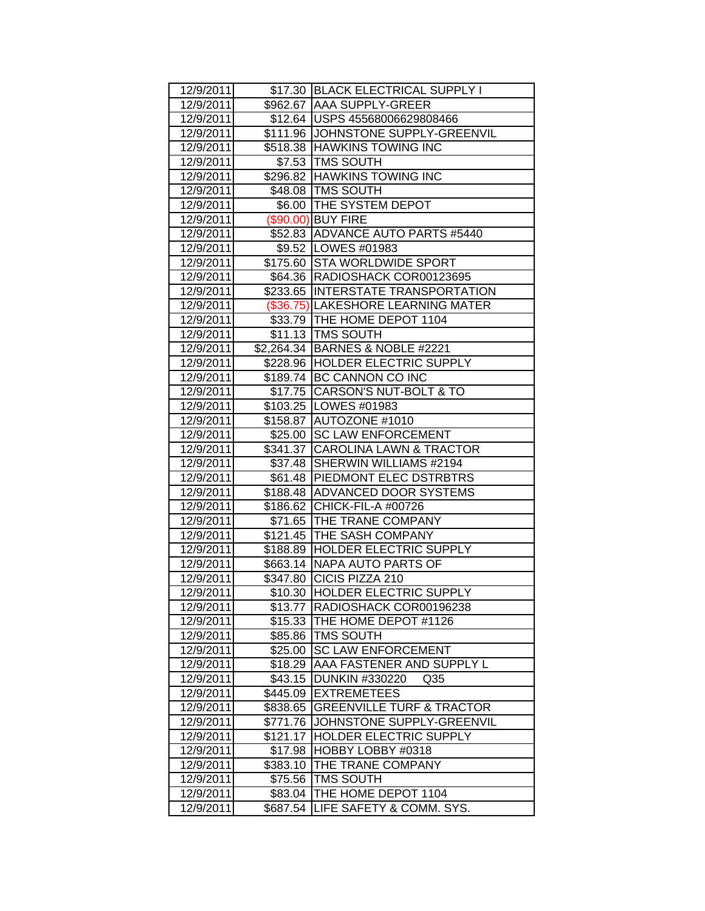| | | |
|---|---|---|
| 12/9/2011 | $17.30 | BLACK ELECTRICAL SUPPLY I |
| 12/9/2011 | $962.67 | AAA SUPPLY-GREER |
| 12/9/2011 | $12.64 | USPS 45568006629808466 |
| 12/9/2011 | $111.96 | JOHNSTONE SUPPLY-GREENVIL |
| 12/9/2011 | $518.38 | HAWKINS TOWING INC |
| 12/9/2011 | $7.53 | TMS SOUTH |
| 12/9/2011 | $296.82 | HAWKINS TOWING INC |
| 12/9/2011 | $48.08 | TMS SOUTH |
| 12/9/2011 | $6.00 | THE SYSTEM DEPOT |
| 12/9/2011 | ($90.00) | BUY FIRE |
| 12/9/2011 | $52.83 | ADVANCE AUTO PARTS #5440 |
| 12/9/2011 | $9.52 | LOWES #01983 |
| 12/9/2011 | $175.60 | STA WORLDWIDE SPORT |
| 12/9/2011 | $64.36 | RADIOSHACK COR00123695 |
| 12/9/2011 | $233.65 | INTERSTATE TRANSPORTATION |
| 12/9/2011 | ($36.75) | LAKESHORE LEARNING MATER |
| 12/9/2011 | $33.79 | THE HOME DEPOT 1104 |
| 12/9/2011 | $11.13 | TMS SOUTH |
| 12/9/2011 | $2,264.34 | BARNES & NOBLE #2221 |
| 12/9/2011 | $228.96 | HOLDER ELECTRIC SUPPLY |
| 12/9/2011 | $189.74 | BC CANNON CO INC |
| 12/9/2011 | $17.75 | CARSON'S NUT-BOLT & TO |
| 12/9/2011 | $103.25 | LOWES #01983 |
| 12/9/2011 | $158.87 | AUTOZONE #1010 |
| 12/9/2011 | $25.00 | SC LAW ENFORCEMENT |
| 12/9/2011 | $341.37 | CAROLINA LAWN & TRACTOR |
| 12/9/2011 | $37.48 | SHERWIN WILLIAMS #2194 |
| 12/9/2011 | $61.48 | PIEDMONT ELEC DSTRBTRS |
| 12/9/2011 | $188.48 | ADVANCED DOOR SYSTEMS |
| 12/9/2011 | $186.62 | CHICK-FIL-A #00726 |
| 12/9/2011 | $71.65 | THE TRANE COMPANY |
| 12/9/2011 | $121.45 | THE SASH COMPANY |
| 12/9/2011 | $188.89 | HOLDER ELECTRIC SUPPLY |
| 12/9/2011 | $663.14 | NAPA AUTO PARTS OF |
| 12/9/2011 | $347.80 | CICIS PIZZA 210 |
| 12/9/2011 | $10.30 | HOLDER ELECTRIC SUPPLY |
| 12/9/2011 | $13.77 | RADIOSHACK COR00196238 |
| 12/9/2011 | $15.33 | THE HOME DEPOT #1126 |
| 12/9/2011 | $85.86 | TMS SOUTH |
| 12/9/2011 | $25.00 | SC LAW ENFORCEMENT |
| 12/9/2011 | $18.29 | AAA FASTENER AND SUPPLY L |
| 12/9/2011 | $43.15 | DUNKIN #330220 Q35 |
| 12/9/2011 | $445.09 | EXTREMETEES |
| 12/9/2011 | $838.65 | GREENVILLE TURF & TRACTOR |
| 12/9/2011 | $771.76 | JOHNSTONE SUPPLY-GREENVIL |
| 12/9/2011 | $121.17 | HOLDER ELECTRIC SUPPLY |
| 12/9/2011 | $17.98 | HOBBY LOBBY #0318 |
| 12/9/2011 | $383.10 | THE TRANE COMPANY |
| 12/9/2011 | $75.56 | TMS SOUTH |
| 12/9/2011 | $83.04 | THE HOME DEPOT 1104 |
| 12/9/2011 | $687.54 | LIFE SAFETY & COMM. SYS. |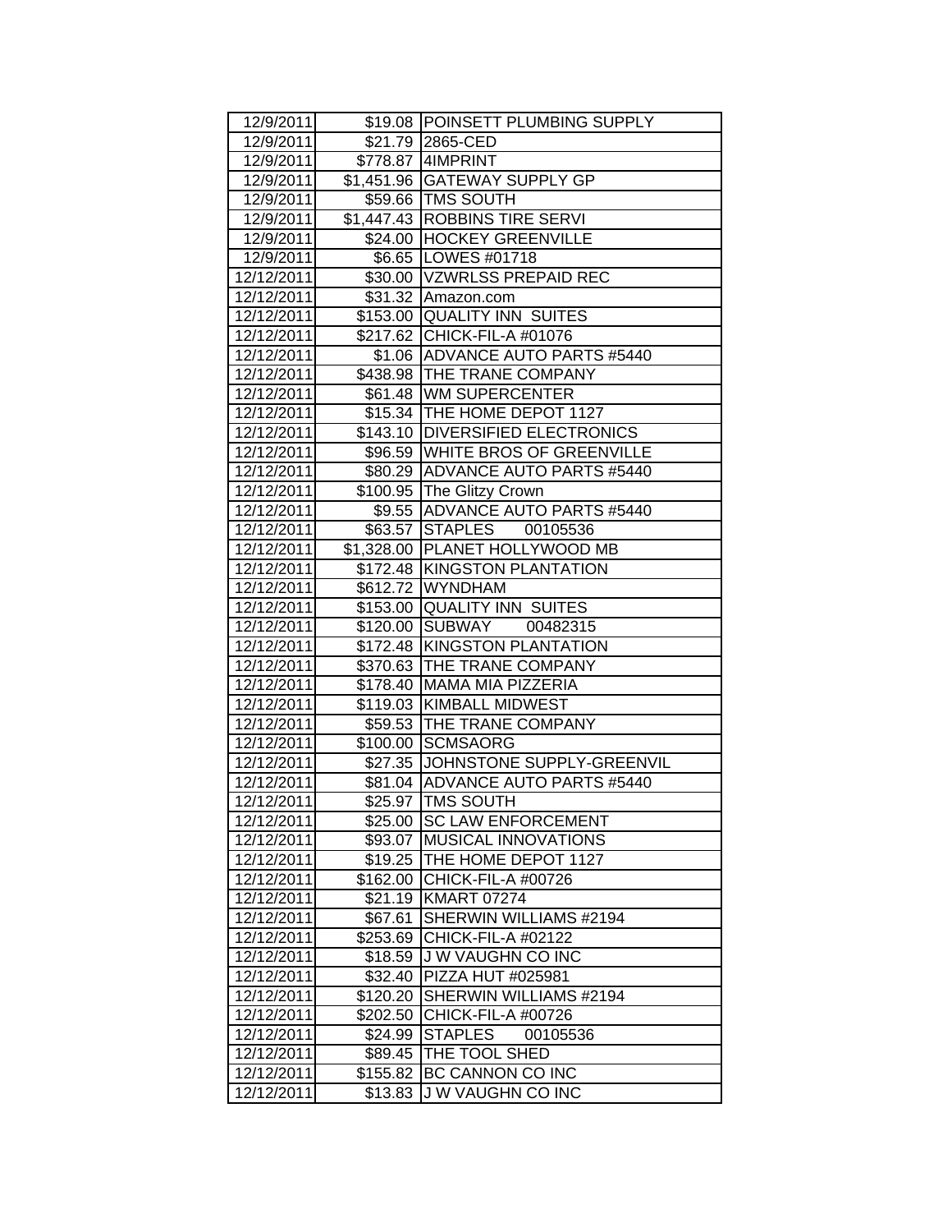| 12/9/2011 | $19.08 | POINSETT PLUMBING SUPPLY |
|---|---|---|
| 12/9/2011 | $21.79 | 2865-CED |
| 12/9/2011 | $778.87 | 4IMPRINT |
| 12/9/2011 | $1,451.96 | GATEWAY SUPPLY GP |
| 12/9/2011 | $59.66 | TMS SOUTH |
| 12/9/2011 | $1,447.43 | ROBBINS TIRE SERVI |
| 12/9/2011 | $24.00 | HOCKEY GREENVILLE |
| 12/9/2011 | $6.65 | LOWES #01718 |
| 12/12/2011 | $30.00 | VZWRLSS PREPAID REC |
| 12/12/2011 | $31.32 | Amazon.com |
| 12/12/2011 | $153.00 | QUALITY INN SUITES |
| 12/12/2011 | $217.62 | CHICK-FIL-A #01076 |
| 12/12/2011 | $1.06 | ADVANCE AUTO PARTS #5440 |
| 12/12/2011 | $438.98 | THE TRANE COMPANY |
| 12/12/2011 | $61.48 | WM SUPERCENTER |
| 12/12/2011 | $15.34 | THE HOME DEPOT 1127 |
| 12/12/2011 | $143.10 | DIVERSIFIED ELECTRONICS |
| 12/12/2011 | $96.59 | WHITE BROS OF GREENVILLE |
| 12/12/2011 | $80.29 | ADVANCE AUTO PARTS #5440 |
| 12/12/2011 | $100.95 | The Glitzy Crown |
| 12/12/2011 | $9.55 | ADVANCE AUTO PARTS #5440 |
| 12/12/2011 | $63.57 | STAPLES 00105536 |
| 12/12/2011 | $1,328.00 | PLANET HOLLYWOOD MB |
| 12/12/2011 | $172.48 | KINGSTON PLANTATION |
| 12/12/2011 | $612.72 | WYNDHAM |
| 12/12/2011 | $153.00 | QUALITY INN SUITES |
| 12/12/2011 | $120.00 | SUBWAY 00482315 |
| 12/12/2011 | $172.48 | KINGSTON PLANTATION |
| 12/12/2011 | $370.63 | THE TRANE COMPANY |
| 12/12/2011 | $178.40 | MAMA MIA PIZZERIA |
| 12/12/2011 | $119.03 | KIMBALL MIDWEST |
| 12/12/2011 | $59.53 | THE TRANE COMPANY |
| 12/12/2011 | $100.00 | SCMSAORG |
| 12/12/2011 | $27.35 | JOHNSTONE SUPPLY-GREENVIL |
| 12/12/2011 | $81.04 | ADVANCE AUTO PARTS #5440 |
| 12/12/2011 | $25.97 | TMS SOUTH |
| 12/12/2011 | $25.00 | SC LAW ENFORCEMENT |
| 12/12/2011 | $93.07 | MUSICAL INNOVATIONS |
| 12/12/2011 | $19.25 | THE HOME DEPOT 1127 |
| 12/12/2011 | $162.00 | CHICK-FIL-A #00726 |
| 12/12/2011 | $21.19 | KMART 07274 |
| 12/12/2011 | $67.61 | SHERWIN WILLIAMS #2194 |
| 12/12/2011 | $253.69 | CHICK-FIL-A #02122 |
| 12/12/2011 | $18.59 | J W VAUGHN CO INC |
| 12/12/2011 | $32.40 | PIZZA HUT #025981 |
| 12/12/2011 | $120.20 | SHERWIN WILLIAMS #2194 |
| 12/12/2011 | $202.50 | CHICK-FIL-A #00726 |
| 12/12/2011 | $24.99 | STAPLES 00105536 |
| 12/12/2011 | $89.45 | THE TOOL SHED |
| 12/12/2011 | $155.82 | BC CANNON CO INC |
| 12/12/2011 | $13.83 | J W VAUGHN CO INC |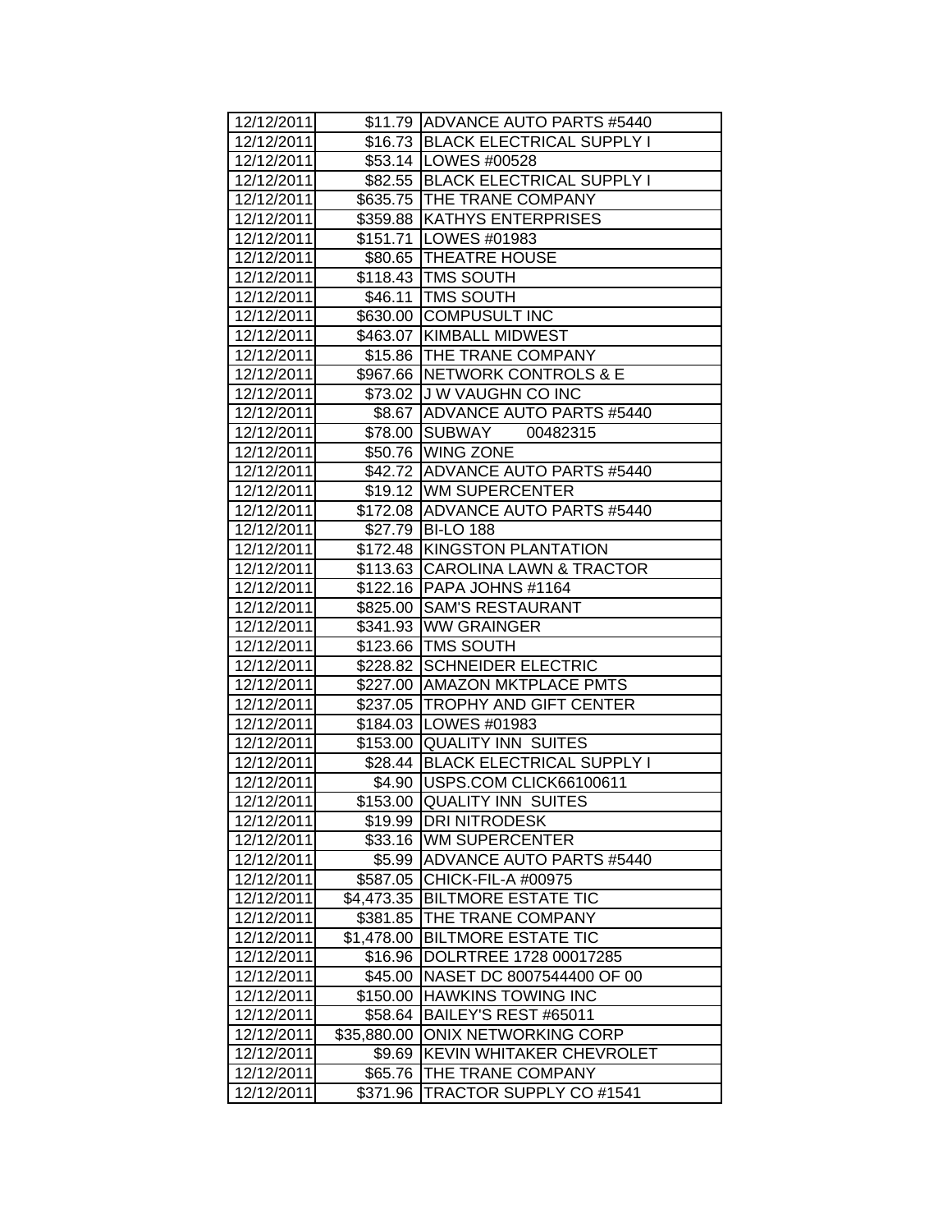| 12/12/2011 | $11.79 | ADVANCE AUTO PARTS #5440 |
|---|---|---|
| 12/12/2011 | $16.73 | BLACK ELECTRICAL SUPPLY I |
| 12/12/2011 | $53.14 | LOWES #00528 |
| 12/12/2011 | $82.55 | BLACK ELECTRICAL SUPPLY I |
| 12/12/2011 | $635.75 | THE TRANE COMPANY |
| 12/12/2011 | $359.88 | KATHYS ENTERPRISES |
| 12/12/2011 | $151.71 | LOWES #01983 |
| 12/12/2011 | $80.65 | THEATRE HOUSE |
| 12/12/2011 | $118.43 | TMS SOUTH |
| 12/12/2011 | $46.11 | TMS SOUTH |
| 12/12/2011 | $630.00 | COMPUSULT INC |
| 12/12/2011 | $463.07 | KIMBALL MIDWEST |
| 12/12/2011 | $15.86 | THE TRANE COMPANY |
| 12/12/2011 | $967.66 | NETWORK CONTROLS & E |
| 12/12/2011 | $73.02 | J W VAUGHN CO INC |
| 12/12/2011 | $8.67 | ADVANCE AUTO PARTS #5440 |
| 12/12/2011 | $78.00 | SUBWAY 00482315 |
| 12/12/2011 | $50.76 | WING ZONE |
| 12/12/2011 | $42.72 | ADVANCE AUTO PARTS #5440 |
| 12/12/2011 | $19.12 | WM SUPERCENTER |
| 12/12/2011 | $172.08 | ADVANCE AUTO PARTS #5440 |
| 12/12/2011 | $27.79 | BI-LO 188 |
| 12/12/2011 | $172.48 | KINGSTON PLANTATION |
| 12/12/2011 | $113.63 | CAROLINA LAWN & TRACTOR |
| 12/12/2011 | $122.16 | PAPA JOHNS #1164 |
| 12/12/2011 | $825.00 | SAM'S RESTAURANT |
| 12/12/2011 | $341.93 | WW GRAINGER |
| 12/12/2011 | $123.66 | TMS SOUTH |
| 12/12/2011 | $228.82 | SCHNEIDER ELECTRIC |
| 12/12/2011 | $227.00 | AMAZON MKTPLACE PMTS |
| 12/12/2011 | $237.05 | TROPHY AND GIFT CENTER |
| 12/12/2011 | $184.03 | LOWES #01983 |
| 12/12/2011 | $153.00 | QUALITY INN SUITES |
| 12/12/2011 | $28.44 | BLACK ELECTRICAL SUPPLY I |
| 12/12/2011 | $4.90 | USPS.COM CLICK66100611 |
| 12/12/2011 | $153.00 | QUALITY INN SUITES |
| 12/12/2011 | $19.99 | DRI NITRODESK |
| 12/12/2011 | $33.16 | WM SUPERCENTER |
| 12/12/2011 | $5.99 | ADVANCE AUTO PARTS #5440 |
| 12/12/2011 | $587.05 | CHICK-FIL-A #00975 |
| 12/12/2011 | $4,473.35 | BILTMORE ESTATE TIC |
| 12/12/2011 | $381.85 | THE TRANE COMPANY |
| 12/12/2011 | $1,478.00 | BILTMORE ESTATE TIC |
| 12/12/2011 | $16.96 | DOLRTREE 1728 00017285 |
| 12/12/2011 | $45.00 | NASET DC 8007544400 OF 00 |
| 12/12/2011 | $150.00 | HAWKINS TOWING INC |
| 12/12/2011 | $58.64 | BAILEY'S REST #65011 |
| 12/12/2011 | $35,880.00 | ONIX NETWORKING CORP |
| 12/12/2011 | $9.69 | KEVIN WHITAKER CHEVROLET |
| 12/12/2011 | $65.76 | THE TRANE COMPANY |
| 12/12/2011 | $371.96 | TRACTOR SUPPLY CO #1541 |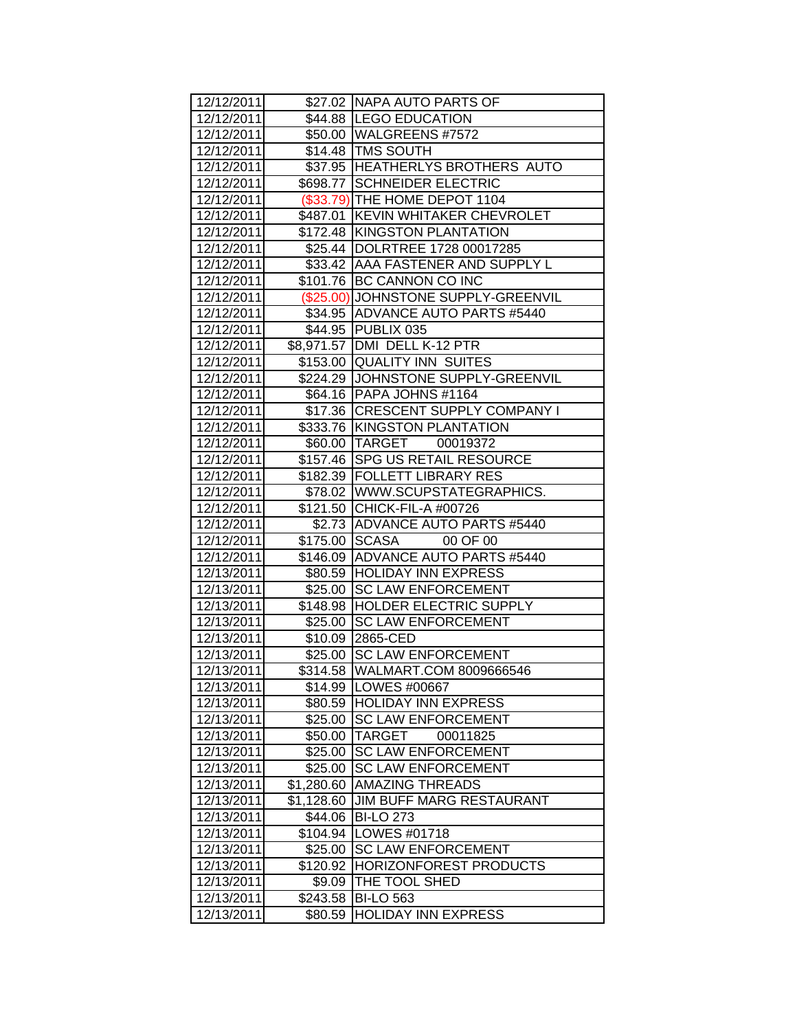| | | |
|---|---|---|
| 12/12/2011 | $27.02 | NAPA AUTO PARTS OF |
| 12/12/2011 | $44.88 | LEGO EDUCATION |
| 12/12/2011 | $50.00 | WALGREENS #7572 |
| 12/12/2011 | $14.48 | TMS SOUTH |
| 12/12/2011 | $37.95 | HEATHERLYS BROTHERS AUTO |
| 12/12/2011 | $698.77 | SCHNEIDER ELECTRIC |
| 12/12/2011 | ($33.79) | THE HOME DEPOT 1104 |
| 12/12/2011 | $487.01 | KEVIN WHITAKER CHEVROLET |
| 12/12/2011 | $172.48 | KINGSTON PLANTATION |
| 12/12/2011 | $25.44 | DOLRTREE 1728 00017285 |
| 12/12/2011 | $33.42 | AAA FASTENER AND SUPPLY L |
| 12/12/2011 | $101.76 | BC CANNON CO INC |
| 12/12/2011 | ($25.00) | JOHNSTONE SUPPLY-GREENVIL |
| 12/12/2011 | $34.95 | ADVANCE AUTO PARTS #5440 |
| 12/12/2011 | $44.95 | PUBLIX 035 |
| 12/12/2011 | $8,971.57 | DMI DELL K-12 PTR |
| 12/12/2011 | $153.00 | QUALITY INN SUITES |
| 12/12/2011 | $224.29 | JOHNSTONE SUPPLY-GREENVIL |
| 12/12/2011 | $64.16 | PAPA JOHNS #1164 |
| 12/12/2011 | $17.36 | CRESCENT SUPPLY COMPANY I |
| 12/12/2011 | $333.76 | KINGSTON PLANTATION |
| 12/12/2011 | $60.00 | TARGET 00019372 |
| 12/12/2011 | $157.46 | SPG US RETAIL RESOURCE |
| 12/12/2011 | $182.39 | FOLLETT LIBRARY RES |
| 12/12/2011 | $78.02 | WWW.SCUPSTATEGRAPHICS. |
| 12/12/2011 | $121.50 | CHICK-FIL-A #00726 |
| 12/12/2011 | $2.73 | ADVANCE AUTO PARTS #5440 |
| 12/12/2011 | $175.00 | SCASA 00 OF 00 |
| 12/12/2011 | $146.09 | ADVANCE AUTO PARTS #5440 |
| 12/13/2011 | $80.59 | HOLIDAY INN EXPRESS |
| 12/13/2011 | $25.00 | SC LAW ENFORCEMENT |
| 12/13/2011 | $148.98 | HOLDER ELECTRIC SUPPLY |
| 12/13/2011 | $25.00 | SC LAW ENFORCEMENT |
| 12/13/2011 | $10.09 | 2865-CED |
| 12/13/2011 | $25.00 | SC LAW ENFORCEMENT |
| 12/13/2011 | $314.58 | WALMART.COM 8009666546 |
| 12/13/2011 | $14.99 | LOWES #00667 |
| 12/13/2011 | $80.59 | HOLIDAY INN EXPRESS |
| 12/13/2011 | $25.00 | SC LAW ENFORCEMENT |
| 12/13/2011 | $50.00 | TARGET 00011825 |
| 12/13/2011 | $25.00 | SC LAW ENFORCEMENT |
| 12/13/2011 | $25.00 | SC LAW ENFORCEMENT |
| 12/13/2011 | $1,280.60 | AMAZING THREADS |
| 12/13/2011 | $1,128.60 | JIM BUFF MARG RESTAURANT |
| 12/13/2011 | $44.06 | BI-LO 273 |
| 12/13/2011 | $104.94 | LOWES #01718 |
| 12/13/2011 | $25.00 | SC LAW ENFORCEMENT |
| 12/13/2011 | $120.92 | HORIZONFOREST PRODUCTS |
| 12/13/2011 | $9.09 | THE TOOL SHED |
| 12/13/2011 | $243.58 | BI-LO 563 |
| 12/13/2011 | $80.59 | HOLIDAY INN EXPRESS |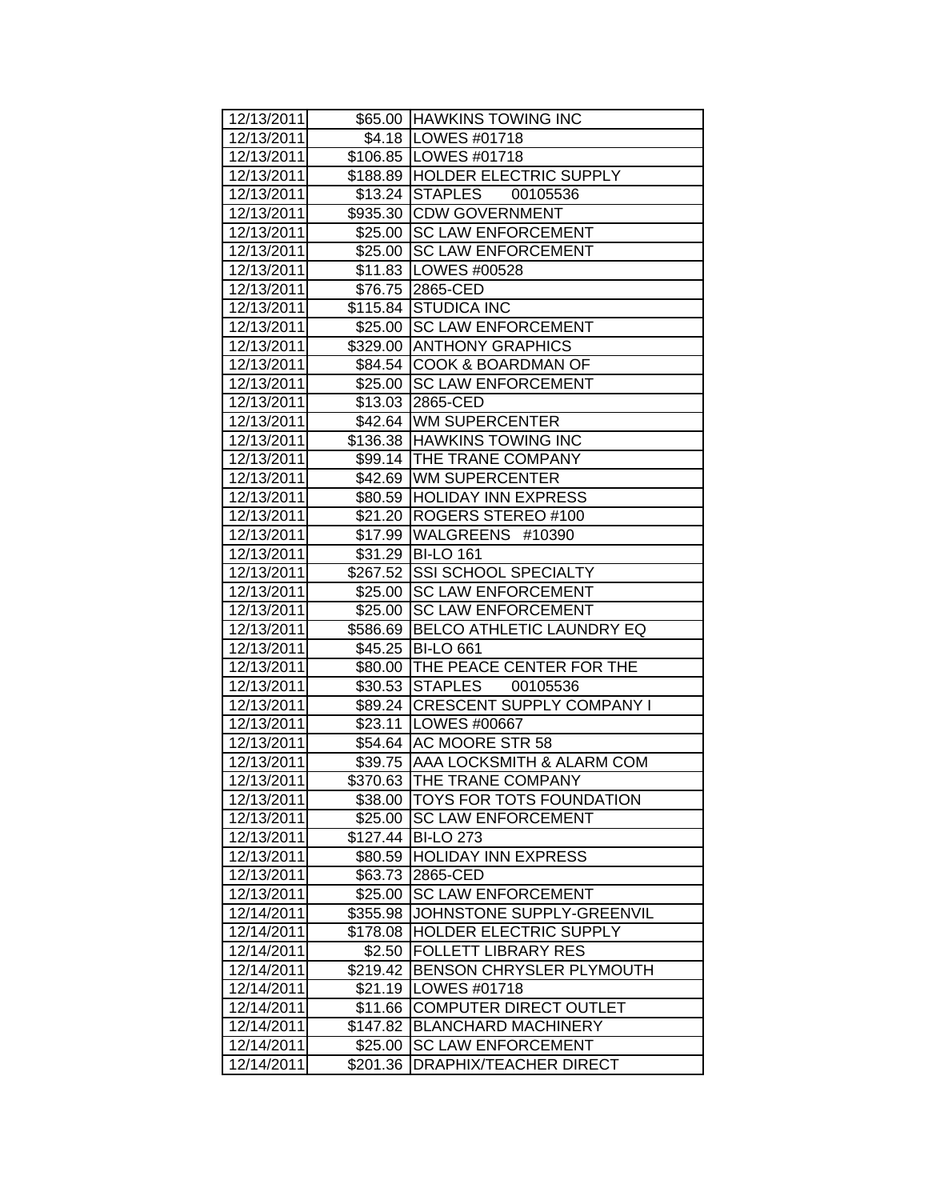| 12/13/2011 | $65.00 | HAWKINS TOWING INC |
|---|---|---|
| 12/13/2011 | $4.18 | LOWES #01718 |
| 12/13/2011 | $106.85 | LOWES #01718 |
| 12/13/2011 | $188.89 | HOLDER ELECTRIC SUPPLY |
| 12/13/2011 | $13.24 | STAPLES 00105536 |
| 12/13/2011 | $935.30 | CDW GOVERNMENT |
| 12/13/2011 | $25.00 | SC LAW ENFORCEMENT |
| 12/13/2011 | $25.00 | SC LAW ENFORCEMENT |
| 12/13/2011 | $11.83 | LOWES #00528 |
| 12/13/2011 | $76.75 | 2865-CED |
| 12/13/2011 | $115.84 | STUDICA INC |
| 12/13/2011 | $25.00 | SC LAW ENFORCEMENT |
| 12/13/2011 | $329.00 | ANTHONY GRAPHICS |
| 12/13/2011 | $84.54 | COOK & BOARDMAN OF |
| 12/13/2011 | $25.00 | SC LAW ENFORCEMENT |
| 12/13/2011 | $13.03 | 2865-CED |
| 12/13/2011 | $42.64 | WM SUPERCENTER |
| 12/13/2011 | $136.38 | HAWKINS TOWING INC |
| 12/13/2011 | $99.14 | THE TRANE COMPANY |
| 12/13/2011 | $42.69 | WM SUPERCENTER |
| 12/13/2011 | $80.59 | HOLIDAY INN EXPRESS |
| 12/13/2011 | $21.20 | ROGERS STEREO #100 |
| 12/13/2011 | $17.99 | WALGREENS #10390 |
| 12/13/2011 | $31.29 | BI-LO 161 |
| 12/13/2011 | $267.52 | SSI SCHOOL SPECIALTY |
| 12/13/2011 | $25.00 | SC LAW ENFORCEMENT |
| 12/13/2011 | $25.00 | SC LAW ENFORCEMENT |
| 12/13/2011 | $586.69 | BELCO ATHLETIC LAUNDRY EQ |
| 12/13/2011 | $45.25 | BI-LO 661 |
| 12/13/2011 | $80.00 | THE PEACE CENTER FOR THE |
| 12/13/2011 | $30.53 | STAPLES 00105536 |
| 12/13/2011 | $89.24 | CRESCENT SUPPLY COMPANY I |
| 12/13/2011 | $23.11 | LOWES #00667 |
| 12/13/2011 | $54.64 | AC MOORE STR 58 |
| 12/13/2011 | $39.75 | AAA LOCKSMITH & ALARM COM |
| 12/13/2011 | $370.63 | THE TRANE COMPANY |
| 12/13/2011 | $38.00 | TOYS FOR TOTS FOUNDATION |
| 12/13/2011 | $25.00 | SC LAW ENFORCEMENT |
| 12/13/2011 | $127.44 | BI-LO 273 |
| 12/13/2011 | $80.59 | HOLIDAY INN EXPRESS |
| 12/13/2011 | $63.73 | 2865-CED |
| 12/13/2011 | $25.00 | SC LAW ENFORCEMENT |
| 12/14/2011 | $355.98 | JOHNSTONE SUPPLY-GREENVIL |
| 12/14/2011 | $178.08 | HOLDER ELECTRIC SUPPLY |
| 12/14/2011 | $2.50 | FOLLETT LIBRARY RES |
| 12/14/2011 | $219.42 | BENSON CHRYSLER PLYMOUTH |
| 12/14/2011 | $21.19 | LOWES #01718 |
| 12/14/2011 | $11.66 | COMPUTER DIRECT OUTLET |
| 12/14/2011 | $147.82 | BLANCHARD MACHINERY |
| 12/14/2011 | $25.00 | SC LAW ENFORCEMENT |
| 12/14/2011 | $201.36 | DRAPHIX/TEACHER DIRECT |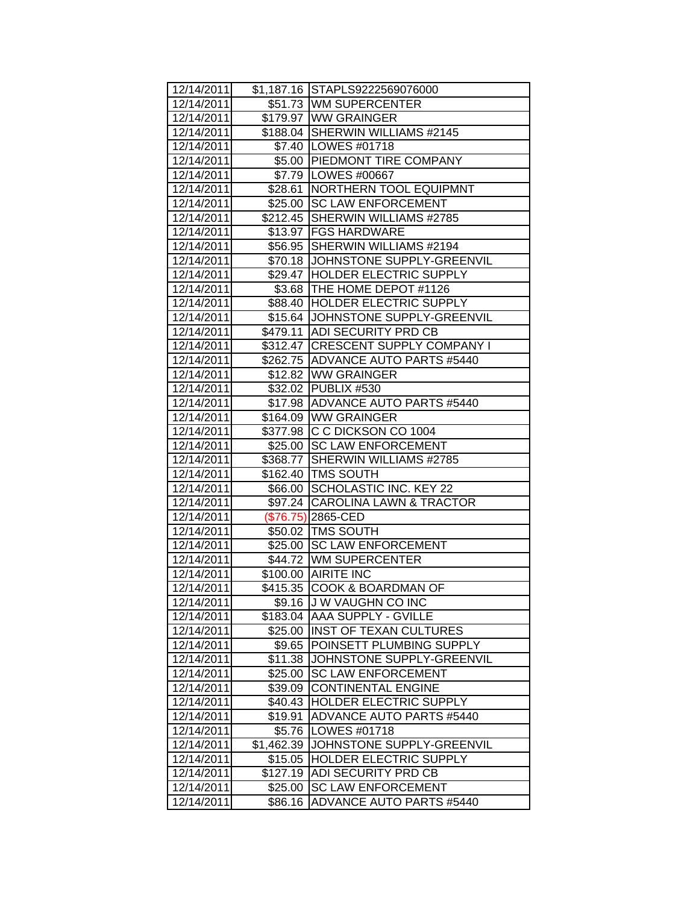| 12/14/2011 | $1,187.16 | STAPLS9222569076000 |
|---|---|---|
| 12/14/2011 | $51.73 | WM SUPERCENTER |
| 12/14/2011 | $179.97 | WW GRAINGER |
| 12/14/2011 | $188.04 | SHERWIN WILLIAMS #2145 |
| 12/14/2011 | $7.40 | LOWES #01718 |
| 12/14/2011 | $5.00 | PIEDMONT TIRE COMPANY |
| 12/14/2011 | $7.79 | LOWES #00667 |
| 12/14/2011 | $28.61 | NORTHERN TOOL EQUIPMNT |
| 12/14/2011 | $25.00 | SC LAW ENFORCEMENT |
| 12/14/2011 | $212.45 | SHERWIN WILLIAMS #2785 |
| 12/14/2011 | $13.97 | FGS HARDWARE |
| 12/14/2011 | $56.95 | SHERWIN WILLIAMS #2194 |
| 12/14/2011 | $70.18 | JOHNSTONE SUPPLY-GREENVIL |
| 12/14/2011 | $29.47 | HOLDER ELECTRIC SUPPLY |
| 12/14/2011 | $3.68 | THE HOME DEPOT #1126 |
| 12/14/2011 | $88.40 | HOLDER ELECTRIC SUPPLY |
| 12/14/2011 | $15.64 | JOHNSTONE SUPPLY-GREENVIL |
| 12/14/2011 | $479.11 | ADI SECURITY PRD CB |
| 12/14/2011 | $312.47 | CRESCENT SUPPLY COMPANY I |
| 12/14/2011 | $262.75 | ADVANCE AUTO PARTS #5440 |
| 12/14/2011 | $12.82 | WW GRAINGER |
| 12/14/2011 | $32.02 | PUBLIX #530 |
| 12/14/2011 | $17.98 | ADVANCE AUTO PARTS #5440 |
| 12/14/2011 | $164.09 | WW GRAINGER |
| 12/14/2011 | $377.98 | C C DICKSON CO 1004 |
| 12/14/2011 | $25.00 | SC LAW ENFORCEMENT |
| 12/14/2011 | $368.77 | SHERWIN WILLIAMS #2785 |
| 12/14/2011 | $162.40 | TMS SOUTH |
| 12/14/2011 | $66.00 | SCHOLASTIC INC. KEY 22 |
| 12/14/2011 | $97.24 | CAROLINA LAWN & TRACTOR |
| 12/14/2011 | ($76.75) | 2865-CED |
| 12/14/2011 | $50.02 | TMS SOUTH |
| 12/14/2011 | $25.00 | SC LAW ENFORCEMENT |
| 12/14/2011 | $44.72 | WM SUPERCENTER |
| 12/14/2011 | $100.00 | AIRITE INC |
| 12/14/2011 | $415.35 | COOK & BOARDMAN OF |
| 12/14/2011 | $9.16 | J W VAUGHN CO INC |
| 12/14/2011 | $183.04 | AAA SUPPLY - GVILLE |
| 12/14/2011 | $25.00 | INST OF TEXAN CULTURES |
| 12/14/2011 | $9.65 | POINSETT PLUMBING SUPPLY |
| 12/14/2011 | $11.38 | JOHNSTONE SUPPLY-GREENVIL |
| 12/14/2011 | $25.00 | SC LAW ENFORCEMENT |
| 12/14/2011 | $39.09 | CONTINENTAL ENGINE |
| 12/14/2011 | $40.43 | HOLDER ELECTRIC SUPPLY |
| 12/14/2011 | $19.91 | ADVANCE AUTO PARTS #5440 |
| 12/14/2011 | $5.76 | LOWES #01718 |
| 12/14/2011 | $1,462.39 | JOHNSTONE SUPPLY-GREENVIL |
| 12/14/2011 | $15.05 | HOLDER ELECTRIC SUPPLY |
| 12/14/2011 | $127.19 | ADI SECURITY PRD CB |
| 12/14/2011 | $25.00 | SC LAW ENFORCEMENT |
| 12/14/2011 | $86.16 | ADVANCE AUTO PARTS #5440 |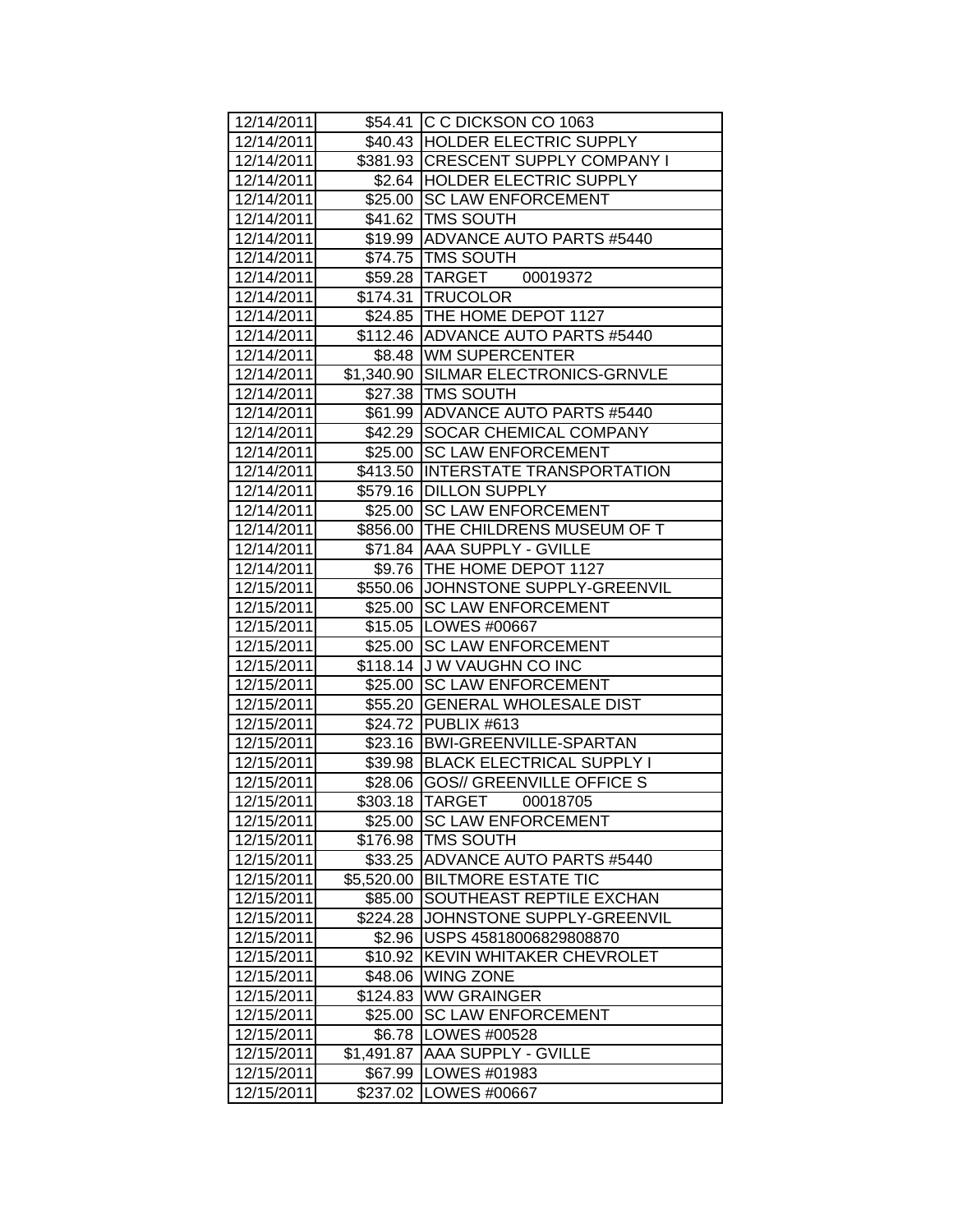| | | |
|---|---|---|
| 12/14/2011 | $54.41 | C C DICKSON CO 1063 |
| 12/14/2011 | $40.43 | HOLDER ELECTRIC SUPPLY |
| 12/14/2011 | $381.93 | CRESCENT SUPPLY COMPANY I |
| 12/14/2011 | $2.64 | HOLDER ELECTRIC SUPPLY |
| 12/14/2011 | $25.00 | SC LAW ENFORCEMENT |
| 12/14/2011 | $41.62 | TMS SOUTH |
| 12/14/2011 | $19.99 | ADVANCE AUTO PARTS #5440 |
| 12/14/2011 | $74.75 | TMS SOUTH |
| 12/14/2011 | $59.28 | TARGET 00019372 |
| 12/14/2011 | $174.31 | TRUCOLOR |
| 12/14/2011 | $24.85 | THE HOME DEPOT 1127 |
| 12/14/2011 | $112.46 | ADVANCE AUTO PARTS #5440 |
| 12/14/2011 | $8.48 | WM SUPERCENTER |
| 12/14/2011 | $1,340.90 | SILMAR ELECTRONICS-GRNVLE |
| 12/14/2011 | $27.38 | TMS SOUTH |
| 12/14/2011 | $61.99 | ADVANCE AUTO PARTS #5440 |
| 12/14/2011 | $42.29 | SOCAR CHEMICAL COMPANY |
| 12/14/2011 | $25.00 | SC LAW ENFORCEMENT |
| 12/14/2011 | $413.50 | INTERSTATE TRANSPORTATION |
| 12/14/2011 | $579.16 | DILLON SUPPLY |
| 12/14/2011 | $25.00 | SC LAW ENFORCEMENT |
| 12/14/2011 | $856.00 | THE CHILDRENS MUSEUM OF T |
| 12/14/2011 | $71.84 | AAA SUPPLY - GVILLE |
| 12/14/2011 | $9.76 | THE HOME DEPOT 1127 |
| 12/15/2011 | $550.06 | JOHNSTONE SUPPLY-GREENVIL |
| 12/15/2011 | $25.00 | SC LAW ENFORCEMENT |
| 12/15/2011 | $15.05 | LOWES #00667 |
| 12/15/2011 | $25.00 | SC LAW ENFORCEMENT |
| 12/15/2011 | $118.14 | J W VAUGHN CO INC |
| 12/15/2011 | $25.00 | SC LAW ENFORCEMENT |
| 12/15/2011 | $55.20 | GENERAL WHOLESALE DIST |
| 12/15/2011 | $24.72 | PUBLIX #613 |
| 12/15/2011 | $23.16 | BWI-GREENVILLE-SPARTAN |
| 12/15/2011 | $39.98 | BLACK ELECTRICAL SUPPLY I |
| 12/15/2011 | $28.06 | GOS// GREENVILLE OFFICE S |
| 12/15/2011 | $303.18 | TARGET 00018705 |
| 12/15/2011 | $25.00 | SC LAW ENFORCEMENT |
| 12/15/2011 | $176.98 | TMS SOUTH |
| 12/15/2011 | $33.25 | ADVANCE AUTO PARTS #5440 |
| 12/15/2011 | $5,520.00 | BILTMORE ESTATE TIC |
| 12/15/2011 | $85.00 | SOUTHEAST REPTILE EXCHAN |
| 12/15/2011 | $224.28 | JOHNSTONE SUPPLY-GREENVIL |
| 12/15/2011 | $2.96 | USPS 45818006829808870 |
| 12/15/2011 | $10.92 | KEVIN WHITAKER CHEVROLET |
| 12/15/2011 | $48.06 | WING ZONE |
| 12/15/2011 | $124.83 | WW GRAINGER |
| 12/15/2011 | $25.00 | SC LAW ENFORCEMENT |
| 12/15/2011 | $6.78 | LOWES #00528 |
| 12/15/2011 | $1,491.87 | AAA SUPPLY - GVILLE |
| 12/15/2011 | $67.99 | LOWES #01983 |
| 12/15/2011 | $237.02 | LOWES #00667 |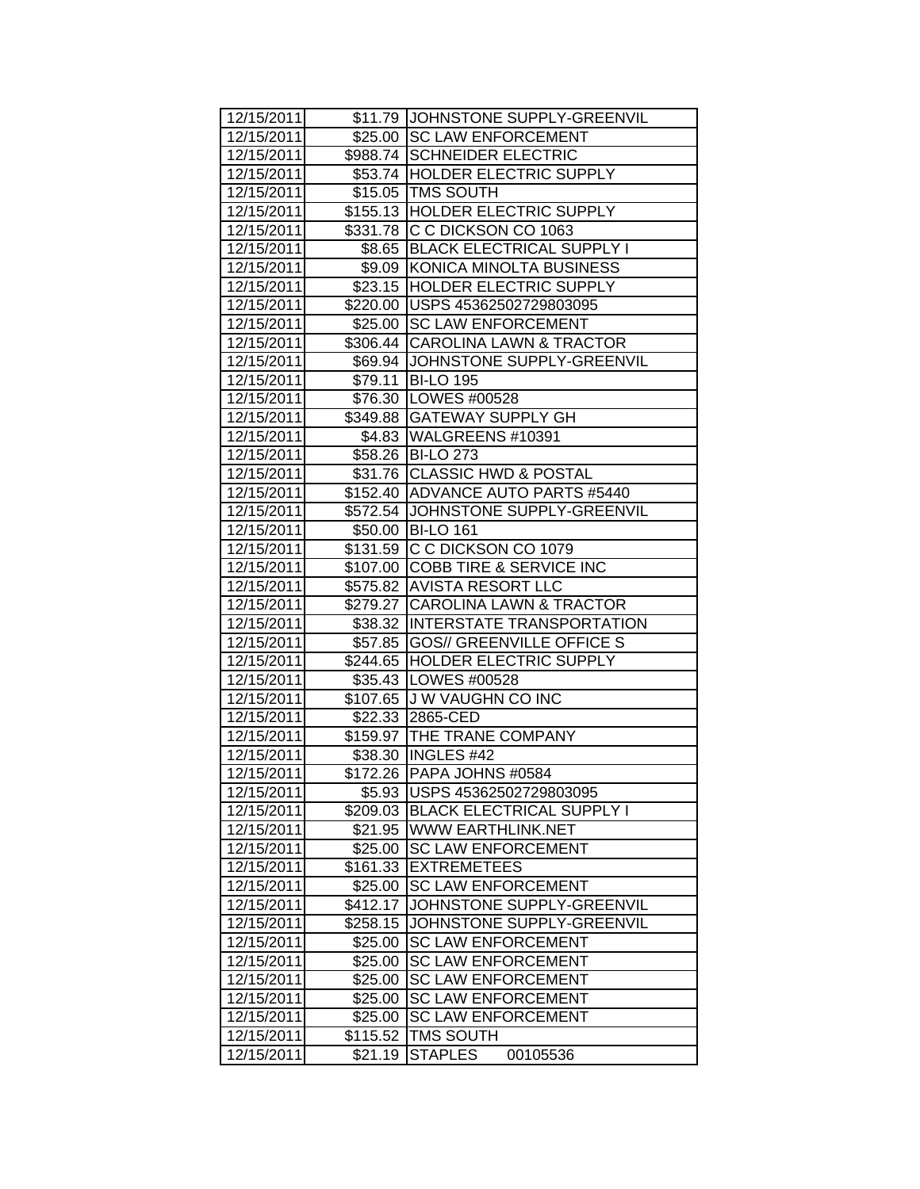| 12/15/2011 | $11.79 | JOHNSTONE SUPPLY-GREENVIL |
|---|---|---|
| 12/15/2011 | $25.00 | SC LAW ENFORCEMENT |
| 12/15/2011 | $988.74 | SCHNEIDER ELECTRIC |
| 12/15/2011 | $53.74 | HOLDER ELECTRIC SUPPLY |
| 12/15/2011 | $15.05 | TMS SOUTH |
| 12/15/2011 | $155.13 | HOLDER ELECTRIC SUPPLY |
| 12/15/2011 | $331.78 | C C DICKSON CO 1063 |
| 12/15/2011 | $8.65 | BLACK ELECTRICAL SUPPLY I |
| 12/15/2011 | $9.09 | KONICA MINOLTA BUSINESS |
| 12/15/2011 | $23.15 | HOLDER ELECTRIC SUPPLY |
| 12/15/2011 | $220.00 | USPS 45362502729803095 |
| 12/15/2011 | $25.00 | SC LAW ENFORCEMENT |
| 12/15/2011 | $306.44 | CAROLINA LAWN & TRACTOR |
| 12/15/2011 | $69.94 | JOHNSTONE SUPPLY-GREENVIL |
| 12/15/2011 | $79.11 | BI-LO 195 |
| 12/15/2011 | $76.30 | LOWES #00528 |
| 12/15/2011 | $349.88 | GATEWAY SUPPLY GH |
| 12/15/2011 | $4.83 | WALGREENS #10391 |
| 12/15/2011 | $58.26 | BI-LO 273 |
| 12/15/2011 | $31.76 | CLASSIC HWD & POSTAL |
| 12/15/2011 | $152.40 | ADVANCE AUTO PARTS #5440 |
| 12/15/2011 | $572.54 | JOHNSTONE SUPPLY-GREENVIL |
| 12/15/2011 | $50.00 | BI-LO 161 |
| 12/15/2011 | $131.59 | C C DICKSON CO 1079 |
| 12/15/2011 | $107.00 | COBB TIRE & SERVICE INC |
| 12/15/2011 | $575.82 | AVISTA RESORT LLC |
| 12/15/2011 | $279.27 | CAROLINA LAWN & TRACTOR |
| 12/15/2011 | $38.32 | INTERSTATE TRANSPORTATION |
| 12/15/2011 | $57.85 | GOS// GREENVILLE OFFICE S |
| 12/15/2011 | $244.65 | HOLDER ELECTRIC SUPPLY |
| 12/15/2011 | $35.43 | LOWES #00528 |
| 12/15/2011 | $107.65 | J W VAUGHN CO INC |
| 12/15/2011 | $22.33 | 2865-CED |
| 12/15/2011 | $159.97 | THE TRANE COMPANY |
| 12/15/2011 | $38.30 | INGLES #42 |
| 12/15/2011 | $172.26 | PAPA JOHNS #0584 |
| 12/15/2011 | $5.93 | USPS 45362502729803095 |
| 12/15/2011 | $209.03 | BLACK ELECTRICAL SUPPLY I |
| 12/15/2011 | $21.95 | WWW EARTHLINK.NET |
| 12/15/2011 | $25.00 | SC LAW ENFORCEMENT |
| 12/15/2011 | $161.33 | EXTREMETEES |
| 12/15/2011 | $25.00 | SC LAW ENFORCEMENT |
| 12/15/2011 | $412.17 | JOHNSTONE SUPPLY-GREENVIL |
| 12/15/2011 | $258.15 | JOHNSTONE SUPPLY-GREENVIL |
| 12/15/2011 | $25.00 | SC LAW ENFORCEMENT |
| 12/15/2011 | $25.00 | SC LAW ENFORCEMENT |
| 12/15/2011 | $25.00 | SC LAW ENFORCEMENT |
| 12/15/2011 | $25.00 | SC LAW ENFORCEMENT |
| 12/15/2011 | $25.00 | SC LAW ENFORCEMENT |
| 12/15/2011 | $115.52 | TMS SOUTH |
| 12/15/2011 | $21.19 | STAPLES 00105536 |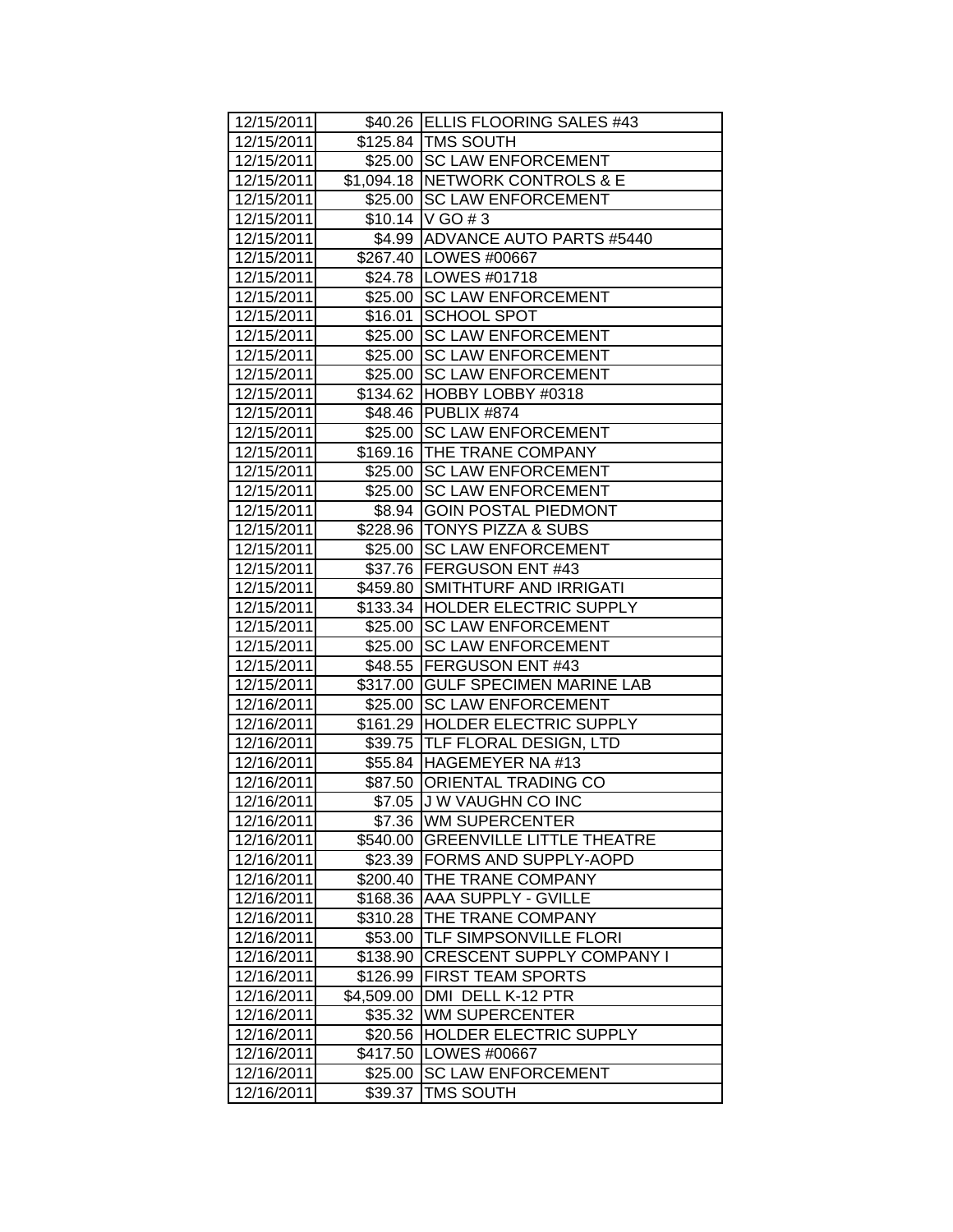| 12/15/2011 | $40.26 | ELLIS FLOORING SALES #43 |
|---|---|---|
| 12/15/2011 | $125.84 | TMS SOUTH |
| 12/15/2011 | $25.00 | SC LAW ENFORCEMENT |
| 12/15/2011 | $1,094.18 | NETWORK CONTROLS & E |
| 12/15/2011 | $25.00 | SC LAW ENFORCEMENT |
| 12/15/2011 | $10.14 | V GO # 3 |
| 12/15/2011 | $4.99 | ADVANCE AUTO PARTS #5440 |
| 12/15/2011 | $267.40 | LOWES #00667 |
| 12/15/2011 | $24.78 | LOWES #01718 |
| 12/15/2011 | $25.00 | SC LAW ENFORCEMENT |
| 12/15/2011 | $16.01 | SCHOOL SPOT |
| 12/15/2011 | $25.00 | SC LAW ENFORCEMENT |
| 12/15/2011 | $25.00 | SC LAW ENFORCEMENT |
| 12/15/2011 | $25.00 | SC LAW ENFORCEMENT |
| 12/15/2011 | $134.62 | HOBBY LOBBY #0318 |
| 12/15/2011 | $48.46 | PUBLIX #874 |
| 12/15/2011 | $25.00 | SC LAW ENFORCEMENT |
| 12/15/2011 | $169.16 | THE TRANE COMPANY |
| 12/15/2011 | $25.00 | SC LAW ENFORCEMENT |
| 12/15/2011 | $25.00 | SC LAW ENFORCEMENT |
| 12/15/2011 | $8.94 | GOIN POSTAL PIEDMONT |
| 12/15/2011 | $228.96 | TONYS PIZZA & SUBS |
| 12/15/2011 | $25.00 | SC LAW ENFORCEMENT |
| 12/15/2011 | $37.76 | FERGUSON ENT #43 |
| 12/15/2011 | $459.80 | SMITHTURF AND IRRIGATI |
| 12/15/2011 | $133.34 | HOLDER ELECTRIC SUPPLY |
| 12/15/2011 | $25.00 | SC LAW ENFORCEMENT |
| 12/15/2011 | $25.00 | SC LAW ENFORCEMENT |
| 12/15/2011 | $48.55 | FERGUSON ENT #43 |
| 12/15/2011 | $317.00 | GULF SPECIMEN MARINE LAB |
| 12/16/2011 | $25.00 | SC LAW ENFORCEMENT |
| 12/16/2011 | $161.29 | HOLDER ELECTRIC SUPPLY |
| 12/16/2011 | $39.75 | TLF FLORAL DESIGN, LTD |
| 12/16/2011 | $55.84 | HAGEMEYER NA #13 |
| 12/16/2011 | $87.50 | ORIENTAL TRADING CO |
| 12/16/2011 | $7.05 | J W VAUGHN CO INC |
| 12/16/2011 | $7.36 | WM SUPERCENTER |
| 12/16/2011 | $540.00 | GREENVILLE LITTLE THEATRE |
| 12/16/2011 | $23.39 | FORMS AND SUPPLY-AOPD |
| 12/16/2011 | $200.40 | THE TRANE COMPANY |
| 12/16/2011 | $168.36 | AAA SUPPLY - GVILLE |
| 12/16/2011 | $310.28 | THE TRANE COMPANY |
| 12/16/2011 | $53.00 | TLF SIMPSONVILLE FLORI |
| 12/16/2011 | $138.90 | CRESCENT SUPPLY COMPANY I |
| 12/16/2011 | $126.99 | FIRST TEAM SPORTS |
| 12/16/2011 | $4,509.00 | DMI DELL K-12 PTR |
| 12/16/2011 | $35.32 | WM SUPERCENTER |
| 12/16/2011 | $20.56 | HOLDER ELECTRIC SUPPLY |
| 12/16/2011 | $417.50 | LOWES #00667 |
| 12/16/2011 | $25.00 | SC LAW ENFORCEMENT |
| 12/16/2011 | $39.37 | TMS SOUTH |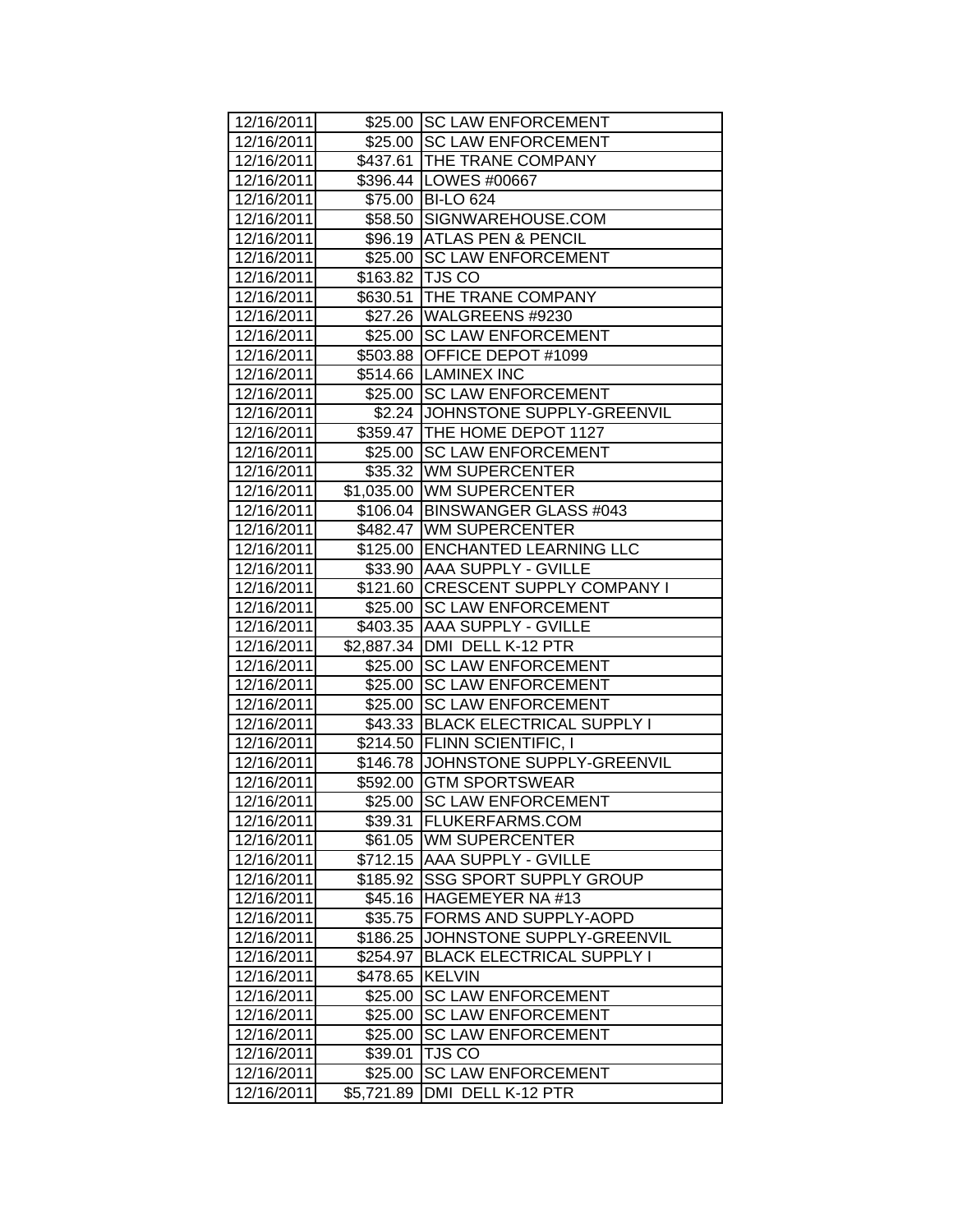| 12/16/2011 | $25.00 | SC LAW ENFORCEMENT |
|---|---|---|
| 12/16/2011 | $25.00 | SC LAW ENFORCEMENT |
| 12/16/2011 | $437.61 | THE TRANE COMPANY |
| 12/16/2011 | $396.44 | LOWES #00667 |
| 12/16/2011 | $75.00 | BI-LO 624 |
| 12/16/2011 | $58.50 | SIGNWAREHOUSE.COM |
| 12/16/2011 | $96.19 | ATLAS PEN & PENCIL |
| 12/16/2011 | $25.00 | SC LAW ENFORCEMENT |
| 12/16/2011 | $163.82 | TJS CO |
| 12/16/2011 | $630.51 | THE TRANE COMPANY |
| 12/16/2011 | $27.26 | WALGREENS #9230 |
| 12/16/2011 | $25.00 | SC LAW ENFORCEMENT |
| 12/16/2011 | $503.88 | OFFICE DEPOT #1099 |
| 12/16/2011 | $514.66 | LAMINEX INC |
| 12/16/2011 | $25.00 | SC LAW ENFORCEMENT |
| 12/16/2011 | $2.24 | JOHNSTONE SUPPLY-GREENVIL |
| 12/16/2011 | $359.47 | THE HOME DEPOT 1127 |
| 12/16/2011 | $25.00 | SC LAW ENFORCEMENT |
| 12/16/2011 | $35.32 | WM SUPERCENTER |
| 12/16/2011 | $1,035.00 | WM SUPERCENTER |
| 12/16/2011 | $106.04 | BINSWANGER GLASS #043 |
| 12/16/2011 | $482.47 | WM SUPERCENTER |
| 12/16/2011 | $125.00 | ENCHANTED LEARNING LLC |
| 12/16/2011 | $33.90 | AAA SUPPLY - GVILLE |
| 12/16/2011 | $121.60 | CRESCENT SUPPLY COMPANY I |
| 12/16/2011 | $25.00 | SC LAW ENFORCEMENT |
| 12/16/2011 | $403.35 | AAA SUPPLY - GVILLE |
| 12/16/2011 | $2,887.34 | DMI DELL K-12 PTR |
| 12/16/2011 | $25.00 | SC LAW ENFORCEMENT |
| 12/16/2011 | $25.00 | SC LAW ENFORCEMENT |
| 12/16/2011 | $25.00 | SC LAW ENFORCEMENT |
| 12/16/2011 | $43.33 | BLACK ELECTRICAL SUPPLY I |
| 12/16/2011 | $214.50 | FLINN SCIENTIFIC, I |
| 12/16/2011 | $146.78 | JOHNSTONE SUPPLY-GREENVIL |
| 12/16/2011 | $592.00 | GTM SPORTSWEAR |
| 12/16/2011 | $25.00 | SC LAW ENFORCEMENT |
| 12/16/2011 | $39.31 | FLUKERFARMS.COM |
| 12/16/2011 | $61.05 | WM SUPERCENTER |
| 12/16/2011 | $712.15 | AAA SUPPLY - GVILLE |
| 12/16/2011 | $185.92 | SSG SPORT SUPPLY GROUP |
| 12/16/2011 | $45.16 | HAGEMEYER NA #13 |
| 12/16/2011 | $35.75 | FORMS AND SUPPLY-AOPD |
| 12/16/2011 | $186.25 | JOHNSTONE SUPPLY-GREENVIL |
| 12/16/2011 | $254.97 | BLACK ELECTRICAL SUPPLY I |
| 12/16/2011 | $478.65 | KELVIN |
| 12/16/2011 | $25.00 | SC LAW ENFORCEMENT |
| 12/16/2011 | $25.00 | SC LAW ENFORCEMENT |
| 12/16/2011 | $25.00 | SC LAW ENFORCEMENT |
| 12/16/2011 | $39.01 | TJS CO |
| 12/16/2011 | $25.00 | SC LAW ENFORCEMENT |
| 12/16/2011 | $5,721.89 | DMI DELL K-12 PTR |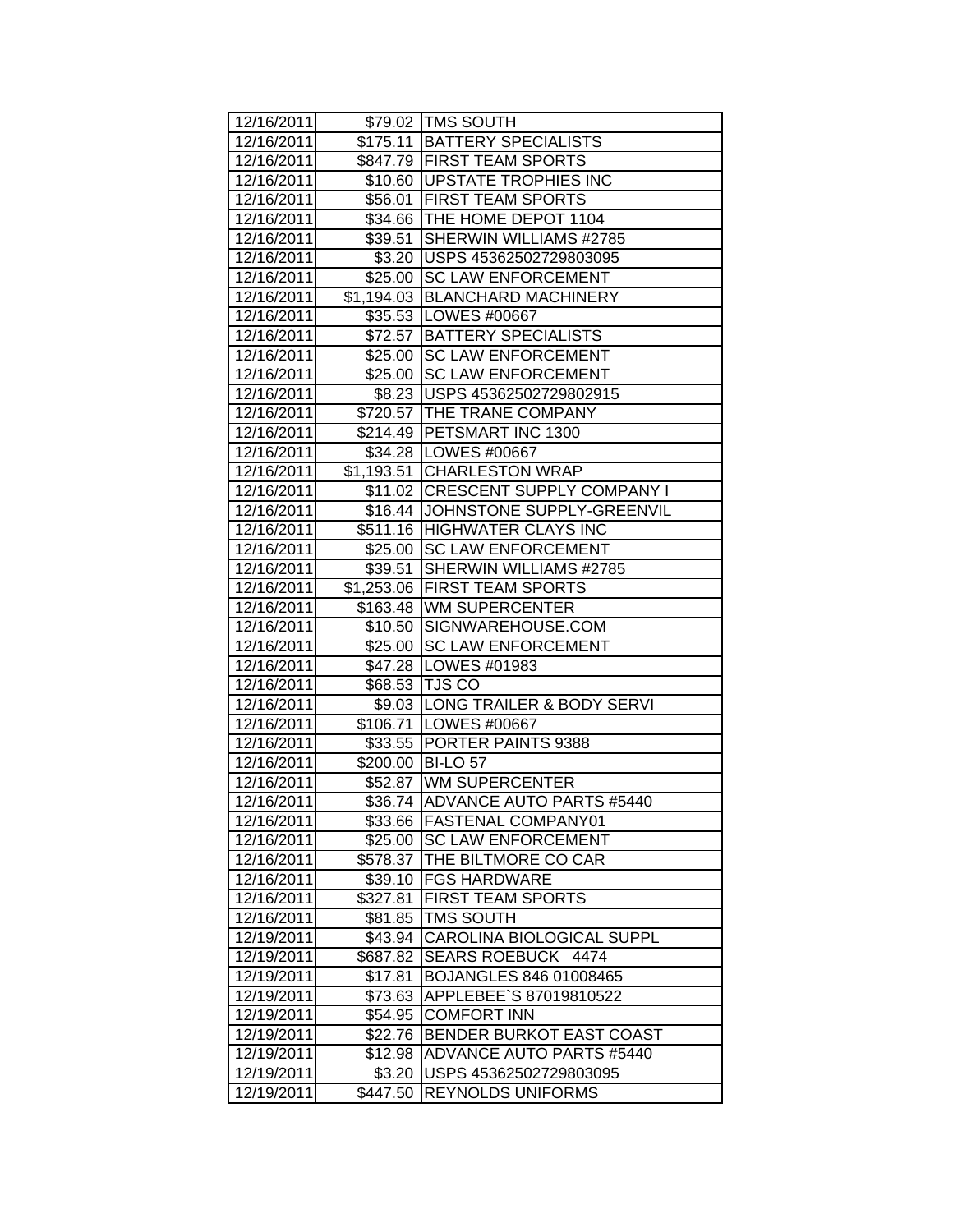| | | |
|---|---|---|
| 12/16/2011 | $79.02 | TMS SOUTH |
| 12/16/2011 | $175.11 | BATTERY SPECIALISTS |
| 12/16/2011 | $847.79 | FIRST TEAM SPORTS |
| 12/16/2011 | $10.60 | UPSTATE TROPHIES INC |
| 12/16/2011 | $56.01 | FIRST TEAM SPORTS |
| 12/16/2011 | $34.66 | THE HOME DEPOT 1104 |
| 12/16/2011 | $39.51 | SHERWIN WILLIAMS #2785 |
| 12/16/2011 | $3.20 | USPS 45362502729803095 |
| 12/16/2011 | $25.00 | SC LAW ENFORCEMENT |
| 12/16/2011 | $1,194.03 | BLANCHARD MACHINERY |
| 12/16/2011 | $35.53 | LOWES #00667 |
| 12/16/2011 | $72.57 | BATTERY SPECIALISTS |
| 12/16/2011 | $25.00 | SC LAW ENFORCEMENT |
| 12/16/2011 | $25.00 | SC LAW ENFORCEMENT |
| 12/16/2011 | $8.23 | USPS 45362502729802915 |
| 12/16/2011 | $720.57 | THE TRANE COMPANY |
| 12/16/2011 | $214.49 | PETSMART INC 1300 |
| 12/16/2011 | $34.28 | LOWES #00667 |
| 12/16/2011 | $1,193.51 | CHARLESTON WRAP |
| 12/16/2011 | $11.02 | CRESCENT SUPPLY COMPANY I |
| 12/16/2011 | $16.44 | JOHNSTONE SUPPLY-GREENVIL |
| 12/16/2011 | $511.16 | HIGHWATER CLAYS INC |
| 12/16/2011 | $25.00 | SC LAW ENFORCEMENT |
| 12/16/2011 | $39.51 | SHERWIN WILLIAMS #2785 |
| 12/16/2011 | $1,253.06 | FIRST TEAM SPORTS |
| 12/16/2011 | $163.48 | WM SUPERCENTER |
| 12/16/2011 | $10.50 | SIGNWAREHOUSE.COM |
| 12/16/2011 | $25.00 | SC LAW ENFORCEMENT |
| 12/16/2011 | $47.28 | LOWES #01983 |
| 12/16/2011 | $68.53 | TJS CO |
| 12/16/2011 | $9.03 | LONG TRAILER & BODY SERVI |
| 12/16/2011 | $106.71 | LOWES #00667 |
| 12/16/2011 | $33.55 | PORTER PAINTS 9388 |
| 12/16/2011 | $200.00 | BI-LO 57 |
| 12/16/2011 | $52.87 | WM SUPERCENTER |
| 12/16/2011 | $36.74 | ADVANCE AUTO PARTS #5440 |
| 12/16/2011 | $33.66 | FASTENAL COMPANY01 |
| 12/16/2011 | $25.00 | SC LAW ENFORCEMENT |
| 12/16/2011 | $578.37 | THE BILTMORE CO CAR |
| 12/16/2011 | $39.10 | FGS HARDWARE |
| 12/16/2011 | $327.81 | FIRST TEAM SPORTS |
| 12/16/2011 | $81.85 | TMS SOUTH |
| 12/19/2011 | $43.94 | CAROLINA BIOLOGICAL SUPPL |
| 12/19/2011 | $687.82 | SEARS ROEBUCK 4474 |
| 12/19/2011 | $17.81 | BOJANGLES 846 01008465 |
| 12/19/2011 | $73.63 | APPLEBEE`S 87019810522 |
| 12/19/2011 | $54.95 | COMFORT INN |
| 12/19/2011 | $22.76 | BENDER BURKOT EAST COAST |
| 12/19/2011 | $12.98 | ADVANCE AUTO PARTS #5440 |
| 12/19/2011 | $3.20 | USPS 45362502729803095 |
| 12/19/2011 | $447.50 | REYNOLDS UNIFORMS |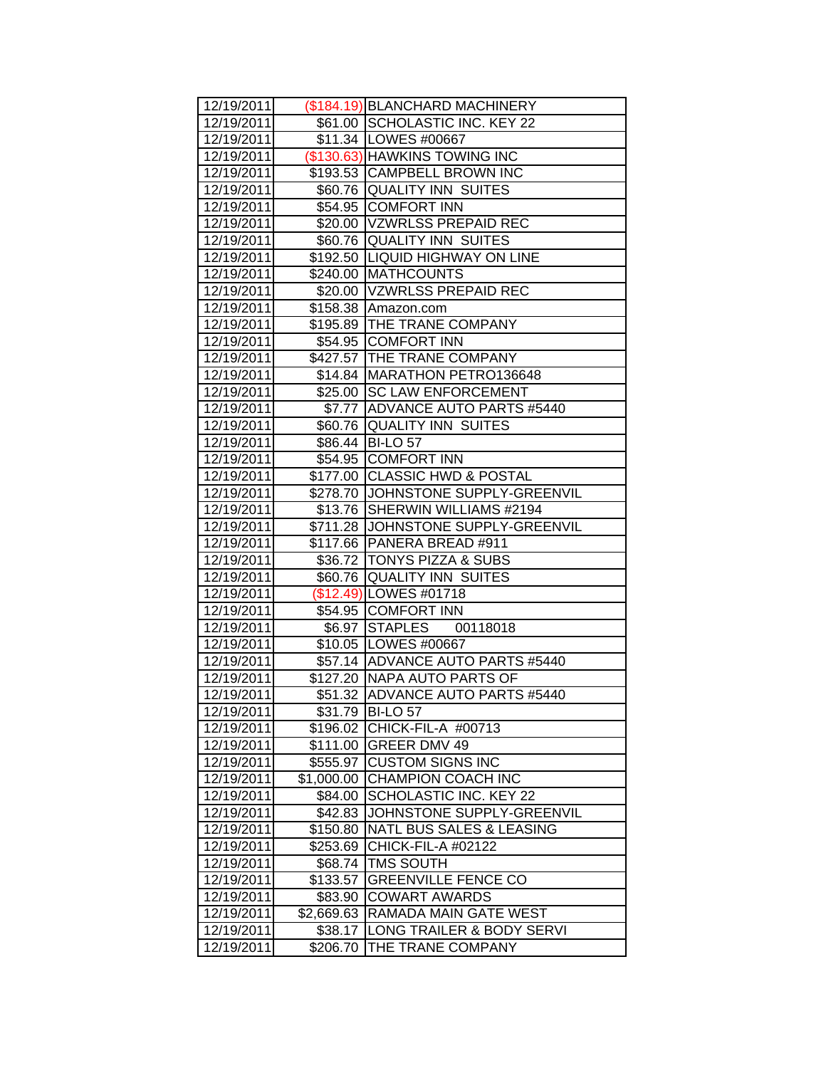| | | |
|---|---|---|
| 12/19/2011 | ($184.19) | BLANCHARD MACHINERY |
| 12/19/2011 | $61.00 | SCHOLASTIC INC. KEY 22 |
| 12/19/2011 | $11.34 | LOWES #00667 |
| 12/19/2011 | ($130.63) | HAWKINS TOWING INC |
| 12/19/2011 | $193.53 | CAMPBELL BROWN INC |
| 12/19/2011 | $60.76 | QUALITY INN SUITES |
| 12/19/2011 | $54.95 | COMFORT INN |
| 12/19/2011 | $20.00 | VZWRLSS PREPAID REC |
| 12/19/2011 | $60.76 | QUALITY INN SUITES |
| 12/19/2011 | $192.50 | LIQUID HIGHWAY ON LINE |
| 12/19/2011 | $240.00 | MATHCOUNTS |
| 12/19/2011 | $20.00 | VZWRLSS PREPAID REC |
| 12/19/2011 | $158.38 | Amazon.com |
| 12/19/2011 | $195.89 | THE TRANE COMPANY |
| 12/19/2011 | $54.95 | COMFORT INN |
| 12/19/2011 | $427.57 | THE TRANE COMPANY |
| 12/19/2011 | $14.84 | MARATHON PETRO136648 |
| 12/19/2011 | $25.00 | SC LAW ENFORCEMENT |
| 12/19/2011 | $7.77 | ADVANCE AUTO PARTS #5440 |
| 12/19/2011 | $60.76 | QUALITY INN SUITES |
| 12/19/2011 | $86.44 | BI-LO 57 |
| 12/19/2011 | $54.95 | COMFORT INN |
| 12/19/2011 | $177.00 | CLASSIC HWD & POSTAL |
| 12/19/2011 | $278.70 | JOHNSTONE SUPPLY-GREENVIL |
| 12/19/2011 | $13.76 | SHERWIN WILLIAMS #2194 |
| 12/19/2011 | $711.28 | JOHNSTONE SUPPLY-GREENVIL |
| 12/19/2011 | $117.66 | PANERA BREAD #911 |
| 12/19/2011 | $36.72 | TONYS PIZZA & SUBS |
| 12/19/2011 | $60.76 | QUALITY INN SUITES |
| 12/19/2011 | ($12.49) | LOWES #01718 |
| 12/19/2011 | $54.95 | COMFORT INN |
| 12/19/2011 | $6.97 | STAPLES 00118018 |
| 12/19/2011 | $10.05 | LOWES #00667 |
| 12/19/2011 | $57.14 | ADVANCE AUTO PARTS #5440 |
| 12/19/2011 | $127.20 | NAPA AUTO PARTS OF |
| 12/19/2011 | $51.32 | ADVANCE AUTO PARTS #5440 |
| 12/19/2011 | $31.79 | BI-LO 57 |
| 12/19/2011 | $196.02 | CHICK-FIL-A #00713 |
| 12/19/2011 | $111.00 | GREER DMV 49 |
| 12/19/2011 | $555.97 | CUSTOM SIGNS INC |
| 12/19/2011 | $1,000.00 | CHAMPION COACH INC |
| 12/19/2011 | $84.00 | SCHOLASTIC INC. KEY 22 |
| 12/19/2011 | $42.83 | JOHNSTONE SUPPLY-GREENVIL |
| 12/19/2011 | $150.80 | NATL BUS SALES & LEASING |
| 12/19/2011 | $253.69 | CHICK-FIL-A #02122 |
| 12/19/2011 | $68.74 | TMS SOUTH |
| 12/19/2011 | $133.57 | GREENVILLE FENCE CO |
| 12/19/2011 | $83.90 | COWART AWARDS |
| 12/19/2011 | $2,669.63 | RAMADA MAIN GATE WEST |
| 12/19/2011 | $38.17 | LONG TRAILER & BODY SERVI |
| 12/19/2011 | $206.70 | THE TRANE COMPANY |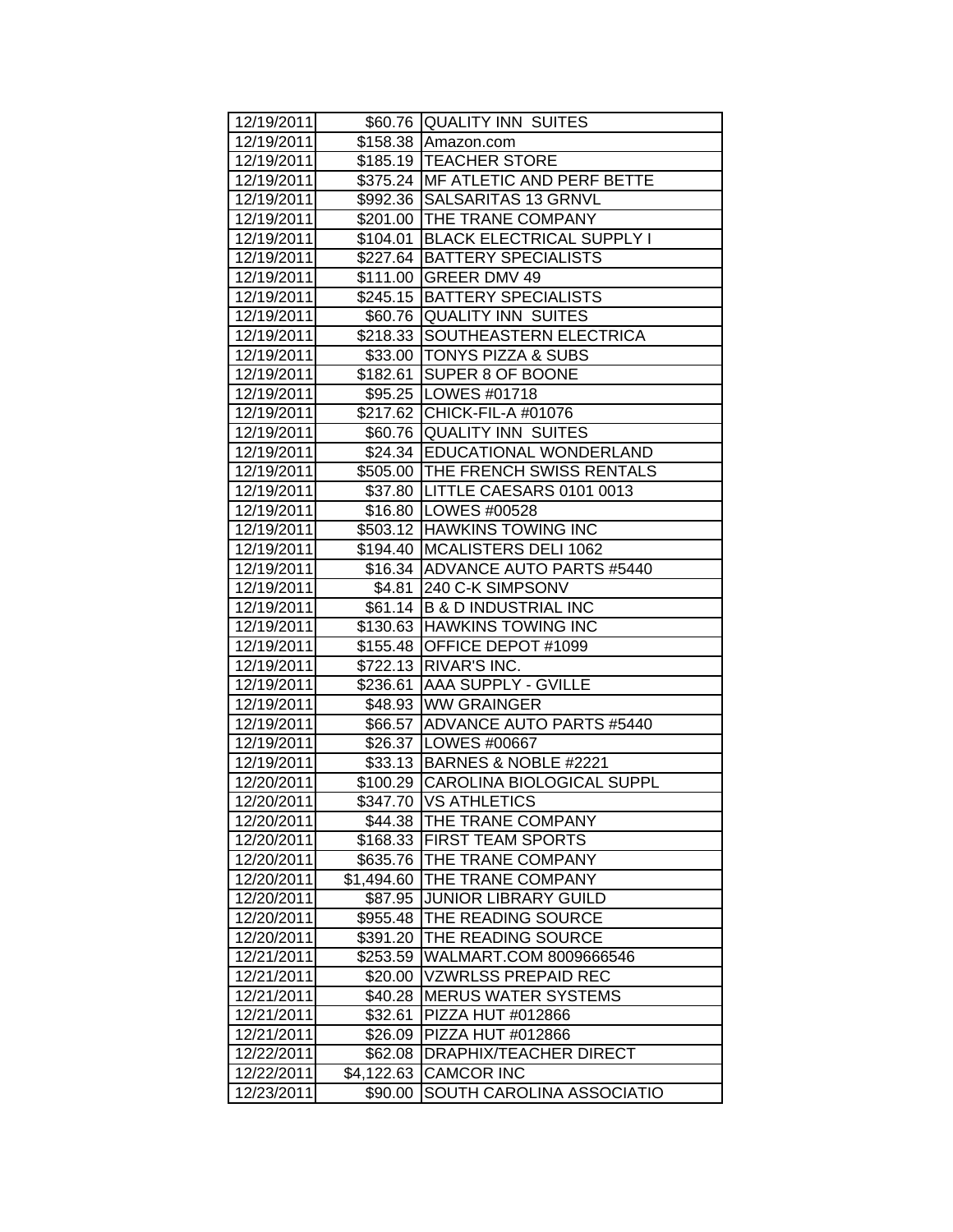| 12/19/2011 | $60.76 | QUALITY INN SUITES |
|---|---|---|
| 12/19/2011 | $158.38 | Amazon.com |
| 12/19/2011 | $185.19 | TEACHER STORE |
| 12/19/2011 | $375.24 | MF ATLETIC AND PERF BETTE |
| 12/19/2011 | $992.36 | SALSARITAS 13 GRNVL |
| 12/19/2011 | $201.00 | THE TRANE COMPANY |
| 12/19/2011 | $104.01 | BLACK ELECTRICAL SUPPLY I |
| 12/19/2011 | $227.64 | BATTERY SPECIALISTS |
| 12/19/2011 | $111.00 | GREER DMV 49 |
| 12/19/2011 | $245.15 | BATTERY SPECIALISTS |
| 12/19/2011 | $60.76 | QUALITY INN SUITES |
| 12/19/2011 | $218.33 | SOUTHEASTERN ELECTRICA |
| 12/19/2011 | $33.00 | TONYS PIZZA & SUBS |
| 12/19/2011 | $182.61 | SUPER 8 OF BOONE |
| 12/19/2011 | $95.25 | LOWES #01718 |
| 12/19/2011 | $217.62 | CHICK-FIL-A #01076 |
| 12/19/2011 | $60.76 | QUALITY INN SUITES |
| 12/19/2011 | $24.34 | EDUCATIONAL WONDERLAND |
| 12/19/2011 | $505.00 | THE FRENCH SWISS RENTALS |
| 12/19/2011 | $37.80 | LITTLE CAESARS 0101 0013 |
| 12/19/2011 | $16.80 | LOWES #00528 |
| 12/19/2011 | $503.12 | HAWKINS TOWING INC |
| 12/19/2011 | $194.40 | MCALISTERS DELI 1062 |
| 12/19/2011 | $16.34 | ADVANCE AUTO PARTS #5440 |
| 12/19/2011 | $4.81 | 240 C-K SIMPSONV |
| 12/19/2011 | $61.14 | B & D INDUSTRIAL INC |
| 12/19/2011 | $130.63 | HAWKINS TOWING INC |
| 12/19/2011 | $155.48 | OFFICE DEPOT #1099 |
| 12/19/2011 | $722.13 | RIVAR'S INC. |
| 12/19/2011 | $236.61 | AAA SUPPLY - GVILLE |
| 12/19/2011 | $48.93 | WW GRAINGER |
| 12/19/2011 | $66.57 | ADVANCE AUTO PARTS #5440 |
| 12/19/2011 | $26.37 | LOWES #00667 |
| 12/19/2011 | $33.13 | BARNES & NOBLE #2221 |
| 12/20/2011 | $100.29 | CAROLINA BIOLOGICAL SUPPL |
| 12/20/2011 | $347.70 | VS ATHLETICS |
| 12/20/2011 | $44.38 | THE TRANE COMPANY |
| 12/20/2011 | $168.33 | FIRST TEAM SPORTS |
| 12/20/2011 | $635.76 | THE TRANE COMPANY |
| 12/20/2011 | $1,494.60 | THE TRANE COMPANY |
| 12/20/2011 | $87.95 | JUNIOR LIBRARY GUILD |
| 12/20/2011 | $955.48 | THE READING SOURCE |
| 12/20/2011 | $391.20 | THE READING SOURCE |
| 12/21/2011 | $253.59 | WALMART.COM 8009666546 |
| 12/21/2011 | $20.00 | VZWRLSS PREPAID REC |
| 12/21/2011 | $40.28 | MERUS WATER SYSTEMS |
| 12/21/2011 | $32.61 | PIZZA HUT #012866 |
| 12/21/2011 | $26.09 | PIZZA HUT #012866 |
| 12/22/2011 | $62.08 | DRAPHIX/TEACHER DIRECT |
| 12/22/2011 | $4,122.63 | CAMCOR INC |
| 12/23/2011 | $90.00 | SOUTH CAROLINA ASSOCIATIO |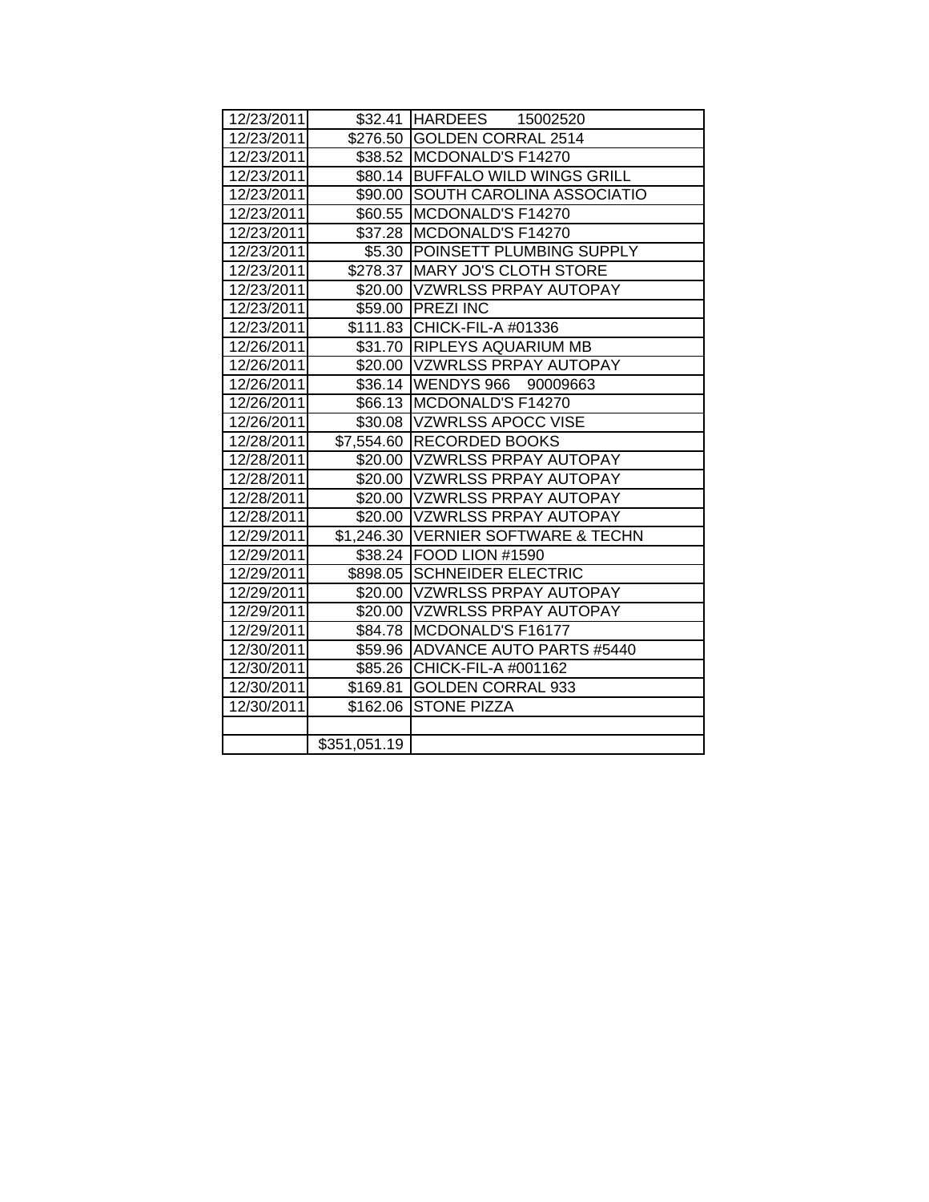| | | |
|---|---|---|
| 12/23/2011 | $32.41 | HARDEES 15002520 |
| 12/23/2011 | $276.50 | GOLDEN CORRAL 2514 |
| 12/23/2011 | $38.52 | MCDONALD'S F14270 |
| 12/23/2011 | $80.14 | BUFFALO WILD WINGS GRILL |
| 12/23/2011 | $90.00 | SOUTH CAROLINA ASSOCIATIO |
| 12/23/2011 | $60.55 | MCDONALD'S F14270 |
| 12/23/2011 | $37.28 | MCDONALD'S F14270 |
| 12/23/2011 | $5.30 | POINSETT PLUMBING SUPPLY |
| 12/23/2011 | $278.37 | MARY JO'S CLOTH STORE |
| 12/23/2011 | $20.00 | VZWRLSS PRPAY AUTOPAY |
| 12/23/2011 | $59.00 | PREZI INC |
| 12/23/2011 | $111.83 | CHICK-FIL-A #01336 |
| 12/26/2011 | $31.70 | RIPLEYS AQUARIUM MB |
| 12/26/2011 | $20.00 | VZWRLSS PRPAY AUTOPAY |
| 12/26/2011 | $36.14 | WENDYS 966 90009663 |
| 12/26/2011 | $66.13 | MCDONALD'S F14270 |
| 12/26/2011 | $30.08 | VZWRLSS APOCC VISE |
| 12/28/2011 | $7,554.60 | RECORDED BOOKS |
| 12/28/2011 | $20.00 | VZWRLSS PRPAY AUTOPAY |
| 12/28/2011 | $20.00 | VZWRLSS PRPAY AUTOPAY |
| 12/28/2011 | $20.00 | VZWRLSS PRPAY AUTOPAY |
| 12/28/2011 | $20.00 | VZWRLSS PRPAY AUTOPAY |
| 12/29/2011 | $1,246.30 | VERNIER SOFTWARE & TECHN |
| 12/29/2011 | $38.24 | FOOD LION #1590 |
| 12/29/2011 | $898.05 | SCHNEIDER ELECTRIC |
| 12/29/2011 | $20.00 | VZWRLSS PRPAY AUTOPAY |
| 12/29/2011 | $20.00 | VZWRLSS PRPAY AUTOPAY |
| 12/29/2011 | $84.78 | MCDONALD'S F16177 |
| 12/30/2011 | $59.96 | ADVANCE AUTO PARTS #5440 |
| 12/30/2011 | $85.26 | CHICK-FIL-A #001162 |
| 12/30/2011 | $169.81 | GOLDEN CORRAL 933 |
| 12/30/2011 | $162.06 | STONE PIZZA |
| | | |
| | $351,051.19 | |